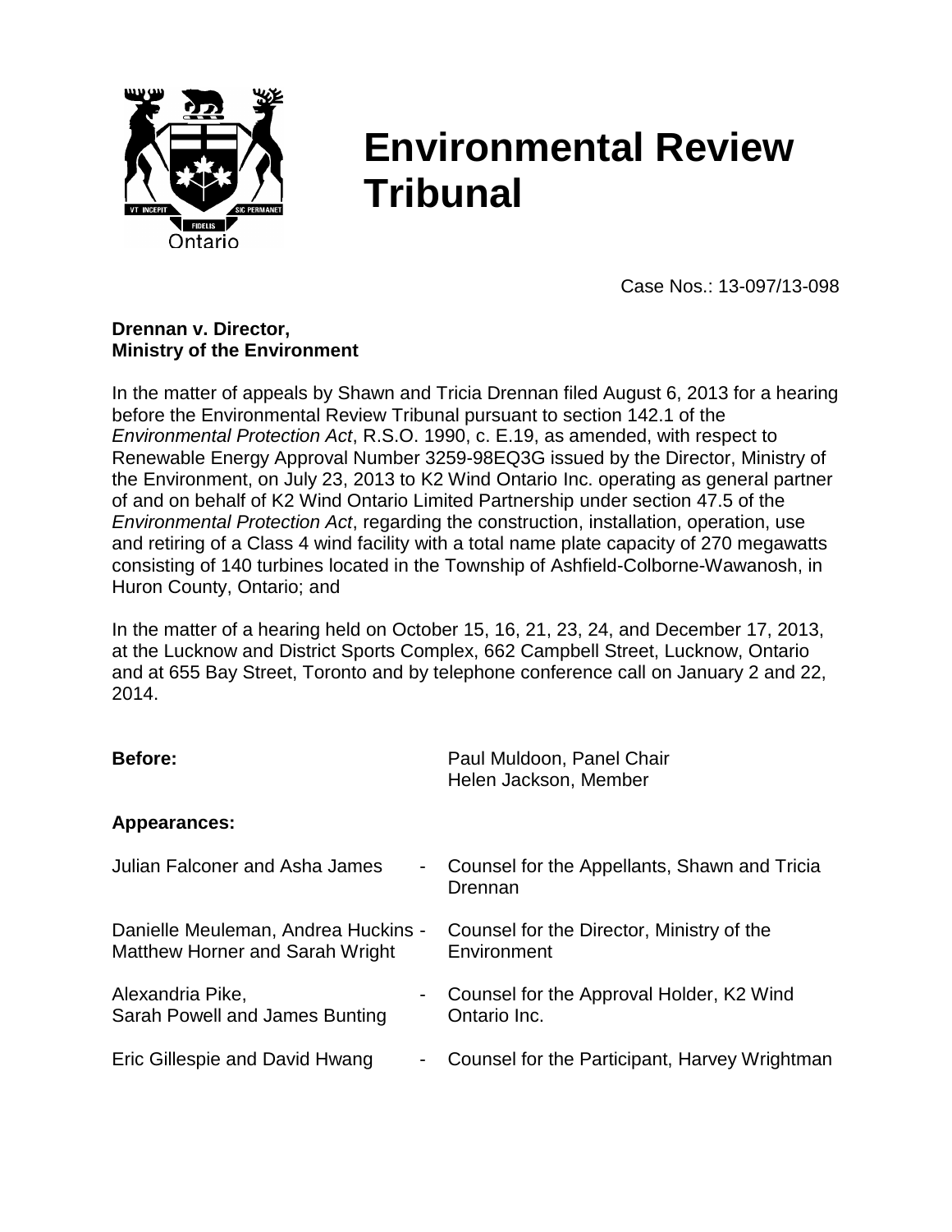# Environmental Review Tribunal

Case Nos.: 13-097/13-098

**Drennan v. Director,**
**Ministry of the Environment**

In the matter of appeals by Shawn and Tricia Drennan filed August 6, 2013 for a hearing before the Environmental Review Tribunal pursuant to section 142.1 of the *Environmental Protection Act*, R.S.O. 1990, c. E.19, as amended, with respect to Renewable Energy Approval Number 3259-98EQ3G issued by the Director, Ministry of the Environment, on July 23, 2013 to K2 Wind Ontario Inc. operating as general partner of and on behalf of K2 Wind Ontario Limited Partnership under section 47.5 of the *Environmental Protection Act*, regarding the construction, installation, operation, use and retiring of a Class 4 wind facility with a total name plate capacity of 270 megawatts consisting of 140 turbines located in the Township of Ashfield-Colborne-Wawanosh, in Huron County, Ontario; and

In the matter of a hearing held on October 15, 16, 21, 23, 24, and December 17, 2013, at the Lucknow and District Sports Complex, 662 Campbell Street, Lucknow, Ontario and at 655 Bay Street, Toronto and by telephone conference call on January 2 and 22, 2014.

**Before:** Paul Muldoon, Panel Chair
Helen Jackson, Member

**Appearances:**

| | | |
|---|---|---|
| Julian Falconer and Asha James | - | Counsel for the Appellants, Shawn and Tricia Drennan |
| Danielle Meuleman, Andrea Huckins Matthew Horner and Sarah Wright | - | Counsel for the Director, Ministry of the Environment |
| Alexandria Pike, Sarah Powell and James Bunting | - | Counsel for the Approval Holder, K2 Wind Ontario Inc. |
| Eric Gillespie and David Hwang | - | Counsel for the Participant, Harvey Wrightman |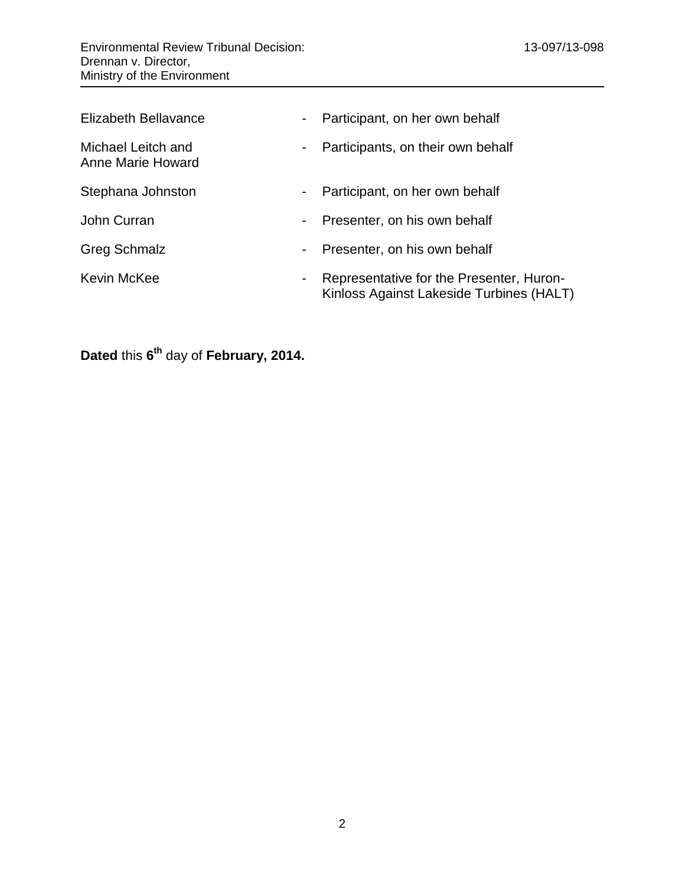| | | |
|---|---|---|
| Elizabeth Bellavance | - | Participant, on her own behalf |
| Michael Leitch and Anne Marie Howard | - | Participants, on their own behalf |
| Stephana Johnston | - | Participant, on her own behalf |
| John Curran | - | Presenter, on his own behalf |
| Greg Schmalz | - | Presenter, on his own behalf |
| Kevin McKee | - | Representative for the Presenter, Huron-Kinloss Against Lakeside Turbines (HALT) |

**Dated** this **6th** day of **February, 2014.**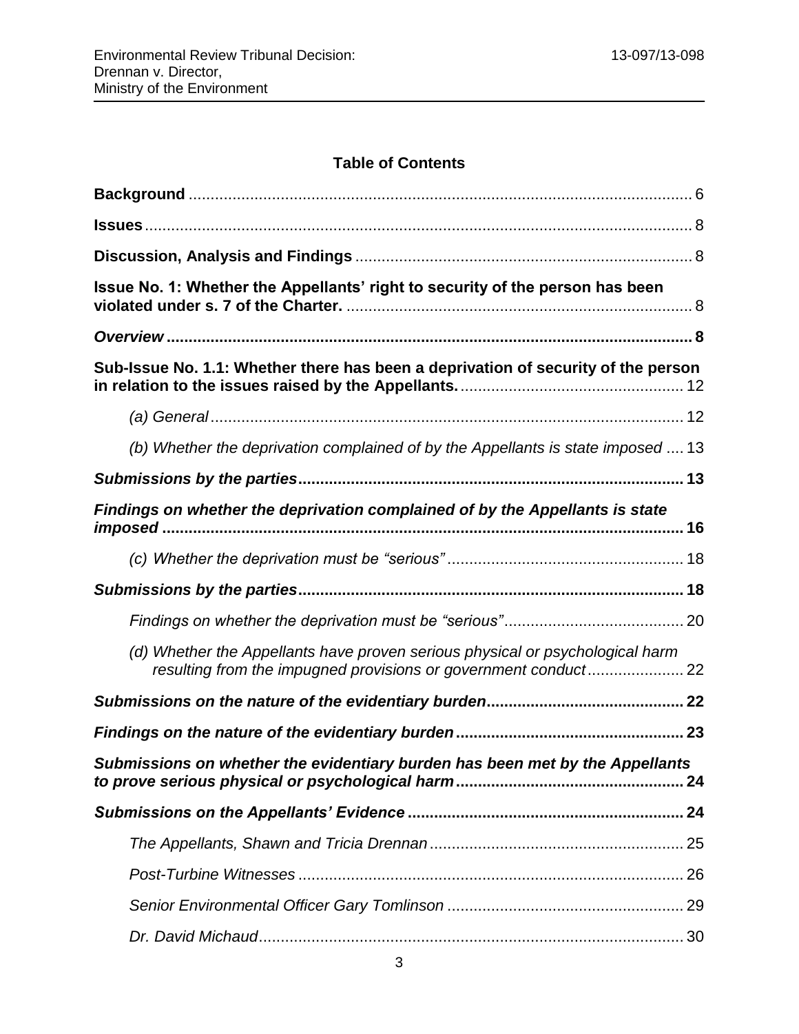## Table of Contents

**Background** .................................................................................................................. 6

**Issues** ............................................................................................................................ 8

**Discussion, Analysis and Findings** ............................................................................. 8

**Issue No. 1: Whether the Appellants' right to security of the person has been violated under s. 7 of the Charter.** ............................................................................... 8

***Overview*** ...................................................................................................................... 8

**Sub-Issue No. 1.1: Whether there has been a deprivation of security of the person in relation to the issues raised by the Appellants.** .................................................. 12

*(a) General* ............................................................................................................ 12

*(b) Whether the deprivation complained of by the Appellants is state imposed* .... 13

***Submissions by the parties*** ....................................................................................... 13

***Findings on whether the deprivation complained of by the Appellants is state imposed*** ...................................................................................................................... 16

*(c) Whether the deprivation must be "serious"* ...................................................... 18

***Submissions by the parties*** ....................................................................................... 18

*Findings on whether the deprivation must be "serious"* ......................................... 20

*(d) Whether the Appellants have proven serious physical or psychological harm resulting from the impugned provisions or government conduct* ...................... 22

***Submissions on the nature of the evidentiary burden*** ............................................ 22

***Findings on the nature of the evidentiary burden*** ................................................... 23

***Submissions on whether the evidentiary burden has been met by the Appellants to prove serious physical or psychological harm*** ................................................... 24

***Submissions on the Appellants' Evidence*** .............................................................. 24

*The Appellants, Shawn and Tricia Drennan* .......................................................... 25

*Post-Turbine Witnesses* ........................................................................................ 26

*Senior Environmental Officer Gary Tomlinson* ..................................................... 29

*Dr. David Michaud* ................................................................................................. 30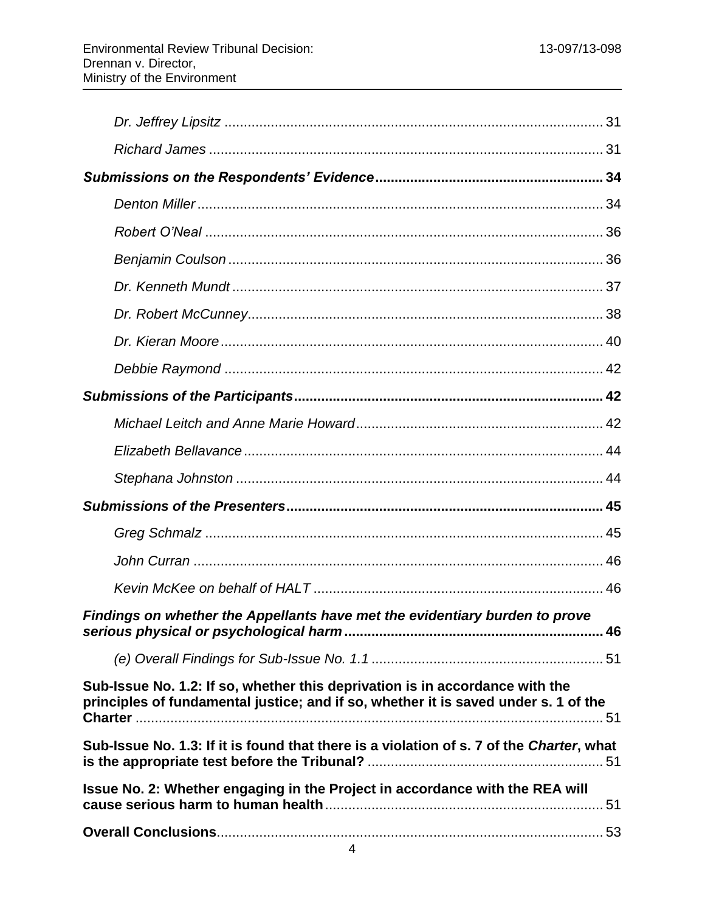*Dr. Jeffrey Lipsitz* ..... 31

*Richard James* ..... 31

***Submissions on the Respondents' Evidence*** ..... **34**

*Denton Miller* ..... 34

*Robert O'Neal* ..... 36

*Benjamin Coulson* ..... 36

*Dr. Kenneth Mundt* ..... 37

*Dr. Robert McCunney* ..... 38

*Dr. Kieran Moore* ..... 40

*Debbie Raymond* ..... 42

***Submissions of the Participants*** ..... **42**

*Michael Leitch and Anne Marie Howard* ..... 42

*Elizabeth Bellavance* ..... 44

*Stephana Johnston* ..... 44

***Submissions of the Presenters*** ..... **45**

*Greg Schmalz* ..... 45

*John Curran* ..... 46

*Kevin McKee on behalf of HALT* ..... 46

***Findings on whether the Appellants have met the evidentiary burden to prove serious physical or psychological harm*** ..... **46**

*(e) Overall Findings for Sub-Issue No. 1.1* ..... 51

**Sub-Issue No. 1.2: If so, whether this deprivation is in accordance with the principles of fundamental justice; and if so, whether it is saved under s. 1 of the Charter** ..... 51

**Sub-Issue No. 1.3: If it is found that there is a violation of s. 7 of the *Charter*, what is the appropriate test before the Tribunal?** ..... 51

**Issue No. 2: Whether engaging in the Project in accordance with the REA will cause serious harm to human health** ..... 51

**Overall Conclusions** ..... 53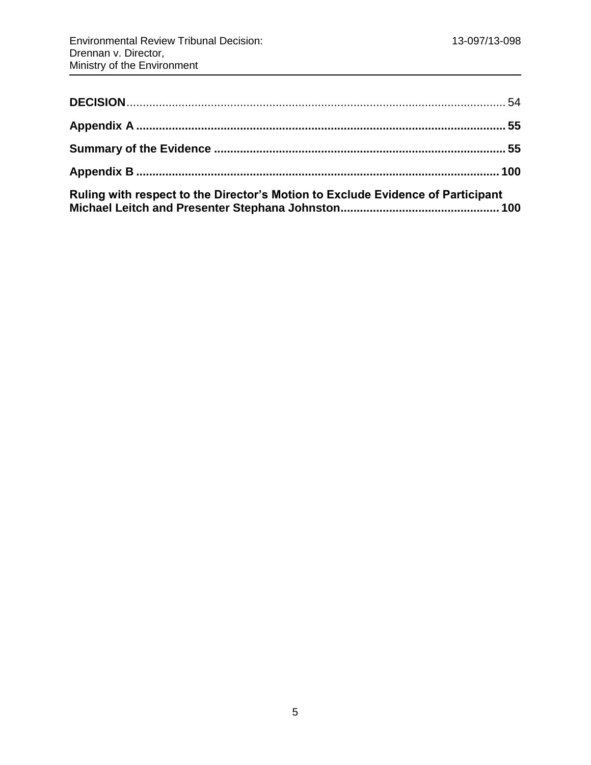**DECISION**........................................................................................................................ 54

**Appendix A**...................................................................................................................... **55**

**Summary of the Evidence**................................................................................................ **55**

**Appendix B**...................................................................................................................... **100**

**Ruling with respect to the Director's Motion to Exclude Evidence of Participant Michael Leitch and Presenter Stephana Johnston**................................................ **100**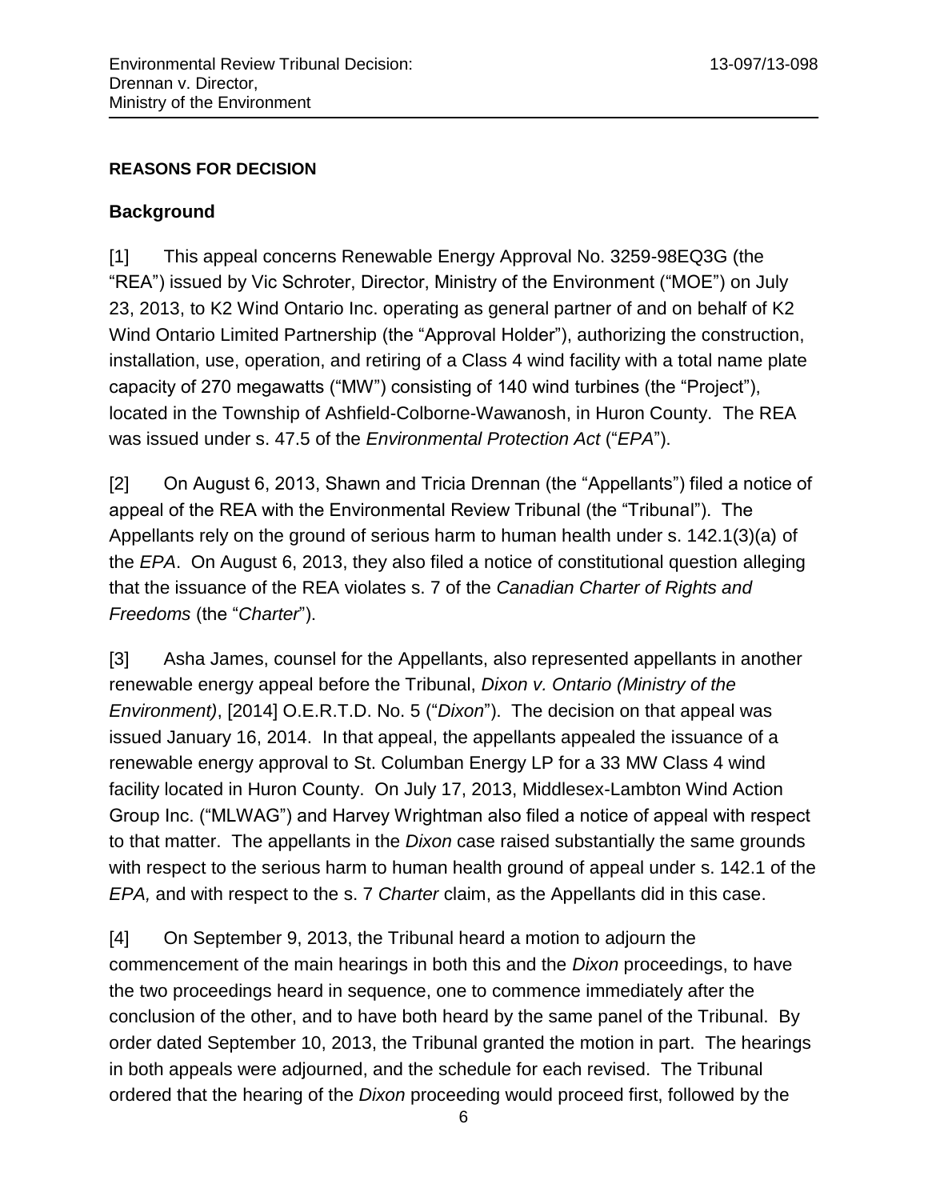## REASONS FOR DECISION

### Background

[1] This appeal concerns Renewable Energy Approval No. 3259-98EQ3G (the "REA") issued by Vic Schroter, Director, Ministry of the Environment ("MOE") on July 23, 2013, to K2 Wind Ontario Inc. operating as general partner of and on behalf of K2 Wind Ontario Limited Partnership (the "Approval Holder"), authorizing the construction, installation, use, operation, and retiring of a Class 4 wind facility with a total name plate capacity of 270 megawatts ("MW") consisting of 140 wind turbines (the "Project"), located in the Township of Ashfield-Colborne-Wawanosh, in Huron County. The REA was issued under s. 47.5 of the *Environmental Protection Act* ("*EPA*").

[2] On August 6, 2013, Shawn and Tricia Drennan (the "Appellants") filed a notice of appeal of the REA with the Environmental Review Tribunal (the "Tribunal"). The Appellants rely on the ground of serious harm to human health under s. 142.1(3)(a) of the *EPA*. On August 6, 2013, they also filed a notice of constitutional question alleging that the issuance of the REA violates s. 7 of the *Canadian Charter of Rights and Freedoms* (the "*Charter*").

[3] Asha James, counsel for the Appellants, also represented appellants in another renewable energy appeal before the Tribunal, *Dixon v. Ontario (Ministry of the Environment)*, [2014] O.E.R.T.D. No. 5 ("*Dixon*"). The decision on that appeal was issued January 16, 2014. In that appeal, the appellants appealed the issuance of a renewable energy approval to St. Columban Energy LP for a 33 MW Class 4 wind facility located in Huron County. On July 17, 2013, Middlesex-Lambton Wind Action Group Inc. ("MLWAG") and Harvey Wrightman also filed a notice of appeal with respect to that matter. The appellants in the *Dixon* case raised substantially the same grounds with respect to the serious harm to human health ground of appeal under s. 142.1 of the *EPA,* and with respect to the s. 7 *Charter* claim, as the Appellants did in this case.

[4] On September 9, 2013, the Tribunal heard a motion to adjourn the commencement of the main hearings in both this and the *Dixon* proceedings, to have the two proceedings heard in sequence, one to commence immediately after the conclusion of the other, and to have both heard by the same panel of the Tribunal. By order dated September 10, 2013, the Tribunal granted the motion in part. The hearings in both appeals were adjourned, and the schedule for each revised. The Tribunal ordered that the hearing of the *Dixon* proceeding would proceed first, followed by the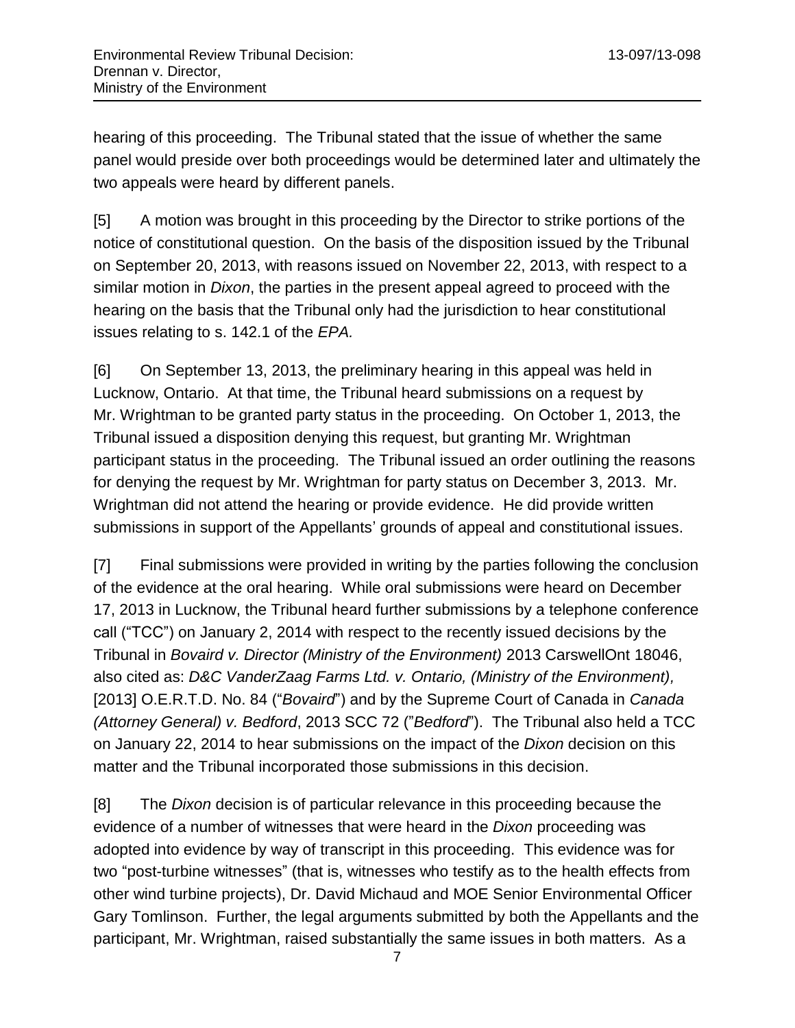hearing of this proceeding. The Tribunal stated that the issue of whether the same panel would preside over both proceedings would be determined later and ultimately the two appeals were heard by different panels.

[5] A motion was brought in this proceeding by the Director to strike portions of the notice of constitutional question. On the basis of the disposition issued by the Tribunal on September 20, 2013, with reasons issued on November 22, 2013, with respect to a similar motion in *Dixon*, the parties in the present appeal agreed to proceed with the hearing on the basis that the Tribunal only had the jurisdiction to hear constitutional issues relating to s. 142.1 of the *EPA.*

[6] On September 13, 2013, the preliminary hearing in this appeal was held in Lucknow, Ontario. At that time, the Tribunal heard submissions on a request by Mr. Wrightman to be granted party status in the proceeding. On October 1, 2013, the Tribunal issued a disposition denying this request, but granting Mr. Wrightman participant status in the proceeding. The Tribunal issued an order outlining the reasons for denying the request by Mr. Wrightman for party status on December 3, 2013. Mr. Wrightman did not attend the hearing or provide evidence. He did provide written submissions in support of the Appellants' grounds of appeal and constitutional issues.

[7] Final submissions were provided in writing by the parties following the conclusion of the evidence at the oral hearing. While oral submissions were heard on December 17, 2013 in Lucknow, the Tribunal heard further submissions by a telephone conference call ("TCC") on January 2, 2014 with respect to the recently issued decisions by the Tribunal in *Bovaird v. Director (Ministry of the Environment)* 2013 CarswellOnt 18046, also cited as: *D&C VanderZaag Farms Ltd. v. Ontario, (Ministry of the Environment),* [2013] O.E.R.T.D. No. 84 ("*Bovaird*") and by the Supreme Court of Canada in *Canada (Attorney General) v. Bedford*, 2013 SCC 72 ("*Bedford*"). The Tribunal also held a TCC on January 22, 2014 to hear submissions on the impact of the *Dixon* decision on this matter and the Tribunal incorporated those submissions in this decision.

[8] The *Dixon* decision is of particular relevance in this proceeding because the evidence of a number of witnesses that were heard in the *Dixon* proceeding was adopted into evidence by way of transcript in this proceeding. This evidence was for two "post-turbine witnesses" (that is, witnesses who testify as to the health effects from other wind turbine projects), Dr. David Michaud and MOE Senior Environmental Officer Gary Tomlinson. Further, the legal arguments submitted by both the Appellants and the participant, Mr. Wrightman, raised substantially the same issues in both matters. As a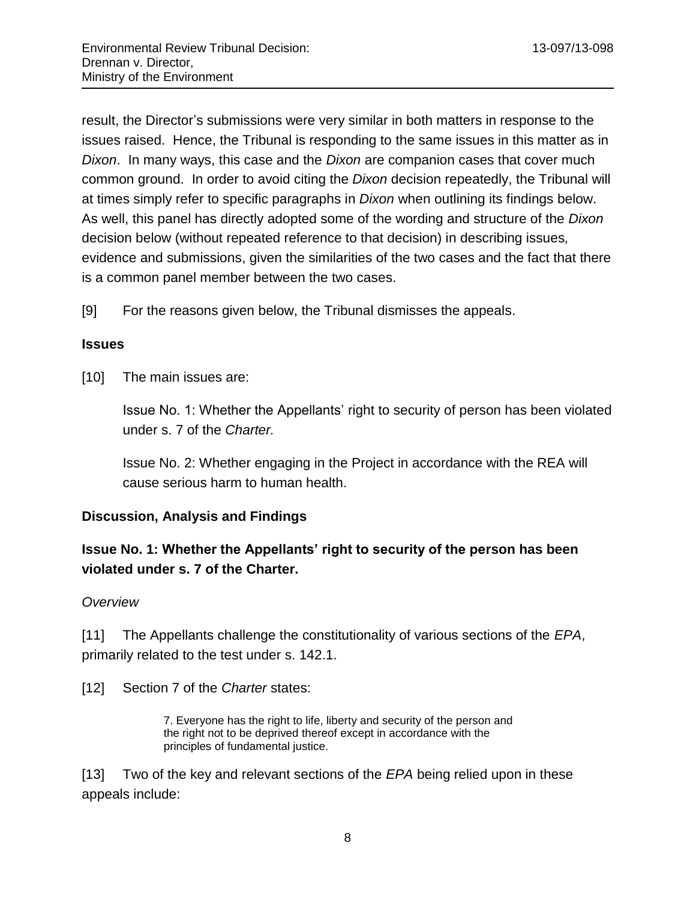result, the Director's submissions were very similar in both matters in response to the issues raised. Hence, the Tribunal is responding to the same issues in this matter as in *Dixon*. In many ways, this case and the *Dixon* are companion cases that cover much common ground. In order to avoid citing the *Dixon* decision repeatedly, the Tribunal will at times simply refer to specific paragraphs in *Dixon* when outlining its findings below. As well, this panel has directly adopted some of the wording and structure of the *Dixon* decision below (without repeated reference to that decision) in describing issues, evidence and submissions, given the similarities of the two cases and the fact that there is a common panel member between the two cases.

[9] For the reasons given below, the Tribunal dismisses the appeals.

**Issues**

[10] The main issues are:

> Issue No. 1: Whether the Appellants' right to security of person has been violated under s. 7 of the *Charter.*
>
> Issue No. 2: Whether engaging in the Project in accordance with the REA will cause serious harm to human health.

**Discussion, Analysis and Findings**

**Issue No. 1: Whether the Appellants' right to security of the person has been violated under s. 7 of the Charter.**

*Overview*

[11] The Appellants challenge the constitutionality of various sections of the *EPA*, primarily related to the test under s. 142.1.

[12] Section 7 of the *Charter* states:

> 7. Everyone has the right to life, liberty and security of the person and the right not to be deprived thereof except in accordance with the principles of fundamental justice.

[13] Two of the key and relevant sections of the *EPA* being relied upon in these appeals include: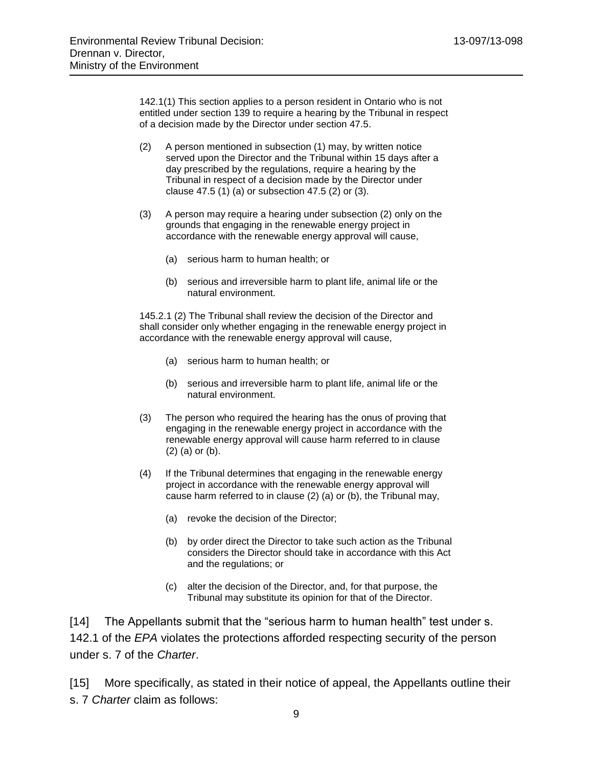> 142.1(1) This section applies to a person resident in Ontario who is not entitled under section 139 to require a hearing by the Tribunal in respect of a decision made by the Director under section 47.5.
>
> (2) A person mentioned in subsection (1) may, by written notice served upon the Director and the Tribunal within 15 days after a day prescribed by the regulations, require a hearing by the Tribunal in respect of a decision made by the Director under clause 47.5 (1) (a) or subsection 47.5 (2) or (3).
>
> (3) A person may require a hearing under subsection (2) only on the grounds that engaging in the renewable energy project in accordance with the renewable energy approval will cause,
>
> (a) serious harm to human health; or
>
> (b) serious and irreversible harm to plant life, animal life or the natural environment.
>
> 145.2.1 (2) The Tribunal shall review the decision of the Director and shall consider only whether engaging in the renewable energy project in accordance with the renewable energy approval will cause,
>
> (a) serious harm to human health; or
>
> (b) serious and irreversible harm to plant life, animal life or the natural environment.
>
> (3) The person who required the hearing has the onus of proving that engaging in the renewable energy project in accordance with the renewable energy approval will cause harm referred to in clause (2) (a) or (b).
>
> (4) If the Tribunal determines that engaging in the renewable energy project in accordance with the renewable energy approval will cause harm referred to in clause (2) (a) or (b), the Tribunal may,
>
> (a) revoke the decision of the Director;
>
> (b) by order direct the Director to take such action as the Tribunal considers the Director should take in accordance with this Act and the regulations; or
>
> (c) alter the decision of the Director, and, for that purpose, the Tribunal may substitute its opinion for that of the Director.

[14] The Appellants submit that the "serious harm to human health" test under s. 142.1 of the *EPA* violates the protections afforded respecting security of the person under s. 7 of the *Charter*.

[15] More specifically, as stated in their notice of appeal, the Appellants outline their s. 7 *Charter* claim as follows: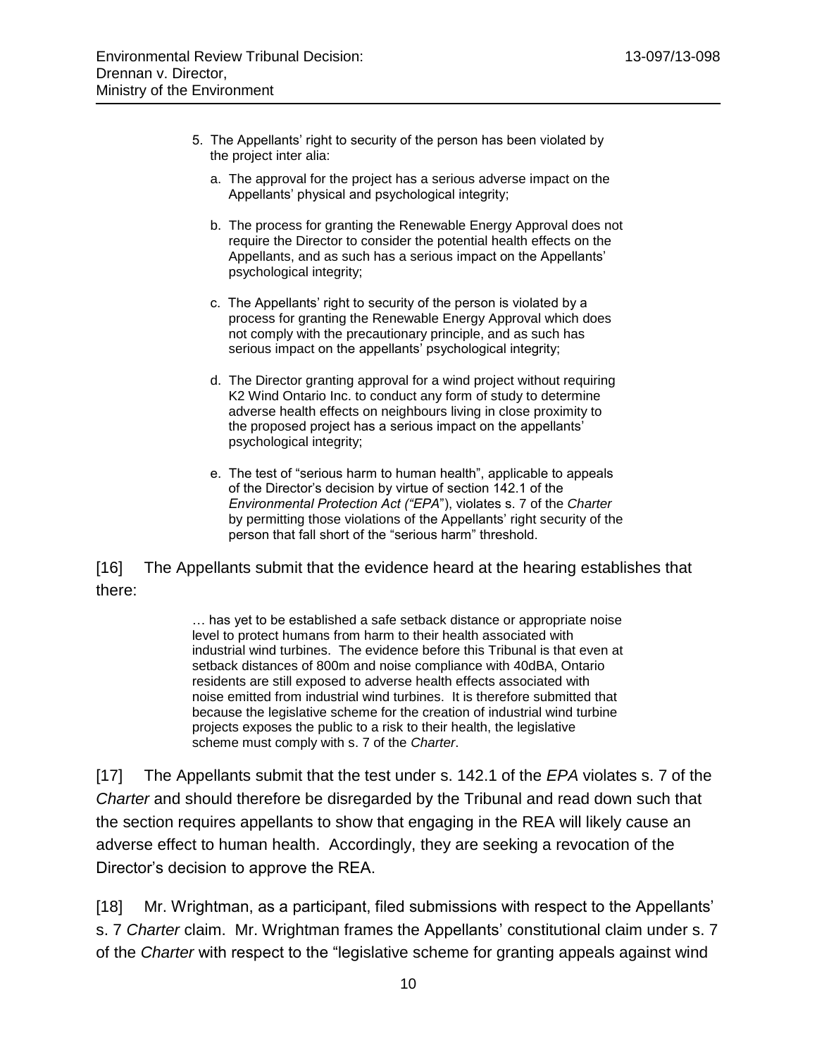5. The Appellants' right to security of the person has been violated by the project inter alia:

    a. The approval for the project has a serious adverse impact on the Appellants' physical and psychological integrity;

    b. The process for granting the Renewable Energy Approval does not require the Director to consider the potential health effects on the Appellants, and as such has a serious impact on the Appellants' psychological integrity;

    c. The Appellants' right to security of the person is violated by a process for granting the Renewable Energy Approval which does not comply with the precautionary principle, and as such has serious impact on the appellants' psychological integrity;

    d. The Director granting approval for a wind project without requiring K2 Wind Ontario Inc. to conduct any form of study to determine adverse health effects on neighbours living in close proximity to the proposed project has a serious impact on the appellants' psychological integrity;

    e. The test of "serious harm to human health", applicable to appeals of the Director's decision by virtue of section 142.1 of the *Environmental Protection Act ("EPA*"), violates s. 7 of the *Charter* by permitting those violations of the Appellants' right security of the person that fall short of the "serious harm" threshold.

[16] The Appellants submit that the evidence heard at the hearing establishes that there:

> … has yet to be established a safe setback distance or appropriate noise level to protect humans from harm to their health associated with industrial wind turbines. The evidence before this Tribunal is that even at setback distances of 800m and noise compliance with 40dBA, Ontario residents are still exposed to adverse health effects associated with noise emitted from industrial wind turbines. It is therefore submitted that because the legislative scheme for the creation of industrial wind turbine projects exposes the public to a risk to their health, the legislative scheme must comply with s. 7 of the *Charter*.

[17] The Appellants submit that the test under s. 142.1 of the *EPA* violates s. 7 of the *Charter* and should therefore be disregarded by the Tribunal and read down such that the section requires appellants to show that engaging in the REA will likely cause an adverse effect to human health. Accordingly, they are seeking a revocation of the Director's decision to approve the REA.

[18] Mr. Wrightman, as a participant, filed submissions with respect to the Appellants' s. 7 *Charter* claim. Mr. Wrightman frames the Appellants' constitutional claim under s. 7 of the *Charter* with respect to the "legislative scheme for granting appeals against wind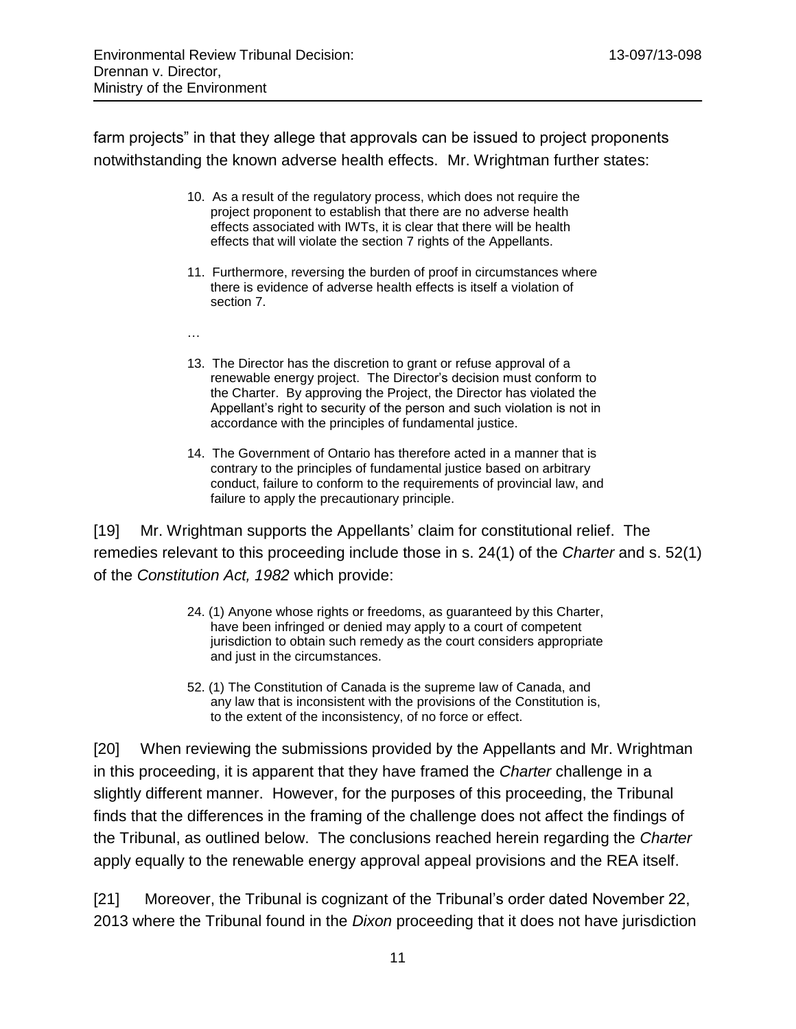farm projects" in that they allege that approvals can be issued to project proponents notwithstanding the known adverse health effects. Mr. Wrightman further states:

> 10. As a result of the regulatory process, which does not require the project proponent to establish that there are no adverse health effects associated with IWTs, it is clear that there will be health effects that will violate the section 7 rights of the Appellants.
>
> 11. Furthermore, reversing the burden of proof in circumstances where there is evidence of adverse health effects is itself a violation of section 7.
>
> …
>
> 13. The Director has the discretion to grant or refuse approval of a renewable energy project. The Director's decision must conform to the Charter. By approving the Project, the Director has violated the Appellant's right to security of the person and such violation is not in accordance with the principles of fundamental justice.
>
> 14. The Government of Ontario has therefore acted in a manner that is contrary to the principles of fundamental justice based on arbitrary conduct, failure to conform to the requirements of provincial law, and failure to apply the precautionary principle.

[19] Mr. Wrightman supports the Appellants' claim for constitutional relief. The remedies relevant to this proceeding include those in s. 24(1) of the *Charter* and s. 52(1) of the *Constitution Act, 1982* which provide:

> 24. (1) Anyone whose rights or freedoms, as guaranteed by this Charter, have been infringed or denied may apply to a court of competent jurisdiction to obtain such remedy as the court considers appropriate and just in the circumstances.
>
> 52. (1) The Constitution of Canada is the supreme law of Canada, and any law that is inconsistent with the provisions of the Constitution is, to the extent of the inconsistency, of no force or effect.

[20] When reviewing the submissions provided by the Appellants and Mr. Wrightman in this proceeding, it is apparent that they have framed the *Charter* challenge in a slightly different manner. However, for the purposes of this proceeding, the Tribunal finds that the differences in the framing of the challenge does not affect the findings of the Tribunal, as outlined below. The conclusions reached herein regarding the *Charter* apply equally to the renewable energy approval appeal provisions and the REA itself.

[21] Moreover, the Tribunal is cognizant of the Tribunal's order dated November 22, 2013 where the Tribunal found in the *Dixon* proceeding that it does not have jurisdiction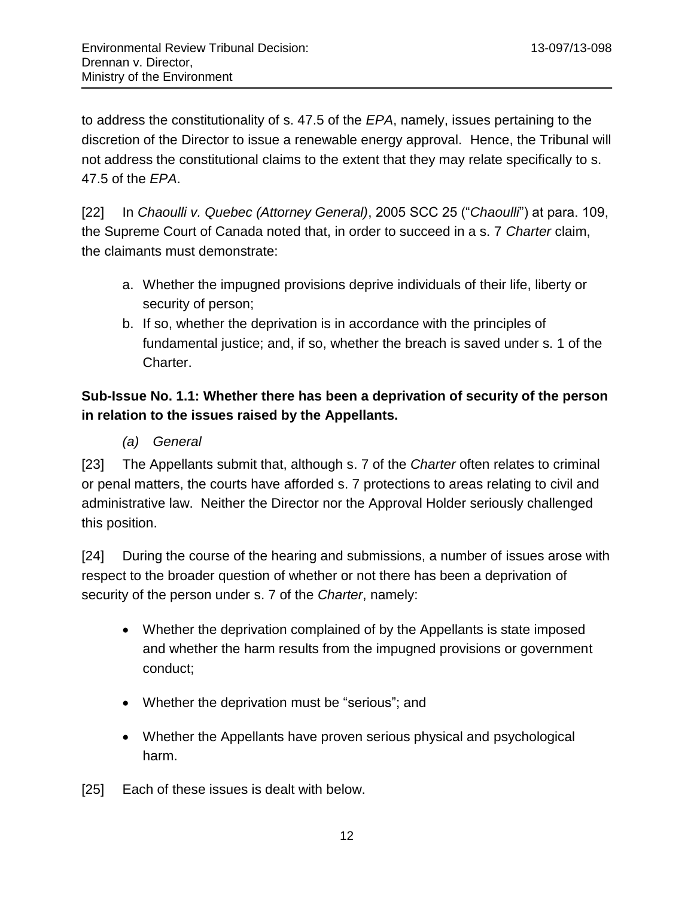to address the constitutionality of s. 47.5 of the *EPA*, namely, issues pertaining to the discretion of the Director to issue a renewable energy approval. Hence, the Tribunal will not address the constitutional claims to the extent that they may relate specifically to s. 47.5 of the *EPA*.

[22] In *Chaoulli v. Quebec (Attorney General)*, 2005 SCC 25 ("*Chaoulli*") at para. 109, the Supreme Court of Canada noted that, in order to succeed in a s. 7 *Charter* claim, the claimants must demonstrate:

a. Whether the impugned provisions deprive individuals of their life, liberty or security of person;
b. If so, whether the deprivation is in accordance with the principles of fundamental justice; and, if so, whether the breach is saved under s. 1 of the Charter.

**Sub-Issue No. 1.1: Whether there has been a deprivation of security of the person in relation to the issues raised by the Appellants.**

*(a) General*

[23] The Appellants submit that, although s. 7 of the *Charter* often relates to criminal or penal matters, the courts have afforded s. 7 protections to areas relating to civil and administrative law. Neither the Director nor the Approval Holder seriously challenged this position.

[24] During the course of the hearing and submissions, a number of issues arose with respect to the broader question of whether or not there has been a deprivation of security of the person under s. 7 of the *Charter*, namely:

- Whether the deprivation complained of by the Appellants is state imposed and whether the harm results from the impugned provisions or government conduct;
- Whether the deprivation must be "serious"; and
- Whether the Appellants have proven serious physical and psychological harm.

[25] Each of these issues is dealt with below.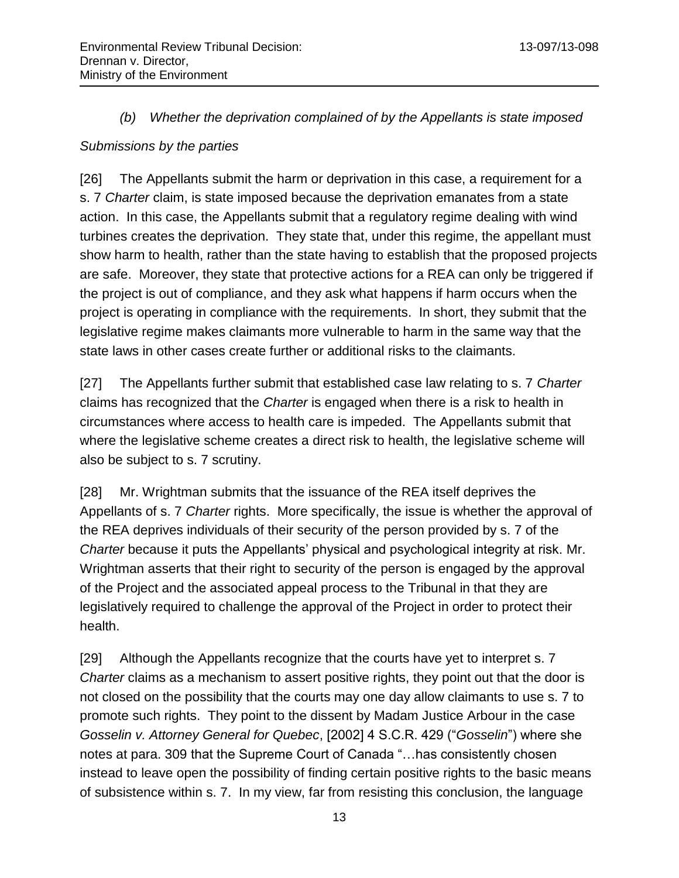*(b) Whether the deprivation complained of by the Appellants is state imposed*

*Submissions by the parties*

[26] The Appellants submit the harm or deprivation in this case, a requirement for a s. 7 *Charter* claim, is state imposed because the deprivation emanates from a state action. In this case, the Appellants submit that a regulatory regime dealing with wind turbines creates the deprivation. They state that, under this regime, the appellant must show harm to health, rather than the state having to establish that the proposed projects are safe. Moreover, they state that protective actions for a REA can only be triggered if the project is out of compliance, and they ask what happens if harm occurs when the project is operating in compliance with the requirements. In short, they submit that the legislative regime makes claimants more vulnerable to harm in the same way that the state laws in other cases create further or additional risks to the claimants.

[27] The Appellants further submit that established case law relating to s. 7 *Charter* claims has recognized that the *Charter* is engaged when there is a risk to health in circumstances where access to health care is impeded. The Appellants submit that where the legislative scheme creates a direct risk to health, the legislative scheme will also be subject to s. 7 scrutiny.

[28] Mr. Wrightman submits that the issuance of the REA itself deprives the Appellants of s. 7 *Charter* rights. More specifically, the issue is whether the approval of the REA deprives individuals of their security of the person provided by s. 7 of the *Charter* because it puts the Appellants' physical and psychological integrity at risk. Mr. Wrightman asserts that their right to security of the person is engaged by the approval of the Project and the associated appeal process to the Tribunal in that they are legislatively required to challenge the approval of the Project in order to protect their health.

[29] Although the Appellants recognize that the courts have yet to interpret s. 7 *Charter* claims as a mechanism to assert positive rights, they point out that the door is not closed on the possibility that the courts may one day allow claimants to use s. 7 to promote such rights. They point to the dissent by Madam Justice Arbour in the case *Gosselin v. Attorney General for Quebec*, [2002] 4 S.C.R. 429 ("*Gosselin*") where she notes at para. 309 that the Supreme Court of Canada "…has consistently chosen instead to leave open the possibility of finding certain positive rights to the basic means of subsistence within s. 7. In my view, far from resisting this conclusion, the language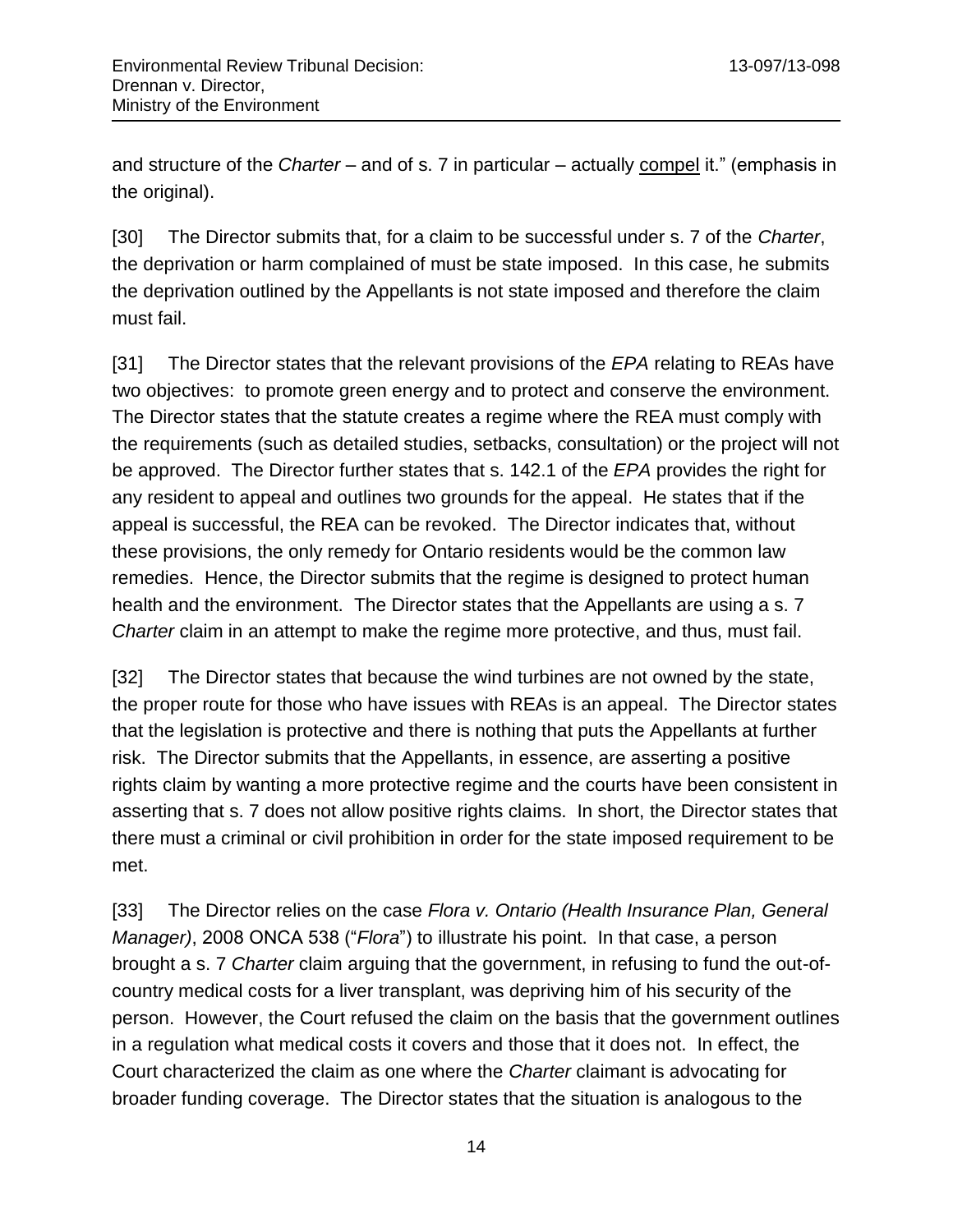and structure of the *Charter* – and of s. 7 in particular – actually <u>compel</u> it." (emphasis in the original).

[30] The Director submits that, for a claim to be successful under s. 7 of the *Charter*, the deprivation or harm complained of must be state imposed. In this case, he submits the deprivation outlined by the Appellants is not state imposed and therefore the claim must fail.

[31] The Director states that the relevant provisions of the *EPA* relating to REAs have two objectives: to promote green energy and to protect and conserve the environment. The Director states that the statute creates a regime where the REA must comply with the requirements (such as detailed studies, setbacks, consultation) or the project will not be approved. The Director further states that s. 142.1 of the *EPA* provides the right for any resident to appeal and outlines two grounds for the appeal. He states that if the appeal is successful, the REA can be revoked. The Director indicates that, without these provisions, the only remedy for Ontario residents would be the common law remedies. Hence, the Director submits that the regime is designed to protect human health and the environment. The Director states that the Appellants are using a s. 7 *Charter* claim in an attempt to make the regime more protective, and thus, must fail.

[32] The Director states that because the wind turbines are not owned by the state, the proper route for those who have issues with REAs is an appeal. The Director states that the legislation is protective and there is nothing that puts the Appellants at further risk. The Director submits that the Appellants, in essence, are asserting a positive rights claim by wanting a more protective regime and the courts have been consistent in asserting that s. 7 does not allow positive rights claims. In short, the Director states that there must a criminal or civil prohibition in order for the state imposed requirement to be met.

[33] The Director relies on the case *Flora v. Ontario (Health Insurance Plan, General Manager)*, 2008 ONCA 538 ("*Flora*") to illustrate his point. In that case, a person brought a s. 7 *Charter* claim arguing that the government, in refusing to fund the out-of-country medical costs for a liver transplant, was depriving him of his security of the person. However, the Court refused the claim on the basis that the government outlines in a regulation what medical costs it covers and those that it does not. In effect, the Court characterized the claim as one where the *Charter* claimant is advocating for broader funding coverage. The Director states that the situation is analogous to the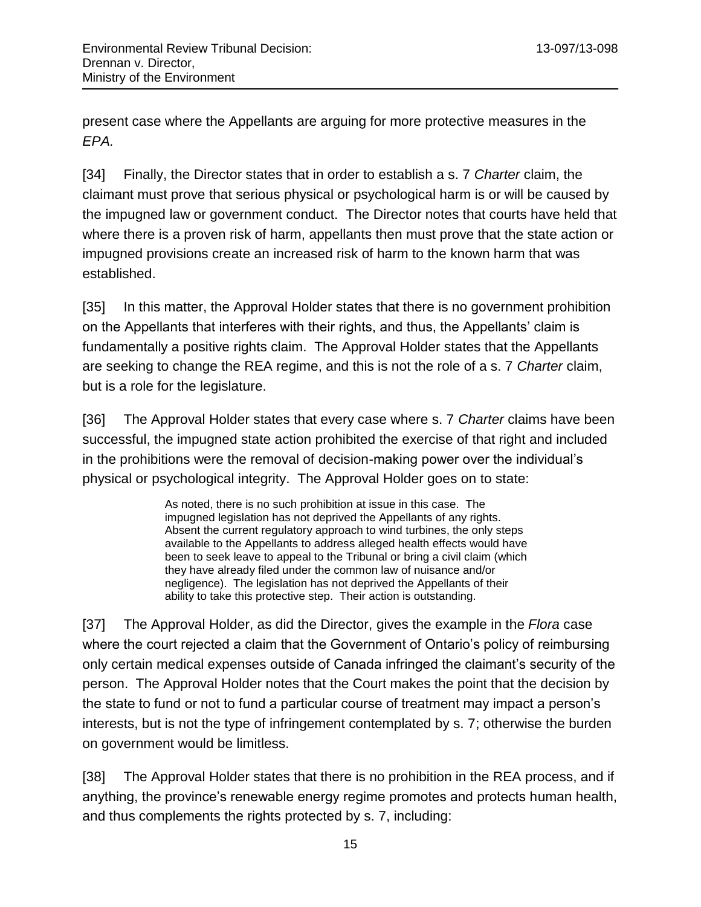present case where the Appellants are arguing for more protective measures in the *EPA.*

[34] Finally, the Director states that in order to establish a s. 7 *Charter* claim, the claimant must prove that serious physical or psychological harm is or will be caused by the impugned law or government conduct. The Director notes that courts have held that where there is a proven risk of harm, appellants then must prove that the state action or impugned provisions create an increased risk of harm to the known harm that was established.

[35] In this matter, the Approval Holder states that there is no government prohibition on the Appellants that interferes with their rights, and thus, the Appellants' claim is fundamentally a positive rights claim. The Approval Holder states that the Appellants are seeking to change the REA regime, and this is not the role of a s. 7 *Charter* claim, but is a role for the legislature.

[36] The Approval Holder states that every case where s. 7 *Charter* claims have been successful, the impugned state action prohibited the exercise of that right and included in the prohibitions were the removal of decision-making power over the individual's physical or psychological integrity. The Approval Holder goes on to state:

> As noted, there is no such prohibition at issue in this case. The impugned legislation has not deprived the Appellants of any rights. Absent the current regulatory approach to wind turbines, the only steps available to the Appellants to address alleged health effects would have been to seek leave to appeal to the Tribunal or bring a civil claim (which they have already filed under the common law of nuisance and/or negligence). The legislation has not deprived the Appellants of their ability to take this protective step. Their action is outstanding.

[37] The Approval Holder, as did the Director, gives the example in the *Flora* case where the court rejected a claim that the Government of Ontario's policy of reimbursing only certain medical expenses outside of Canada infringed the claimant's security of the person. The Approval Holder notes that the Court makes the point that the decision by the state to fund or not to fund a particular course of treatment may impact a person's interests, but is not the type of infringement contemplated by s. 7; otherwise the burden on government would be limitless.

[38] The Approval Holder states that there is no prohibition in the REA process, and if anything, the province's renewable energy regime promotes and protects human health, and thus complements the rights protected by s. 7, including: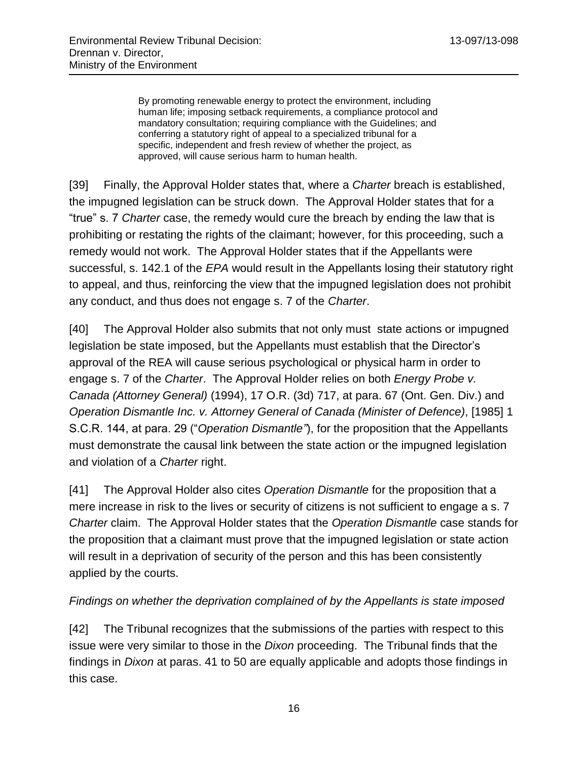> By promoting renewable energy to protect the environment, including human life; imposing setback requirements, a compliance protocol and mandatory consultation; requiring compliance with the Guidelines; and conferring a statutory right of appeal to a specialized tribunal for a specific, independent and fresh review of whether the project, as approved, will cause serious harm to human health.

[39] Finally, the Approval Holder states that, where a *Charter* breach is established, the impugned legislation can be struck down. The Approval Holder states that for a "true" s. 7 *Charter* case, the remedy would cure the breach by ending the law that is prohibiting or restating the rights of the claimant; however, for this proceeding, such a remedy would not work. The Approval Holder states that if the Appellants were successful, s. 142.1 of the *EPA* would result in the Appellants losing their statutory right to appeal, and thus, reinforcing the view that the impugned legislation does not prohibit any conduct, and thus does not engage s. 7 of the *Charter*.

[40] The Approval Holder also submits that not only must state actions or impugned legislation be state imposed, but the Appellants must establish that the Director's approval of the REA will cause serious psychological or physical harm in order to engage s. 7 of the *Charter*. The Approval Holder relies on both *Energy Probe v. Canada (Attorney General)* (1994), 17 O.R. (3d) 717, at para. 67 (Ont. Gen. Div.) and *Operation Dismantle Inc. v. Attorney General of Canada (Minister of Defence)*, [1985] 1 S.C.R. 144, at para. 29 ("*Operation Dismantle*"), for the proposition that the Appellants must demonstrate the causal link between the state action or the impugned legislation and violation of a *Charter* right.

[41] The Approval Holder also cites *Operation Dismantle* for the proposition that a mere increase in risk to the lives or security of citizens is not sufficient to engage a s. 7 *Charter* claim. The Approval Holder states that the *Operation Dismantle* case stands for the proposition that a claimant must prove that the impugned legislation or state action will result in a deprivation of security of the person and this has been consistently applied by the courts.

*Findings on whether the deprivation complained of by the Appellants is state imposed*

[42] The Tribunal recognizes that the submissions of the parties with respect to this issue were very similar to those in the *Dixon* proceeding. The Tribunal finds that the findings in *Dixon* at paras. 41 to 50 are equally applicable and adopts those findings in this case.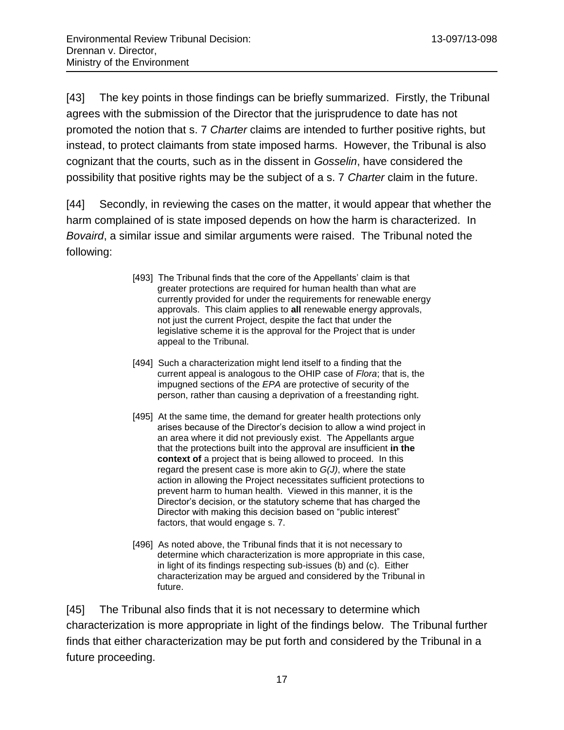[43] The key points in those findings can be briefly summarized. Firstly, the Tribunal agrees with the submission of the Director that the jurisprudence to date has not promoted the notion that s. 7 *Charter* claims are intended to further positive rights, but instead, to protect claimants from state imposed harms. However, the Tribunal is also cognizant that the courts, such as in the dissent in *Gosselin*, have considered the possibility that positive rights may be the subject of a s. 7 *Charter* claim in the future.

[44] Secondly, in reviewing the cases on the matter, it would appear that whether the harm complained of is state imposed depends on how the harm is characterized. In *Bovaird*, a similar issue and similar arguments were raised. The Tribunal noted the following:

> [493] The Tribunal finds that the core of the Appellants' claim is that greater protections are required for human health than what are currently provided for under the requirements for renewable energy approvals. This claim applies to **all** renewable energy approvals, not just the current Project, despite the fact that under the legislative scheme it is the approval for the Project that is under appeal to the Tribunal.
>
> [494] Such a characterization might lend itself to a finding that the current appeal is analogous to the OHIP case of *Flora*; that is, the impugned sections of the *EPA* are protective of security of the person, rather than causing a deprivation of a freestanding right.
>
> [495] At the same time, the demand for greater health protections only arises because of the Director's decision to allow a wind project in an area where it did not previously exist. The Appellants argue that the protections built into the approval are insufficient **in the context of** a project that is being allowed to proceed. In this regard the present case is more akin to *G(J)*, where the state action in allowing the Project necessitates sufficient protections to prevent harm to human health. Viewed in this manner, it is the Director's decision, or the statutory scheme that has charged the Director with making this decision based on "public interest" factors, that would engage s. 7.
>
> [496] As noted above, the Tribunal finds that it is not necessary to determine which characterization is more appropriate in this case, in light of its findings respecting sub-issues (b) and (c). Either characterization may be argued and considered by the Tribunal in future.

[45] The Tribunal also finds that it is not necessary to determine which characterization is more appropriate in light of the findings below. The Tribunal further finds that either characterization may be put forth and considered by the Tribunal in a future proceeding.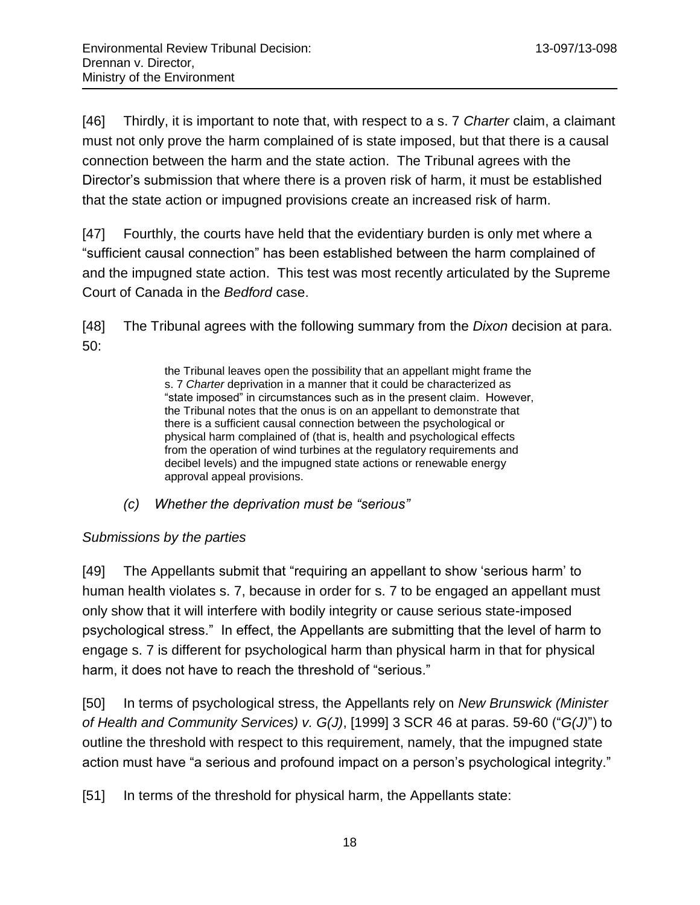[46] Thirdly, it is important to note that, with respect to a s. 7 *Charter* claim, a claimant must not only prove the harm complained of is state imposed, but that there is a causal connection between the harm and the state action. The Tribunal agrees with the Director's submission that where there is a proven risk of harm, it must be established that the state action or impugned provisions create an increased risk of harm.

[47] Fourthly, the courts have held that the evidentiary burden is only met where a "sufficient causal connection" has been established between the harm complained of and the impugned state action. This test was most recently articulated by the Supreme Court of Canada in the *Bedford* case.

[48] The Tribunal agrees with the following summary from the *Dixon* decision at para. 50:

> the Tribunal leaves open the possibility that an appellant might frame the s. 7 *Charter* deprivation in a manner that it could be characterized as "state imposed" in circumstances such as in the present claim. However, the Tribunal notes that the onus is on an appellant to demonstrate that there is a sufficient causal connection between the psychological or physical harm complained of (that is, health and psychological effects from the operation of wind turbines at the regulatory requirements and decibel levels) and the impugned state actions or renewable energy approval appeal provisions.

*(c) Whether the deprivation must be "serious"*

*Submissions by the parties*

[49] The Appellants submit that "requiring an appellant to show 'serious harm' to human health violates s. 7, because in order for s. 7 to be engaged an appellant must only show that it will interfere with bodily integrity or cause serious state-imposed psychological stress." In effect, the Appellants are submitting that the level of harm to engage s. 7 is different for psychological harm than physical harm in that for physical harm, it does not have to reach the threshold of "serious."

[50] In terms of psychological stress, the Appellants rely on *New Brunswick (Minister of Health and Community Services) v. G(J)*, [1999] 3 SCR 46 at paras. 59-60 ("*G(J)*") to outline the threshold with respect to this requirement, namely, that the impugned state action must have "a serious and profound impact on a person's psychological integrity."

[51] In terms of the threshold for physical harm, the Appellants state: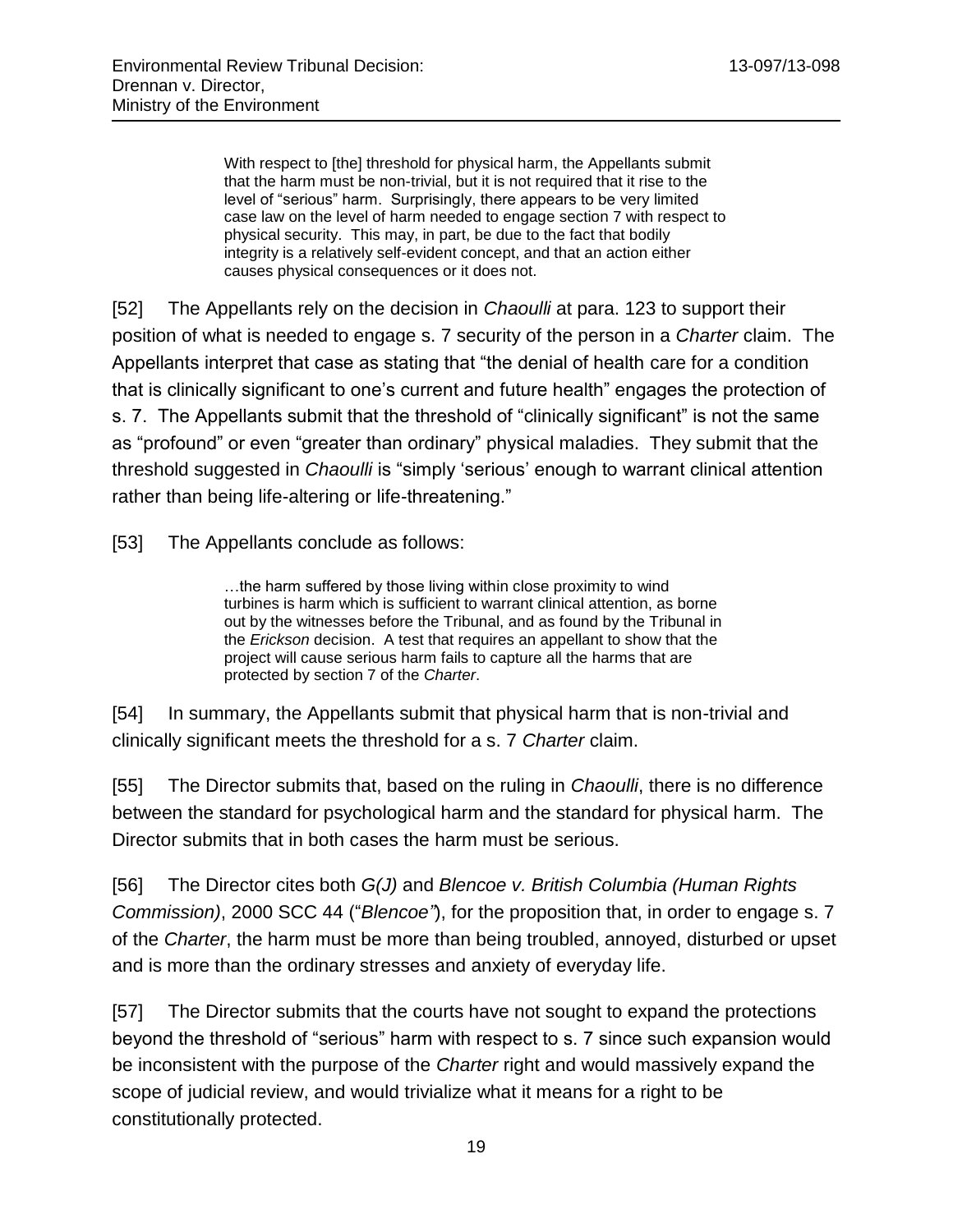> With respect to [the] threshold for physical harm, the Appellants submit that the harm must be non-trivial, but it is not required that it rise to the level of "serious" harm. Surprisingly, there appears to be very limited case law on the level of harm needed to engage section 7 with respect to physical security. This may, in part, be due to the fact that bodily integrity is a relatively self-evident concept, and that an action either causes physical consequences or it does not.

[52] The Appellants rely on the decision in *Chaoulli* at para. 123 to support their position of what is needed to engage s. 7 security of the person in a *Charter* claim. The Appellants interpret that case as stating that "the denial of health care for a condition that is clinically significant to one's current and future health" engages the protection of s. 7. The Appellants submit that the threshold of "clinically significant" is not the same as "profound" or even "greater than ordinary" physical maladies. They submit that the threshold suggested in *Chaoulli* is "simply 'serious' enough to warrant clinical attention rather than being life-altering or life-threatening."

[53] The Appellants conclude as follows:

> …the harm suffered by those living within close proximity to wind turbines is harm which is sufficient to warrant clinical attention, as borne out by the witnesses before the Tribunal, and as found by the Tribunal in the *Erickson* decision. A test that requires an appellant to show that the project will cause serious harm fails to capture all the harms that are protected by section 7 of the *Charter*.

[54] In summary, the Appellants submit that physical harm that is non-trivial and clinically significant meets the threshold for a s. 7 *Charter* claim.

[55] The Director submits that, based on the ruling in *Chaoulli*, there is no difference between the standard for psychological harm and the standard for physical harm. The Director submits that in both cases the harm must be serious.

[56] The Director cites both *G(J)* and *Blencoe v. British Columbia (Human Rights Commission)*, 2000 SCC 44 ("*Blencoe*"), for the proposition that, in order to engage s. 7 of the *Charter*, the harm must be more than being troubled, annoyed, disturbed or upset and is more than the ordinary stresses and anxiety of everyday life.

[57] The Director submits that the courts have not sought to expand the protections beyond the threshold of "serious" harm with respect to s. 7 since such expansion would be inconsistent with the purpose of the *Charter* right and would massively expand the scope of judicial review, and would trivialize what it means for a right to be constitutionally protected.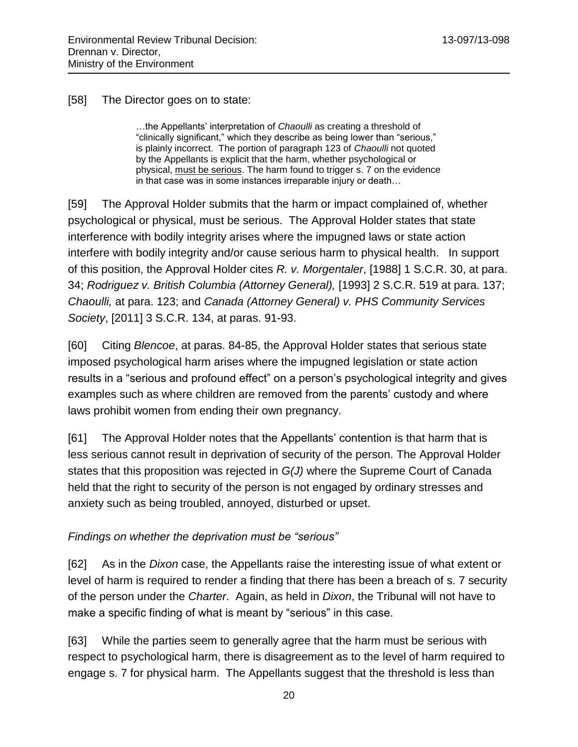[58] The Director goes on to state:

> …the Appellants' interpretation of *Chaoulli* as creating a threshold of "clinically significant," which they describe as being lower than "serious," is plainly incorrect. The portion of paragraph 123 of *Chaoulli* not quoted by the Appellants is explicit that the harm, whether psychological or physical, <u>must be serious</u>. The harm found to trigger s. 7 on the evidence in that case was in some instances irreparable injury or death…

[59] The Approval Holder submits that the harm or impact complained of, whether psychological or physical, must be serious. The Approval Holder states that state interference with bodily integrity arises where the impugned laws or state action interfere with bodily integrity and/or cause serious harm to physical health. In support of this position, the Approval Holder cites *R. v. Morgentaler*, [1988] 1 S.C.R. 30, at para. 34; *Rodriguez v. British Columbia (Attorney General),* [1993] 2 S.C.R. 519 at para. 137; *Chaoulli,* at para. 123; and *Canada (Attorney General) v. PHS Community Services Society*, [2011] 3 S.C.R. 134, at paras. 91-93.

[60] Citing *Blencoe*, at paras. 84-85, the Approval Holder states that serious state imposed psychological harm arises where the impugned legislation or state action results in a "serious and profound effect" on a person's psychological integrity and gives examples such as where children are removed from the parents' custody and where laws prohibit women from ending their own pregnancy.

[61] The Approval Holder notes that the Appellants' contention is that harm that is less serious cannot result in deprivation of security of the person. The Approval Holder states that this proposition was rejected in *G(J)* where the Supreme Court of Canada held that the right to security of the person is not engaged by ordinary stresses and anxiety such as being troubled, annoyed, disturbed or upset.

*Findings on whether the deprivation must be "serious"*

[62] As in the *Dixon* case, the Appellants raise the interesting issue of what extent or level of harm is required to render a finding that there has been a breach of s. 7 security of the person under the *Charter*. Again, as held in *Dixon*, the Tribunal will not have to make a specific finding of what is meant by "serious" in this case.

[63] While the parties seem to generally agree that the harm must be serious with respect to psychological harm, there is disagreement as to the level of harm required to engage s. 7 for physical harm. The Appellants suggest that the threshold is less than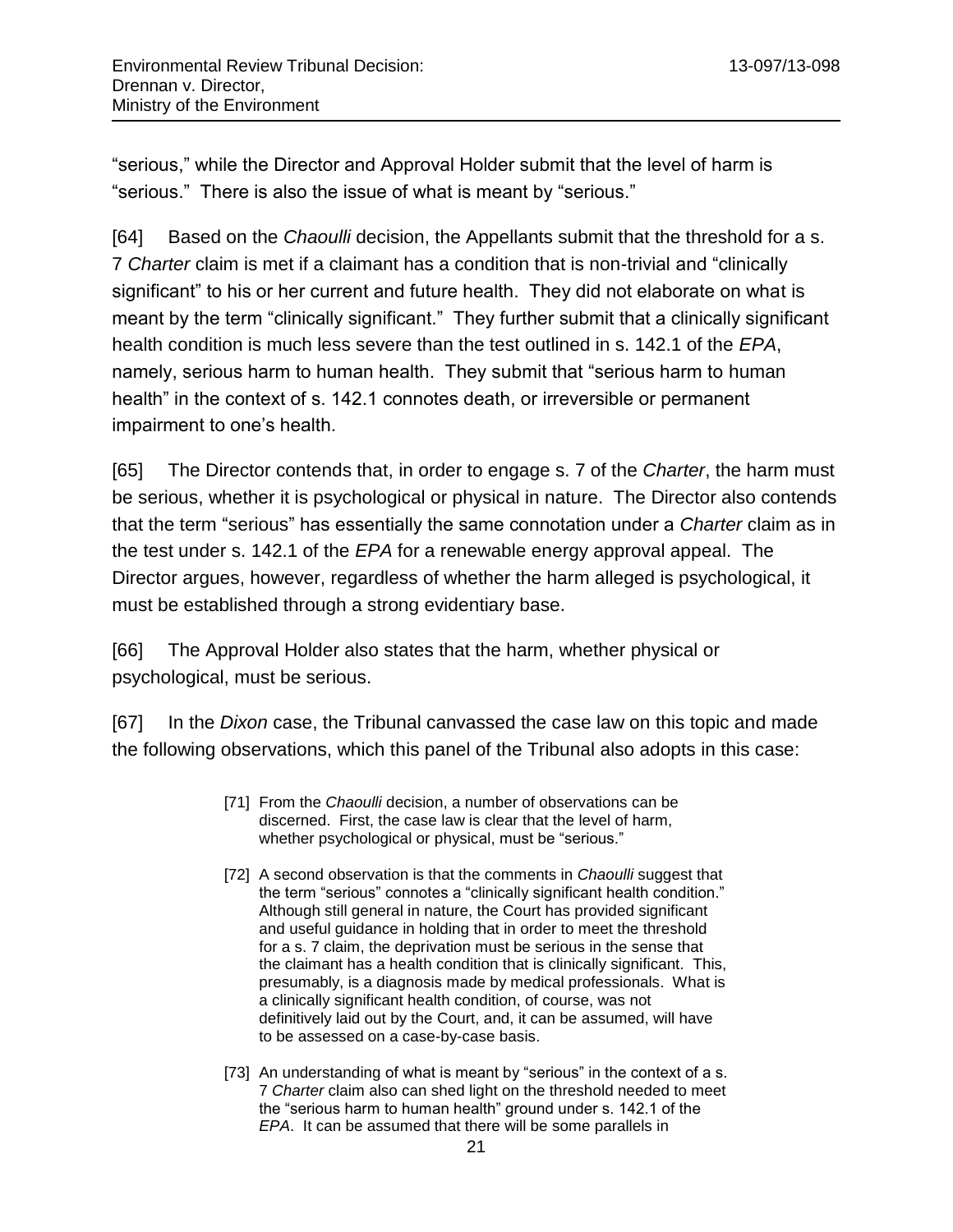"serious," while the Director and Approval Holder submit that the level of harm is "serious." There is also the issue of what is meant by "serious."

[64] Based on the *Chaoulli* decision, the Appellants submit that the threshold for a s. 7 *Charter* claim is met if a claimant has a condition that is non-trivial and "clinically significant" to his or her current and future health. They did not elaborate on what is meant by the term "clinically significant." They further submit that a clinically significant health condition is much less severe than the test outlined in s. 142.1 of the *EPA*, namely, serious harm to human health. They submit that "serious harm to human health" in the context of s. 142.1 connotes death, or irreversible or permanent impairment to one's health.

[65] The Director contends that, in order to engage s. 7 of the *Charter*, the harm must be serious, whether it is psychological or physical in nature. The Director also contends that the term "serious" has essentially the same connotation under a *Charter* claim as in the test under s. 142.1 of the *EPA* for a renewable energy approval appeal. The Director argues, however, regardless of whether the harm alleged is psychological, it must be established through a strong evidentiary base.

[66] The Approval Holder also states that the harm, whether physical or psychological, must be serious.

[67] In the *Dixon* case, the Tribunal canvassed the case law on this topic and made the following observations, which this panel of the Tribunal also adopts in this case:

> [71] From the *Chaoulli* decision, a number of observations can be discerned. First, the case law is clear that the level of harm, whether psychological or physical, must be "serious."
>
> [72] A second observation is that the comments in *Chaoulli* suggest that the term "serious" connotes a "clinically significant health condition." Although still general in nature, the Court has provided significant and useful guidance in holding that in order to meet the threshold for a s. 7 claim, the deprivation must be serious in the sense that the claimant has a health condition that is clinically significant. This, presumably, is a diagnosis made by medical professionals. What is a clinically significant health condition, of course, was not definitively laid out by the Court, and, it can be assumed, will have to be assessed on a case-by-case basis.
>
> [73] An understanding of what is meant by "serious" in the context of a s. 7 *Charter* claim also can shed light on the threshold needed to meet the "serious harm to human health" ground under s. 142.1 of the *EPA*. It can be assumed that there will be some parallels in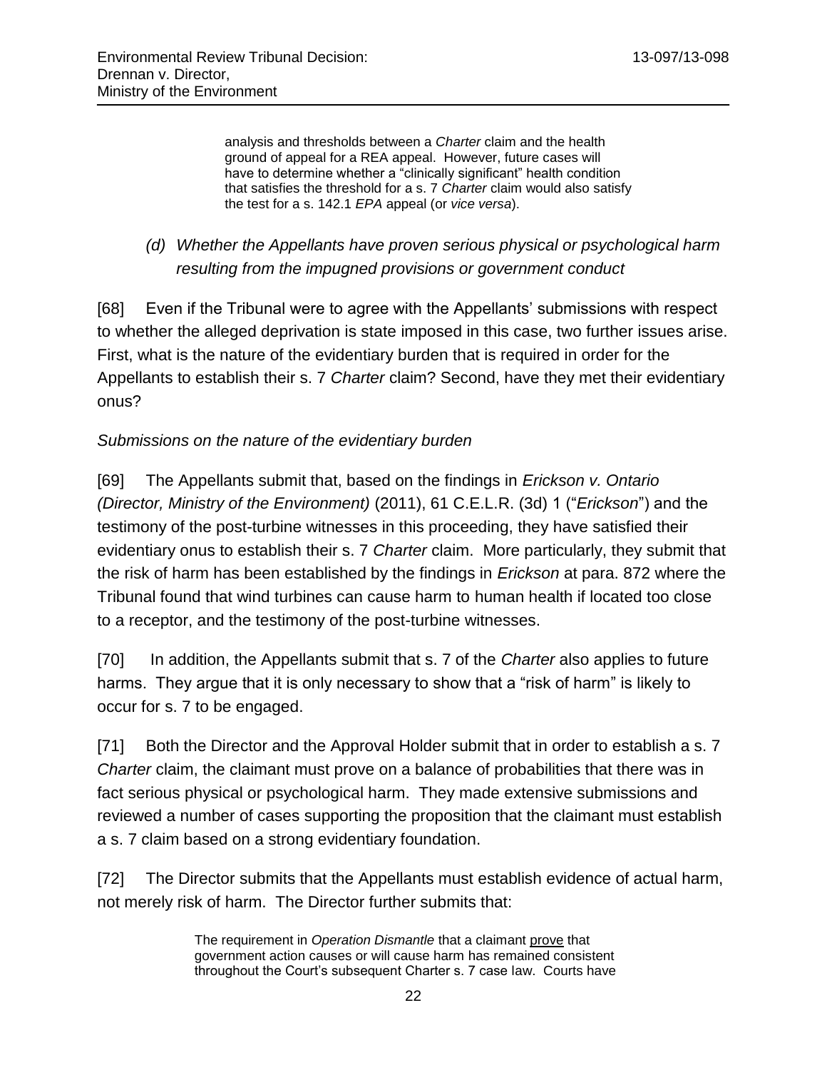> analysis and thresholds between a *Charter* claim and the health ground of appeal for a REA appeal. However, future cases will have to determine whether a "clinically significant" health condition that satisfies the threshold for a s. 7 *Charter* claim would also satisfy the test for a s. 142.1 *EPA* appeal (or *vice versa*).

### *(d) Whether the Appellants have proven serious physical or psychological harm resulting from the impugned provisions or government conduct*

[68] Even if the Tribunal were to agree with the Appellants' submissions with respect to whether the alleged deprivation is state imposed in this case, two further issues arise. First, what is the nature of the evidentiary burden that is required in order for the Appellants to establish their s. 7 *Charter* claim? Second, have they met their evidentiary onus?

*Submissions on the nature of the evidentiary burden*

[69] The Appellants submit that, based on the findings in *Erickson v. Ontario (Director, Ministry of the Environment)* (2011), 61 C.E.L.R. (3d) 1 ("*Erickson*") and the testimony of the post-turbine witnesses in this proceeding, they have satisfied their evidentiary onus to establish their s. 7 *Charter* claim. More particularly, they submit that the risk of harm has been established by the findings in *Erickson* at para. 872 where the Tribunal found that wind turbines can cause harm to human health if located too close to a receptor, and the testimony of the post-turbine witnesses.

[70] In addition, the Appellants submit that s. 7 of the *Charter* also applies to future harms. They argue that it is only necessary to show that a "risk of harm" is likely to occur for s. 7 to be engaged.

[71] Both the Director and the Approval Holder submit that in order to establish a s. 7 *Charter* claim, the claimant must prove on a balance of probabilities that there was in fact serious physical or psychological harm. They made extensive submissions and reviewed a number of cases supporting the proposition that the claimant must establish a s. 7 claim based on a strong evidentiary foundation.

[72] The Director submits that the Appellants must establish evidence of actual harm, not merely risk of harm. The Director further submits that:

> The requirement in *Operation Dismantle* that a claimant <u>prove</u> that government action causes or will cause harm has remained consistent throughout the Court's subsequent Charter s. 7 case law. Courts have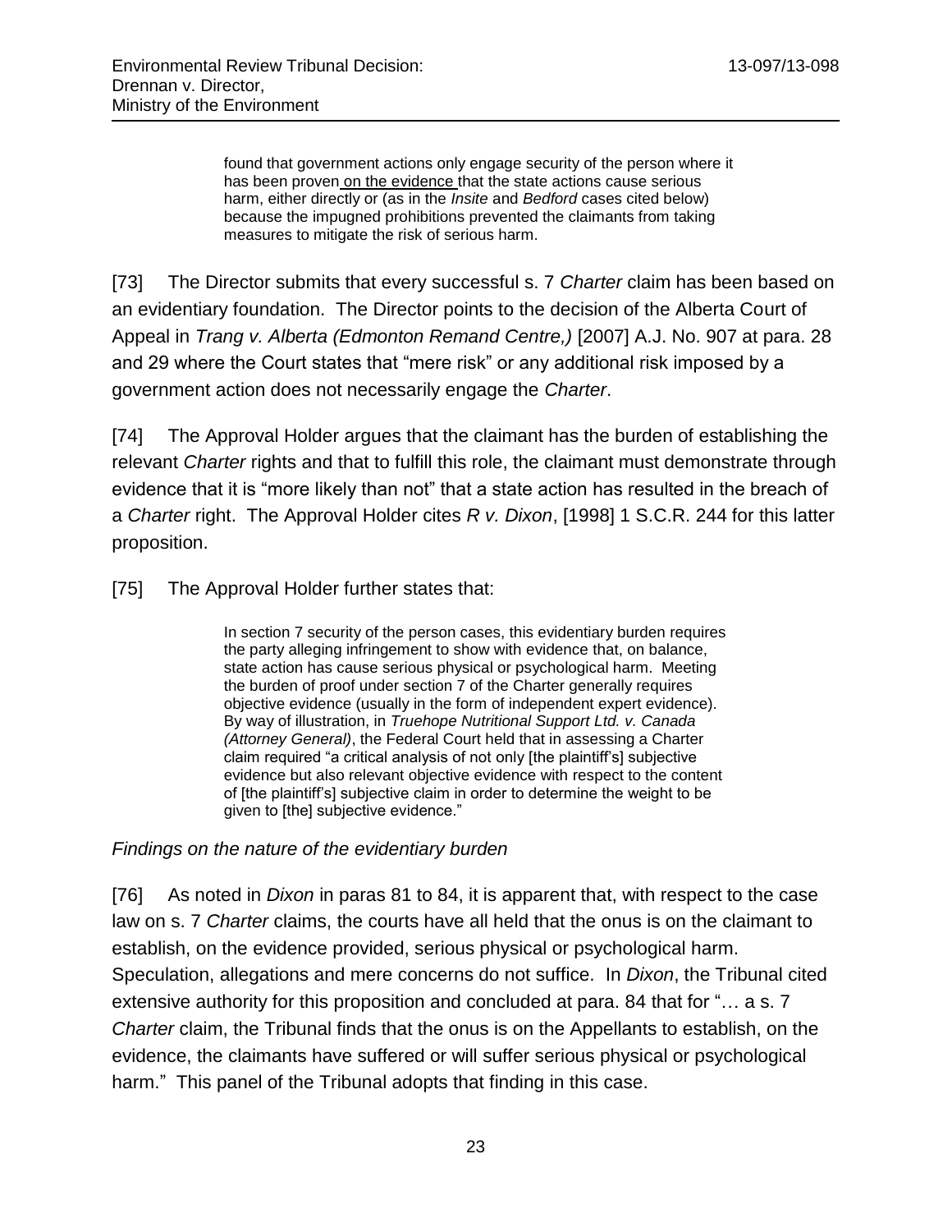> found that government actions only engage security of the person where it has been proven on the evidence that the state actions cause serious harm, either directly or (as in the *Insite* and *Bedford* cases cited below) because the impugned prohibitions prevented the claimants from taking measures to mitigate the risk of serious harm.

[73] The Director submits that every successful s. 7 *Charter* claim has been based on an evidentiary foundation. The Director points to the decision of the Alberta Court of Appeal in *Trang v. Alberta (Edmonton Remand Centre,)* [2007] A.J. No. 907 at para. 28 and 29 where the Court states that "mere risk" or any additional risk imposed by a government action does not necessarily engage the *Charter*.

[74] The Approval Holder argues that the claimant has the burden of establishing the relevant *Charter* rights and that to fulfill this role, the claimant must demonstrate through evidence that it is "more likely than not" that a state action has resulted in the breach of a *Charter* right. The Approval Holder cites *R v. Dixon*, [1998] 1 S.C.R. 244 for this latter proposition.

[75] The Approval Holder further states that:

> In section 7 security of the person cases, this evidentiary burden requires the party alleging infringement to show with evidence that, on balance, state action has cause serious physical or psychological harm. Meeting the burden of proof under section 7 of the Charter generally requires objective evidence (usually in the form of independent expert evidence). By way of illustration, in *Truehope Nutritional Support Ltd. v. Canada (Attorney General)*, the Federal Court held that in assessing a Charter claim required "a critical analysis of not only [the plaintiff's] subjective evidence but also relevant objective evidence with respect to the content of [the plaintiff's] subjective claim in order to determine the weight to be given to [the] subjective evidence."

*Findings on the nature of the evidentiary burden*

[76] As noted in *Dixon* in paras 81 to 84, it is apparent that, with respect to the case law on s. 7 *Charter* claims, the courts have all held that the onus is on the claimant to establish, on the evidence provided, serious physical or psychological harm. Speculation, allegations and mere concerns do not suffice. In *Dixon*, the Tribunal cited extensive authority for this proposition and concluded at para. 84 that for "… a s. 7 *Charter* claim, the Tribunal finds that the onus is on the Appellants to establish, on the evidence, the claimants have suffered or will suffer serious physical or psychological harm." This panel of the Tribunal adopts that finding in this case.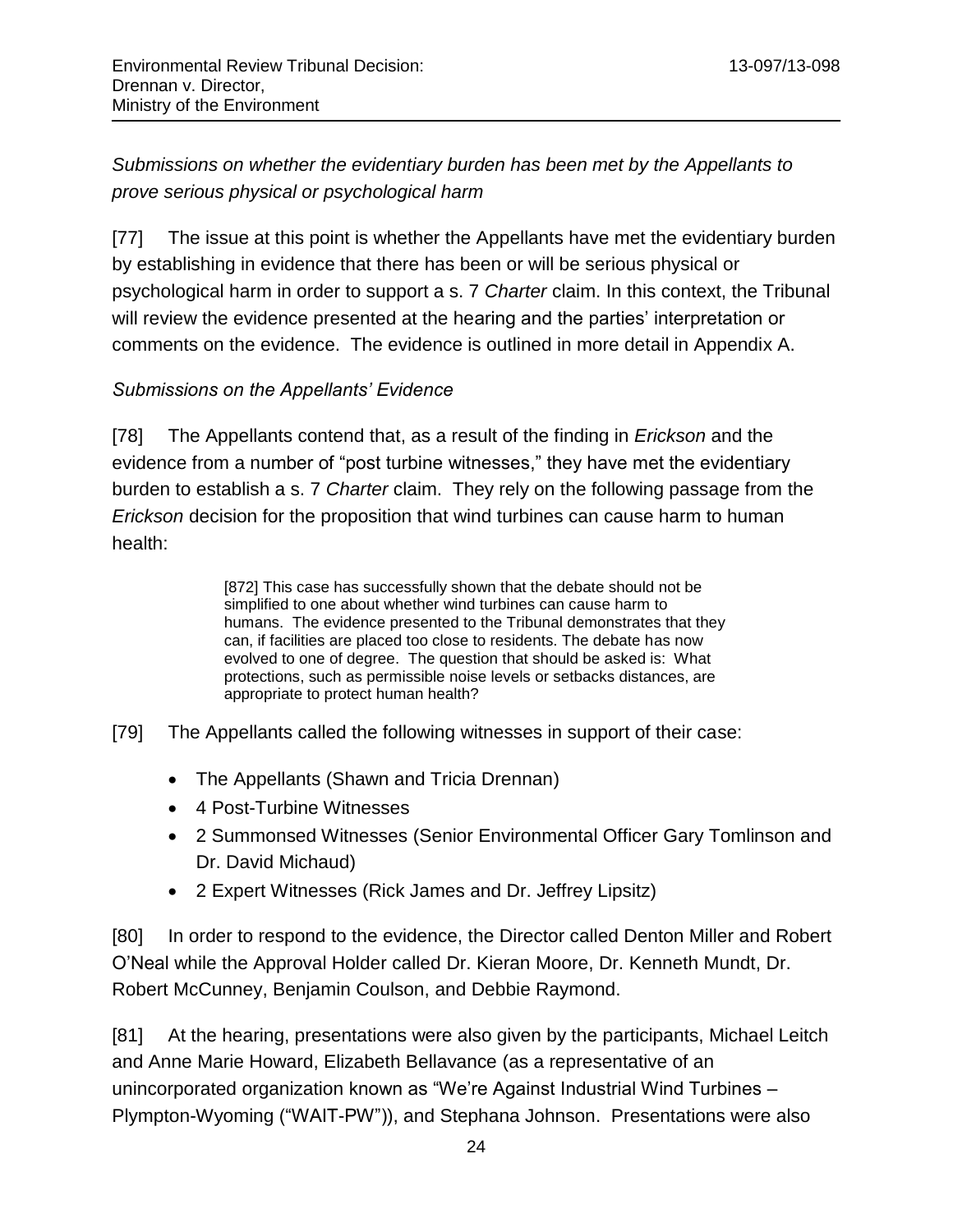*Submissions on whether the evidentiary burden has been met by the Appellants to prove serious physical or psychological harm*

[77] The issue at this point is whether the Appellants have met the evidentiary burden by establishing in evidence that there has been or will be serious physical or psychological harm in order to support a s. 7 *Charter* claim. In this context, the Tribunal will review the evidence presented at the hearing and the parties' interpretation or comments on the evidence. The evidence is outlined in more detail in Appendix A.

*Submissions on the Appellants' Evidence*

[78] The Appellants contend that, as a result of the finding in *Erickson* and the evidence from a number of "post turbine witnesses," they have met the evidentiary burden to establish a s. 7 *Charter* claim. They rely on the following passage from the *Erickson* decision for the proposition that wind turbines can cause harm to human health:

> [872] This case has successfully shown that the debate should not be simplified to one about whether wind turbines can cause harm to humans. The evidence presented to the Tribunal demonstrates that they can, if facilities are placed too close to residents. The debate has now evolved to one of degree. The question that should be asked is: What protections, such as permissible noise levels or setbacks distances, are appropriate to protect human health?

[79] The Appellants called the following witnesses in support of their case:

- The Appellants (Shawn and Tricia Drennan)
- 4 Post-Turbine Witnesses
- 2 Summonsed Witnesses (Senior Environmental Officer Gary Tomlinson and Dr. David Michaud)
- 2 Expert Witnesses (Rick James and Dr. Jeffrey Lipsitz)

[80] In order to respond to the evidence, the Director called Denton Miller and Robert O'Neal while the Approval Holder called Dr. Kieran Moore, Dr. Kenneth Mundt, Dr. Robert McCunney, Benjamin Coulson, and Debbie Raymond.

[81] At the hearing, presentations were also given by the participants, Michael Leitch and Anne Marie Howard, Elizabeth Bellavance (as a representative of an unincorporated organization known as "We're Against Industrial Wind Turbines – Plympton-Wyoming ("WAIT-PW")), and Stephana Johnson. Presentations were also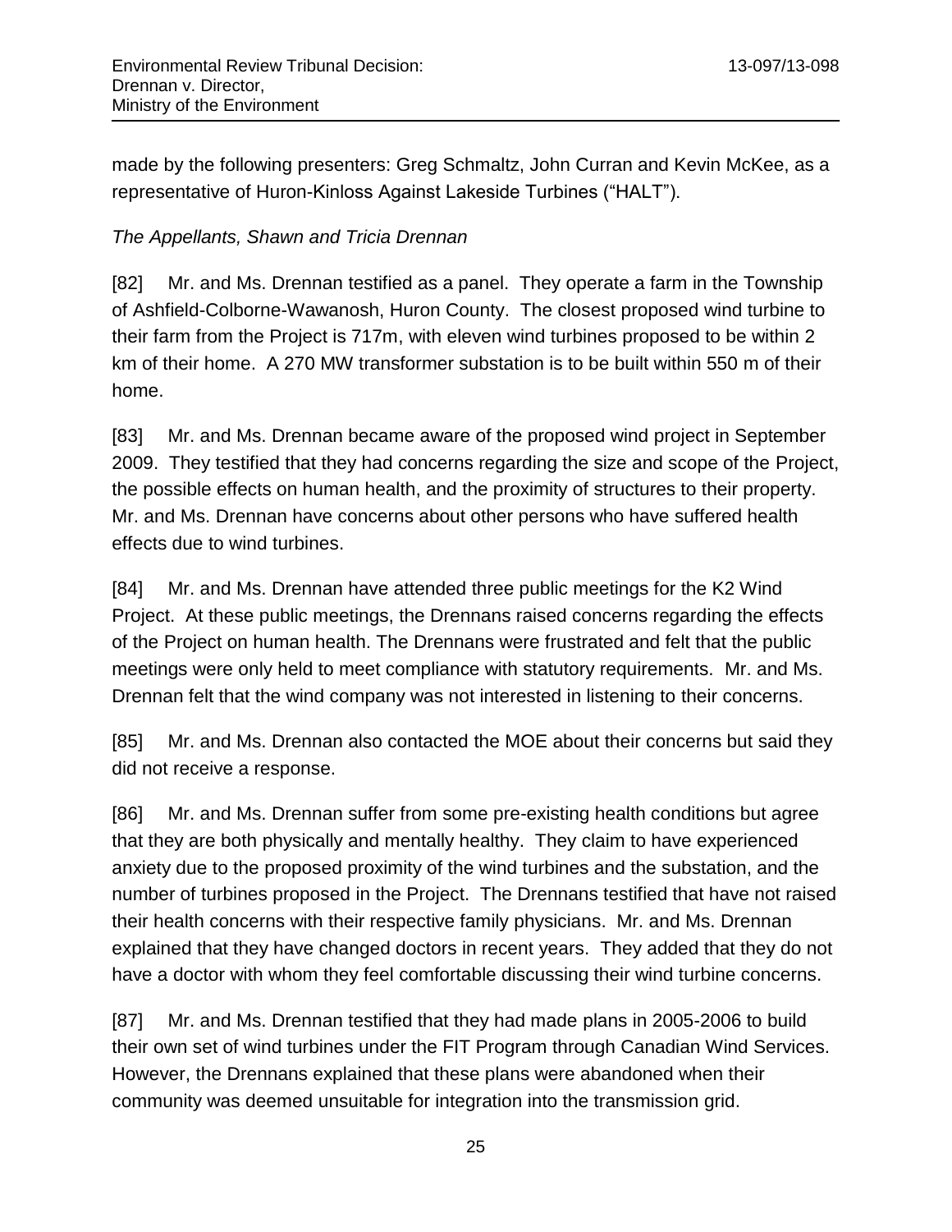made by the following presenters: Greg Schmaltz, John Curran and Kevin McKee, as a representative of Huron-Kinloss Against Lakeside Turbines ("HALT").

*The Appellants, Shawn and Tricia Drennan*

[82] Mr. and Ms. Drennan testified as a panel. They operate a farm in the Township of Ashfield-Colborne-Wawanosh, Huron County. The closest proposed wind turbine to their farm from the Project is 717m, with eleven wind turbines proposed to be within 2 km of their home. A 270 MW transformer substation is to be built within 550 m of their home.

[83] Mr. and Ms. Drennan became aware of the proposed wind project in September 2009. They testified that they had concerns regarding the size and scope of the Project, the possible effects on human health, and the proximity of structures to their property. Mr. and Ms. Drennan have concerns about other persons who have suffered health effects due to wind turbines.

[84] Mr. and Ms. Drennan have attended three public meetings for the K2 Wind Project. At these public meetings, the Drennans raised concerns regarding the effects of the Project on human health. The Drennans were frustrated and felt that the public meetings were only held to meet compliance with statutory requirements. Mr. and Ms. Drennan felt that the wind company was not interested in listening to their concerns.

[85] Mr. and Ms. Drennan also contacted the MOE about their concerns but said they did not receive a response.

[86] Mr. and Ms. Drennan suffer from some pre-existing health conditions but agree that they are both physically and mentally healthy. They claim to have experienced anxiety due to the proposed proximity of the wind turbines and the substation, and the number of turbines proposed in the Project. The Drennans testified that have not raised their health concerns with their respective family physicians. Mr. and Ms. Drennan explained that they have changed doctors in recent years. They added that they do not have a doctor with whom they feel comfortable discussing their wind turbine concerns.

[87] Mr. and Ms. Drennan testified that they had made plans in 2005-2006 to build their own set of wind turbines under the FIT Program through Canadian Wind Services. However, the Drennans explained that these plans were abandoned when their community was deemed unsuitable for integration into the transmission grid.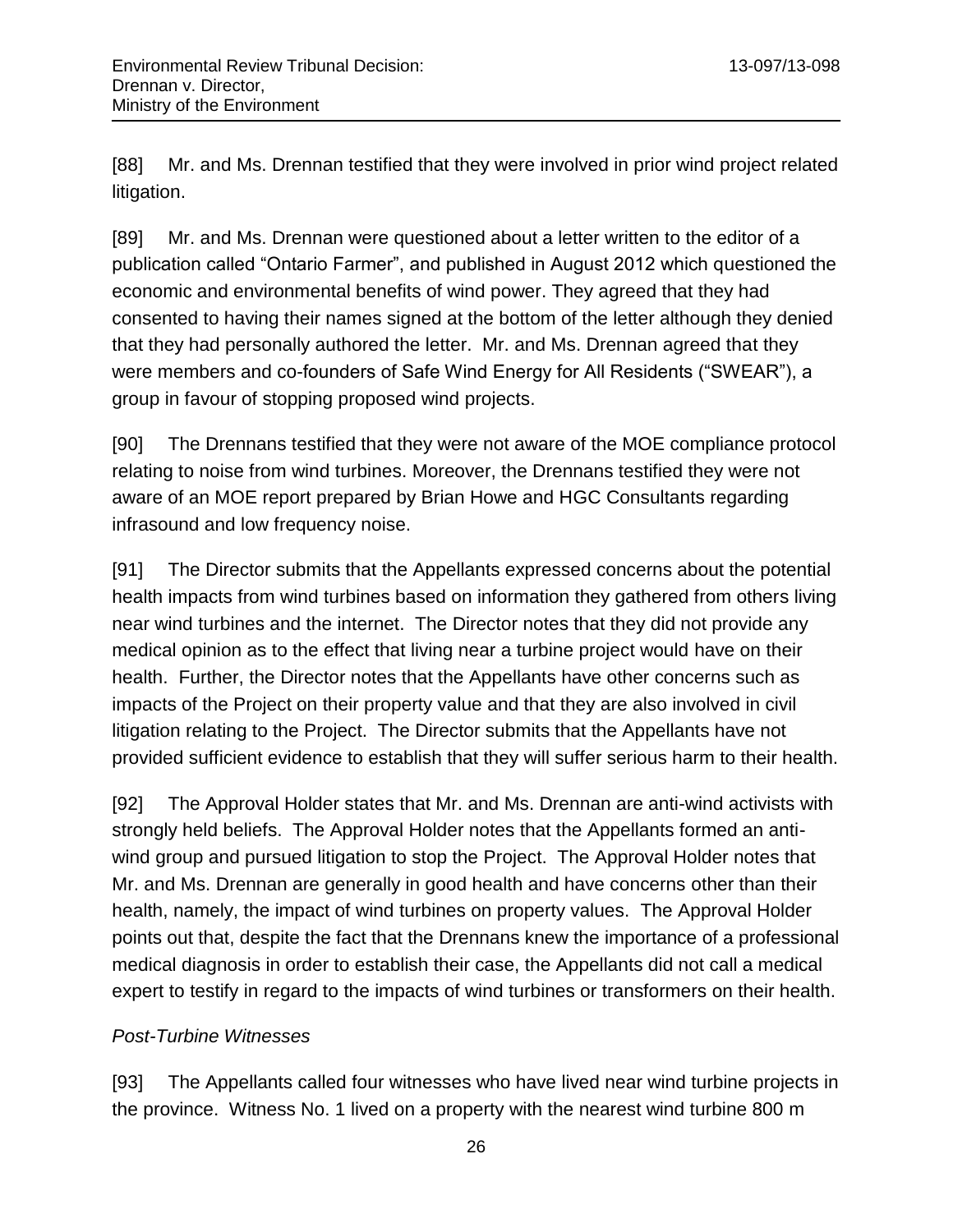[88] Mr. and Ms. Drennan testified that they were involved in prior wind project related litigation.

[89] Mr. and Ms. Drennan were questioned about a letter written to the editor of a publication called "Ontario Farmer", and published in August 2012 which questioned the economic and environmental benefits of wind power. They agreed that they had consented to having their names signed at the bottom of the letter although they denied that they had personally authored the letter. Mr. and Ms. Drennan agreed that they were members and co-founders of Safe Wind Energy for All Residents ("SWEAR"), a group in favour of stopping proposed wind projects.

[90] The Drennans testified that they were not aware of the MOE compliance protocol relating to noise from wind turbines. Moreover, the Drennans testified they were not aware of an MOE report prepared by Brian Howe and HGC Consultants regarding infrasound and low frequency noise.

[91] The Director submits that the Appellants expressed concerns about the potential health impacts from wind turbines based on information they gathered from others living near wind turbines and the internet. The Director notes that they did not provide any medical opinion as to the effect that living near a turbine project would have on their health. Further, the Director notes that the Appellants have other concerns such as impacts of the Project on their property value and that they are also involved in civil litigation relating to the Project. The Director submits that the Appellants have not provided sufficient evidence to establish that they will suffer serious harm to their health.

[92] The Approval Holder states that Mr. and Ms. Drennan are anti-wind activists with strongly held beliefs. The Approval Holder notes that the Appellants formed an anti-wind group and pursued litigation to stop the Project. The Approval Holder notes that Mr. and Ms. Drennan are generally in good health and have concerns other than their health, namely, the impact of wind turbines on property values. The Approval Holder points out that, despite the fact that the Drennans knew the importance of a professional medical diagnosis in order to establish their case, the Appellants did not call a medical expert to testify in regard to the impacts of wind turbines or transformers on their health.

*Post-Turbine Witnesses*

[93] The Appellants called four witnesses who have lived near wind turbine projects in the province. Witness No. 1 lived on a property with the nearest wind turbine 800 m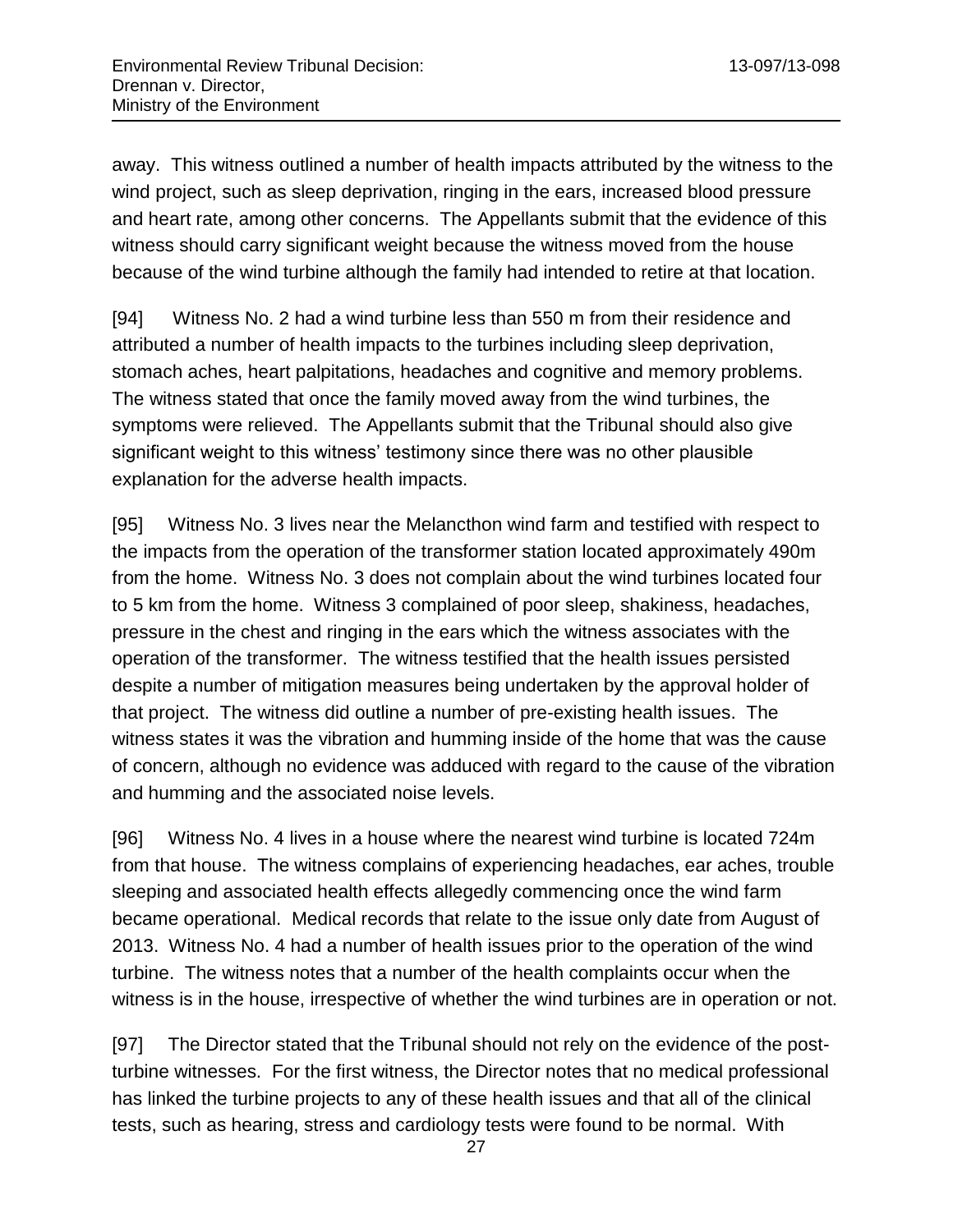away. This witness outlined a number of health impacts attributed by the witness to the wind project, such as sleep deprivation, ringing in the ears, increased blood pressure and heart rate, among other concerns. The Appellants submit that the evidence of this witness should carry significant weight because the witness moved from the house because of the wind turbine although the family had intended to retire at that location.

[94] Witness No. 2 had a wind turbine less than 550 m from their residence and attributed a number of health impacts to the turbines including sleep deprivation, stomach aches, heart palpitations, headaches and cognitive and memory problems. The witness stated that once the family moved away from the wind turbines, the symptoms were relieved. The Appellants submit that the Tribunal should also give significant weight to this witness' testimony since there was no other plausible explanation for the adverse health impacts.

[95] Witness No. 3 lives near the Melancthon wind farm and testified with respect to the impacts from the operation of the transformer station located approximately 490m from the home. Witness No. 3 does not complain about the wind turbines located four to 5 km from the home. Witness 3 complained of poor sleep, shakiness, headaches, pressure in the chest and ringing in the ears which the witness associates with the operation of the transformer. The witness testified that the health issues persisted despite a number of mitigation measures being undertaken by the approval holder of that project. The witness did outline a number of pre-existing health issues. The witness states it was the vibration and humming inside of the home that was the cause of concern, although no evidence was adduced with regard to the cause of the vibration and humming and the associated noise levels.

[96] Witness No. 4 lives in a house where the nearest wind turbine is located 724m from that house. The witness complains of experiencing headaches, ear aches, trouble sleeping and associated health effects allegedly commencing once the wind farm became operational. Medical records that relate to the issue only date from August of 2013. Witness No. 4 had a number of health issues prior to the operation of the wind turbine. The witness notes that a number of the health complaints occur when the witness is in the house, irrespective of whether the wind turbines are in operation or not.

[97] The Director stated that the Tribunal should not rely on the evidence of the post-turbine witnesses. For the first witness, the Director notes that no medical professional has linked the turbine projects to any of these health issues and that all of the clinical tests, such as hearing, stress and cardiology tests were found to be normal. With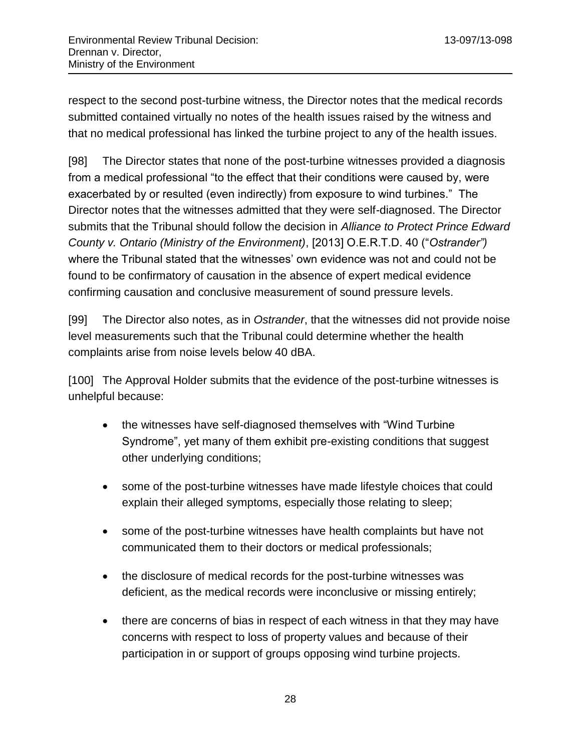respect to the second post-turbine witness, the Director notes that the medical records submitted contained virtually no notes of the health issues raised by the witness and that no medical professional has linked the turbine project to any of the health issues.

[98] The Director states that none of the post-turbine witnesses provided a diagnosis from a medical professional "to the effect that their conditions were caused by, were exacerbated by or resulted (even indirectly) from exposure to wind turbines." The Director notes that the witnesses admitted that they were self-diagnosed. The Director submits that the Tribunal should follow the decision in *Alliance to Protect Prince Edward County v. Ontario (Ministry of the Environment)*, [2013] O.E.R.T.D. 40 ("*Ostrander")* where the Tribunal stated that the witnesses' own evidence was not and could not be found to be confirmatory of causation in the absence of expert medical evidence confirming causation and conclusive measurement of sound pressure levels.

[99] The Director also notes, as in *Ostrander*, that the witnesses did not provide noise level measurements such that the Tribunal could determine whether the health complaints arise from noise levels below 40 dBA.

[100] The Approval Holder submits that the evidence of the post-turbine witnesses is unhelpful because:

- the witnesses have self-diagnosed themselves with "Wind Turbine Syndrome", yet many of them exhibit pre-existing conditions that suggest other underlying conditions;
- some of the post-turbine witnesses have made lifestyle choices that could explain their alleged symptoms, especially those relating to sleep;
- some of the post-turbine witnesses have health complaints but have not communicated them to their doctors or medical professionals;
- the disclosure of medical records for the post-turbine witnesses was deficient, as the medical records were inconclusive or missing entirely;
- there are concerns of bias in respect of each witness in that they may have concerns with respect to loss of property values and because of their participation in or support of groups opposing wind turbine projects.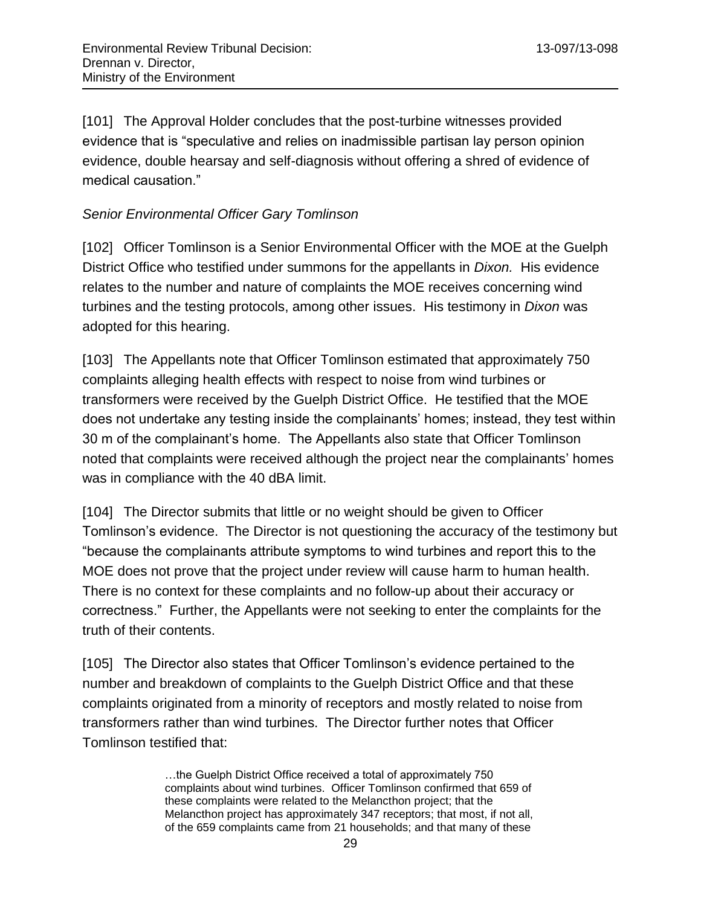[101] The Approval Holder concludes that the post-turbine witnesses provided evidence that is "speculative and relies on inadmissible partisan lay person opinion evidence, double hearsay and self-diagnosis without offering a shred of evidence of medical causation."

*Senior Environmental Officer Gary Tomlinson*

[102] Officer Tomlinson is a Senior Environmental Officer with the MOE at the Guelph District Office who testified under summons for the appellants in *Dixon.* His evidence relates to the number and nature of complaints the MOE receives concerning wind turbines and the testing protocols, among other issues. His testimony in *Dixon* was adopted for this hearing.

[103] The Appellants note that Officer Tomlinson estimated that approximately 750 complaints alleging health effects with respect to noise from wind turbines or transformers were received by the Guelph District Office. He testified that the MOE does not undertake any testing inside the complainants' homes; instead, they test within 30 m of the complainant's home. The Appellants also state that Officer Tomlinson noted that complaints were received although the project near the complainants' homes was in compliance with the 40 dBA limit.

[104] The Director submits that little or no weight should be given to Officer Tomlinson's evidence. The Director is not questioning the accuracy of the testimony but "because the complainants attribute symptoms to wind turbines and report this to the MOE does not prove that the project under review will cause harm to human health. There is no context for these complaints and no follow-up about their accuracy or correctness." Further, the Appellants were not seeking to enter the complaints for the truth of their contents.

[105] The Director also states that Officer Tomlinson's evidence pertained to the number and breakdown of complaints to the Guelph District Office and that these complaints originated from a minority of receptors and mostly related to noise from transformers rather than wind turbines. The Director further notes that Officer Tomlinson testified that:

> …the Guelph District Office received a total of approximately 750 complaints about wind turbines. Officer Tomlinson confirmed that 659 of these complaints were related to the Melancthon project; that the Melancthon project has approximately 347 receptors; that most, if not all, of the 659 complaints came from 21 households; and that many of these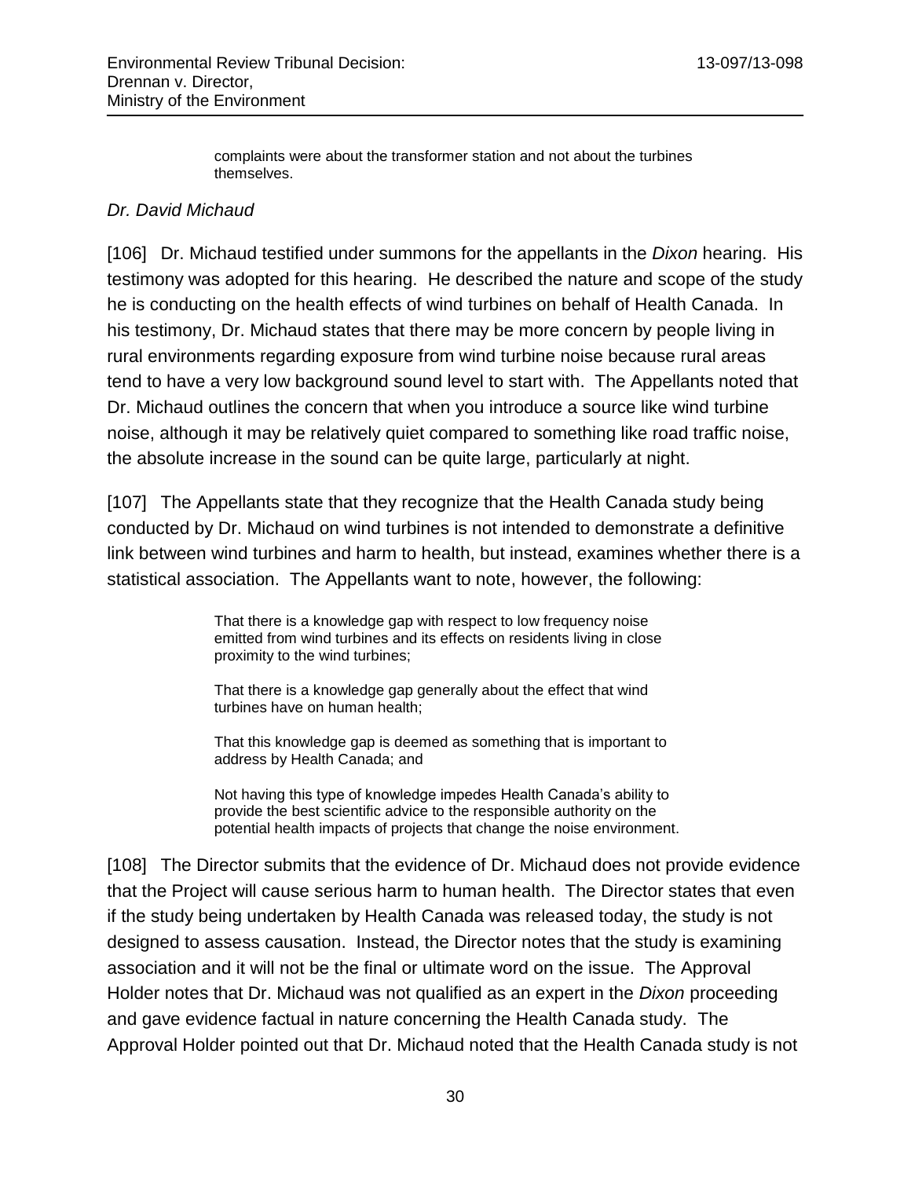> complaints were about the transformer station and not about the turbines themselves.

*Dr. David Michaud*

[106] Dr. Michaud testified under summons for the appellants in the *Dixon* hearing. His testimony was adopted for this hearing. He described the nature and scope of the study he is conducting on the health effects of wind turbines on behalf of Health Canada. In his testimony, Dr. Michaud states that there may be more concern by people living in rural environments regarding exposure from wind turbine noise because rural areas tend to have a very low background sound level to start with. The Appellants noted that Dr. Michaud outlines the concern that when you introduce a source like wind turbine noise, although it may be relatively quiet compared to something like road traffic noise, the absolute increase in the sound can be quite large, particularly at night.

[107] The Appellants state that they recognize that the Health Canada study being conducted by Dr. Michaud on wind turbines is not intended to demonstrate a definitive link between wind turbines and harm to health, but instead, examines whether there is a statistical association. The Appellants want to note, however, the following:

> That there is a knowledge gap with respect to low frequency noise emitted from wind turbines and its effects on residents living in close proximity to the wind turbines;
>
> That there is a knowledge gap generally about the effect that wind turbines have on human health;
>
> That this knowledge gap is deemed as something that is important to address by Health Canada; and
>
> Not having this type of knowledge impedes Health Canada's ability to provide the best scientific advice to the responsible authority on the potential health impacts of projects that change the noise environment.

[108] The Director submits that the evidence of Dr. Michaud does not provide evidence that the Project will cause serious harm to human health. The Director states that even if the study being undertaken by Health Canada was released today, the study is not designed to assess causation. Instead, the Director notes that the study is examining association and it will not be the final or ultimate word on the issue. The Approval Holder notes that Dr. Michaud was not qualified as an expert in the *Dixon* proceeding and gave evidence factual in nature concerning the Health Canada study. The Approval Holder pointed out that Dr. Michaud noted that the Health Canada study is not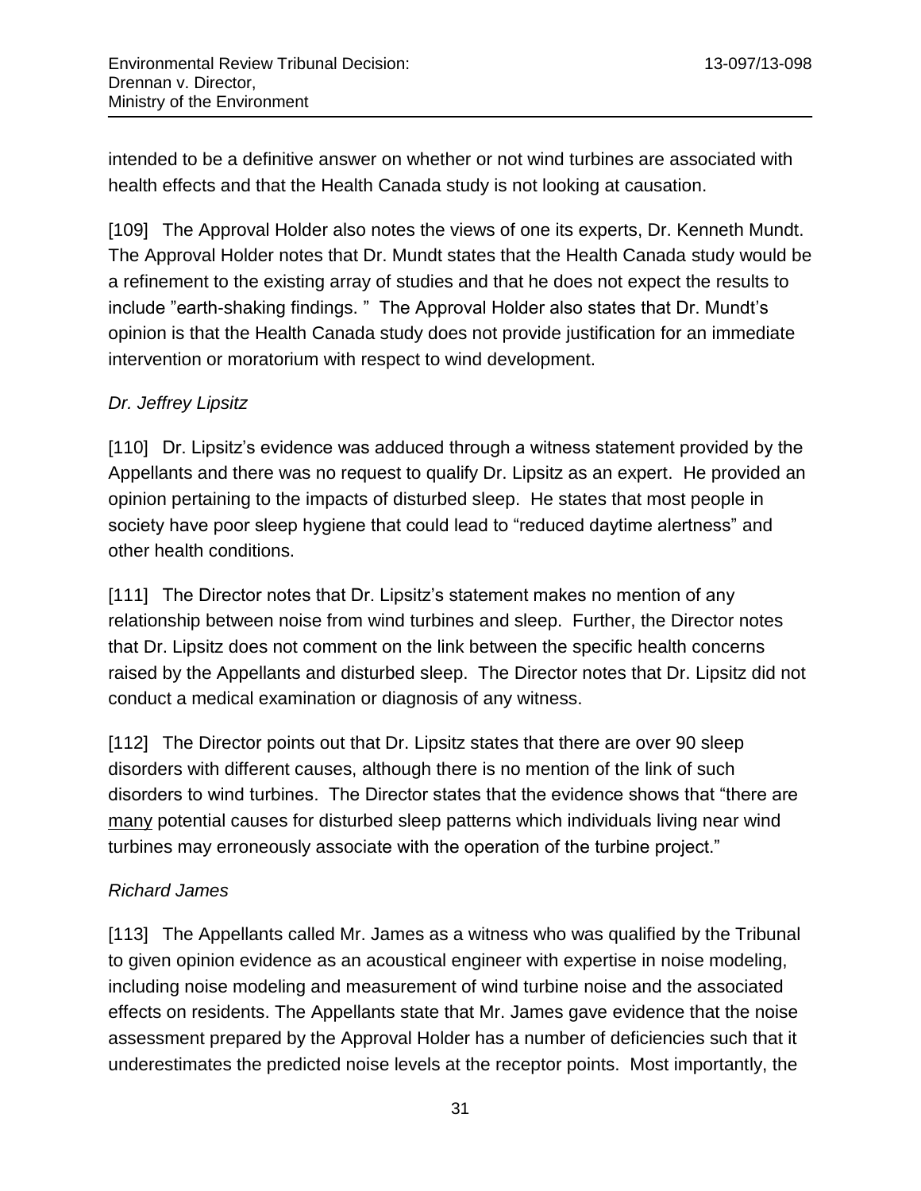intended to be a definitive answer on whether or not wind turbines are associated with health effects and that the Health Canada study is not looking at causation.

[109] The Approval Holder also notes the views of one its experts, Dr. Kenneth Mundt. The Approval Holder notes that Dr. Mundt states that the Health Canada study would be a refinement to the existing array of studies and that he does not expect the results to include "earth-shaking findings. " The Approval Holder also states that Dr. Mundt's opinion is that the Health Canada study does not provide justification for an immediate intervention or moratorium with respect to wind development.

*Dr. Jeffrey Lipsitz*

[110] Dr. Lipsitz's evidence was adduced through a witness statement provided by the Appellants and there was no request to qualify Dr. Lipsitz as an expert. He provided an opinion pertaining to the impacts of disturbed sleep. He states that most people in society have poor sleep hygiene that could lead to "reduced daytime alertness" and other health conditions.

[111] The Director notes that Dr. Lipsitz's statement makes no mention of any relationship between noise from wind turbines and sleep. Further, the Director notes that Dr. Lipsitz does not comment on the link between the specific health concerns raised by the Appellants and disturbed sleep. The Director notes that Dr. Lipsitz did not conduct a medical examination or diagnosis of any witness.

[112] The Director points out that Dr. Lipsitz states that there are over 90 sleep disorders with different causes, although there is no mention of the link of such disorders to wind turbines. The Director states that the evidence shows that "there are <u>many</u> potential causes for disturbed sleep patterns which individuals living near wind turbines may erroneously associate with the operation of the turbine project."

*Richard James*

[113] The Appellants called Mr. James as a witness who was qualified by the Tribunal to given opinion evidence as an acoustical engineer with expertise in noise modeling, including noise modeling and measurement of wind turbine noise and the associated effects on residents. The Appellants state that Mr. James gave evidence that the noise assessment prepared by the Approval Holder has a number of deficiencies such that it underestimates the predicted noise levels at the receptor points. Most importantly, the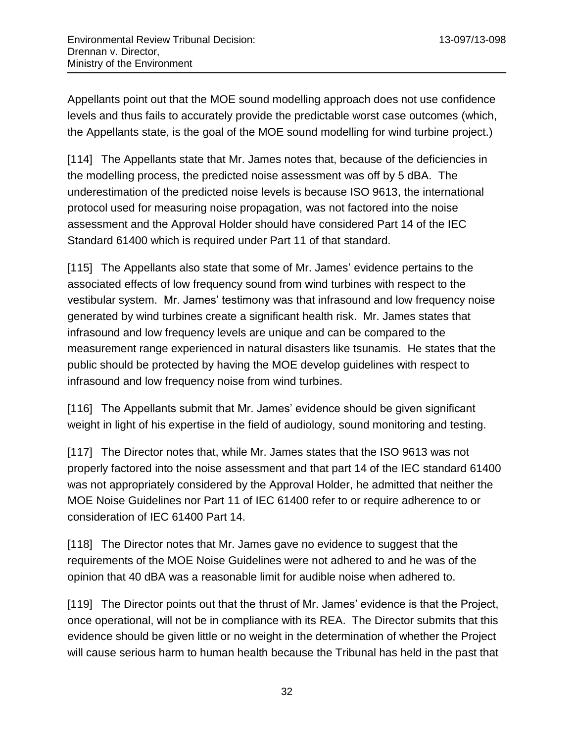Appellants point out that the MOE sound modelling approach does not use confidence levels and thus fails to accurately provide the predictable worst case outcomes (which, the Appellants state, is the goal of the MOE sound modelling for wind turbine project.)

[114] The Appellants state that Mr. James notes that, because of the deficiencies in the modelling process, the predicted noise assessment was off by 5 dBA. The underestimation of the predicted noise levels is because ISO 9613, the international protocol used for measuring noise propagation, was not factored into the noise assessment and the Approval Holder should have considered Part 14 of the IEC Standard 61400 which is required under Part 11 of that standard.

[115] The Appellants also state that some of Mr. James' evidence pertains to the associated effects of low frequency sound from wind turbines with respect to the vestibular system. Mr. James' testimony was that infrasound and low frequency noise generated by wind turbines create a significant health risk. Mr. James states that infrasound and low frequency levels are unique and can be compared to the measurement range experienced in natural disasters like tsunamis. He states that the public should be protected by having the MOE develop guidelines with respect to infrasound and low frequency noise from wind turbines.

[116] The Appellants submit that Mr. James' evidence should be given significant weight in light of his expertise in the field of audiology, sound monitoring and testing.

[117] The Director notes that, while Mr. James states that the ISO 9613 was not properly factored into the noise assessment and that part 14 of the IEC standard 61400 was not appropriately considered by the Approval Holder, he admitted that neither the MOE Noise Guidelines nor Part 11 of IEC 61400 refer to or require adherence to or consideration of IEC 61400 Part 14.

[118] The Director notes that Mr. James gave no evidence to suggest that the requirements of the MOE Noise Guidelines were not adhered to and he was of the opinion that 40 dBA was a reasonable limit for audible noise when adhered to.

[119] The Director points out that the thrust of Mr. James' evidence is that the Project, once operational, will not be in compliance with its REA. The Director submits that this evidence should be given little or no weight in the determination of whether the Project will cause serious harm to human health because the Tribunal has held in the past that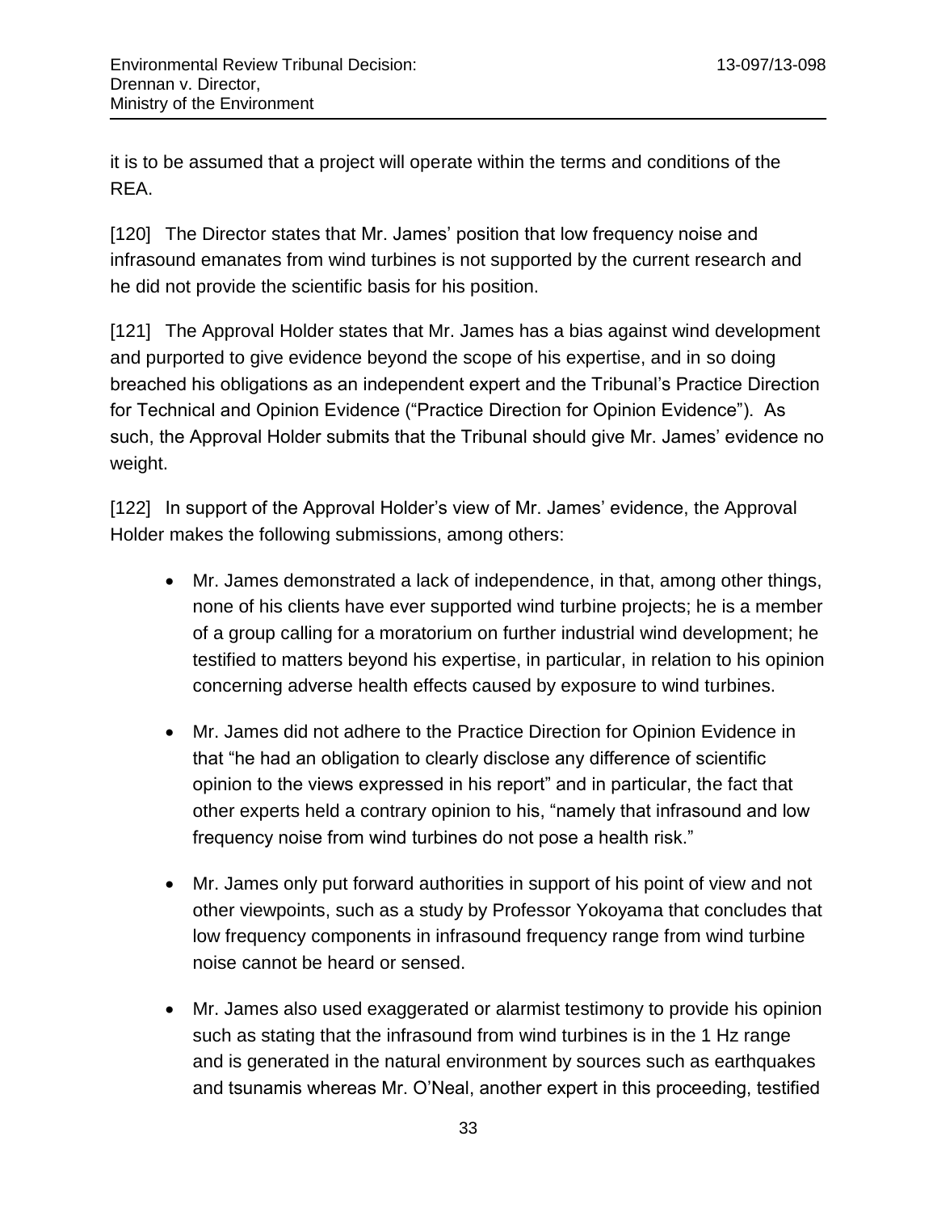it is to be assumed that a project will operate within the terms and conditions of the REA.

[120] The Director states that Mr. James' position that low frequency noise and infrasound emanates from wind turbines is not supported by the current research and he did not provide the scientific basis for his position.

[121] The Approval Holder states that Mr. James has a bias against wind development and purported to give evidence beyond the scope of his expertise, and in so doing breached his obligations as an independent expert and the Tribunal's Practice Direction for Technical and Opinion Evidence ("Practice Direction for Opinion Evidence"). As such, the Approval Holder submits that the Tribunal should give Mr. James' evidence no weight.

[122] In support of the Approval Holder's view of Mr. James' evidence, the Approval Holder makes the following submissions, among others:

- Mr. James demonstrated a lack of independence, in that, among other things, none of his clients have ever supported wind turbine projects; he is a member of a group calling for a moratorium on further industrial wind development; he testified to matters beyond his expertise, in particular, in relation to his opinion concerning adverse health effects caused by exposure to wind turbines.

- Mr. James did not adhere to the Practice Direction for Opinion Evidence in that "he had an obligation to clearly disclose any difference of scientific opinion to the views expressed in his report" and in particular, the fact that other experts held a contrary opinion to his, "namely that infrasound and low frequency noise from wind turbines do not pose a health risk."

- Mr. James only put forward authorities in support of his point of view and not other viewpoints, such as a study by Professor Yokoyama that concludes that low frequency components in infrasound frequency range from wind turbine noise cannot be heard or sensed.

- Mr. James also used exaggerated or alarmist testimony to provide his opinion such as stating that the infrasound from wind turbines is in the 1 Hz range and is generated in the natural environment by sources such as earthquakes and tsunamis whereas Mr. O'Neal, another expert in this proceeding, testified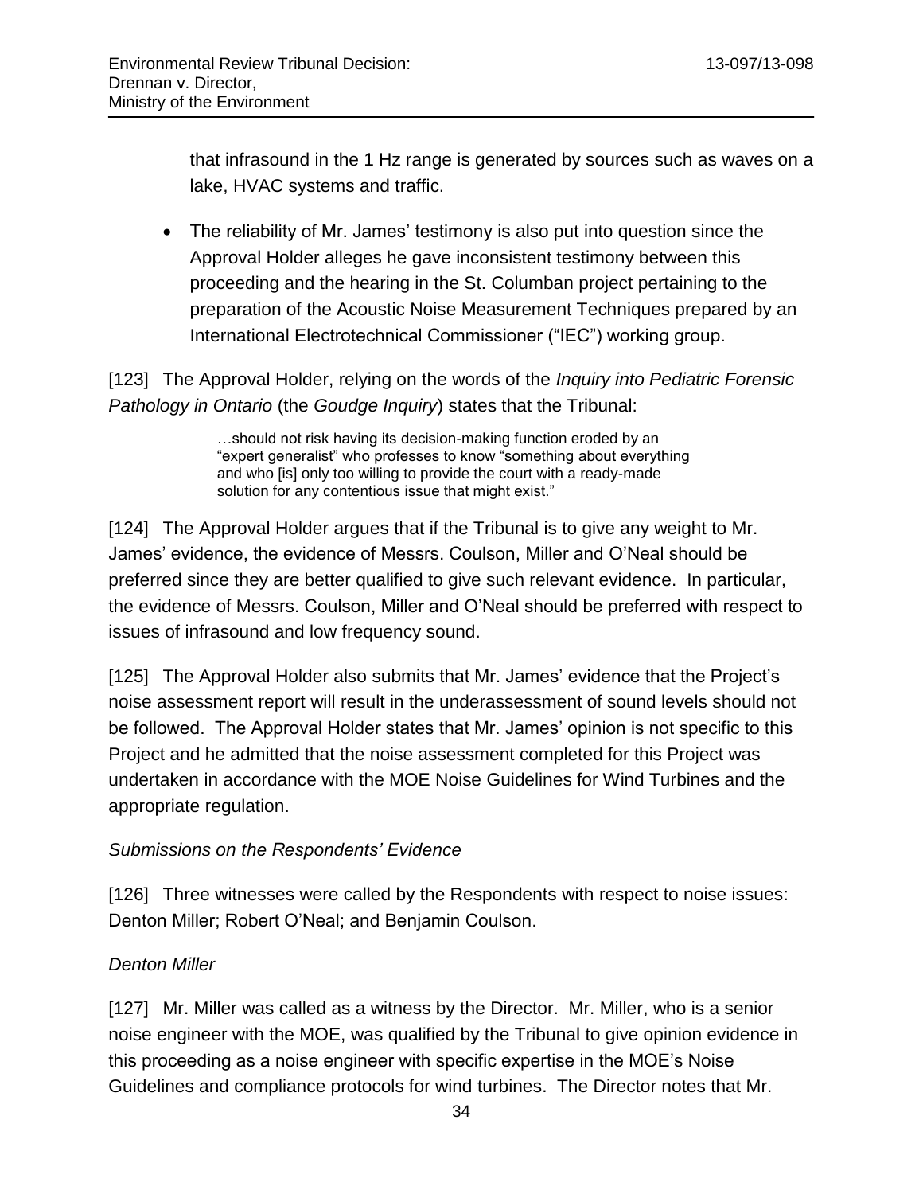that infrasound in the 1 Hz range is generated by sources such as waves on a lake, HVAC systems and traffic.

- The reliability of Mr. James' testimony is also put into question since the Approval Holder alleges he gave inconsistent testimony between this proceeding and the hearing in the St. Columban project pertaining to the preparation of the Acoustic Noise Measurement Techniques prepared by an International Electrotechnical Commissioner ("IEC") working group.

[123] The Approval Holder, relying on the words of the *Inquiry into Pediatric Forensic Pathology in Ontario* (the *Goudge Inquiry*) states that the Tribunal:

> …should not risk having its decision-making function eroded by an "expert generalist" who professes to know "something about everything and who [is] only too willing to provide the court with a ready-made solution for any contentious issue that might exist."

[124] The Approval Holder argues that if the Tribunal is to give any weight to Mr. James' evidence, the evidence of Messrs. Coulson, Miller and O'Neal should be preferred since they are better qualified to give such relevant evidence. In particular, the evidence of Messrs. Coulson, Miller and O'Neal should be preferred with respect to issues of infrasound and low frequency sound.

[125] The Approval Holder also submits that Mr. James' evidence that the Project's noise assessment report will result in the underassessment of sound levels should not be followed. The Approval Holder states that Mr. James' opinion is not specific to this Project and he admitted that the noise assessment completed for this Project was undertaken in accordance with the MOE Noise Guidelines for Wind Turbines and the appropriate regulation.

*Submissions on the Respondents' Evidence*

[126] Three witnesses were called by the Respondents with respect to noise issues: Denton Miller; Robert O'Neal; and Benjamin Coulson.

*Denton Miller*

[127] Mr. Miller was called as a witness by the Director. Mr. Miller, who is a senior noise engineer with the MOE, was qualified by the Tribunal to give opinion evidence in this proceeding as a noise engineer with specific expertise in the MOE's Noise Guidelines and compliance protocols for wind turbines. The Director notes that Mr.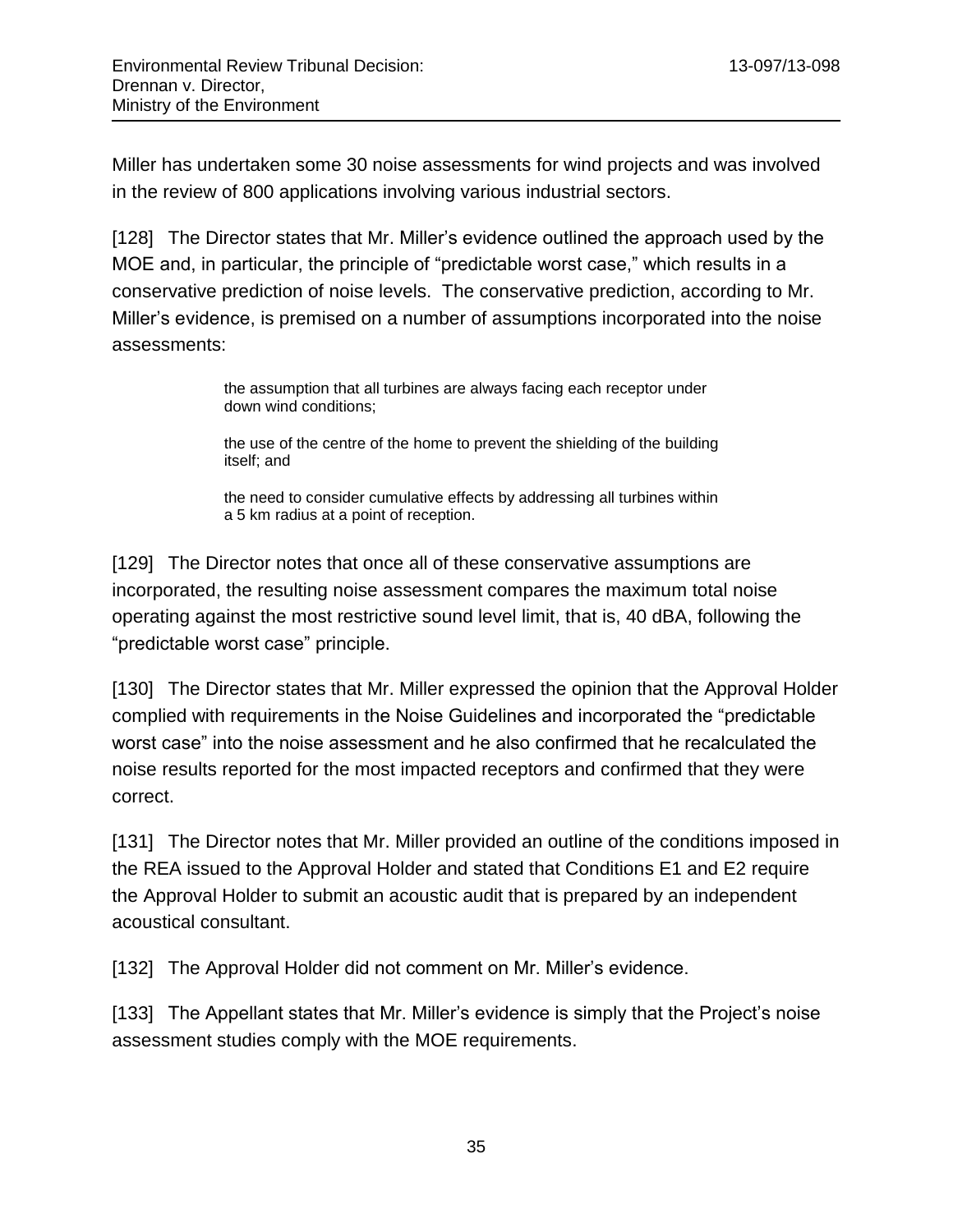Miller has undertaken some 30 noise assessments for wind projects and was involved in the review of 800 applications involving various industrial sectors.

[128] The Director states that Mr. Miller's evidence outlined the approach used by the MOE and, in particular, the principle of "predictable worst case," which results in a conservative prediction of noise levels. The conservative prediction, according to Mr. Miller's evidence, is premised on a number of assumptions incorporated into the noise assessments:

> the assumption that all turbines are always facing each receptor under down wind conditions;
>
> the use of the centre of the home to prevent the shielding of the building itself; and
>
> the need to consider cumulative effects by addressing all turbines within a 5 km radius at a point of reception.

[129] The Director notes that once all of these conservative assumptions are incorporated, the resulting noise assessment compares the maximum total noise operating against the most restrictive sound level limit, that is, 40 dBA, following the "predictable worst case" principle.

[130] The Director states that Mr. Miller expressed the opinion that the Approval Holder complied with requirements in the Noise Guidelines and incorporated the "predictable worst case" into the noise assessment and he also confirmed that he recalculated the noise results reported for the most impacted receptors and confirmed that they were correct.

[131] The Director notes that Mr. Miller provided an outline of the conditions imposed in the REA issued to the Approval Holder and stated that Conditions E1 and E2 require the Approval Holder to submit an acoustic audit that is prepared by an independent acoustical consultant.

[132] The Approval Holder did not comment on Mr. Miller's evidence.

[133] The Appellant states that Mr. Miller's evidence is simply that the Project's noise assessment studies comply with the MOE requirements.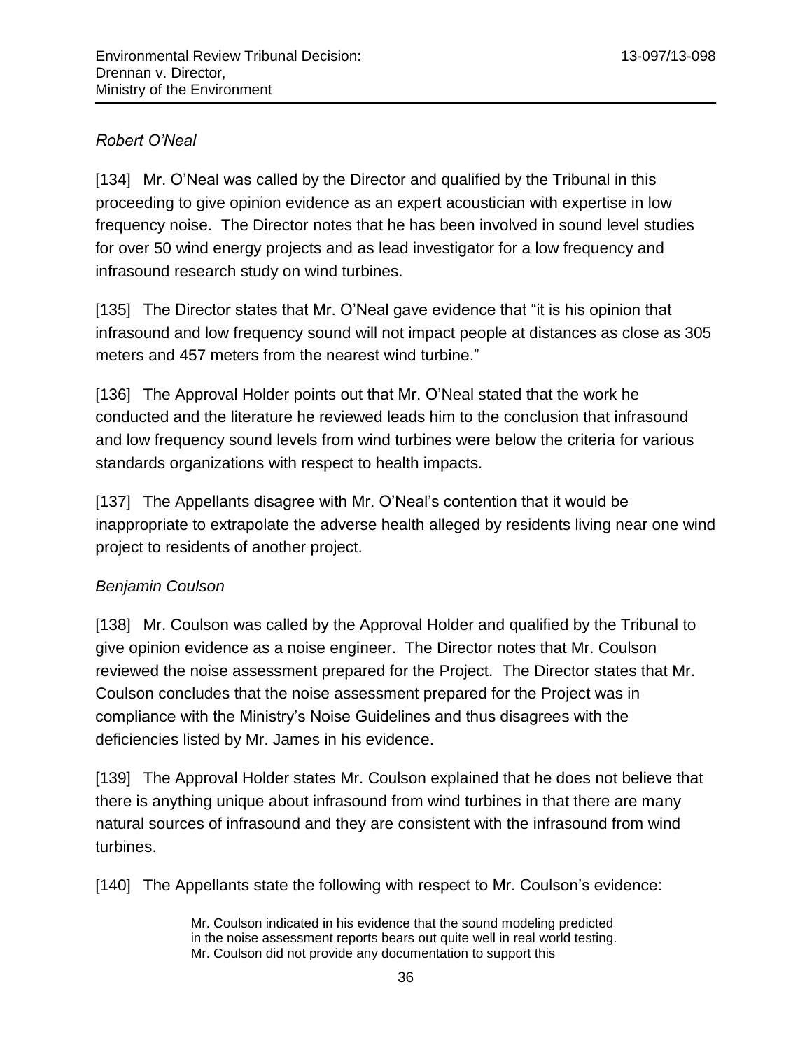*Robert O'Neal*

[134] Mr. O'Neal was called by the Director and qualified by the Tribunal in this proceeding to give opinion evidence as an expert acoustician with expertise in low frequency noise. The Director notes that he has been involved in sound level studies for over 50 wind energy projects and as lead investigator for a low frequency and infrasound research study on wind turbines.

[135] The Director states that Mr. O'Neal gave evidence that "it is his opinion that infrasound and low frequency sound will not impact people at distances as close as 305 meters and 457 meters from the nearest wind turbine."

[136] The Approval Holder points out that Mr. O'Neal stated that the work he conducted and the literature he reviewed leads him to the conclusion that infrasound and low frequency sound levels from wind turbines were below the criteria for various standards organizations with respect to health impacts.

[137] The Appellants disagree with Mr. O'Neal's contention that it would be inappropriate to extrapolate the adverse health alleged by residents living near one wind project to residents of another project.

*Benjamin Coulson*

[138] Mr. Coulson was called by the Approval Holder and qualified by the Tribunal to give opinion evidence as a noise engineer. The Director notes that Mr. Coulson reviewed the noise assessment prepared for the Project. The Director states that Mr. Coulson concludes that the noise assessment prepared for the Project was in compliance with the Ministry's Noise Guidelines and thus disagrees with the deficiencies listed by Mr. James in his evidence.

[139] The Approval Holder states Mr. Coulson explained that he does not believe that there is anything unique about infrasound from wind turbines in that there are many natural sources of infrasound and they are consistent with the infrasound from wind turbines.

[140] The Appellants state the following with respect to Mr. Coulson's evidence:

> Mr. Coulson indicated in his evidence that the sound modeling predicted in the noise assessment reports bears out quite well in real world testing. Mr. Coulson did not provide any documentation to support this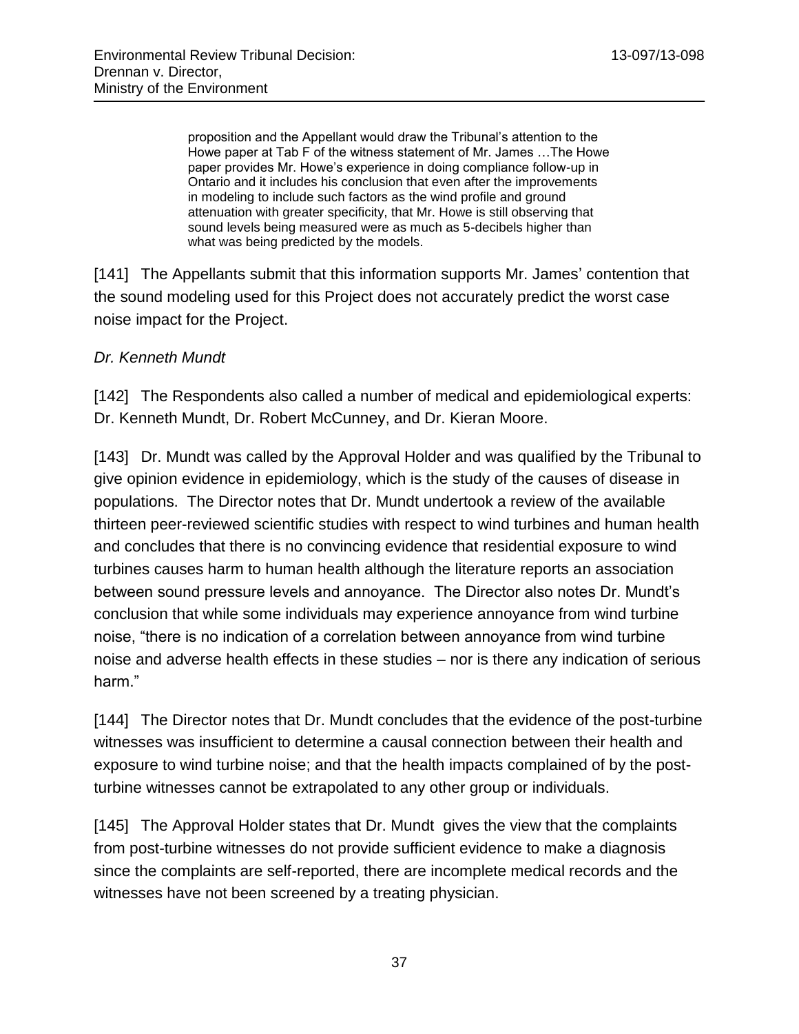> proposition and the Appellant would draw the Tribunal's attention to the Howe paper at Tab F of the witness statement of Mr. James …The Howe paper provides Mr. Howe's experience in doing compliance follow-up in Ontario and it includes his conclusion that even after the improvements in modeling to include such factors as the wind profile and ground attenuation with greater specificity, that Mr. Howe is still observing that sound levels being measured were as much as 5-decibels higher than what was being predicted by the models.

[141] The Appellants submit that this information supports Mr. James' contention that the sound modeling used for this Project does not accurately predict the worst case noise impact for the Project.

*Dr. Kenneth Mundt*

[142] The Respondents also called a number of medical and epidemiological experts: Dr. Kenneth Mundt, Dr. Robert McCunney, and Dr. Kieran Moore.

[143] Dr. Mundt was called by the Approval Holder and was qualified by the Tribunal to give opinion evidence in epidemiology, which is the study of the causes of disease in populations. The Director notes that Dr. Mundt undertook a review of the available thirteen peer-reviewed scientific studies with respect to wind turbines and human health and concludes that there is no convincing evidence that residential exposure to wind turbines causes harm to human health although the literature reports an association between sound pressure levels and annoyance. The Director also notes Dr. Mundt's conclusion that while some individuals may experience annoyance from wind turbine noise, "there is no indication of a correlation between annoyance from wind turbine noise and adverse health effects in these studies – nor is there any indication of serious harm."

[144] The Director notes that Dr. Mundt concludes that the evidence of the post-turbine witnesses was insufficient to determine a causal connection between their health and exposure to wind turbine noise; and that the health impacts complained of by the post-turbine witnesses cannot be extrapolated to any other group or individuals.

[145] The Approval Holder states that Dr. Mundt gives the view that the complaints from post-turbine witnesses do not provide sufficient evidence to make a diagnosis since the complaints are self-reported, there are incomplete medical records and the witnesses have not been screened by a treating physician.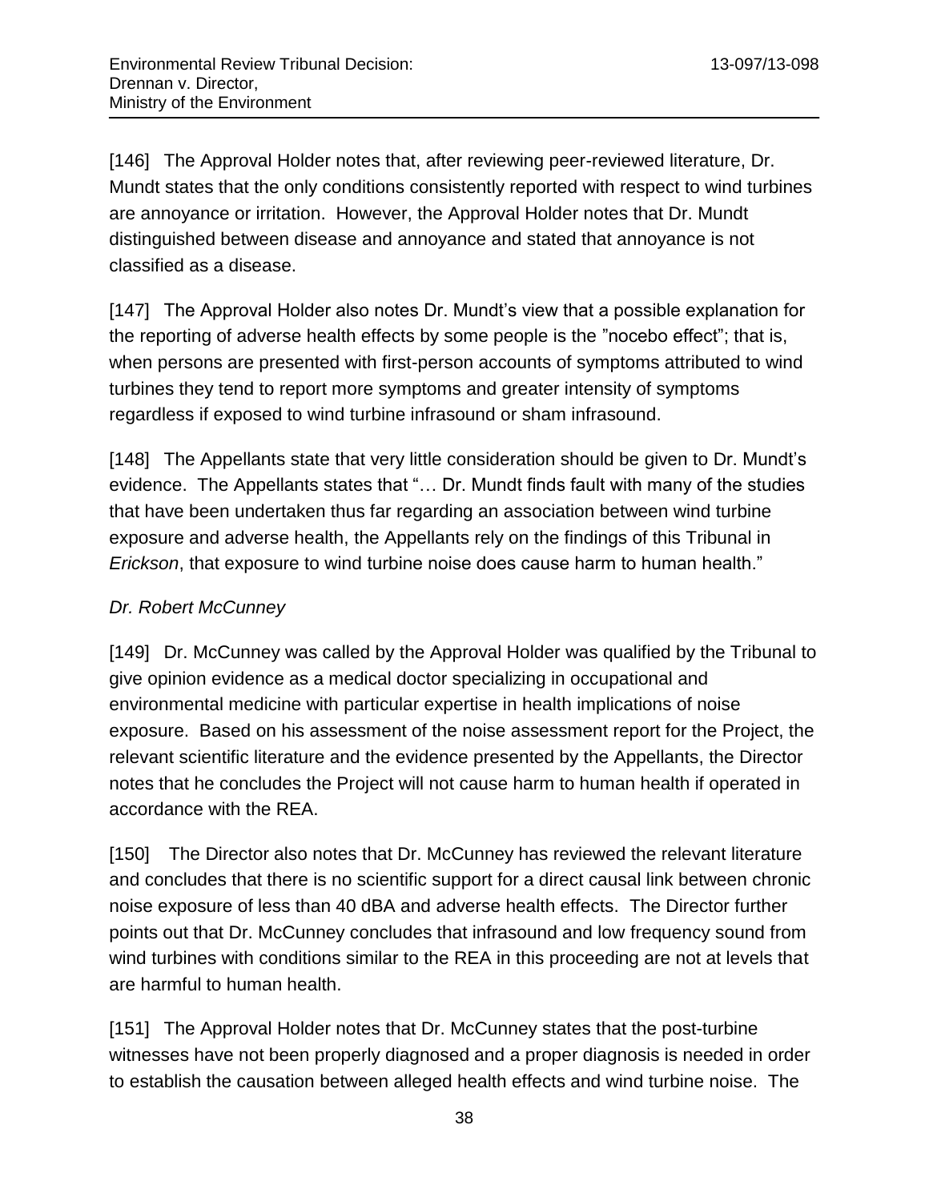[146] The Approval Holder notes that, after reviewing peer-reviewed literature, Dr. Mundt states that the only conditions consistently reported with respect to wind turbines are annoyance or irritation. However, the Approval Holder notes that Dr. Mundt distinguished between disease and annoyance and stated that annoyance is not classified as a disease.

[147] The Approval Holder also notes Dr. Mundt's view that a possible explanation for the reporting of adverse health effects by some people is the "nocebo effect"; that is, when persons are presented with first-person accounts of symptoms attributed to wind turbines they tend to report more symptoms and greater intensity of symptoms regardless if exposed to wind turbine infrasound or sham infrasound.

[148] The Appellants state that very little consideration should be given to Dr. Mundt's evidence. The Appellants states that "… Dr. Mundt finds fault with many of the studies that have been undertaken thus far regarding an association between wind turbine exposure and adverse health, the Appellants rely on the findings of this Tribunal in *Erickson*, that exposure to wind turbine noise does cause harm to human health."

*Dr. Robert McCunney*

[149] Dr. McCunney was called by the Approval Holder was qualified by the Tribunal to give opinion evidence as a medical doctor specializing in occupational and environmental medicine with particular expertise in health implications of noise exposure. Based on his assessment of the noise assessment report for the Project, the relevant scientific literature and the evidence presented by the Appellants, the Director notes that he concludes the Project will not cause harm to human health if operated in accordance with the REA.

[150] The Director also notes that Dr. McCunney has reviewed the relevant literature and concludes that there is no scientific support for a direct causal link between chronic noise exposure of less than 40 dBA and adverse health effects. The Director further points out that Dr. McCunney concludes that infrasound and low frequency sound from wind turbines with conditions similar to the REA in this proceeding are not at levels that are harmful to human health.

[151] The Approval Holder notes that Dr. McCunney states that the post-turbine witnesses have not been properly diagnosed and a proper diagnosis is needed in order to establish the causation between alleged health effects and wind turbine noise. The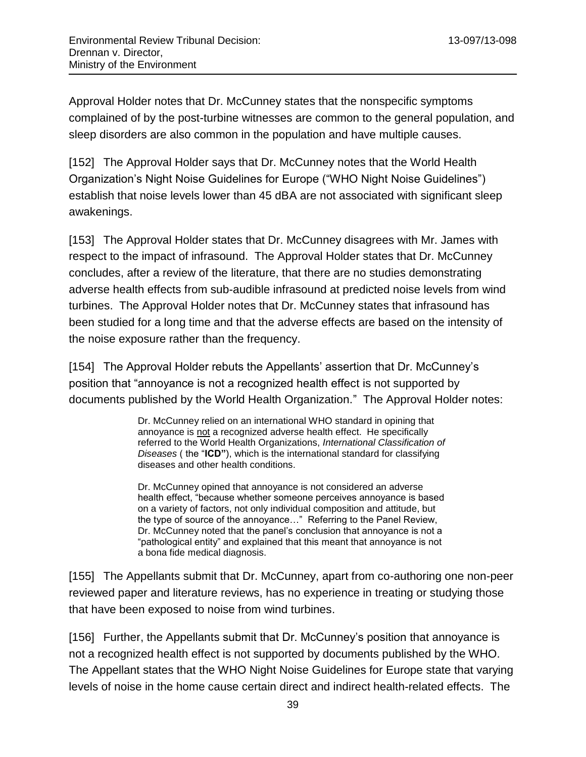Approval Holder notes that Dr. McCunney states that the nonspecific symptoms complained of by the post-turbine witnesses are common to the general population, and sleep disorders are also common in the population and have multiple causes.

[152] The Approval Holder says that Dr. McCunney notes that the World Health Organization's Night Noise Guidelines for Europe ("WHO Night Noise Guidelines") establish that noise levels lower than 45 dBA are not associated with significant sleep awakenings.

[153] The Approval Holder states that Dr. McCunney disagrees with Mr. James with respect to the impact of infrasound. The Approval Holder states that Dr. McCunney concludes, after a review of the literature, that there are no studies demonstrating adverse health effects from sub-audible infrasound at predicted noise levels from wind turbines. The Approval Holder notes that Dr. McCunney states that infrasound has been studied for a long time and that the adverse effects are based on the intensity of the noise exposure rather than the frequency.

[154] The Approval Holder rebuts the Appellants' assertion that Dr. McCunney's position that "annoyance is not a recognized health effect is not supported by documents published by the World Health Organization." The Approval Holder notes:

> Dr. McCunney relied on an international WHO standard in opining that annoyance is <u>not</u> a recognized adverse health effect. He specifically referred to the World Health Organizations, *International Classification of Diseases* ( the "**ICD"**), which is the international standard for classifying diseases and other health conditions.
>
> Dr. McCunney opined that annoyance is not considered an adverse health effect, "because whether someone perceives annoyance is based on a variety of factors, not only individual composition and attitude, but the type of source of the annoyance…" Referring to the Panel Review, Dr. McCunney noted that the panel's conclusion that annoyance is not a "pathological entity" and explained that this meant that annoyance is not a bona fide medical diagnosis.

[155] The Appellants submit that Dr. McCunney, apart from co-authoring one non-peer reviewed paper and literature reviews, has no experience in treating or studying those that have been exposed to noise from wind turbines.

[156] Further, the Appellants submit that Dr. McCunney's position that annoyance is not a recognized health effect is not supported by documents published by the WHO. The Appellant states that the WHO Night Noise Guidelines for Europe state that varying levels of noise in the home cause certain direct and indirect health-related effects. The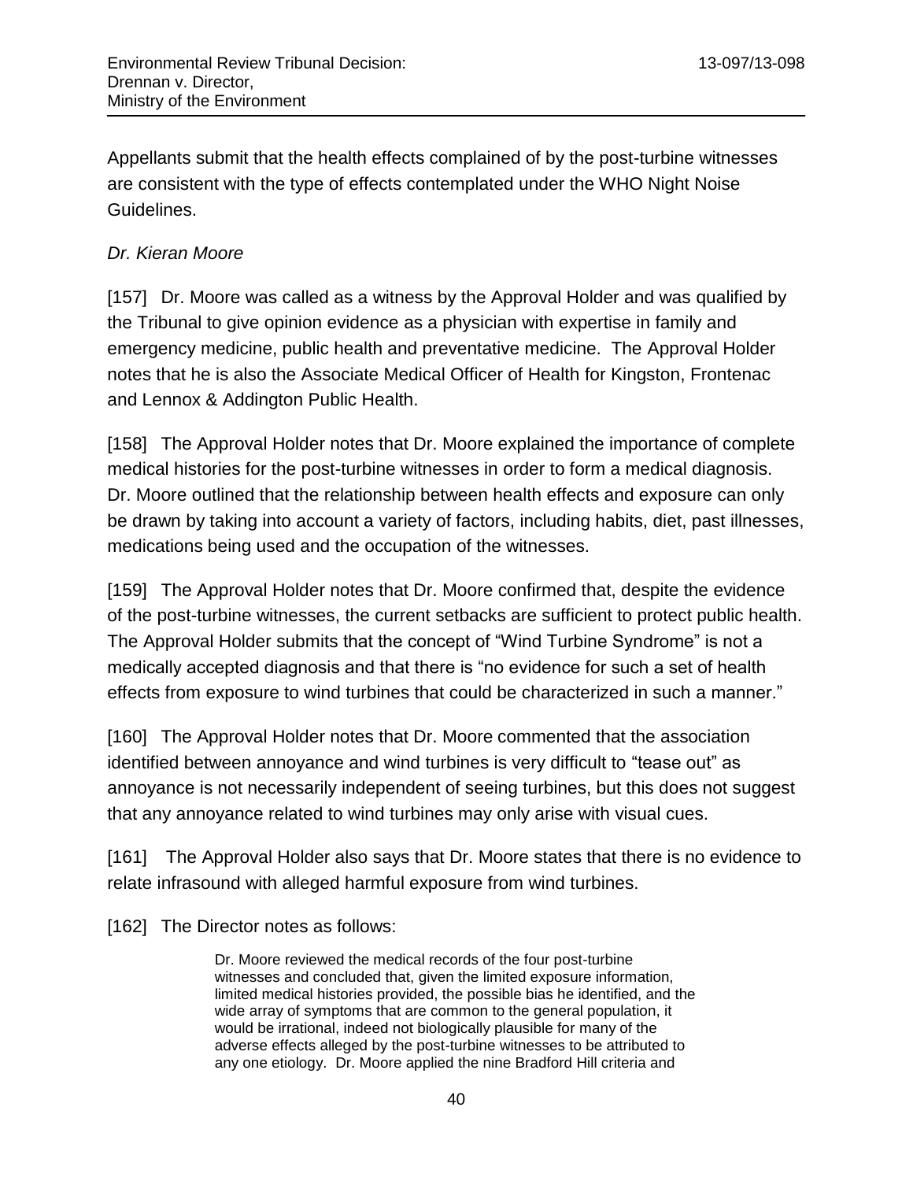Appellants submit that the health effects complained of by the post-turbine witnesses are consistent with the type of effects contemplated under the WHO Night Noise Guidelines.

*Dr. Kieran Moore*

[157] Dr. Moore was called as a witness by the Approval Holder and was qualified by the Tribunal to give opinion evidence as a physician with expertise in family and emergency medicine, public health and preventative medicine. The Approval Holder notes that he is also the Associate Medical Officer of Health for Kingston, Frontenac and Lennox & Addington Public Health.

[158] The Approval Holder notes that Dr. Moore explained the importance of complete medical histories for the post-turbine witnesses in order to form a medical diagnosis. Dr. Moore outlined that the relationship between health effects and exposure can only be drawn by taking into account a variety of factors, including habits, diet, past illnesses, medications being used and the occupation of the witnesses.

[159] The Approval Holder notes that Dr. Moore confirmed that, despite the evidence of the post-turbine witnesses, the current setbacks are sufficient to protect public health. The Approval Holder submits that the concept of "Wind Turbine Syndrome" is not a medically accepted diagnosis and that there is "no evidence for such a set of health effects from exposure to wind turbines that could be characterized in such a manner."

[160] The Approval Holder notes that Dr. Moore commented that the association identified between annoyance and wind turbines is very difficult to "tease out" as annoyance is not necessarily independent of seeing turbines, but this does not suggest that any annoyance related to wind turbines may only arise with visual cues.

[161] The Approval Holder also says that Dr. Moore states that there is no evidence to relate infrasound with alleged harmful exposure from wind turbines.

[162] The Director notes as follows:

> Dr. Moore reviewed the medical records of the four post-turbine witnesses and concluded that, given the limited exposure information, limited medical histories provided, the possible bias he identified, and the wide array of symptoms that are common to the general population, it would be irrational, indeed not biologically plausible for many of the adverse effects alleged by the post-turbine witnesses to be attributed to any one etiology. Dr. Moore applied the nine Bradford Hill criteria and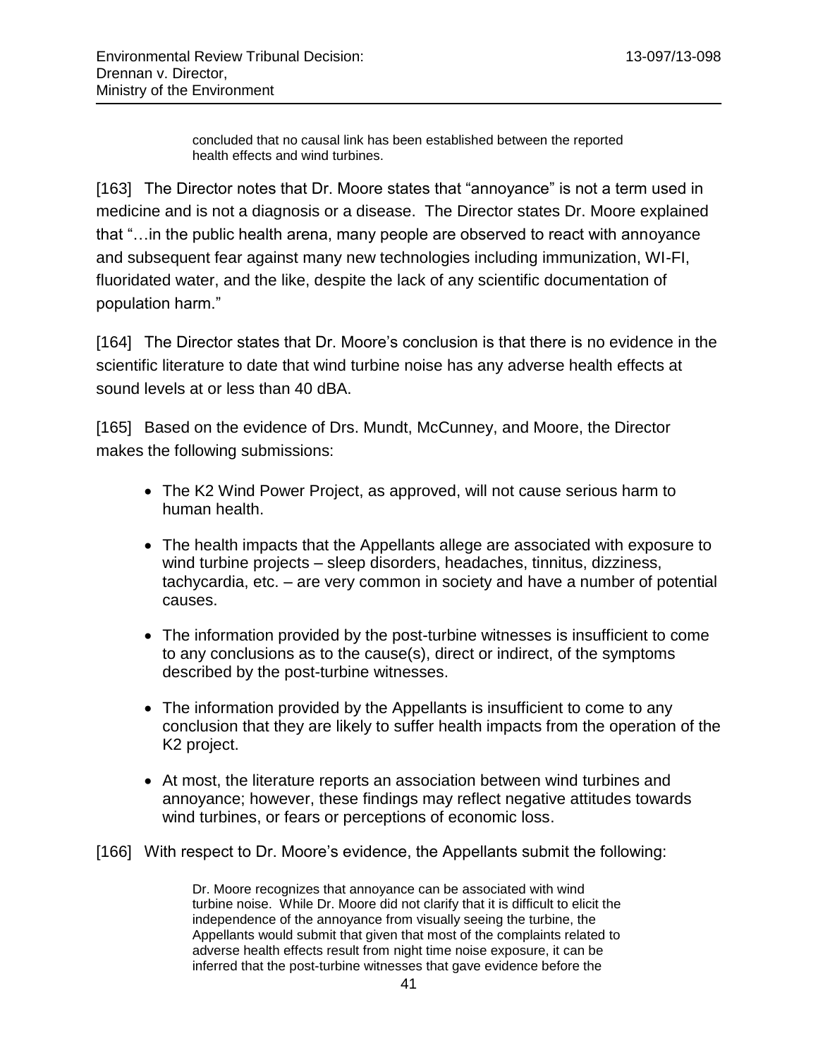> concluded that no causal link has been established between the reported health effects and wind turbines.

[163] The Director notes that Dr. Moore states that "annoyance" is not a term used in medicine and is not a diagnosis or a disease. The Director states Dr. Moore explained that "…in the public health arena, many people are observed to react with annoyance and subsequent fear against many new technologies including immunization, WI-FI, fluoridated water, and the like, despite the lack of any scientific documentation of population harm."

[164] The Director states that Dr. Moore's conclusion is that there is no evidence in the scientific literature to date that wind turbine noise has any adverse health effects at sound levels at or less than 40 dBA.

[165] Based on the evidence of Drs. Mundt, McCunney, and Moore, the Director makes the following submissions:

- The K2 Wind Power Project, as approved, will not cause serious harm to human health.
- The health impacts that the Appellants allege are associated with exposure to wind turbine projects – sleep disorders, headaches, tinnitus, dizziness, tachycardia, etc. – are very common in society and have a number of potential causes.
- The information provided by the post-turbine witnesses is insufficient to come to any conclusions as to the cause(s), direct or indirect, of the symptoms described by the post-turbine witnesses.
- The information provided by the Appellants is insufficient to come to any conclusion that they are likely to suffer health impacts from the operation of the K2 project.
- At most, the literature reports an association between wind turbines and annoyance; however, these findings may reflect negative attitudes towards wind turbines, or fears or perceptions of economic loss.

[166] With respect to Dr. Moore's evidence, the Appellants submit the following:

> Dr. Moore recognizes that annoyance can be associated with wind turbine noise. While Dr. Moore did not clarify that it is difficult to elicit the independence of the annoyance from visually seeing the turbine, the Appellants would submit that given that most of the complaints related to adverse health effects result from night time noise exposure, it can be inferred that the post-turbine witnesses that gave evidence before the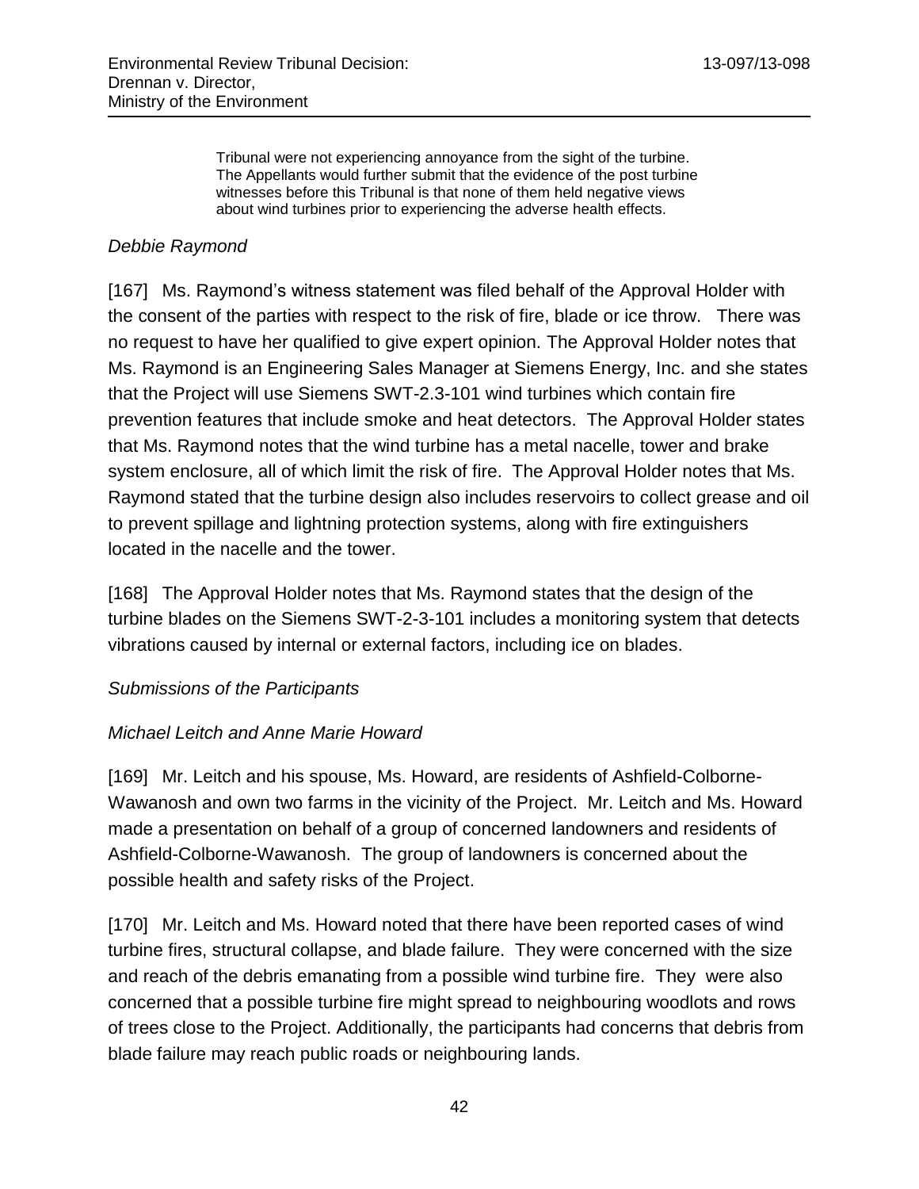> Tribunal were not experiencing annoyance from the sight of the turbine. The Appellants would further submit that the evidence of the post turbine witnesses before this Tribunal is that none of them held negative views about wind turbines prior to experiencing the adverse health effects.

*Debbie Raymond*

[167] Ms. Raymond's witness statement was filed behalf of the Approval Holder with the consent of the parties with respect to the risk of fire, blade or ice throw. There was no request to have her qualified to give expert opinion. The Approval Holder notes that Ms. Raymond is an Engineering Sales Manager at Siemens Energy, Inc. and she states that the Project will use Siemens SWT-2.3-101 wind turbines which contain fire prevention features that include smoke and heat detectors. The Approval Holder states that Ms. Raymond notes that the wind turbine has a metal nacelle, tower and brake system enclosure, all of which limit the risk of fire. The Approval Holder notes that Ms. Raymond stated that the turbine design also includes reservoirs to collect grease and oil to prevent spillage and lightning protection systems, along with fire extinguishers located in the nacelle and the tower.

[168] The Approval Holder notes that Ms. Raymond states that the design of the turbine blades on the Siemens SWT-2-3-101 includes a monitoring system that detects vibrations caused by internal or external factors, including ice on blades.

*Submissions of the Participants*

*Michael Leitch and Anne Marie Howard*

[169] Mr. Leitch and his spouse, Ms. Howard, are residents of Ashfield-Colborne-Wawanosh and own two farms in the vicinity of the Project. Mr. Leitch and Ms. Howard made a presentation on behalf of a group of concerned landowners and residents of Ashfield-Colborne-Wawanosh. The group of landowners is concerned about the possible health and safety risks of the Project.

[170] Mr. Leitch and Ms. Howard noted that there have been reported cases of wind turbine fires, structural collapse, and blade failure. They were concerned with the size and reach of the debris emanating from a possible wind turbine fire. They were also concerned that a possible turbine fire might spread to neighbouring woodlots and rows of trees close to the Project. Additionally, the participants had concerns that debris from blade failure may reach public roads or neighbouring lands.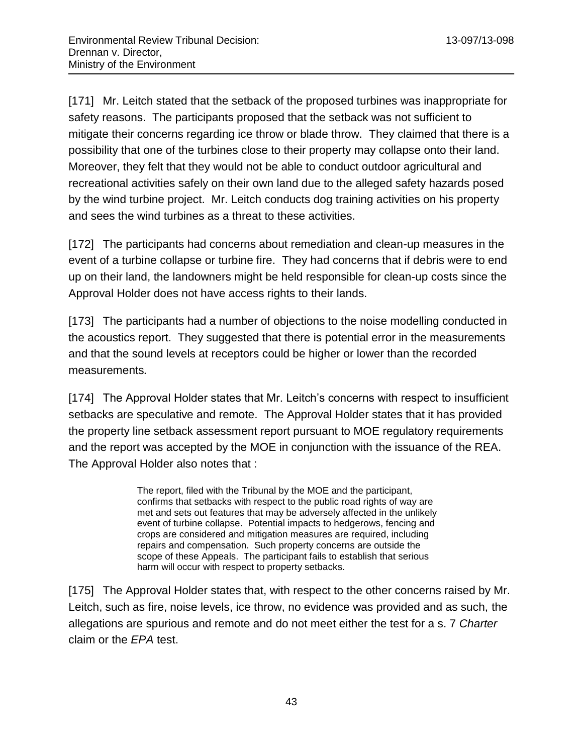[171] Mr. Leitch stated that the setback of the proposed turbines was inappropriate for safety reasons. The participants proposed that the setback was not sufficient to mitigate their concerns regarding ice throw or blade throw. They claimed that there is a possibility that one of the turbines close to their property may collapse onto their land. Moreover, they felt that they would not be able to conduct outdoor agricultural and recreational activities safely on their own land due to the alleged safety hazards posed by the wind turbine project. Mr. Leitch conducts dog training activities on his property and sees the wind turbines as a threat to these activities.

[172] The participants had concerns about remediation and clean-up measures in the event of a turbine collapse or turbine fire. They had concerns that if debris were to end up on their land, the landowners might be held responsible for clean-up costs since the Approval Holder does not have access rights to their lands.

[173] The participants had a number of objections to the noise modelling conducted in the acoustics report. They suggested that there is potential error in the measurements and that the sound levels at receptors could be higher or lower than the recorded measurements*.*

[174] The Approval Holder states that Mr. Leitch's concerns with respect to insufficient setbacks are speculative and remote. The Approval Holder states that it has provided the property line setback assessment report pursuant to MOE regulatory requirements and the report was accepted by the MOE in conjunction with the issuance of the REA. The Approval Holder also notes that :

> The report, filed with the Tribunal by the MOE and the participant, confirms that setbacks with respect to the public road rights of way are met and sets out features that may be adversely affected in the unlikely event of turbine collapse. Potential impacts to hedgerows, fencing and crops are considered and mitigation measures are required, including repairs and compensation. Such property concerns are outside the scope of these Appeals. The participant fails to establish that serious harm will occur with respect to property setbacks.

[175] The Approval Holder states that, with respect to the other concerns raised by Mr. Leitch, such as fire, noise levels, ice throw, no evidence was provided and as such, the allegations are spurious and remote and do not meet either the test for a s. 7 *Charter* claim or the *EPA* test.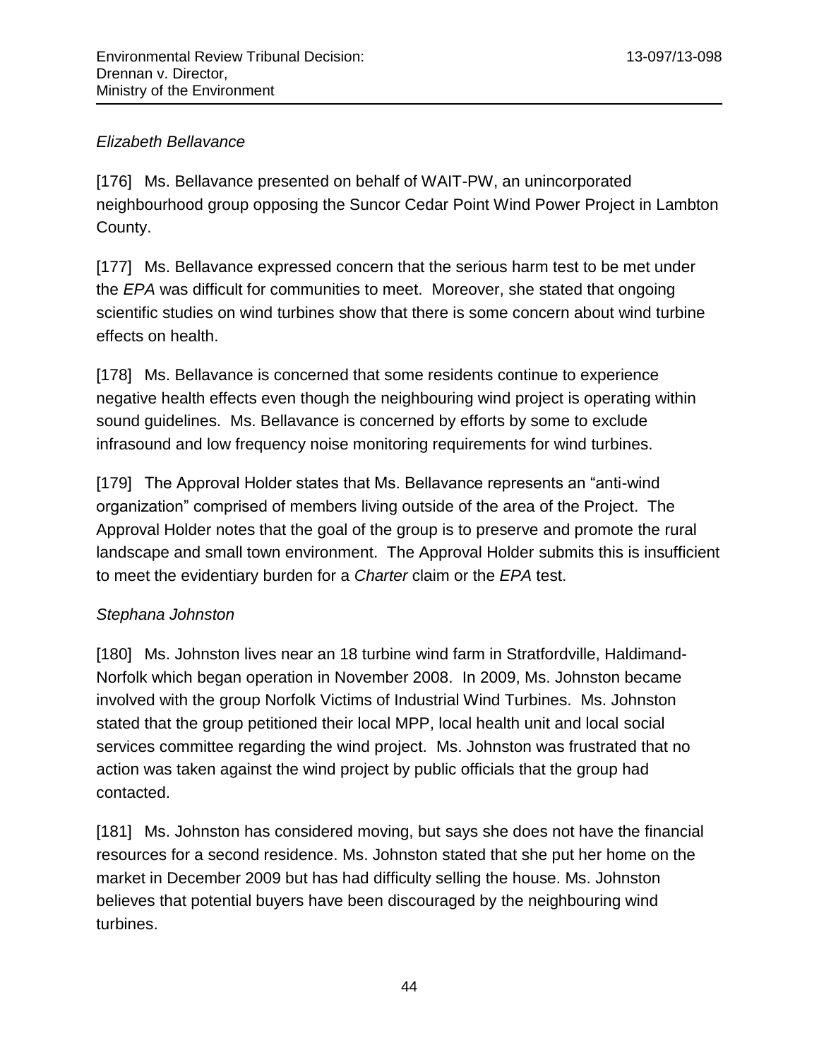*Elizabeth Bellavance*

[176] Ms. Bellavance presented on behalf of WAIT-PW, an unincorporated neighbourhood group opposing the Suncor Cedar Point Wind Power Project in Lambton County.

[177] Ms. Bellavance expressed concern that the serious harm test to be met under the *EPA* was difficult for communities to meet. Moreover, she stated that ongoing scientific studies on wind turbines show that there is some concern about wind turbine effects on health.

[178] Ms. Bellavance is concerned that some residents continue to experience negative health effects even though the neighbouring wind project is operating within sound guidelines. Ms. Bellavance is concerned by efforts by some to exclude infrasound and low frequency noise monitoring requirements for wind turbines.

[179] The Approval Holder states that Ms. Bellavance represents an "anti-wind organization" comprised of members living outside of the area of the Project. The Approval Holder notes that the goal of the group is to preserve and promote the rural landscape and small town environment. The Approval Holder submits this is insufficient to meet the evidentiary burden for a *Charter* claim or the *EPA* test.

*Stephana Johnston*

[180] Ms. Johnston lives near an 18 turbine wind farm in Stratfordville, Haldimand-Norfolk which began operation in November 2008. In 2009, Ms. Johnston became involved with the group Norfolk Victims of Industrial Wind Turbines. Ms. Johnston stated that the group petitioned their local MPP, local health unit and local social services committee regarding the wind project. Ms. Johnston was frustrated that no action was taken against the wind project by public officials that the group had contacted.

[181] Ms. Johnston has considered moving, but says she does not have the financial resources for a second residence. Ms. Johnston stated that she put her home on the market in December 2009 but has had difficulty selling the house. Ms. Johnston believes that potential buyers have been discouraged by the neighbouring wind turbines.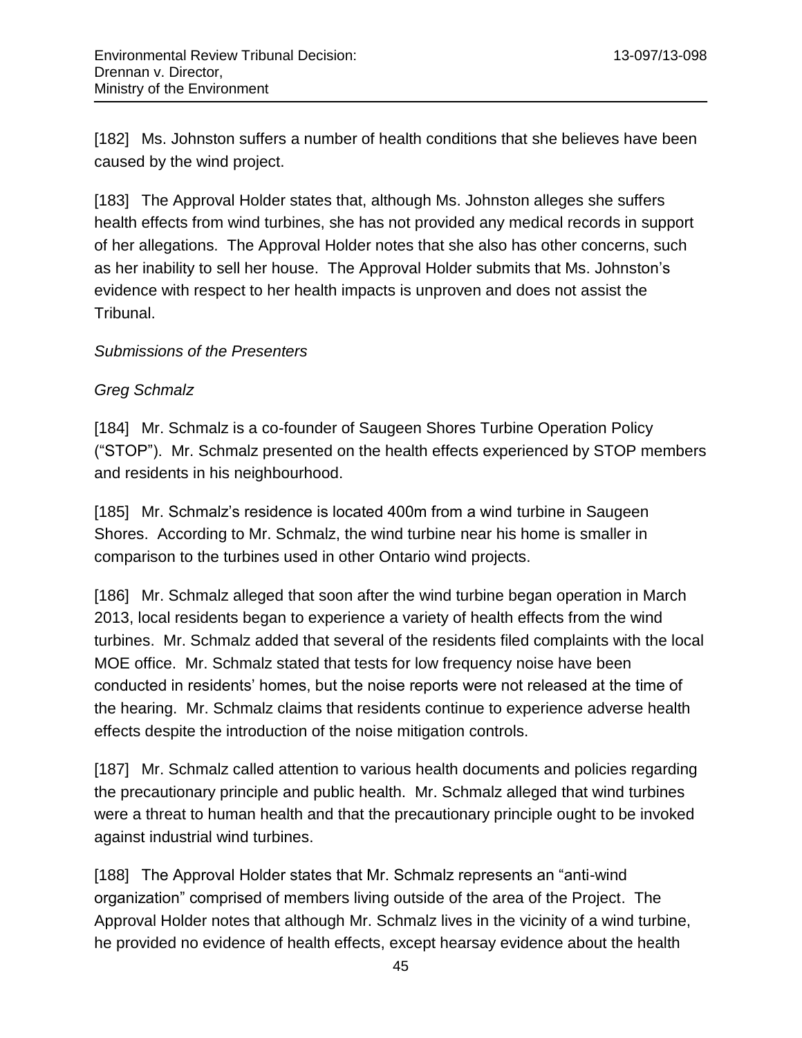[182] Ms. Johnston suffers a number of health conditions that she believes have been caused by the wind project.

[183] The Approval Holder states that, although Ms. Johnston alleges she suffers health effects from wind turbines, she has not provided any medical records in support of her allegations. The Approval Holder notes that she also has other concerns, such as her inability to sell her house. The Approval Holder submits that Ms. Johnston's evidence with respect to her health impacts is unproven and does not assist the Tribunal.

*Submissions of the Presenters*

*Greg Schmalz*

[184] Mr. Schmalz is a co-founder of Saugeen Shores Turbine Operation Policy ("STOP"). Mr. Schmalz presented on the health effects experienced by STOP members and residents in his neighbourhood.

[185] Mr. Schmalz's residence is located 400m from a wind turbine in Saugeen Shores. According to Mr. Schmalz, the wind turbine near his home is smaller in comparison to the turbines used in other Ontario wind projects.

[186] Mr. Schmalz alleged that soon after the wind turbine began operation in March 2013, local residents began to experience a variety of health effects from the wind turbines. Mr. Schmalz added that several of the residents filed complaints with the local MOE office. Mr. Schmalz stated that tests for low frequency noise have been conducted in residents' homes, but the noise reports were not released at the time of the hearing. Mr. Schmalz claims that residents continue to experience adverse health effects despite the introduction of the noise mitigation controls.

[187] Mr. Schmalz called attention to various health documents and policies regarding the precautionary principle and public health. Mr. Schmalz alleged that wind turbines were a threat to human health and that the precautionary principle ought to be invoked against industrial wind turbines.

[188] The Approval Holder states that Mr. Schmalz represents an "anti-wind organization" comprised of members living outside of the area of the Project. The Approval Holder notes that although Mr. Schmalz lives in the vicinity of a wind turbine, he provided no evidence of health effects, except hearsay evidence about the health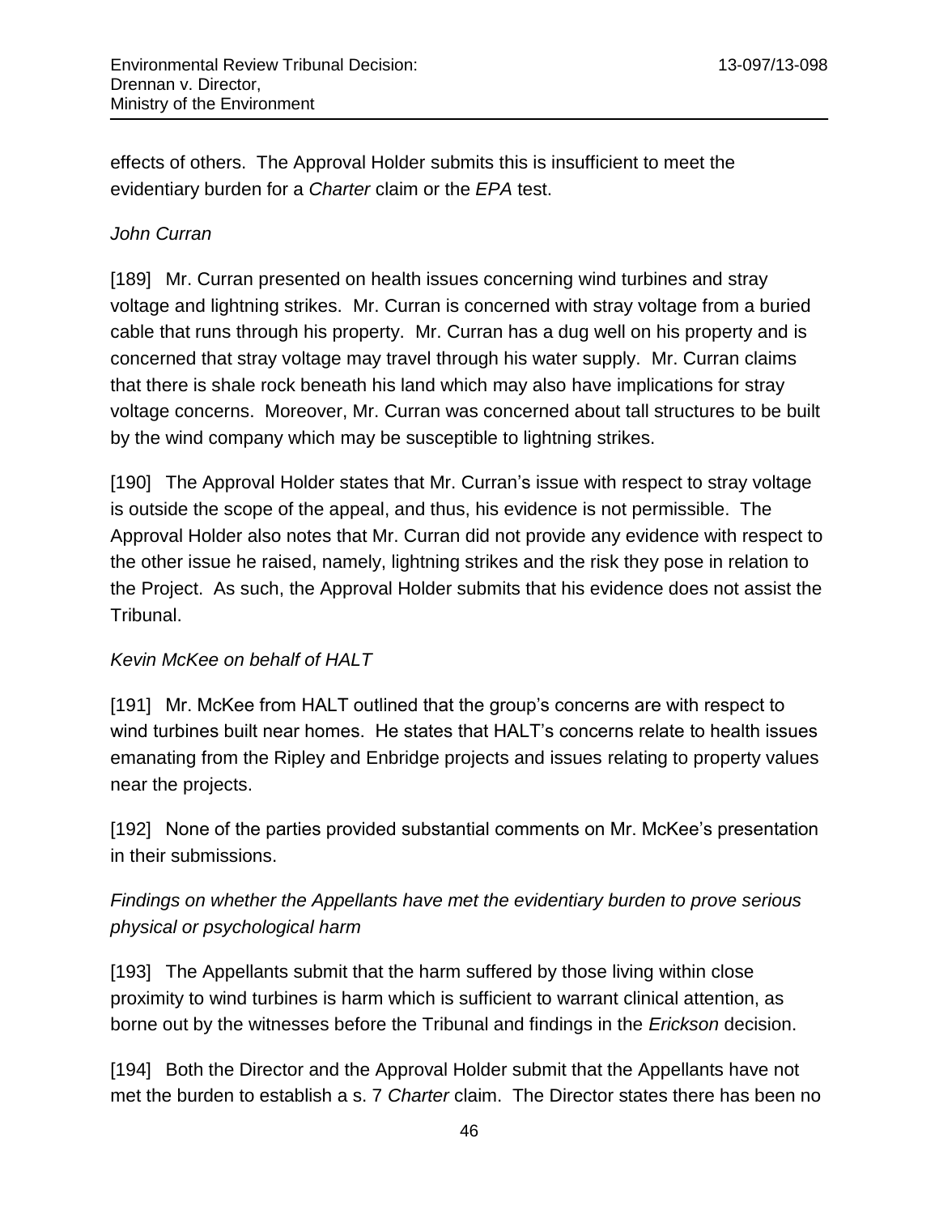effects of others. The Approval Holder submits this is insufficient to meet the evidentiary burden for a *Charter* claim or the *EPA* test.

*John Curran*

[189] Mr. Curran presented on health issues concerning wind turbines and stray voltage and lightning strikes. Mr. Curran is concerned with stray voltage from a buried cable that runs through his property. Mr. Curran has a dug well on his property and is concerned that stray voltage may travel through his water supply. Mr. Curran claims that there is shale rock beneath his land which may also have implications for stray voltage concerns. Moreover, Mr. Curran was concerned about tall structures to be built by the wind company which may be susceptible to lightning strikes.

[190] The Approval Holder states that Mr. Curran's issue with respect to stray voltage is outside the scope of the appeal, and thus, his evidence is not permissible. The Approval Holder also notes that Mr. Curran did not provide any evidence with respect to the other issue he raised, namely, lightning strikes and the risk they pose in relation to the Project. As such, the Approval Holder submits that his evidence does not assist the Tribunal.

*Kevin McKee on behalf of HALT*

[191] Mr. McKee from HALT outlined that the group's concerns are with respect to wind turbines built near homes. He states that HALT's concerns relate to health issues emanating from the Ripley and Enbridge projects and issues relating to property values near the projects.

[192] None of the parties provided substantial comments on Mr. McKee's presentation in their submissions.

*Findings on whether the Appellants have met the evidentiary burden to prove serious physical or psychological harm*

[193] The Appellants submit that the harm suffered by those living within close proximity to wind turbines is harm which is sufficient to warrant clinical attention, as borne out by the witnesses before the Tribunal and findings in the *Erickson* decision.

[194] Both the Director and the Approval Holder submit that the Appellants have not met the burden to establish a s. 7 *Charter* claim. The Director states there has been no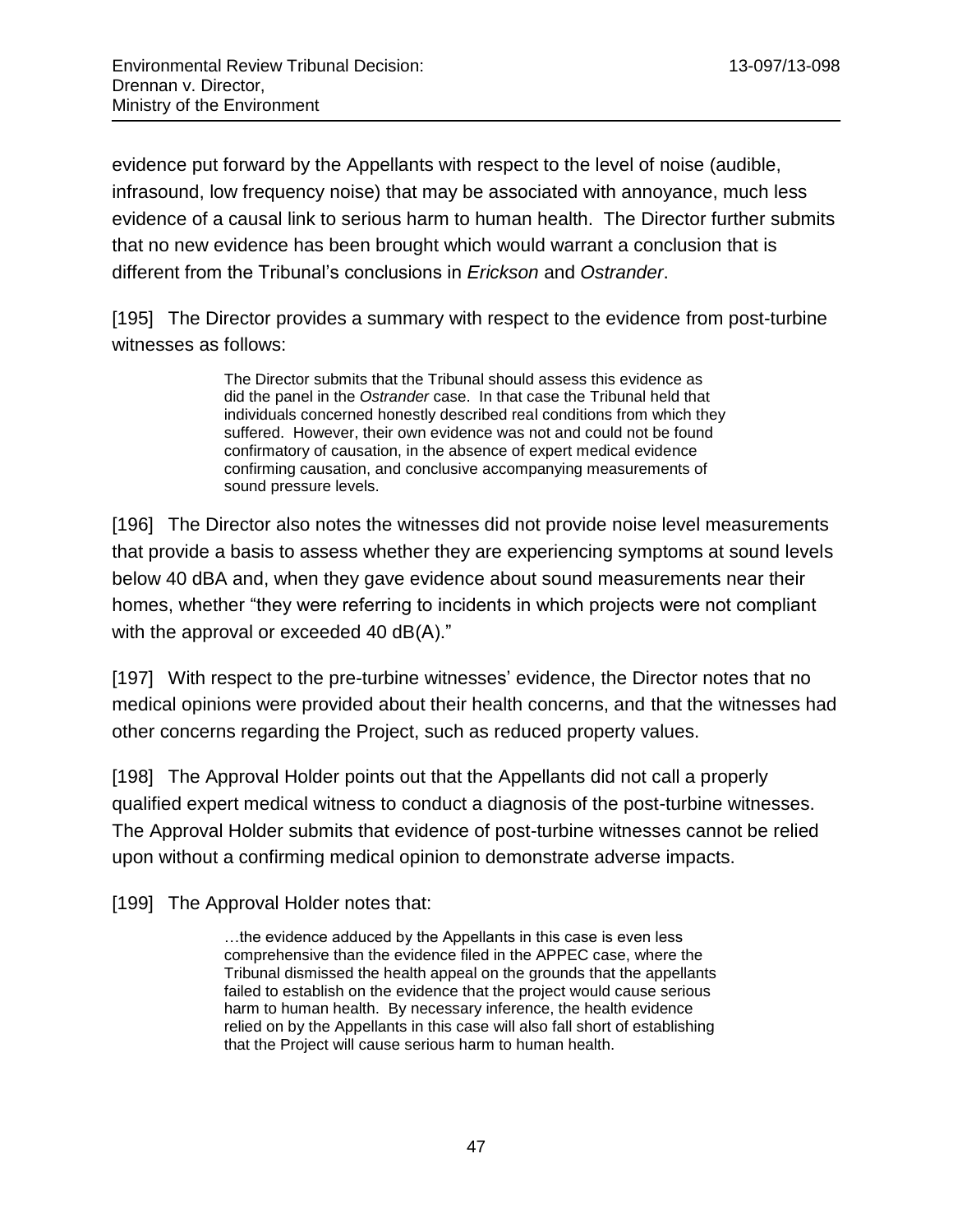evidence put forward by the Appellants with respect to the level of noise (audible, infrasound, low frequency noise) that may be associated with annoyance, much less evidence of a causal link to serious harm to human health. The Director further submits that no new evidence has been brought which would warrant a conclusion that is different from the Tribunal's conclusions in *Erickson* and *Ostrander*.

[195] The Director provides a summary with respect to the evidence from post-turbine witnesses as follows:

> The Director submits that the Tribunal should assess this evidence as did the panel in the *Ostrander* case. In that case the Tribunal held that individuals concerned honestly described real conditions from which they suffered. However, their own evidence was not and could not be found confirmatory of causation, in the absence of expert medical evidence confirming causation, and conclusive accompanying measurements of sound pressure levels.

[196] The Director also notes the witnesses did not provide noise level measurements that provide a basis to assess whether they are experiencing symptoms at sound levels below 40 dBA and, when they gave evidence about sound measurements near their homes, whether "they were referring to incidents in which projects were not compliant with the approval or exceeded 40 dB(A)."

[197] With respect to the pre-turbine witnesses' evidence, the Director notes that no medical opinions were provided about their health concerns, and that the witnesses had other concerns regarding the Project, such as reduced property values.

[198] The Approval Holder points out that the Appellants did not call a properly qualified expert medical witness to conduct a diagnosis of the post-turbine witnesses. The Approval Holder submits that evidence of post-turbine witnesses cannot be relied upon without a confirming medical opinion to demonstrate adverse impacts.

[199] The Approval Holder notes that:

> …the evidence adduced by the Appellants in this case is even less comprehensive than the evidence filed in the APPEC case, where the Tribunal dismissed the health appeal on the grounds that the appellants failed to establish on the evidence that the project would cause serious harm to human health. By necessary inference, the health evidence relied on by the Appellants in this case will also fall short of establishing that the Project will cause serious harm to human health.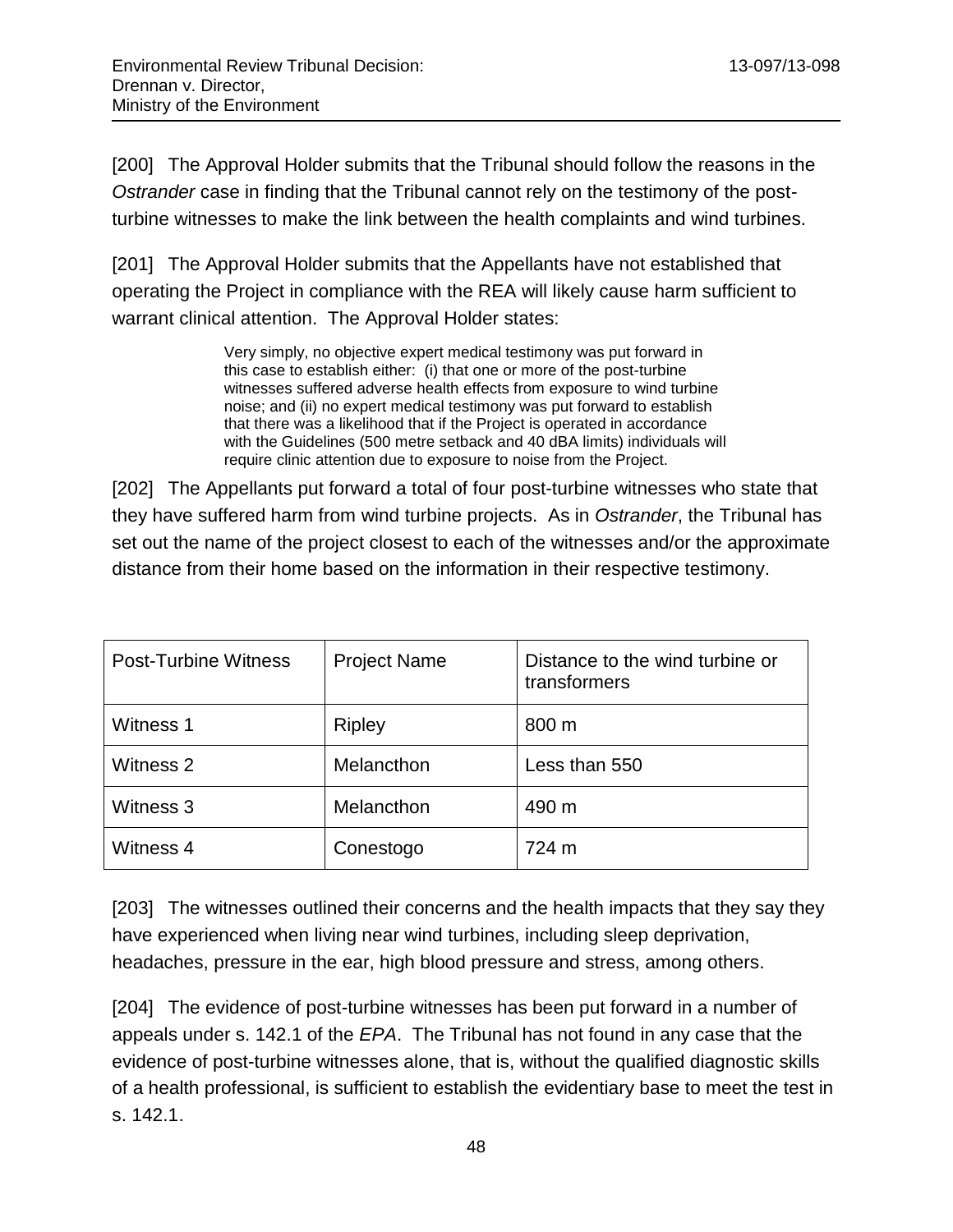[200] The Approval Holder submits that the Tribunal should follow the reasons in the *Ostrander* case in finding that the Tribunal cannot rely on the testimony of the post-turbine witnesses to make the link between the health complaints and wind turbines.

[201] The Approval Holder submits that the Appellants have not established that operating the Project in compliance with the REA will likely cause harm sufficient to warrant clinical attention. The Approval Holder states:

> Very simply, no objective expert medical testimony was put forward in this case to establish either: (i) that one or more of the post-turbine witnesses suffered adverse health effects from exposure to wind turbine noise; and (ii) no expert medical testimony was put forward to establish that there was a likelihood that if the Project is operated in accordance with the Guidelines (500 metre setback and 40 dBA limits) individuals will require clinic attention due to exposure to noise from the Project.

[202] The Appellants put forward a total of four post-turbine witnesses who state that they have suffered harm from wind turbine projects. As in *Ostrander*, the Tribunal has set out the name of the project closest to each of the witnesses and/or the approximate distance from their home based on the information in their respective testimony.

| Post-Turbine Witness | Project Name | Distance to the wind turbine or transformers |
|---|---|---|
| Witness 1 | Ripley | 800 m |
| Witness 2 | Melancthon | Less than 550 |
| Witness 3 | Melancthon | 490 m |
| Witness 4 | Conestogo | 724 m |

[203] The witnesses outlined their concerns and the health impacts that they say they have experienced when living near wind turbines, including sleep deprivation, headaches, pressure in the ear, high blood pressure and stress, among others.

[204] The evidence of post-turbine witnesses has been put forward in a number of appeals under s. 142.1 of the *EPA*. The Tribunal has not found in any case that the evidence of post-turbine witnesses alone, that is, without the qualified diagnostic skills of a health professional, is sufficient to establish the evidentiary base to meet the test in s. 142.1.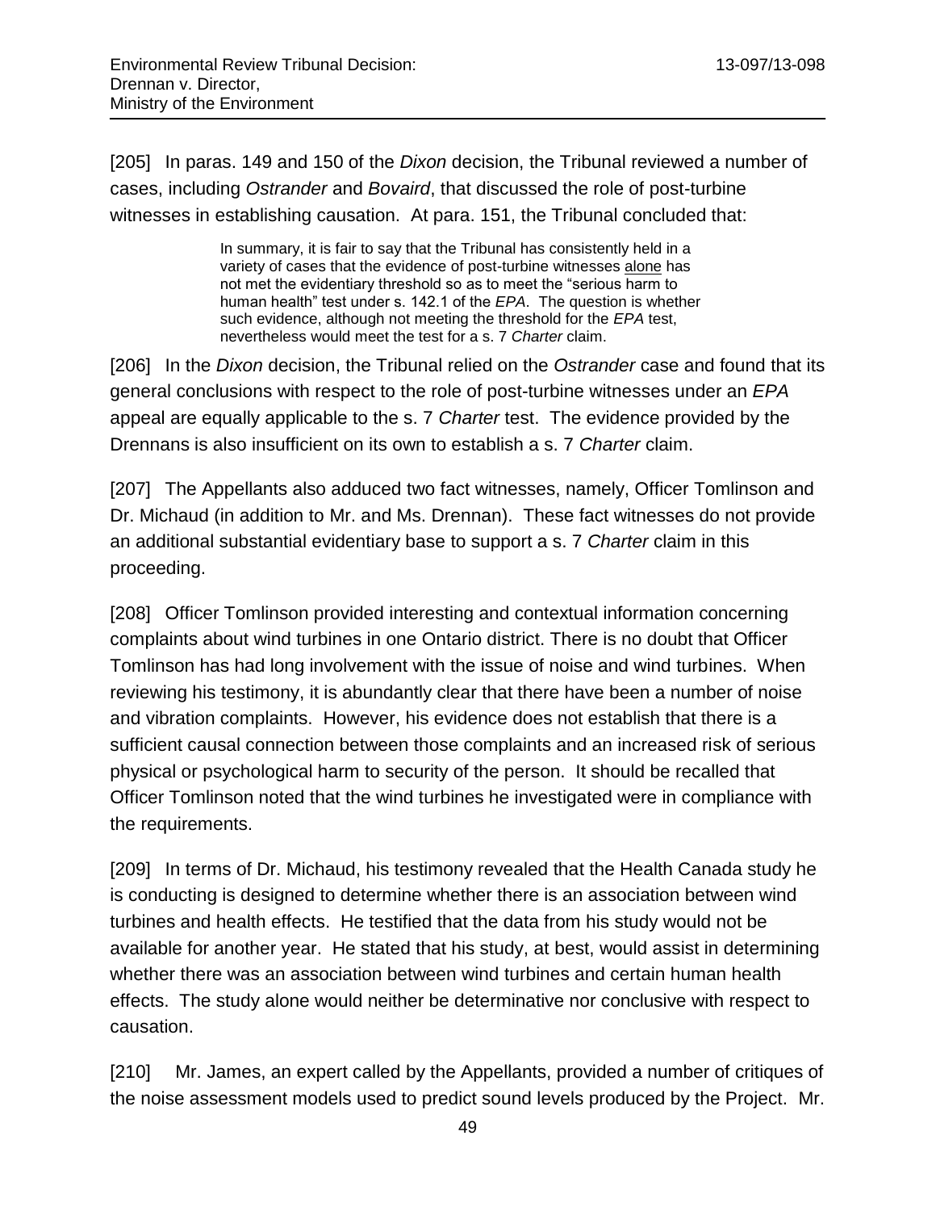[205] In paras. 149 and 150 of the *Dixon* decision, the Tribunal reviewed a number of cases, including *Ostrander* and *Bovaird*, that discussed the role of post-turbine witnesses in establishing causation. At para. 151, the Tribunal concluded that:

> In summary, it is fair to say that the Tribunal has consistently held in a variety of cases that the evidence of post-turbine witnesses alone has not met the evidentiary threshold so as to meet the "serious harm to human health" test under s. 142.1 of the *EPA*. The question is whether such evidence, although not meeting the threshold for the *EPA* test, nevertheless would meet the test for a s. 7 *Charter* claim.

[206] In the *Dixon* decision, the Tribunal relied on the *Ostrander* case and found that its general conclusions with respect to the role of post-turbine witnesses under an *EPA* appeal are equally applicable to the s. 7 *Charter* test. The evidence provided by the Drennans is also insufficient on its own to establish a s. 7 *Charter* claim.

[207] The Appellants also adduced two fact witnesses, namely, Officer Tomlinson and Dr. Michaud (in addition to Mr. and Ms. Drennan). These fact witnesses do not provide an additional substantial evidentiary base to support a s. 7 *Charter* claim in this proceeding.

[208] Officer Tomlinson provided interesting and contextual information concerning complaints about wind turbines in one Ontario district. There is no doubt that Officer Tomlinson has had long involvement with the issue of noise and wind turbines. When reviewing his testimony, it is abundantly clear that there have been a number of noise and vibration complaints. However, his evidence does not establish that there is a sufficient causal connection between those complaints and an increased risk of serious physical or psychological harm to security of the person. It should be recalled that Officer Tomlinson noted that the wind turbines he investigated were in compliance with the requirements.

[209] In terms of Dr. Michaud, his testimony revealed that the Health Canada study he is conducting is designed to determine whether there is an association between wind turbines and health effects. He testified that the data from his study would not be available for another year. He stated that his study, at best, would assist in determining whether there was an association between wind turbines and certain human health effects. The study alone would neither be determinative nor conclusive with respect to causation.

[210] Mr. James, an expert called by the Appellants, provided a number of critiques of the noise assessment models used to predict sound levels produced by the Project. Mr.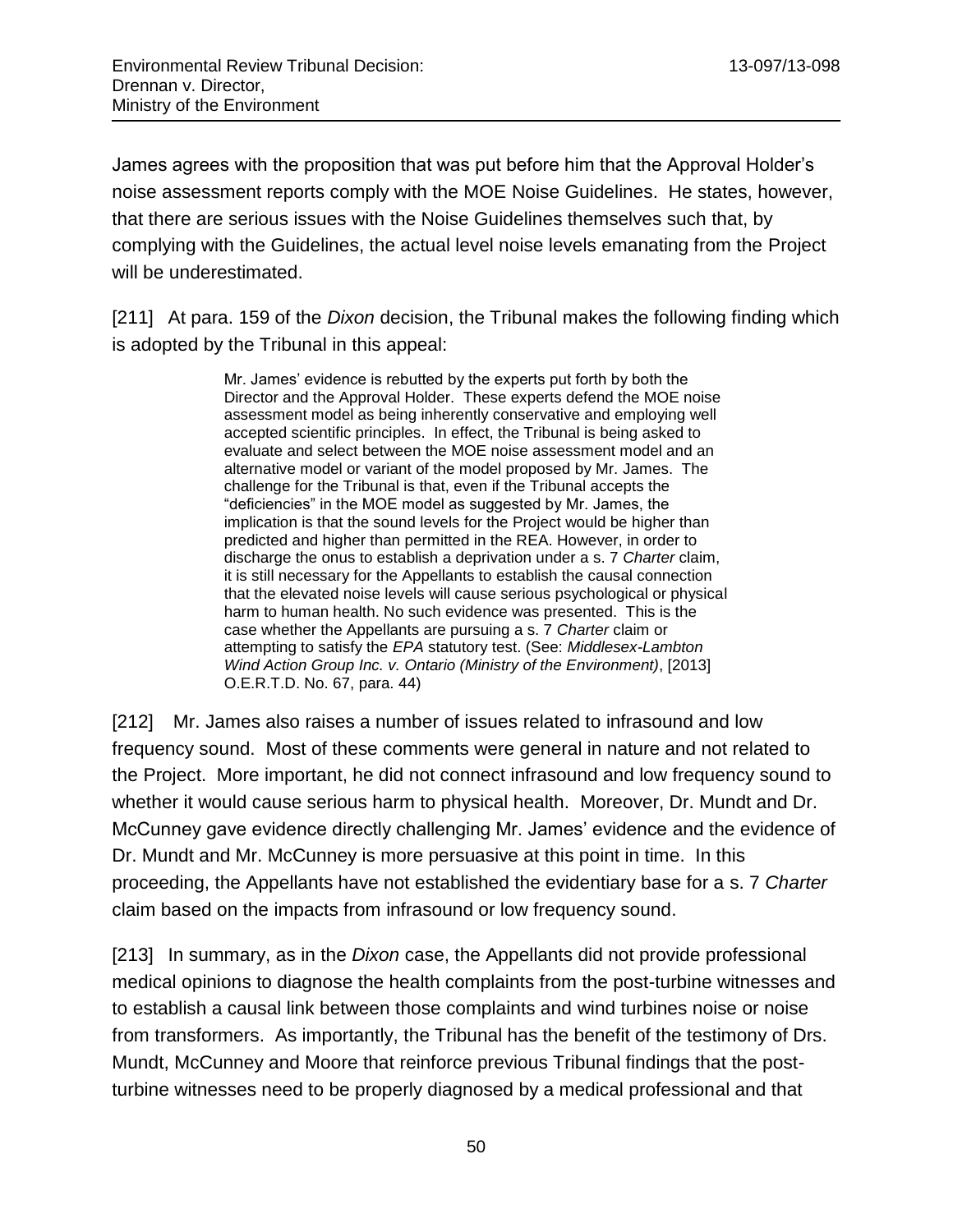James agrees with the proposition that was put before him that the Approval Holder's noise assessment reports comply with the MOE Noise Guidelines. He states, however, that there are serious issues with the Noise Guidelines themselves such that, by complying with the Guidelines, the actual level noise levels emanating from the Project will be underestimated.

[211] At para. 159 of the *Dixon* decision, the Tribunal makes the following finding which is adopted by the Tribunal in this appeal:

> Mr. James' evidence is rebutted by the experts put forth by both the Director and the Approval Holder. These experts defend the MOE noise assessment model as being inherently conservative and employing well accepted scientific principles. In effect, the Tribunal is being asked to evaluate and select between the MOE noise assessment model and an alternative model or variant of the model proposed by Mr. James. The challenge for the Tribunal is that, even if the Tribunal accepts the "deficiencies" in the MOE model as suggested by Mr. James, the implication is that the sound levels for the Project would be higher than predicted and higher than permitted in the REA. However, in order to discharge the onus to establish a deprivation under a s. 7 *Charter* claim, it is still necessary for the Appellants to establish the causal connection that the elevated noise levels will cause serious psychological or physical harm to human health. No such evidence was presented. This is the case whether the Appellants are pursuing a s. 7 *Charter* claim or attempting to satisfy the *EPA* statutory test. (See: *Middlesex-Lambton Wind Action Group Inc. v. Ontario (Ministry of the Environment)*, [2013] O.E.R.T.D. No. 67, para. 44)

[212] Mr. James also raises a number of issues related to infrasound and low frequency sound. Most of these comments were general in nature and not related to the Project. More important, he did not connect infrasound and low frequency sound to whether it would cause serious harm to physical health. Moreover, Dr. Mundt and Dr. McCunney gave evidence directly challenging Mr. James' evidence and the evidence of Dr. Mundt and Mr. McCunney is more persuasive at this point in time. In this proceeding, the Appellants have not established the evidentiary base for a s. 7 *Charter* claim based on the impacts from infrasound or low frequency sound.

[213] In summary, as in the *Dixon* case, the Appellants did not provide professional medical opinions to diagnose the health complaints from the post-turbine witnesses and to establish a causal link between those complaints and wind turbines noise or noise from transformers. As importantly, the Tribunal has the benefit of the testimony of Drs. Mundt, McCunney and Moore that reinforce previous Tribunal findings that the post-turbine witnesses need to be properly diagnosed by a medical professional and that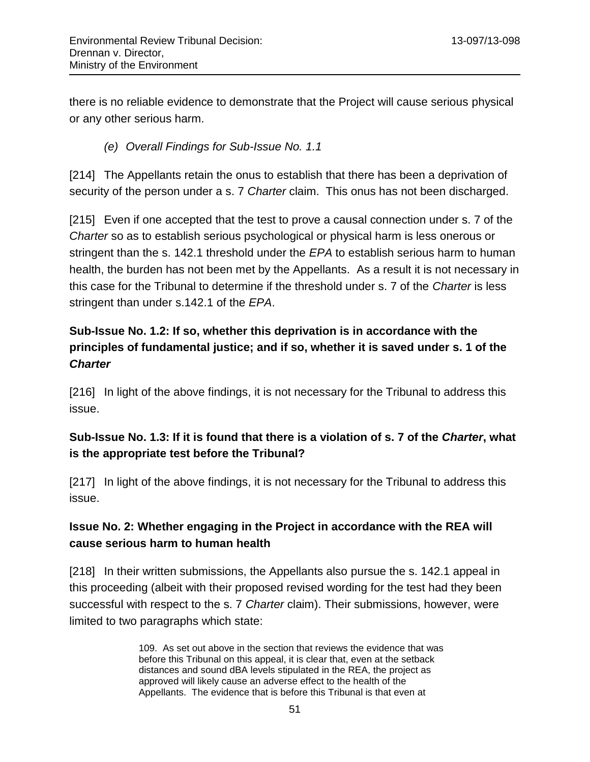there is no reliable evidence to demonstrate that the Project will cause serious physical or any other serious harm.

*(e) Overall Findings for Sub-Issue No. 1.1*

[214] The Appellants retain the onus to establish that there has been a deprivation of security of the person under a s. 7 *Charter* claim. This onus has not been discharged.

[215] Even if one accepted that the test to prove a causal connection under s. 7 of the *Charter* so as to establish serious psychological or physical harm is less onerous or stringent than the s. 142.1 threshold under the *EPA* to establish serious harm to human health, the burden has not been met by the Appellants. As a result it is not necessary in this case for the Tribunal to determine if the threshold under s. 7 of the *Charter* is less stringent than under s.142.1 of the *EPA*.

**Sub-Issue No. 1.2: If so, whether this deprivation is in accordance with the principles of fundamental justice; and if so, whether it is saved under s. 1 of the *Charter***

[216] In light of the above findings, it is not necessary for the Tribunal to address this issue.

**Sub-Issue No. 1.3: If it is found that there is a violation of s. 7 of the *Charter*, what is the appropriate test before the Tribunal?**

[217] In light of the above findings, it is not necessary for the Tribunal to address this issue.

**Issue No. 2: Whether engaging in the Project in accordance with the REA will cause serious harm to human health**

[218] In their written submissions, the Appellants also pursue the s. 142.1 appeal in this proceeding (albeit with their proposed revised wording for the test had they been successful with respect to the s. 7 *Charter* claim). Their submissions, however, were limited to two paragraphs which state:

> 109. As set out above in the section that reviews the evidence that was before this Tribunal on this appeal, it is clear that, even at the setback distances and sound dBA levels stipulated in the REA, the project as approved will likely cause an adverse effect to the health of the Appellants. The evidence that is before this Tribunal is that even at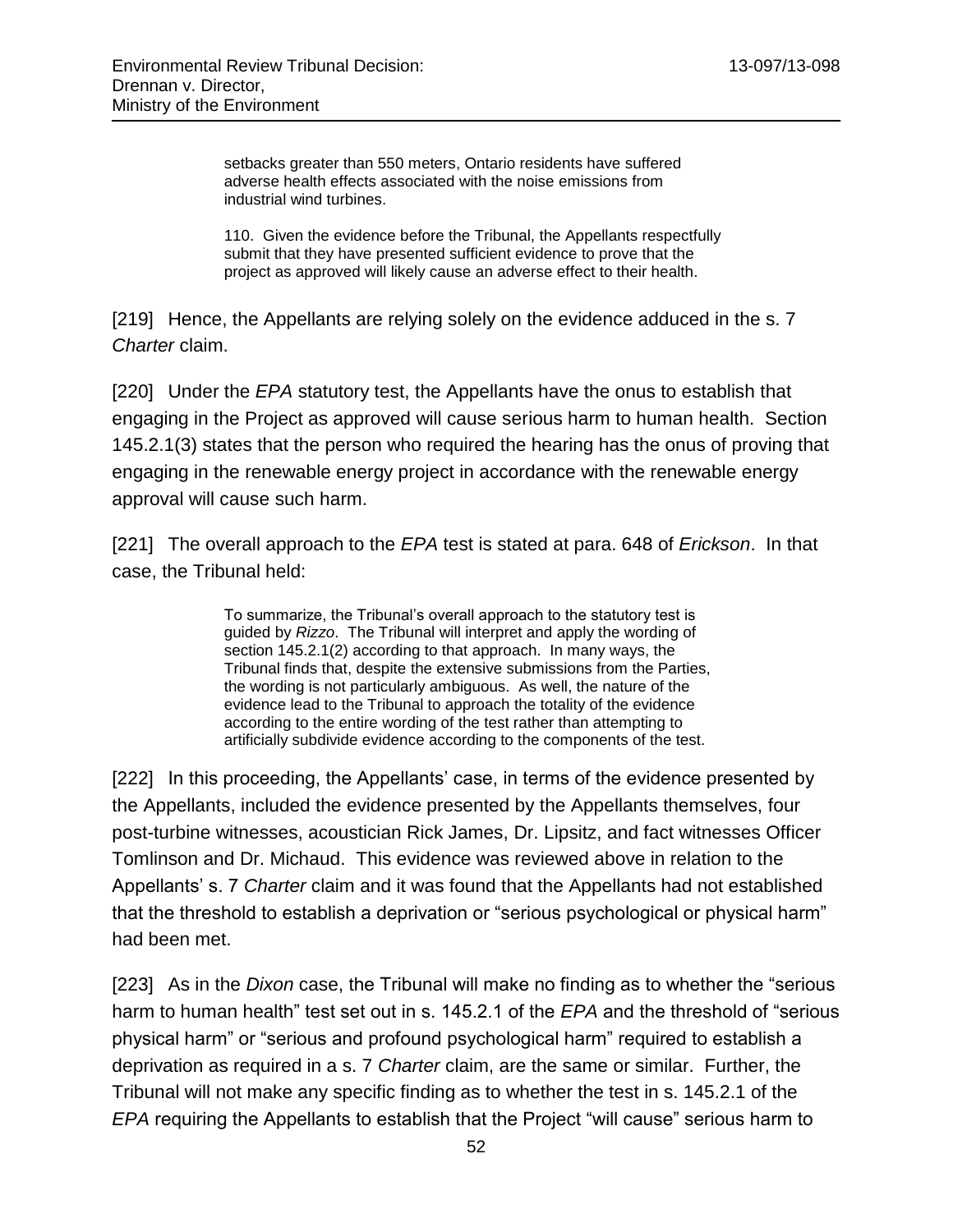> setbacks greater than 550 meters, Ontario residents have suffered adverse health effects associated with the noise emissions from industrial wind turbines.
>
> 110. Given the evidence before the Tribunal, the Appellants respectfully submit that they have presented sufficient evidence to prove that the project as approved will likely cause an adverse effect to their health.

[219] Hence, the Appellants are relying solely on the evidence adduced in the s. 7 *Charter* claim.

[220] Under the *EPA* statutory test, the Appellants have the onus to establish that engaging in the Project as approved will cause serious harm to human health. Section 145.2.1(3) states that the person who required the hearing has the onus of proving that engaging in the renewable energy project in accordance with the renewable energy approval will cause such harm.

[221] The overall approach to the *EPA* test is stated at para. 648 of *Erickson*. In that case, the Tribunal held:

> To summarize, the Tribunal's overall approach to the statutory test is guided by *Rizzo*. The Tribunal will interpret and apply the wording of section 145.2.1(2) according to that approach. In many ways, the Tribunal finds that, despite the extensive submissions from the Parties, the wording is not particularly ambiguous. As well, the nature of the evidence lead to the Tribunal to approach the totality of the evidence according to the entire wording of the test rather than attempting to artificially subdivide evidence according to the components of the test.

[222] In this proceeding, the Appellants' case, in terms of the evidence presented by the Appellants, included the evidence presented by the Appellants themselves, four post-turbine witnesses, acoustician Rick James, Dr. Lipsitz, and fact witnesses Officer Tomlinson and Dr. Michaud. This evidence was reviewed above in relation to the Appellants' s. 7 *Charter* claim and it was found that the Appellants had not established that the threshold to establish a deprivation or "serious psychological or physical harm" had been met.

[223] As in the *Dixon* case, the Tribunal will make no finding as to whether the "serious harm to human health" test set out in s. 145.2.1 of the *EPA* and the threshold of "serious physical harm" or "serious and profound psychological harm" required to establish a deprivation as required in a s. 7 *Charter* claim, are the same or similar. Further, the Tribunal will not make any specific finding as to whether the test in s. 145.2.1 of the *EPA* requiring the Appellants to establish that the Project "will cause" serious harm to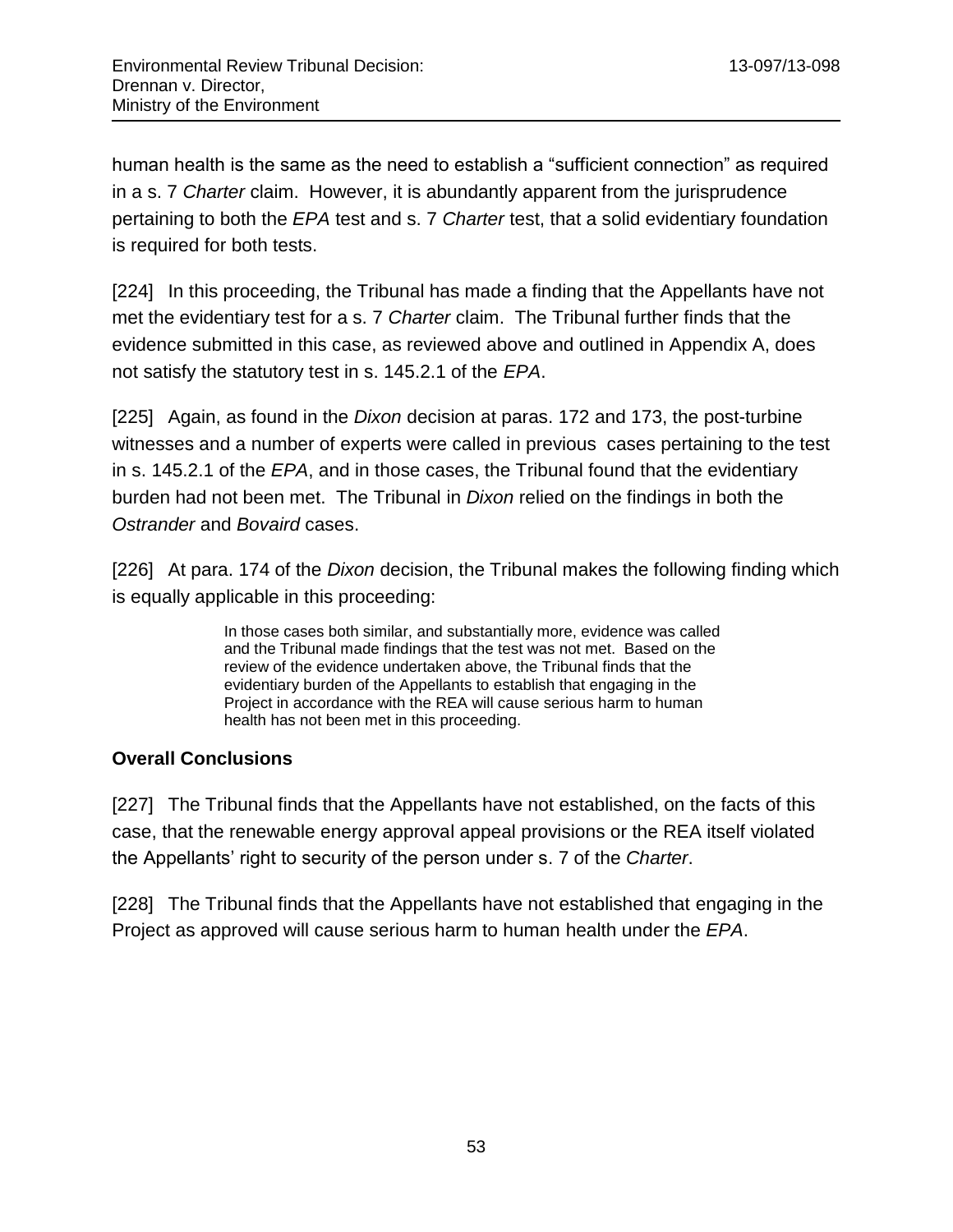human health is the same as the need to establish a "sufficient connection" as required in a s. 7 *Charter* claim. However, it is abundantly apparent from the jurisprudence pertaining to both the *EPA* test and s. 7 *Charter* test, that a solid evidentiary foundation is required for both tests.

[224] In this proceeding, the Tribunal has made a finding that the Appellants have not met the evidentiary test for a s. 7 *Charter* claim. The Tribunal further finds that the evidence submitted in this case, as reviewed above and outlined in Appendix A, does not satisfy the statutory test in s. 145.2.1 of the *EPA*.

[225] Again, as found in the *Dixon* decision at paras. 172 and 173, the post-turbine witnesses and a number of experts were called in previous cases pertaining to the test in s. 145.2.1 of the *EPA*, and in those cases, the Tribunal found that the evidentiary burden had not been met. The Tribunal in *Dixon* relied on the findings in both the *Ostrander* and *Bovaird* cases.

[226] At para. 174 of the *Dixon* decision, the Tribunal makes the following finding which is equally applicable in this proceeding:

> In those cases both similar, and substantially more, evidence was called and the Tribunal made findings that the test was not met. Based on the review of the evidence undertaken above, the Tribunal finds that the evidentiary burden of the Appellants to establish that engaging in the Project in accordance with the REA will cause serious harm to human health has not been met in this proceeding.

### Overall Conclusions

[227] The Tribunal finds that the Appellants have not established, on the facts of this case, that the renewable energy approval appeal provisions or the REA itself violated the Appellants' right to security of the person under s. 7 of the *Charter*.

[228] The Tribunal finds that the Appellants have not established that engaging in the Project as approved will cause serious harm to human health under the *EPA*.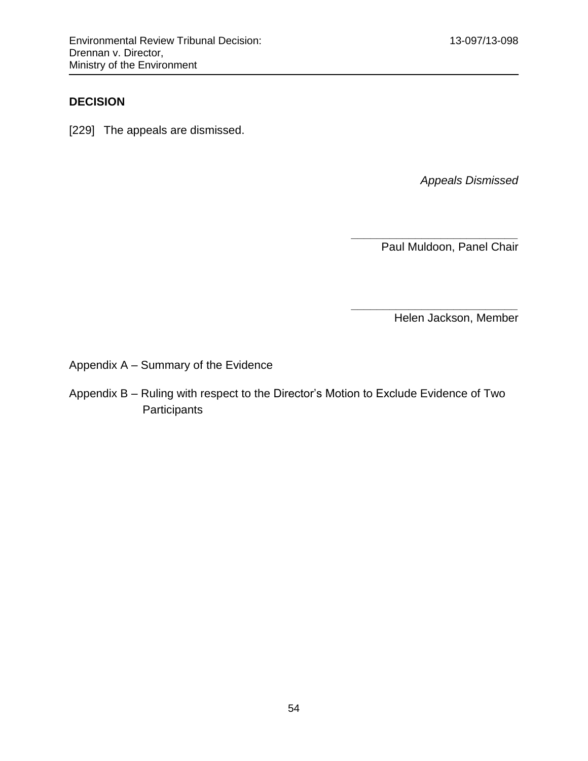## DECISION

[229] The appeals are dismissed.

*Appeals Dismissed*

_________________________
Paul Muldoon, Panel Chair

_________________________
Helen Jackson, Member

Appendix A – Summary of the Evidence

Appendix B – Ruling with respect to the Director's Motion to Exclude Evidence of Two Participants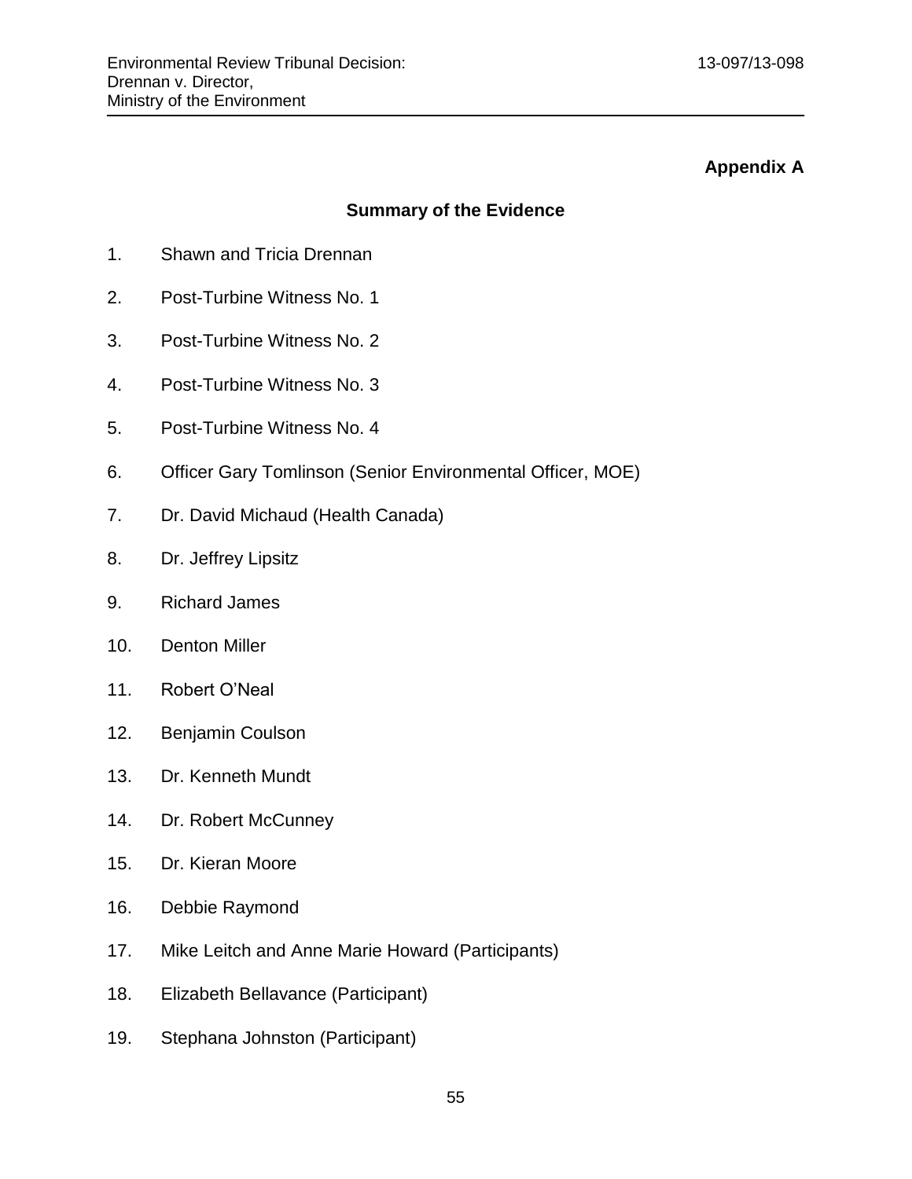**Appendix A**

## Summary of the Evidence

1. Shawn and Tricia Drennan
2. Post-Turbine Witness No. 1
3. Post-Turbine Witness No. 2
4. Post-Turbine Witness No. 3
5. Post-Turbine Witness No. 4
6. Officer Gary Tomlinson (Senior Environmental Officer, MOE)
7. Dr. David Michaud (Health Canada)
8. Dr. Jeffrey Lipsitz
9. Richard James
10. Denton Miller
11. Robert O'Neal
12. Benjamin Coulson
13. Dr. Kenneth Mundt
14. Dr. Robert McCunney
15. Dr. Kieran Moore
16. Debbie Raymond
17. Mike Leitch and Anne Marie Howard (Participants)
18. Elizabeth Bellavance (Participant)
19. Stephana Johnston (Participant)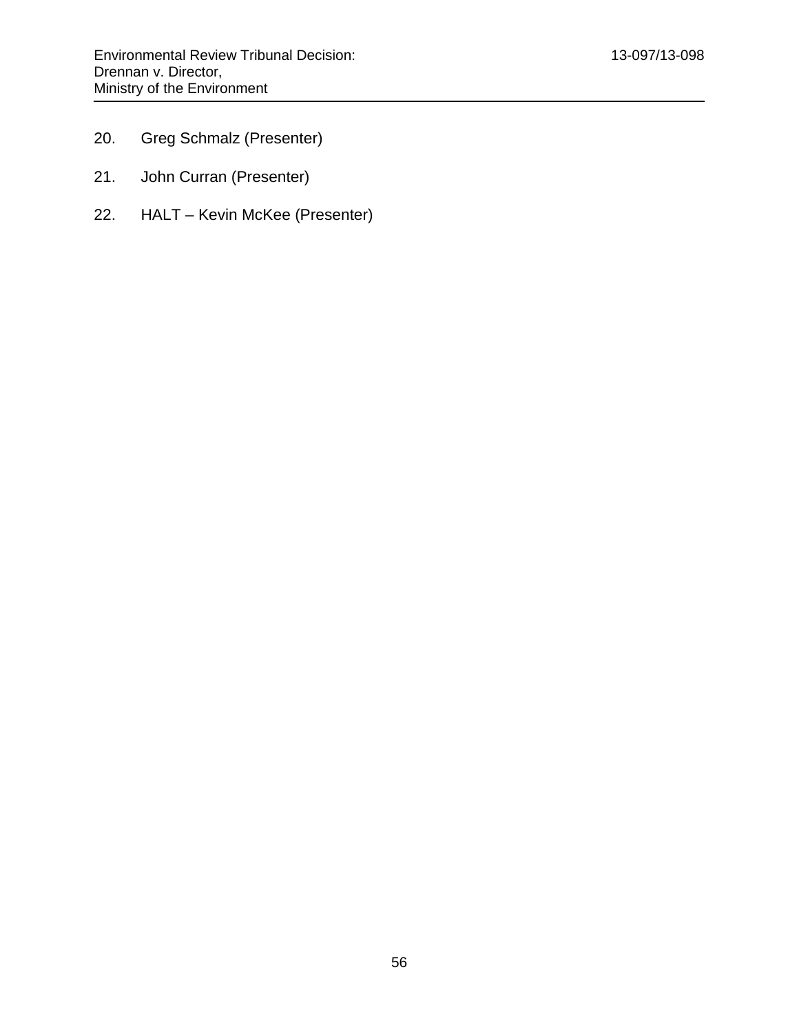20. Greg Schmalz (Presenter)

21. John Curran (Presenter)

22. HALT – Kevin McKee (Presenter)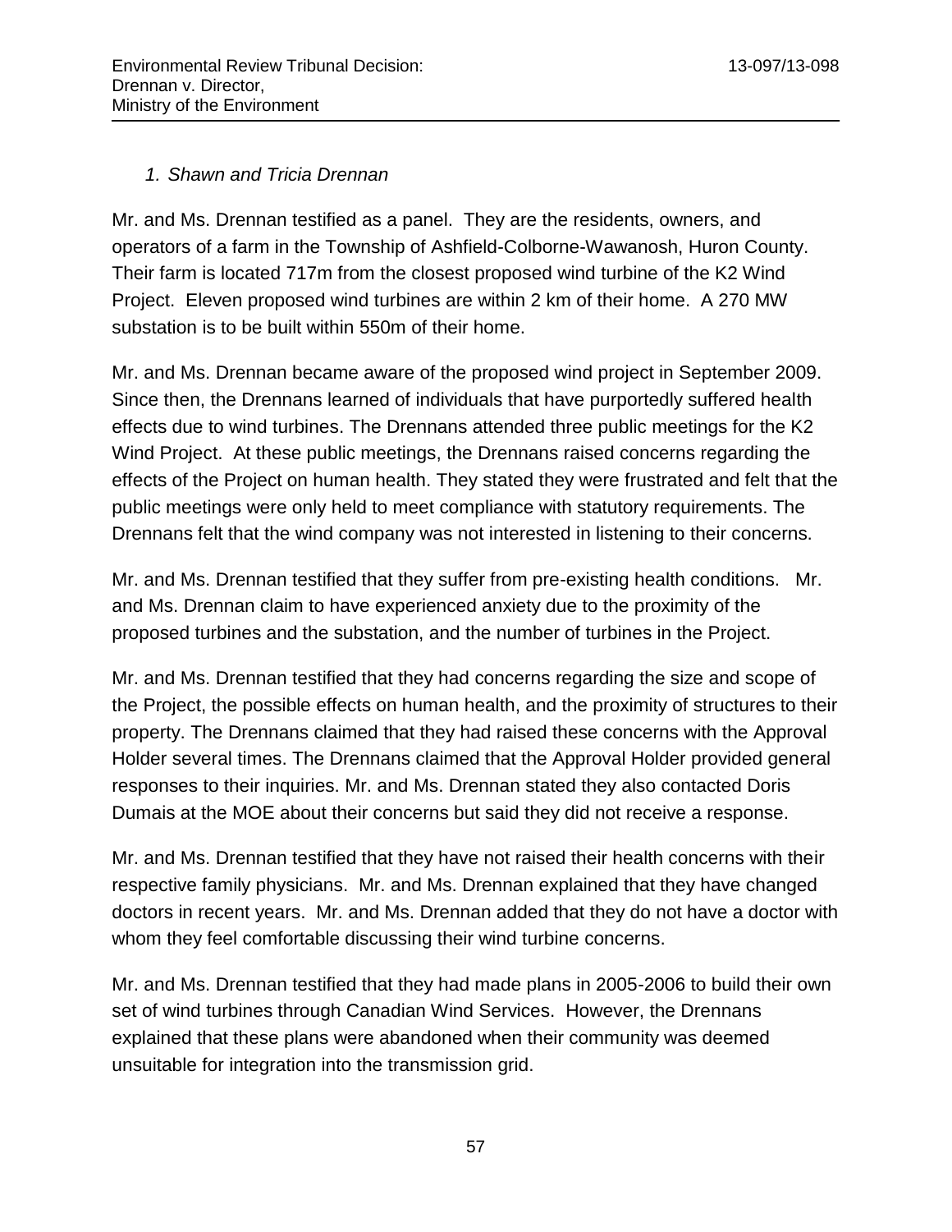*1. Shawn and Tricia Drennan*

Mr. and Ms. Drennan testified as a panel. They are the residents, owners, and operators of a farm in the Township of Ashfield-Colborne-Wawanosh, Huron County. Their farm is located 717m from the closest proposed wind turbine of the K2 Wind Project. Eleven proposed wind turbines are within 2 km of their home. A 270 MW substation is to be built within 550m of their home.

Mr. and Ms. Drennan became aware of the proposed wind project in September 2009. Since then, the Drennans learned of individuals that have purportedly suffered health effects due to wind turbines. The Drennans attended three public meetings for the K2 Wind Project. At these public meetings, the Drennans raised concerns regarding the effects of the Project on human health. They stated they were frustrated and felt that the public meetings were only held to meet compliance with statutory requirements. The Drennans felt that the wind company was not interested in listening to their concerns.

Mr. and Ms. Drennan testified that they suffer from pre-existing health conditions. Mr. and Ms. Drennan claim to have experienced anxiety due to the proximity of the proposed turbines and the substation, and the number of turbines in the Project.

Mr. and Ms. Drennan testified that they had concerns regarding the size and scope of the Project, the possible effects on human health, and the proximity of structures to their property. The Drennans claimed that they had raised these concerns with the Approval Holder several times. The Drennans claimed that the Approval Holder provided general responses to their inquiries. Mr. and Ms. Drennan stated they also contacted Doris Dumais at the MOE about their concerns but said they did not receive a response.

Mr. and Ms. Drennan testified that they have not raised their health concerns with their respective family physicians. Mr. and Ms. Drennan explained that they have changed doctors in recent years. Mr. and Ms. Drennan added that they do not have a doctor with whom they feel comfortable discussing their wind turbine concerns.

Mr. and Ms. Drennan testified that they had made plans in 2005-2006 to build their own set of wind turbines through Canadian Wind Services. However, the Drennans explained that these plans were abandoned when their community was deemed unsuitable for integration into the transmission grid.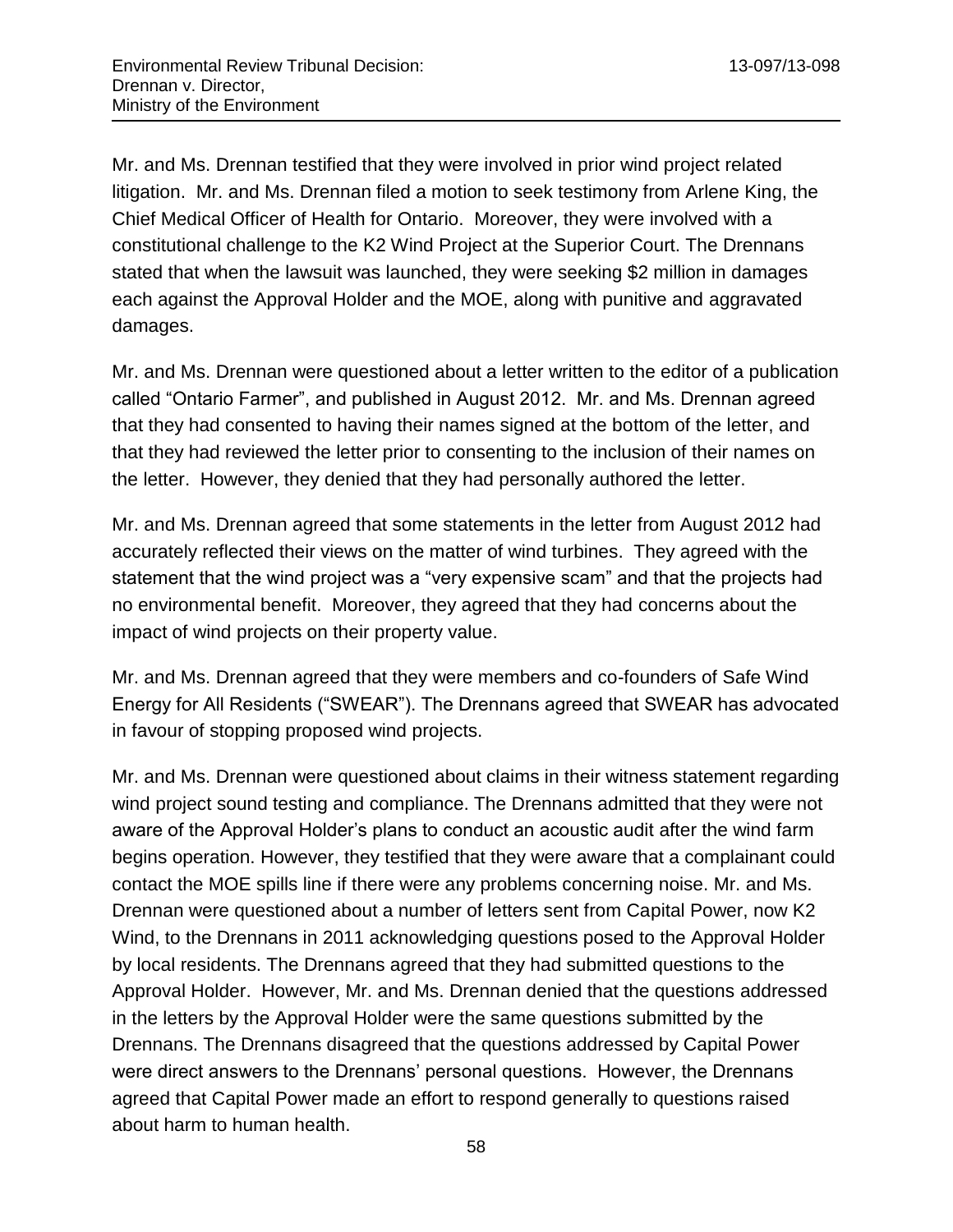Mr. and Ms. Drennan testified that they were involved in prior wind project related litigation. Mr. and Ms. Drennan filed a motion to seek testimony from Arlene King, the Chief Medical Officer of Health for Ontario. Moreover, they were involved with a constitutional challenge to the K2 Wind Project at the Superior Court. The Drennans stated that when the lawsuit was launched, they were seeking $2 million in damages each against the Approval Holder and the MOE, along with punitive and aggravated damages.

Mr. and Ms. Drennan were questioned about a letter written to the editor of a publication called "Ontario Farmer", and published in August 2012. Mr. and Ms. Drennan agreed that they had consented to having their names signed at the bottom of the letter, and that they had reviewed the letter prior to consenting to the inclusion of their names on the letter. However, they denied that they had personally authored the letter.

Mr. and Ms. Drennan agreed that some statements in the letter from August 2012 had accurately reflected their views on the matter of wind turbines. They agreed with the statement that the wind project was a "very expensive scam" and that the projects had no environmental benefit. Moreover, they agreed that they had concerns about the impact of wind projects on their property value.

Mr. and Ms. Drennan agreed that they were members and co-founders of Safe Wind Energy for All Residents ("SWEAR"). The Drennans agreed that SWEAR has advocated in favour of stopping proposed wind projects.

Mr. and Ms. Drennan were questioned about claims in their witness statement regarding wind project sound testing and compliance. The Drennans admitted that they were not aware of the Approval Holder's plans to conduct an acoustic audit after the wind farm begins operation. However, they testified that they were aware that a complainant could contact the MOE spills line if there were any problems concerning noise. Mr. and Ms. Drennan were questioned about a number of letters sent from Capital Power, now K2 Wind, to the Drennans in 2011 acknowledging questions posed to the Approval Holder by local residents. The Drennans agreed that they had submitted questions to the Approval Holder. However, Mr. and Ms. Drennan denied that the questions addressed in the letters by the Approval Holder were the same questions submitted by the Drennans. The Drennans disagreed that the questions addressed by Capital Power were direct answers to the Drennans' personal questions. However, the Drennans agreed that Capital Power made an effort to respond generally to questions raised about harm to human health.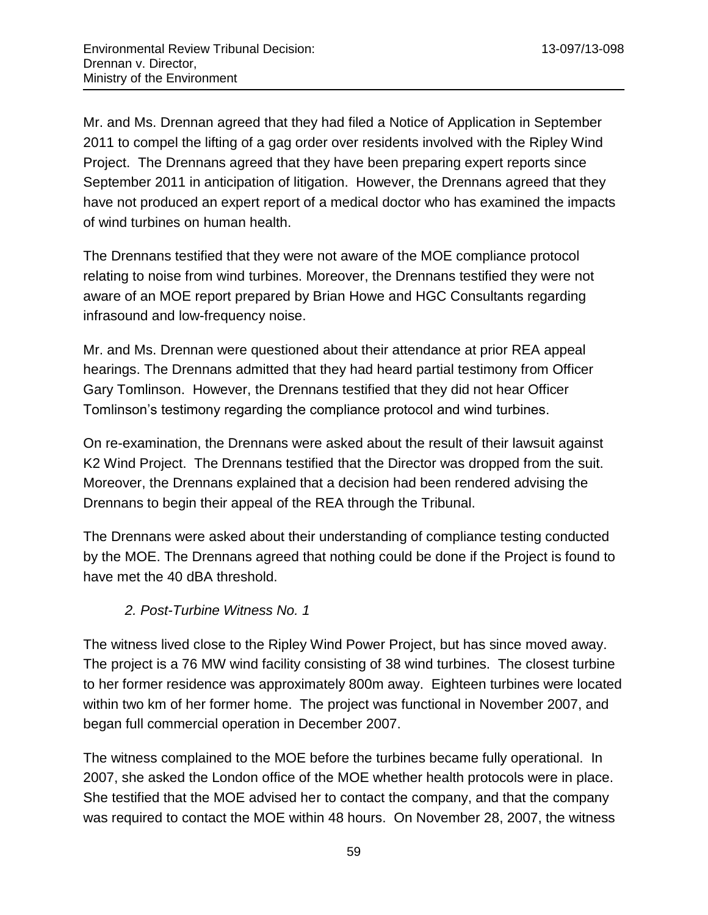Mr. and Ms. Drennan agreed that they had filed a Notice of Application in September 2011 to compel the lifting of a gag order over residents involved with the Ripley Wind Project. The Drennans agreed that they have been preparing expert reports since September 2011 in anticipation of litigation. However, the Drennans agreed that they have not produced an expert report of a medical doctor who has examined the impacts of wind turbines on human health.

The Drennans testified that they were not aware of the MOE compliance protocol relating to noise from wind turbines. Moreover, the Drennans testified they were not aware of an MOE report prepared by Brian Howe and HGC Consultants regarding infrasound and low-frequency noise.

Mr. and Ms. Drennan were questioned about their attendance at prior REA appeal hearings. The Drennans admitted that they had heard partial testimony from Officer Gary Tomlinson. However, the Drennans testified that they did not hear Officer Tomlinson's testimony regarding the compliance protocol and wind turbines.

On re-examination, the Drennans were asked about the result of their lawsuit against K2 Wind Project. The Drennans testified that the Director was dropped from the suit. Moreover, the Drennans explained that a decision had been rendered advising the Drennans to begin their appeal of the REA through the Tribunal.

The Drennans were asked about their understanding of compliance testing conducted by the MOE. The Drennans agreed that nothing could be done if the Project is found to have met the 40 dBA threshold.

*2. Post-Turbine Witness No. 1*

The witness lived close to the Ripley Wind Power Project, but has since moved away. The project is a 76 MW wind facility consisting of 38 wind turbines. The closest turbine to her former residence was approximately 800m away. Eighteen turbines were located within two km of her former home. The project was functional in November 2007, and began full commercial operation in December 2007.

The witness complained to the MOE before the turbines became fully operational. In 2007, she asked the London office of the MOE whether health protocols were in place. She testified that the MOE advised her to contact the company, and that the company was required to contact the MOE within 48 hours. On November 28, 2007, the witness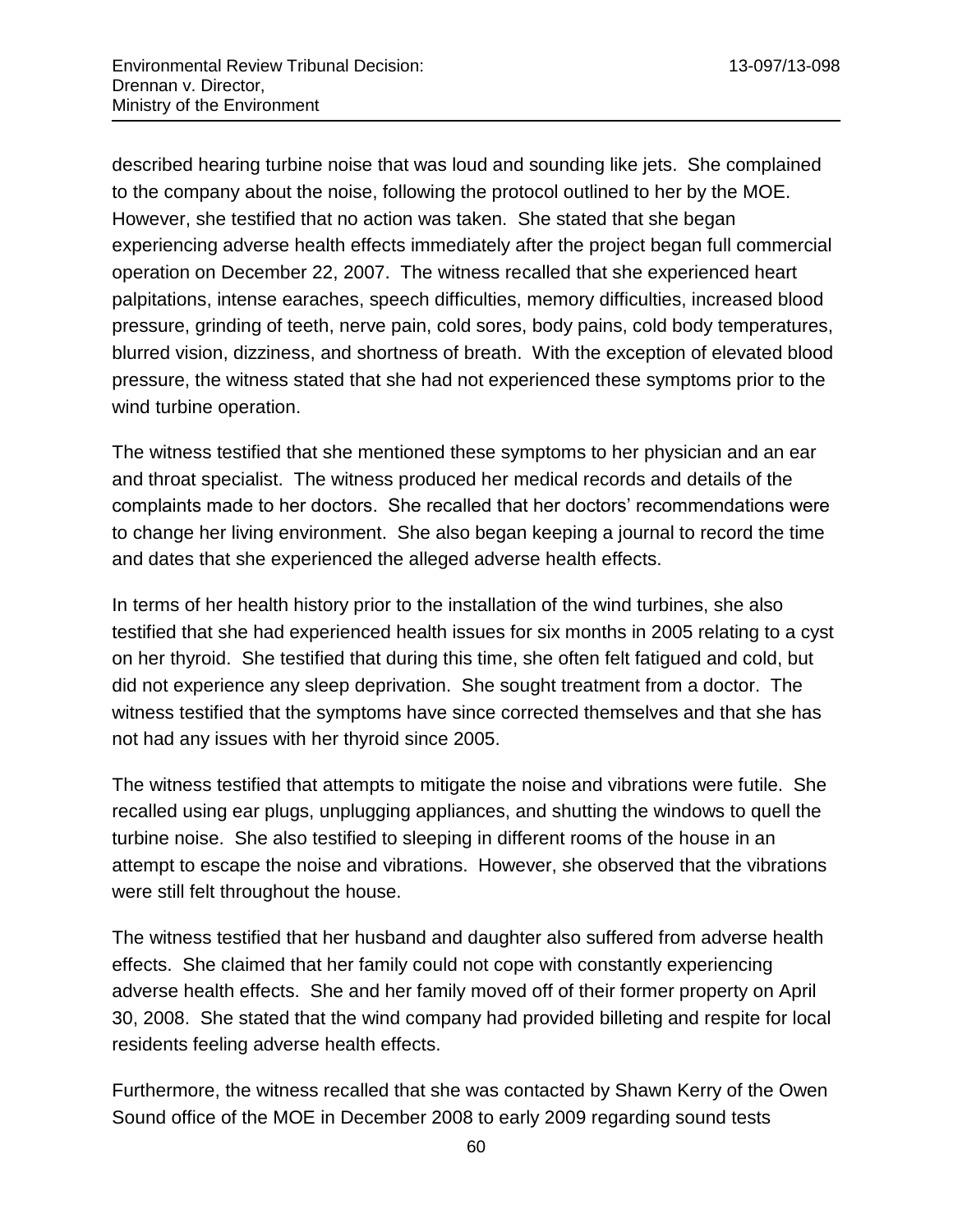described hearing turbine noise that was loud and sounding like jets. She complained to the company about the noise, following the protocol outlined to her by the MOE. However, she testified that no action was taken. She stated that she began experiencing adverse health effects immediately after the project began full commercial operation on December 22, 2007. The witness recalled that she experienced heart palpitations, intense earaches, speech difficulties, memory difficulties, increased blood pressure, grinding of teeth, nerve pain, cold sores, body pains, cold body temperatures, blurred vision, dizziness, and shortness of breath. With the exception of elevated blood pressure, the witness stated that she had not experienced these symptoms prior to the wind turbine operation.

The witness testified that she mentioned these symptoms to her physician and an ear and throat specialist. The witness produced her medical records and details of the complaints made to her doctors. She recalled that her doctors' recommendations were to change her living environment. She also began keeping a journal to record the time and dates that she experienced the alleged adverse health effects.

In terms of her health history prior to the installation of the wind turbines, she also testified that she had experienced health issues for six months in 2005 relating to a cyst on her thyroid. She testified that during this time, she often felt fatigued and cold, but did not experience any sleep deprivation. She sought treatment from a doctor. The witness testified that the symptoms have since corrected themselves and that she has not had any issues with her thyroid since 2005.

The witness testified that attempts to mitigate the noise and vibrations were futile. She recalled using ear plugs, unplugging appliances, and shutting the windows to quell the turbine noise. She also testified to sleeping in different rooms of the house in an attempt to escape the noise and vibrations. However, she observed that the vibrations were still felt throughout the house.

The witness testified that her husband and daughter also suffered from adverse health effects. She claimed that her family could not cope with constantly experiencing adverse health effects. She and her family moved off of their former property on April 30, 2008. She stated that the wind company had provided billeting and respite for local residents feeling adverse health effects.

Furthermore, the witness recalled that she was contacted by Shawn Kerry of the Owen Sound office of the MOE in December 2008 to early 2009 regarding sound tests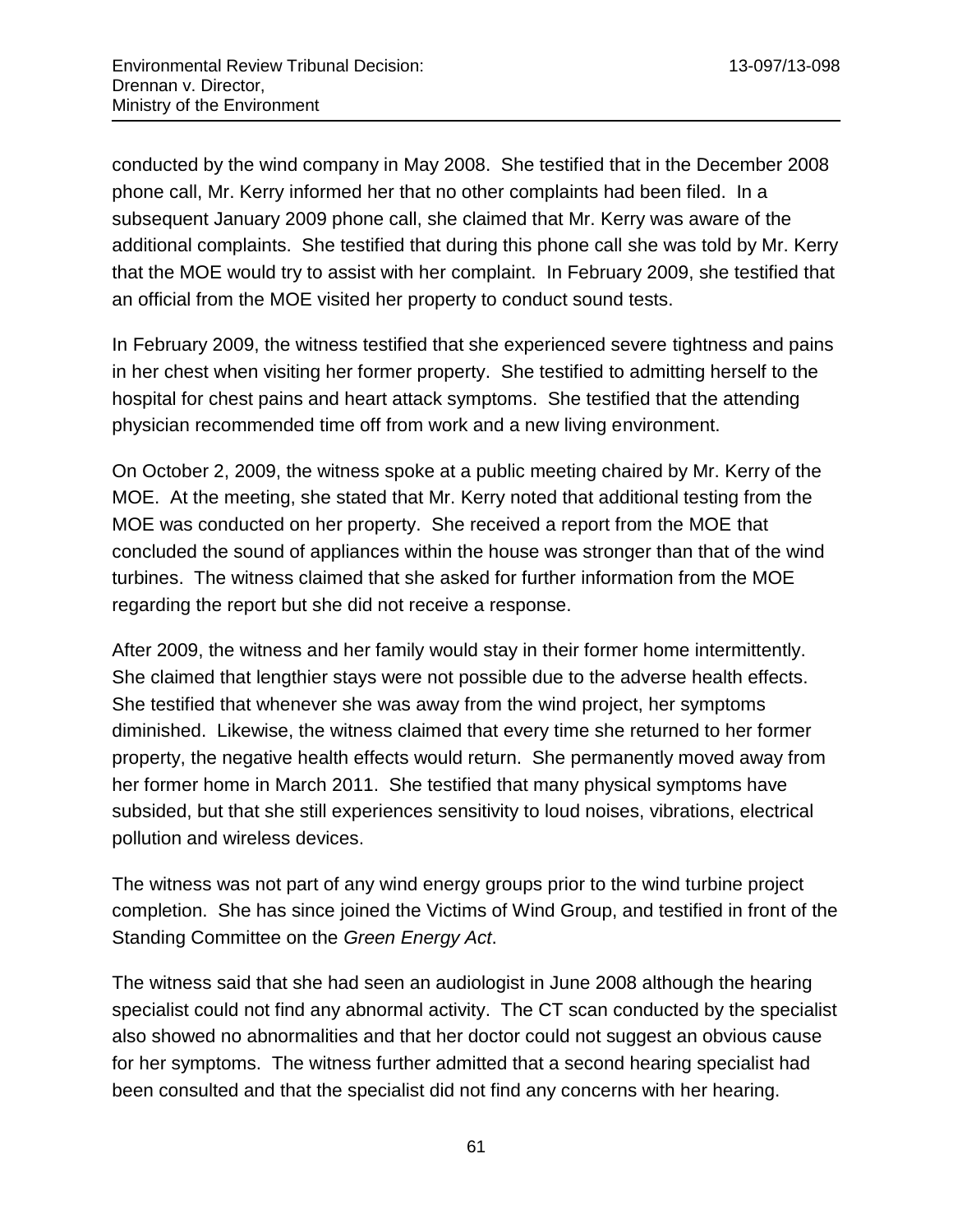conducted by the wind company in May 2008. She testified that in the December 2008 phone call, Mr. Kerry informed her that no other complaints had been filed. In a subsequent January 2009 phone call, she claimed that Mr. Kerry was aware of the additional complaints. She testified that during this phone call she was told by Mr. Kerry that the MOE would try to assist with her complaint. In February 2009, she testified that an official from the MOE visited her property to conduct sound tests.

In February 2009, the witness testified that she experienced severe tightness and pains in her chest when visiting her former property. She testified to admitting herself to the hospital for chest pains and heart attack symptoms. She testified that the attending physician recommended time off from work and a new living environment.

On October 2, 2009, the witness spoke at a public meeting chaired by Mr. Kerry of the MOE. At the meeting, she stated that Mr. Kerry noted that additional testing from the MOE was conducted on her property. She received a report from the MOE that concluded the sound of appliances within the house was stronger than that of the wind turbines. The witness claimed that she asked for further information from the MOE regarding the report but she did not receive a response.

After 2009, the witness and her family would stay in their former home intermittently. She claimed that lengthier stays were not possible due to the adverse health effects. She testified that whenever she was away from the wind project, her symptoms diminished. Likewise, the witness claimed that every time she returned to her former property, the negative health effects would return. She permanently moved away from her former home in March 2011. She testified that many physical symptoms have subsided, but that she still experiences sensitivity to loud noises, vibrations, electrical pollution and wireless devices.

The witness was not part of any wind energy groups prior to the wind turbine project completion. She has since joined the Victims of Wind Group, and testified in front of the Standing Committee on the *Green Energy Act*.

The witness said that she had seen an audiologist in June 2008 although the hearing specialist could not find any abnormal activity. The CT scan conducted by the specialist also showed no abnormalities and that her doctor could not suggest an obvious cause for her symptoms. The witness further admitted that a second hearing specialist had been consulted and that the specialist did not find any concerns with her hearing.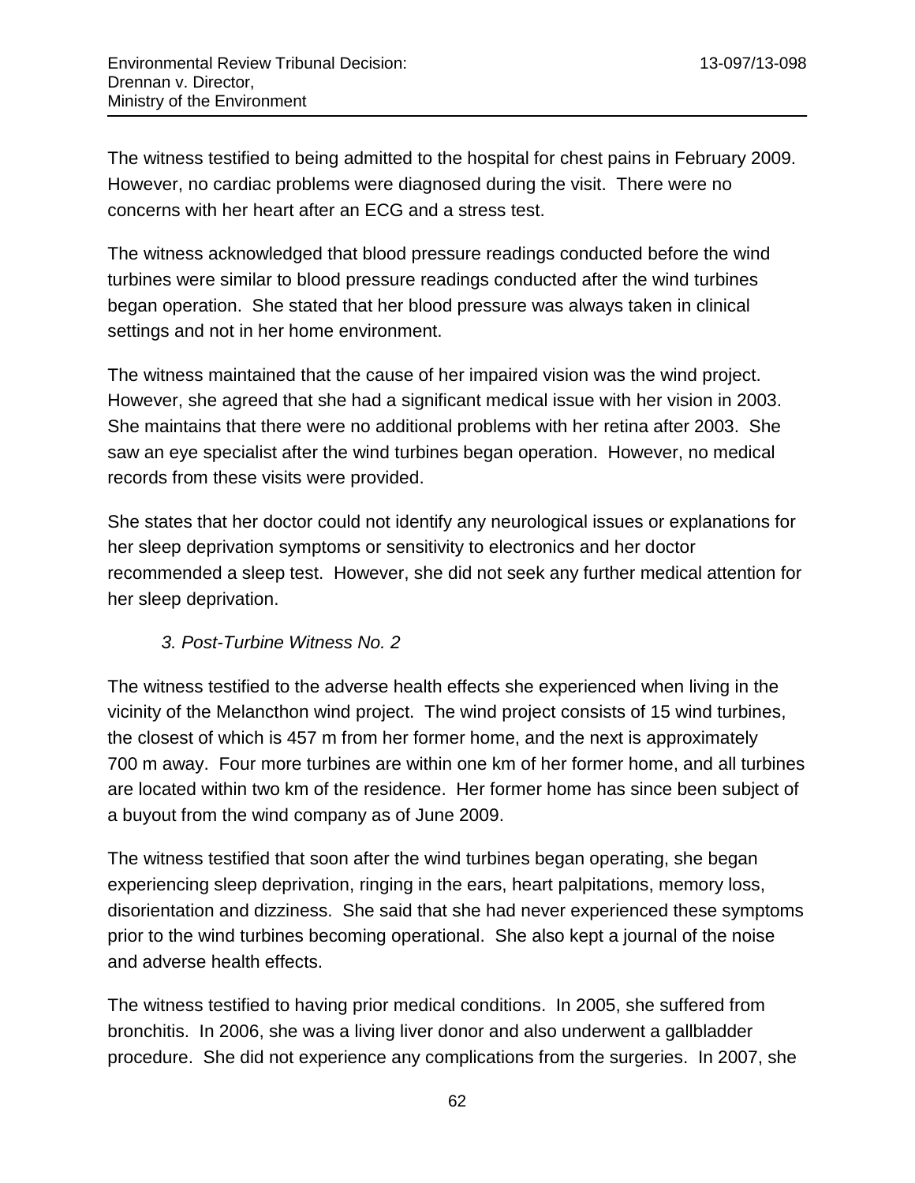The witness testified to being admitted to the hospital for chest pains in February 2009. However, no cardiac problems were diagnosed during the visit. There were no concerns with her heart after an ECG and a stress test.

The witness acknowledged that blood pressure readings conducted before the wind turbines were similar to blood pressure readings conducted after the wind turbines began operation. She stated that her blood pressure was always taken in clinical settings and not in her home environment.

The witness maintained that the cause of her impaired vision was the wind project. However, she agreed that she had a significant medical issue with her vision in 2003. She maintains that there were no additional problems with her retina after 2003. She saw an eye specialist after the wind turbines began operation. However, no medical records from these visits were provided.

She states that her doctor could not identify any neurological issues or explanations for her sleep deprivation symptoms or sensitivity to electronics and her doctor recommended a sleep test. However, she did not seek any further medical attention for her sleep deprivation.

*3. Post-Turbine Witness No. 2*

The witness testified to the adverse health effects she experienced when living in the vicinity of the Melancthon wind project. The wind project consists of 15 wind turbines, the closest of which is 457 m from her former home, and the next is approximately 700 m away. Four more turbines are within one km of her former home, and all turbines are located within two km of the residence. Her former home has since been subject of a buyout from the wind company as of June 2009.

The witness testified that soon after the wind turbines began operating, she began experiencing sleep deprivation, ringing in the ears, heart palpitations, memory loss, disorientation and dizziness. She said that she had never experienced these symptoms prior to the wind turbines becoming operational. She also kept a journal of the noise and adverse health effects.

The witness testified to having prior medical conditions. In 2005, she suffered from bronchitis. In 2006, she was a living liver donor and also underwent a gallbladder procedure. She did not experience any complications from the surgeries. In 2007, she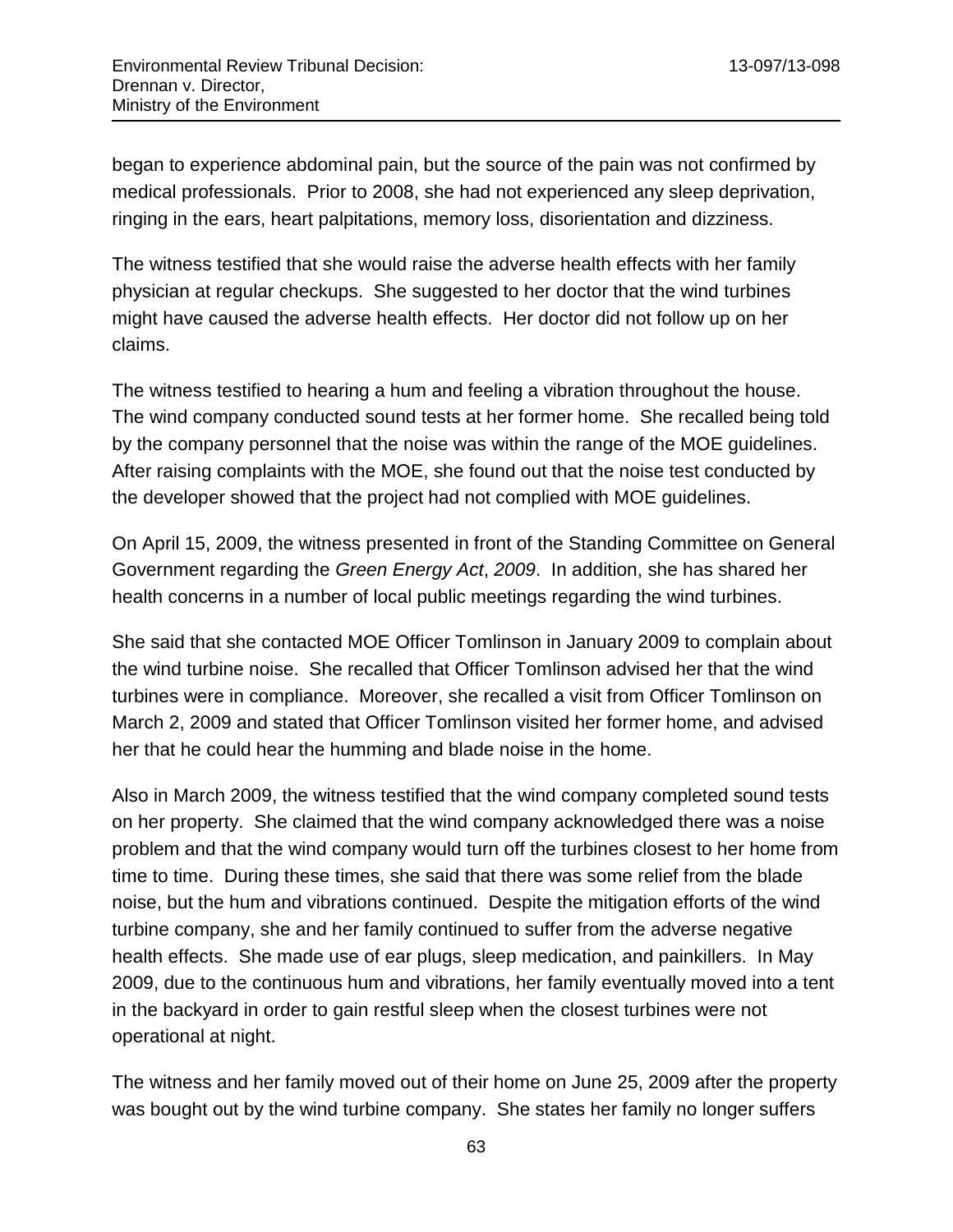began to experience abdominal pain, but the source of the pain was not confirmed by medical professionals. Prior to 2008, she had not experienced any sleep deprivation, ringing in the ears, heart palpitations, memory loss, disorientation and dizziness.

The witness testified that she would raise the adverse health effects with her family physician at regular checkups. She suggested to her doctor that the wind turbines might have caused the adverse health effects. Her doctor did not follow up on her claims.

The witness testified to hearing a hum and feeling a vibration throughout the house. The wind company conducted sound tests at her former home. She recalled being told by the company personnel that the noise was within the range of the MOE guidelines. After raising complaints with the MOE, she found out that the noise test conducted by the developer showed that the project had not complied with MOE guidelines.

On April 15, 2009, the witness presented in front of the Standing Committee on General Government regarding the *Green Energy Act*, *2009*. In addition, she has shared her health concerns in a number of local public meetings regarding the wind turbines.

She said that she contacted MOE Officer Tomlinson in January 2009 to complain about the wind turbine noise. She recalled that Officer Tomlinson advised her that the wind turbines were in compliance. Moreover, she recalled a visit from Officer Tomlinson on March 2, 2009 and stated that Officer Tomlinson visited her former home, and advised her that he could hear the humming and blade noise in the home.

Also in March 2009, the witness testified that the wind company completed sound tests on her property. She claimed that the wind company acknowledged there was a noise problem and that the wind company would turn off the turbines closest to her home from time to time. During these times, she said that there was some relief from the blade noise, but the hum and vibrations continued. Despite the mitigation efforts of the wind turbine company, she and her family continued to suffer from the adverse negative health effects. She made use of ear plugs, sleep medication, and painkillers. In May 2009, due to the continuous hum and vibrations, her family eventually moved into a tent in the backyard in order to gain restful sleep when the closest turbines were not operational at night.

The witness and her family moved out of their home on June 25, 2009 after the property was bought out by the wind turbine company. She states her family no longer suffers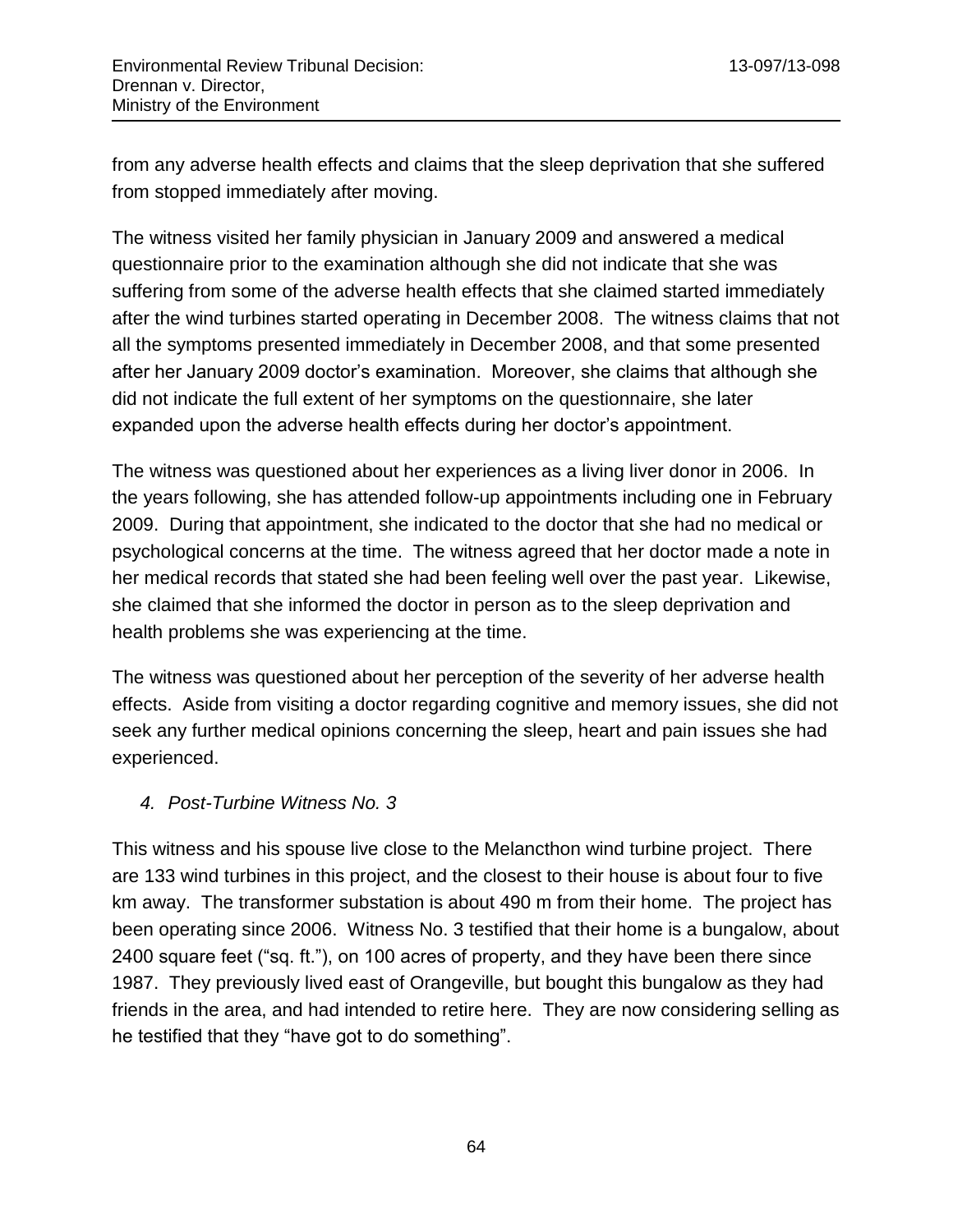from any adverse health effects and claims that the sleep deprivation that she suffered from stopped immediately after moving.

The witness visited her family physician in January 2009 and answered a medical questionnaire prior to the examination although she did not indicate that she was suffering from some of the adverse health effects that she claimed started immediately after the wind turbines started operating in December 2008. The witness claims that not all the symptoms presented immediately in December 2008, and that some presented after her January 2009 doctor's examination. Moreover, she claims that although she did not indicate the full extent of her symptoms on the questionnaire, she later expanded upon the adverse health effects during her doctor's appointment.

The witness was questioned about her experiences as a living liver donor in 2006. In the years following, she has attended follow-up appointments including one in February 2009. During that appointment, she indicated to the doctor that she had no medical or psychological concerns at the time. The witness agreed that her doctor made a note in her medical records that stated she had been feeling well over the past year. Likewise, she claimed that she informed the doctor in person as to the sleep deprivation and health problems she was experiencing at the time.

The witness was questioned about her perception of the severity of her adverse health effects. Aside from visiting a doctor regarding cognitive and memory issues, she did not seek any further medical opinions concerning the sleep, heart and pain issues she had experienced.

*4. Post-Turbine Witness No. 3*

This witness and his spouse live close to the Melancthon wind turbine project. There are 133 wind turbines in this project, and the closest to their house is about four to five km away. The transformer substation is about 490 m from their home. The project has been operating since 2006. Witness No. 3 testified that their home is a bungalow, about 2400 square feet ("sq. ft."), on 100 acres of property, and they have been there since 1987. They previously lived east of Orangeville, but bought this bungalow as they had friends in the area, and had intended to retire here. They are now considering selling as he testified that they "have got to do something".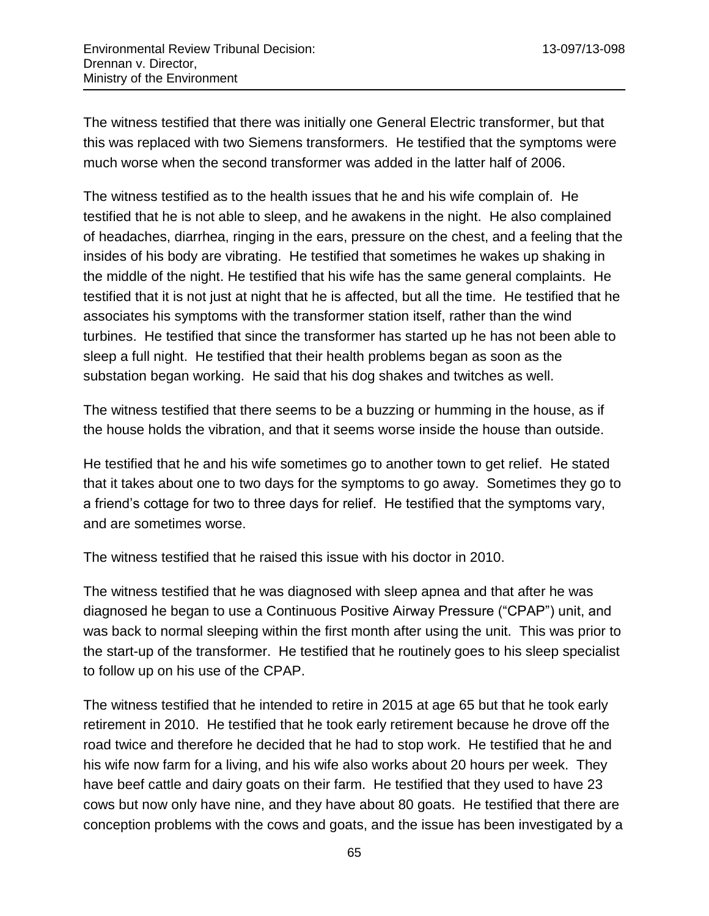The witness testified that there was initially one General Electric transformer, but that this was replaced with two Siemens transformers. He testified that the symptoms were much worse when the second transformer was added in the latter half of 2006.

The witness testified as to the health issues that he and his wife complain of. He testified that he is not able to sleep, and he awakens in the night. He also complained of headaches, diarrhea, ringing in the ears, pressure on the chest, and a feeling that the insides of his body are vibrating. He testified that sometimes he wakes up shaking in the middle of the night. He testified that his wife has the same general complaints. He testified that it is not just at night that he is affected, but all the time. He testified that he associates his symptoms with the transformer station itself, rather than the wind turbines. He testified that since the transformer has started up he has not been able to sleep a full night. He testified that their health problems began as soon as the substation began working. He said that his dog shakes and twitches as well.

The witness testified that there seems to be a buzzing or humming in the house, as if the house holds the vibration, and that it seems worse inside the house than outside.

He testified that he and his wife sometimes go to another town to get relief. He stated that it takes about one to two days for the symptoms to go away. Sometimes they go to a friend's cottage for two to three days for relief. He testified that the symptoms vary, and are sometimes worse.

The witness testified that he raised this issue with his doctor in 2010.

The witness testified that he was diagnosed with sleep apnea and that after he was diagnosed he began to use a Continuous Positive Airway Pressure ("CPAP") unit, and was back to normal sleeping within the first month after using the unit. This was prior to the start-up of the transformer. He testified that he routinely goes to his sleep specialist to follow up on his use of the CPAP.

The witness testified that he intended to retire in 2015 at age 65 but that he took early retirement in 2010. He testified that he took early retirement because he drove off the road twice and therefore he decided that he had to stop work. He testified that he and his wife now farm for a living, and his wife also works about 20 hours per week. They have beef cattle and dairy goats on their farm. He testified that they used to have 23 cows but now only have nine, and they have about 80 goats. He testified that there are conception problems with the cows and goats, and the issue has been investigated by a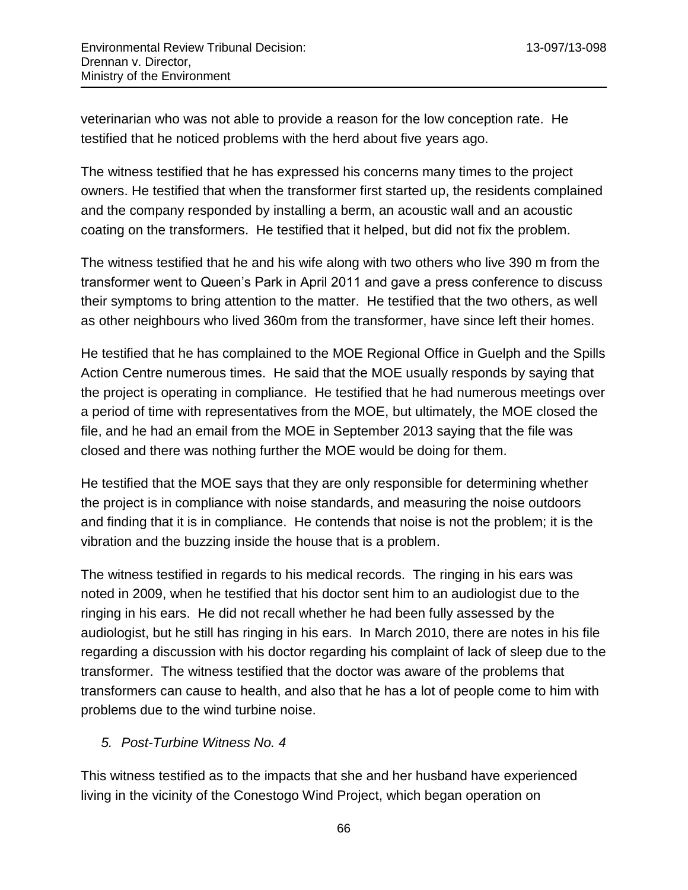veterinarian who was not able to provide a reason for the low conception rate. He testified that he noticed problems with the herd about five years ago.

The witness testified that he has expressed his concerns many times to the project owners. He testified that when the transformer first started up, the residents complained and the company responded by installing a berm, an acoustic wall and an acoustic coating on the transformers. He testified that it helped, but did not fix the problem.

The witness testified that he and his wife along with two others who live 390 m from the transformer went to Queen's Park in April 2011 and gave a press conference to discuss their symptoms to bring attention to the matter. He testified that the two others, as well as other neighbours who lived 360m from the transformer, have since left their homes.

He testified that he has complained to the MOE Regional Office in Guelph and the Spills Action Centre numerous times. He said that the MOE usually responds by saying that the project is operating in compliance. He testified that he had numerous meetings over a period of time with representatives from the MOE, but ultimately, the MOE closed the file, and he had an email from the MOE in September 2013 saying that the file was closed and there was nothing further the MOE would be doing for them.

He testified that the MOE says that they are only responsible for determining whether the project is in compliance with noise standards, and measuring the noise outdoors and finding that it is in compliance. He contends that noise is not the problem; it is the vibration and the buzzing inside the house that is a problem.

The witness testified in regards to his medical records. The ringing in his ears was noted in 2009, when he testified that his doctor sent him to an audiologist due to the ringing in his ears. He did not recall whether he had been fully assessed by the audiologist, but he still has ringing in his ears. In March 2010, there are notes in his file regarding a discussion with his doctor regarding his complaint of lack of sleep due to the transformer. The witness testified that the doctor was aware of the problems that transformers can cause to health, and also that he has a lot of people come to him with problems due to the wind turbine noise.

*5. Post-Turbine Witness No. 4*

This witness testified as to the impacts that she and her husband have experienced living in the vicinity of the Conestogo Wind Project, which began operation on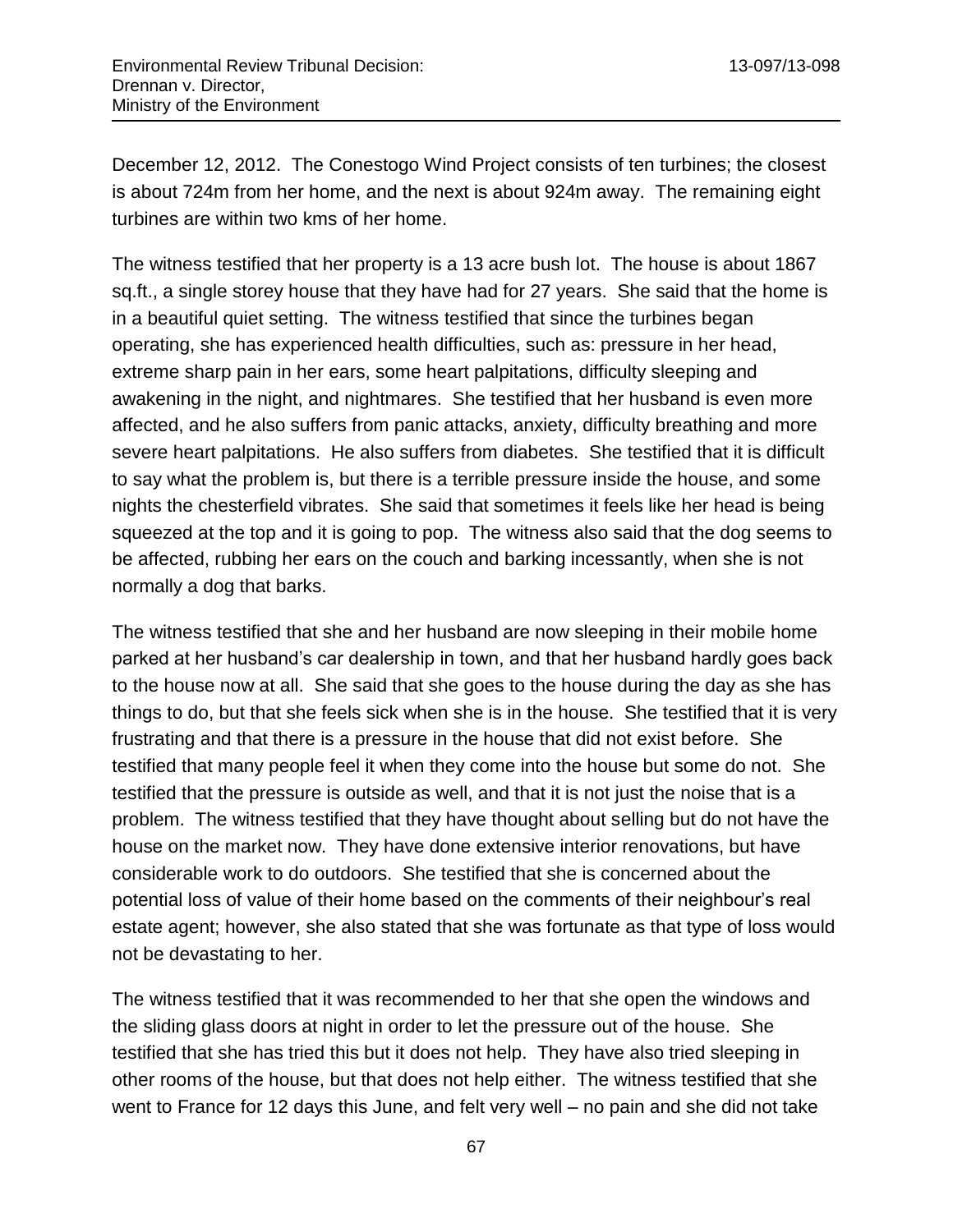December 12, 2012. The Conestogo Wind Project consists of ten turbines; the closest is about 724m from her home, and the next is about 924m away. The remaining eight turbines are within two kms of her home.

The witness testified that her property is a 13 acre bush lot. The house is about 1867 sq.ft., a single storey house that they have had for 27 years. She said that the home is in a beautiful quiet setting. The witness testified that since the turbines began operating, she has experienced health difficulties, such as: pressure in her head, extreme sharp pain in her ears, some heart palpitations, difficulty sleeping and awakening in the night, and nightmares. She testified that her husband is even more affected, and he also suffers from panic attacks, anxiety, difficulty breathing and more severe heart palpitations. He also suffers from diabetes. She testified that it is difficult to say what the problem is, but there is a terrible pressure inside the house, and some nights the chesterfield vibrates. She said that sometimes it feels like her head is being squeezed at the top and it is going to pop. The witness also said that the dog seems to be affected, rubbing her ears on the couch and barking incessantly, when she is not normally a dog that barks.

The witness testified that she and her husband are now sleeping in their mobile home parked at her husband's car dealership in town, and that her husband hardly goes back to the house now at all. She said that she goes to the house during the day as she has things to do, but that she feels sick when she is in the house. She testified that it is very frustrating and that there is a pressure in the house that did not exist before. She testified that many people feel it when they come into the house but some do not. She testified that the pressure is outside as well, and that it is not just the noise that is a problem. The witness testified that they have thought about selling but do not have the house on the market now. They have done extensive interior renovations, but have considerable work to do outdoors. She testified that she is concerned about the potential loss of value of their home based on the comments of their neighbour's real estate agent; however, she also stated that she was fortunate as that type of loss would not be devastating to her.

The witness testified that it was recommended to her that she open the windows and the sliding glass doors at night in order to let the pressure out of the house. She testified that she has tried this but it does not help. They have also tried sleeping in other rooms of the house, but that does not help either. The witness testified that she went to France for 12 days this June, and felt very well – no pain and she did not take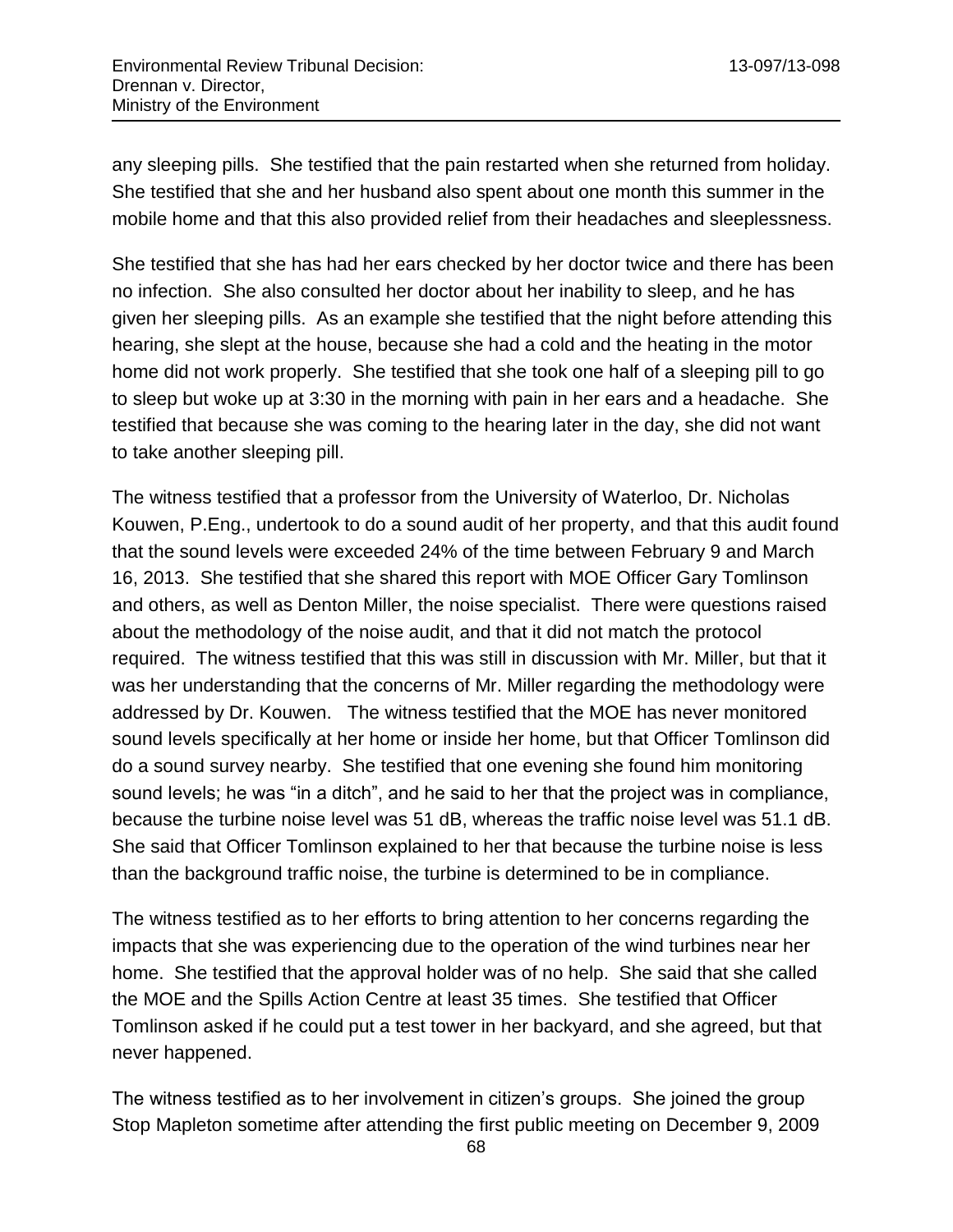any sleeping pills. She testified that the pain restarted when she returned from holiday. She testified that she and her husband also spent about one month this summer in the mobile home and that this also provided relief from their headaches and sleeplessness.

She testified that she has had her ears checked by her doctor twice and there has been no infection. She also consulted her doctor about her inability to sleep, and he has given her sleeping pills. As an example she testified that the night before attending this hearing, she slept at the house, because she had a cold and the heating in the motor home did not work properly. She testified that she took one half of a sleeping pill to go to sleep but woke up at 3:30 in the morning with pain in her ears and a headache. She testified that because she was coming to the hearing later in the day, she did not want to take another sleeping pill.

The witness testified that a professor from the University of Waterloo, Dr. Nicholas Kouwen, P.Eng., undertook to do a sound audit of her property, and that this audit found that the sound levels were exceeded 24% of the time between February 9 and March 16, 2013. She testified that she shared this report with MOE Officer Gary Tomlinson and others, as well as Denton Miller, the noise specialist. There were questions raised about the methodology of the noise audit, and that it did not match the protocol required. The witness testified that this was still in discussion with Mr. Miller, but that it was her understanding that the concerns of Mr. Miller regarding the methodology were addressed by Dr. Kouwen. The witness testified that the MOE has never monitored sound levels specifically at her home or inside her home, but that Officer Tomlinson did do a sound survey nearby. She testified that one evening she found him monitoring sound levels; he was "in a ditch", and he said to her that the project was in compliance, because the turbine noise level was 51 dB, whereas the traffic noise level was 51.1 dB. She said that Officer Tomlinson explained to her that because the turbine noise is less than the background traffic noise, the turbine is determined to be in compliance.

The witness testified as to her efforts to bring attention to her concerns regarding the impacts that she was experiencing due to the operation of the wind turbines near her home. She testified that the approval holder was of no help. She said that she called the MOE and the Spills Action Centre at least 35 times. She testified that Officer Tomlinson asked if he could put a test tower in her backyard, and she agreed, but that never happened.

The witness testified as to her involvement in citizen's groups. She joined the group Stop Mapleton sometime after attending the first public meeting on December 9, 2009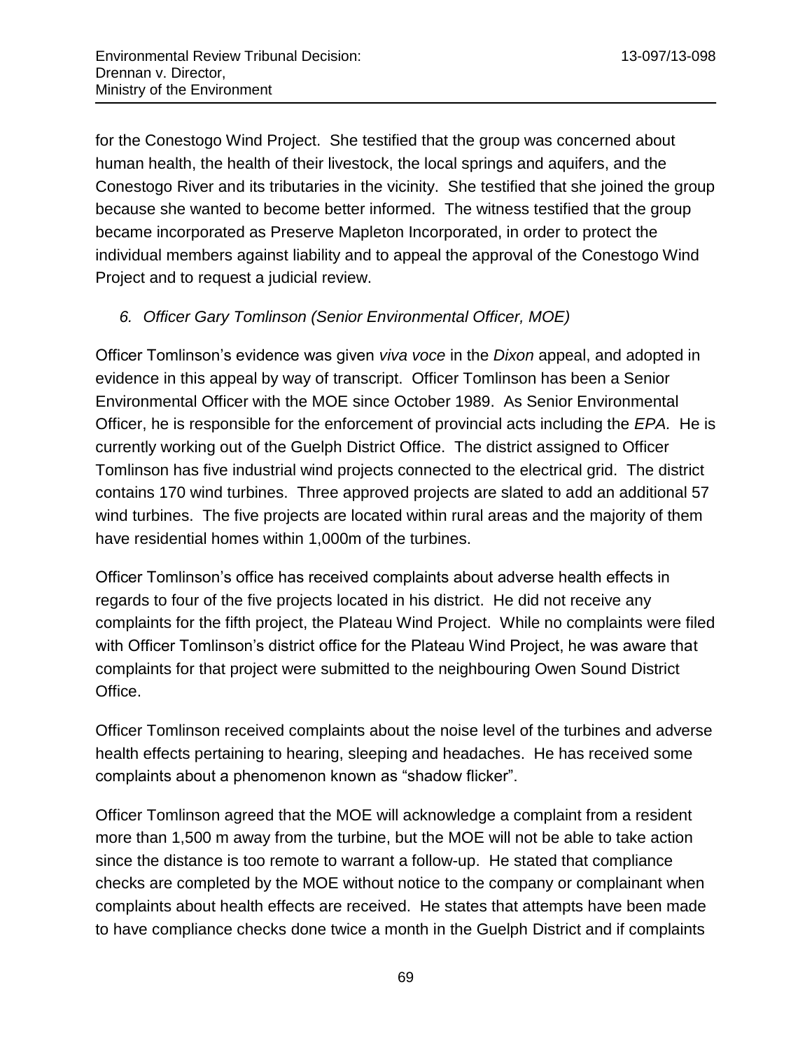for the Conestogo Wind Project. She testified that the group was concerned about human health, the health of their livestock, the local springs and aquifers, and the Conestogo River and its tributaries in the vicinity. She testified that she joined the group because she wanted to become better informed. The witness testified that the group became incorporated as Preserve Mapleton Incorporated, in order to protect the individual members against liability and to appeal the approval of the Conestogo Wind Project and to request a judicial review.

*6. Officer Gary Tomlinson (Senior Environmental Officer, MOE)*

Officer Tomlinson's evidence was given *viva voce* in the *Dixon* appeal, and adopted in evidence in this appeal by way of transcript. Officer Tomlinson has been a Senior Environmental Officer with the MOE since October 1989. As Senior Environmental Officer, he is responsible for the enforcement of provincial acts including the *EPA.* He is currently working out of the Guelph District Office. The district assigned to Officer Tomlinson has five industrial wind projects connected to the electrical grid. The district contains 170 wind turbines. Three approved projects are slated to add an additional 57 wind turbines. The five projects are located within rural areas and the majority of them have residential homes within 1,000m of the turbines.

Officer Tomlinson's office has received complaints about adverse health effects in regards to four of the five projects located in his district. He did not receive any complaints for the fifth project, the Plateau Wind Project. While no complaints were filed with Officer Tomlinson's district office for the Plateau Wind Project, he was aware that complaints for that project were submitted to the neighbouring Owen Sound District Office.

Officer Tomlinson received complaints about the noise level of the turbines and adverse health effects pertaining to hearing, sleeping and headaches. He has received some complaints about a phenomenon known as "shadow flicker".

Officer Tomlinson agreed that the MOE will acknowledge a complaint from a resident more than 1,500 m away from the turbine, but the MOE will not be able to take action since the distance is too remote to warrant a follow-up. He stated that compliance checks are completed by the MOE without notice to the company or complainant when complaints about health effects are received. He states that attempts have been made to have compliance checks done twice a month in the Guelph District and if complaints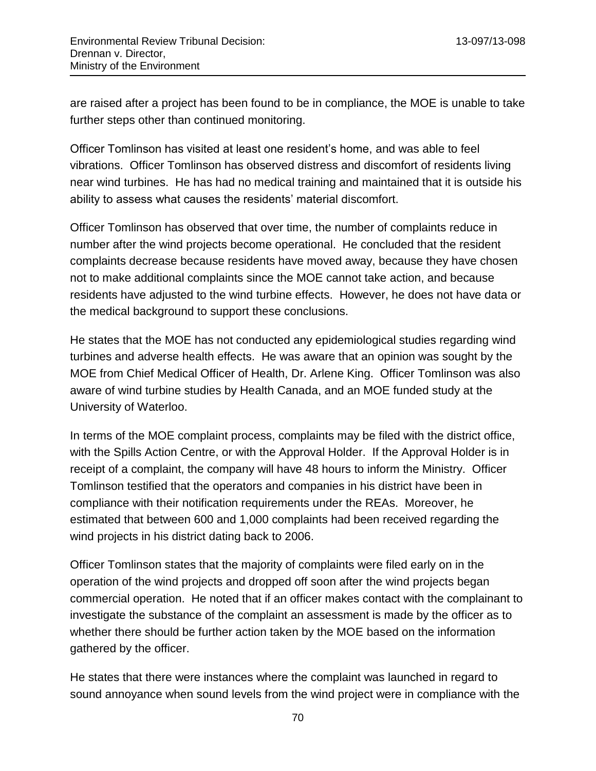are raised after a project has been found to be in compliance, the MOE is unable to take further steps other than continued monitoring.

Officer Tomlinson has visited at least one resident's home, and was able to feel vibrations. Officer Tomlinson has observed distress and discomfort of residents living near wind turbines. He has had no medical training and maintained that it is outside his ability to assess what causes the residents' material discomfort.

Officer Tomlinson has observed that over time, the number of complaints reduce in number after the wind projects become operational. He concluded that the resident complaints decrease because residents have moved away, because they have chosen not to make additional complaints since the MOE cannot take action, and because residents have adjusted to the wind turbine effects. However, he does not have data or the medical background to support these conclusions.

He states that the MOE has not conducted any epidemiological studies regarding wind turbines and adverse health effects. He was aware that an opinion was sought by the MOE from Chief Medical Officer of Health, Dr. Arlene King. Officer Tomlinson was also aware of wind turbine studies by Health Canada, and an MOE funded study at the University of Waterloo.

In terms of the MOE complaint process, complaints may be filed with the district office, with the Spills Action Centre, or with the Approval Holder. If the Approval Holder is in receipt of a complaint, the company will have 48 hours to inform the Ministry. Officer Tomlinson testified that the operators and companies in his district have been in compliance with their notification requirements under the REAs. Moreover, he estimated that between 600 and 1,000 complaints had been received regarding the wind projects in his district dating back to 2006.

Officer Tomlinson states that the majority of complaints were filed early on in the operation of the wind projects and dropped off soon after the wind projects began commercial operation. He noted that if an officer makes contact with the complainant to investigate the substance of the complaint an assessment is made by the officer as to whether there should be further action taken by the MOE based on the information gathered by the officer.

He states that there were instances where the complaint was launched in regard to sound annoyance when sound levels from the wind project were in compliance with the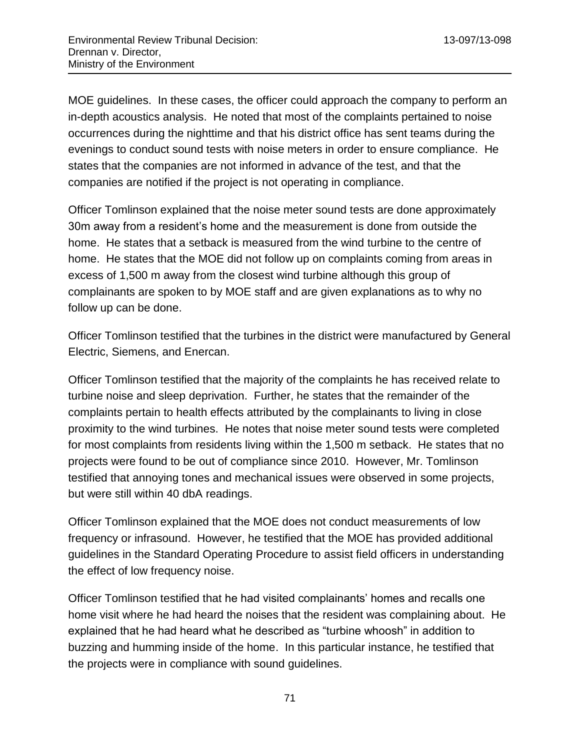MOE guidelines. In these cases, the officer could approach the company to perform an in-depth acoustics analysis. He noted that most of the complaints pertained to noise occurrences during the nighttime and that his district office has sent teams during the evenings to conduct sound tests with noise meters in order to ensure compliance. He states that the companies are not informed in advance of the test, and that the companies are notified if the project is not operating in compliance.

Officer Tomlinson explained that the noise meter sound tests are done approximately 30m away from a resident's home and the measurement is done from outside the home. He states that a setback is measured from the wind turbine to the centre of home. He states that the MOE did not follow up on complaints coming from areas in excess of 1,500 m away from the closest wind turbine although this group of complainants are spoken to by MOE staff and are given explanations as to why no follow up can be done.

Officer Tomlinson testified that the turbines in the district were manufactured by General Electric, Siemens, and Enercan.

Officer Tomlinson testified that the majority of the complaints he has received relate to turbine noise and sleep deprivation. Further, he states that the remainder of the complaints pertain to health effects attributed by the complainants to living in close proximity to the wind turbines. He notes that noise meter sound tests were completed for most complaints from residents living within the 1,500 m setback. He states that no projects were found to be out of compliance since 2010. However, Mr. Tomlinson testified that annoying tones and mechanical issues were observed in some projects, but were still within 40 dbA readings.

Officer Tomlinson explained that the MOE does not conduct measurements of low frequency or infrasound. However, he testified that the MOE has provided additional guidelines in the Standard Operating Procedure to assist field officers in understanding the effect of low frequency noise.

Officer Tomlinson testified that he had visited complainants' homes and recalls one home visit where he had heard the noises that the resident was complaining about. He explained that he had heard what he described as "turbine whoosh" in addition to buzzing and humming inside of the home. In this particular instance, he testified that the projects were in compliance with sound guidelines.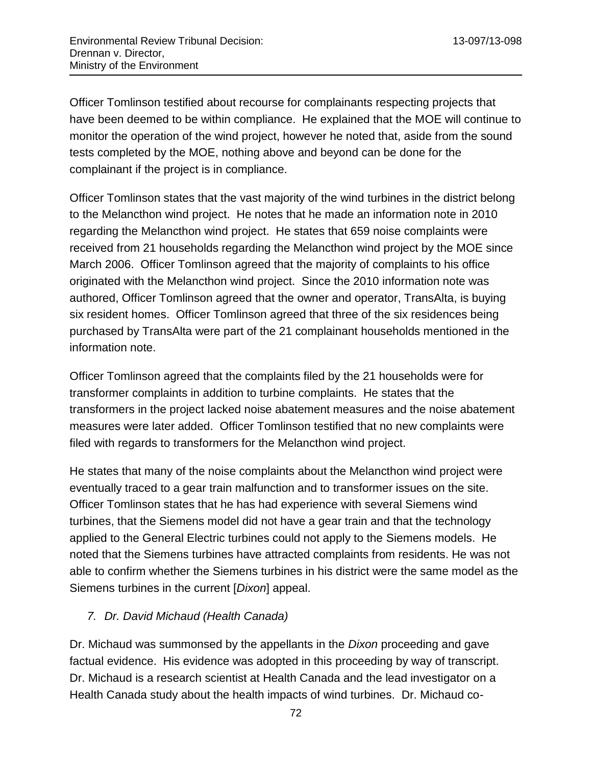Officer Tomlinson testified about recourse for complainants respecting projects that have been deemed to be within compliance. He explained that the MOE will continue to monitor the operation of the wind project, however he noted that, aside from the sound tests completed by the MOE, nothing above and beyond can be done for the complainant if the project is in compliance.

Officer Tomlinson states that the vast majority of the wind turbines in the district belong to the Melancthon wind project. He notes that he made an information note in 2010 regarding the Melancthon wind project. He states that 659 noise complaints were received from 21 households regarding the Melancthon wind project by the MOE since March 2006. Officer Tomlinson agreed that the majority of complaints to his office originated with the Melancthon wind project. Since the 2010 information note was authored, Officer Tomlinson agreed that the owner and operator, TransAlta, is buying six resident homes. Officer Tomlinson agreed that three of the six residences being purchased by TransAlta were part of the 21 complainant households mentioned in the information note.

Officer Tomlinson agreed that the complaints filed by the 21 households were for transformer complaints in addition to turbine complaints. He states that the transformers in the project lacked noise abatement measures and the noise abatement measures were later added. Officer Tomlinson testified that no new complaints were filed with regards to transformers for the Melancthon wind project.

He states that many of the noise complaints about the Melancthon wind project were eventually traced to a gear train malfunction and to transformer issues on the site. Officer Tomlinson states that he has had experience with several Siemens wind turbines, that the Siemens model did not have a gear train and that the technology applied to the General Electric turbines could not apply to the Siemens models. He noted that the Siemens turbines have attracted complaints from residents. He was not able to confirm whether the Siemens turbines in his district were the same model as the Siemens turbines in the current [*Dixon*] appeal.

### *7. Dr. David Michaud (Health Canada)*

Dr. Michaud was summonsed by the appellants in the *Dixon* proceeding and gave factual evidence. His evidence was adopted in this proceeding by way of transcript. Dr. Michaud is a research scientist at Health Canada and the lead investigator on a Health Canada study about the health impacts of wind turbines. Dr. Michaud co-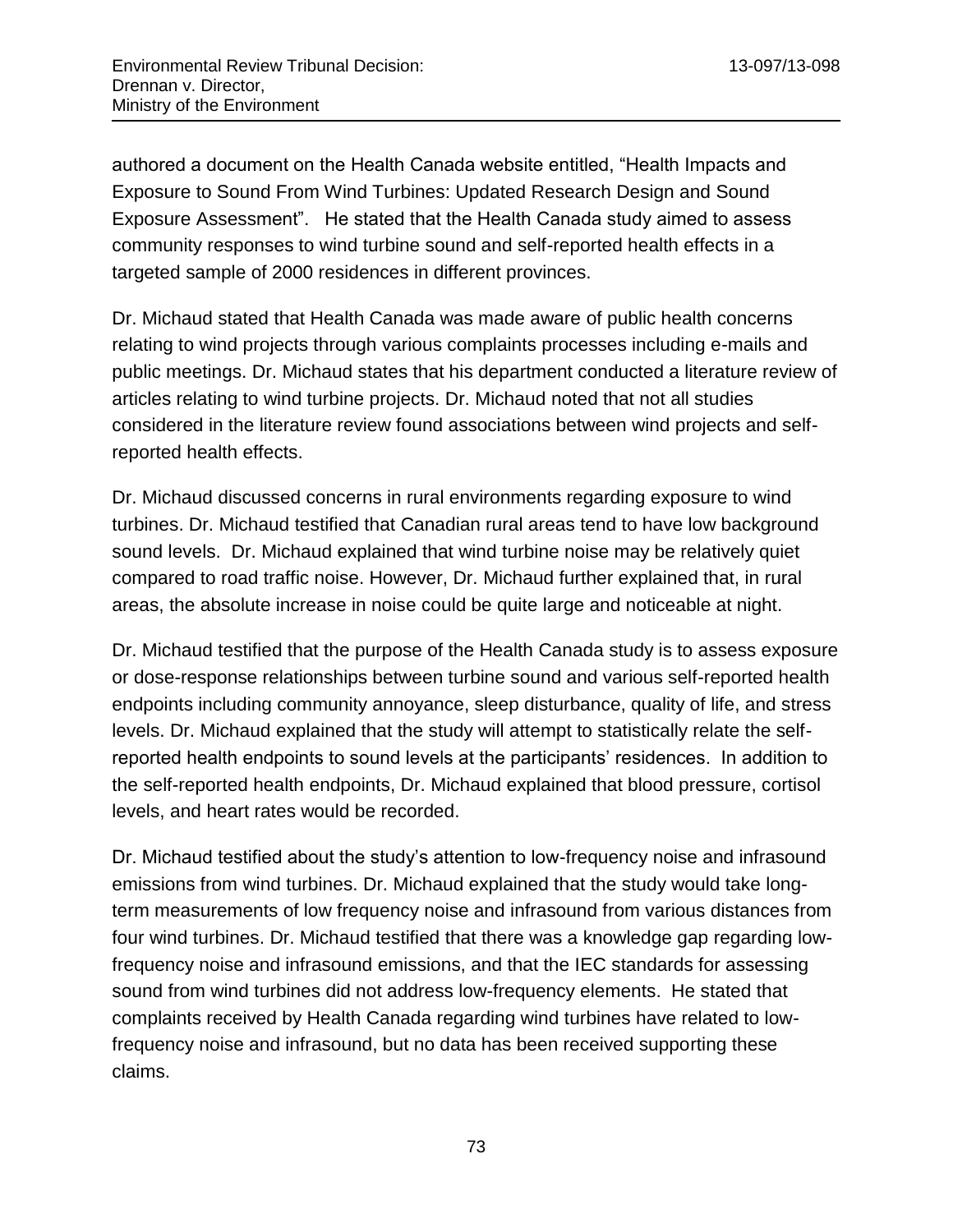authored a document on the Health Canada website entitled, “Health Impacts and Exposure to Sound From Wind Turbines: Updated Research Design and Sound Exposure Assessment”. He stated that the Health Canada study aimed to assess community responses to wind turbine sound and self-reported health effects in a targeted sample of 2000 residences in different provinces.

Dr. Michaud stated that Health Canada was made aware of public health concerns relating to wind projects through various complaints processes including e-mails and public meetings. Dr. Michaud states that his department conducted a literature review of articles relating to wind turbine projects. Dr. Michaud noted that not all studies considered in the literature review found associations between wind projects and self-reported health effects.

Dr. Michaud discussed concerns in rural environments regarding exposure to wind turbines. Dr. Michaud testified that Canadian rural areas tend to have low background sound levels. Dr. Michaud explained that wind turbine noise may be relatively quiet compared to road traffic noise. However, Dr. Michaud further explained that, in rural areas, the absolute increase in noise could be quite large and noticeable at night.

Dr. Michaud testified that the purpose of the Health Canada study is to assess exposure or dose-response relationships between turbine sound and various self-reported health endpoints including community annoyance, sleep disturbance, quality of life, and stress levels. Dr. Michaud explained that the study will attempt to statistically relate the self-reported health endpoints to sound levels at the participants’ residences. In addition to the self-reported health endpoints, Dr. Michaud explained that blood pressure, cortisol levels, and heart rates would be recorded.

Dr. Michaud testified about the study’s attention to low-frequency noise and infrasound emissions from wind turbines. Dr. Michaud explained that the study would take long-term measurements of low frequency noise and infrasound from various distances from four wind turbines. Dr. Michaud testified that there was a knowledge gap regarding low-frequency noise and infrasound emissions, and that the IEC standards for assessing sound from wind turbines did not address low-frequency elements. He stated that complaints received by Health Canada regarding wind turbines have related to low-frequency noise and infrasound, but no data has been received supporting these claims.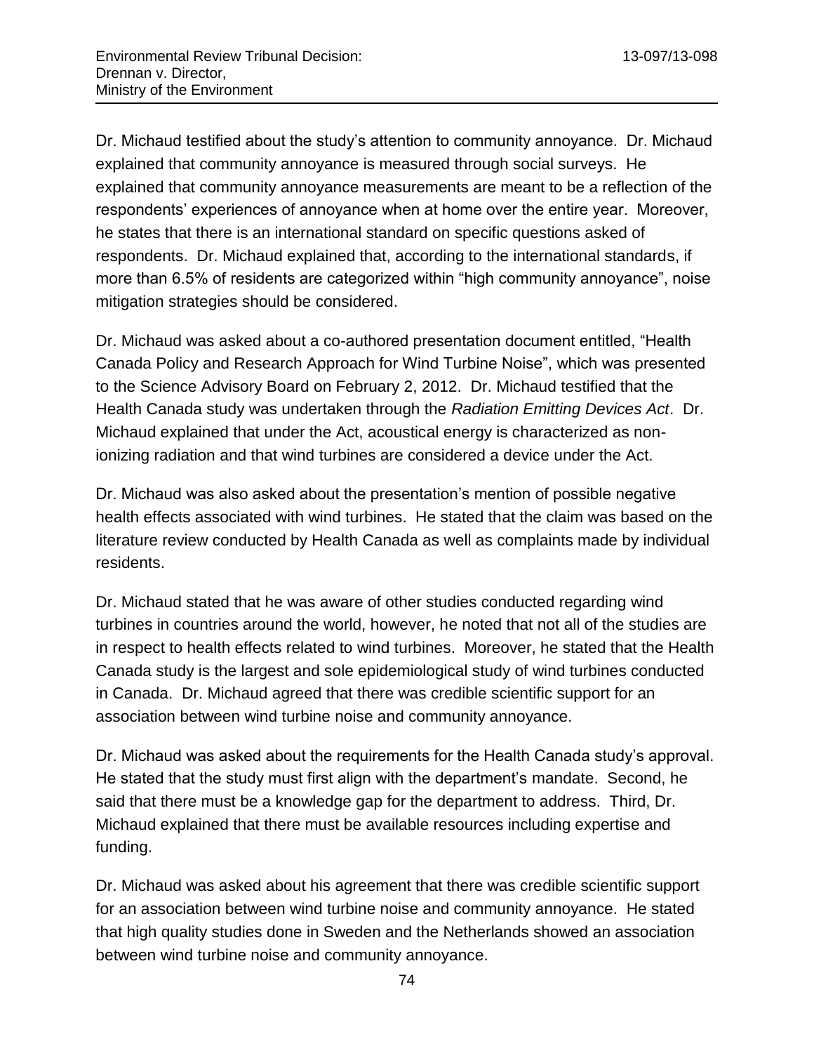Dr. Michaud testified about the study's attention to community annoyance. Dr. Michaud explained that community annoyance is measured through social surveys. He explained that community annoyance measurements are meant to be a reflection of the respondents' experiences of annoyance when at home over the entire year. Moreover, he states that there is an international standard on specific questions asked of respondents. Dr. Michaud explained that, according to the international standards, if more than 6.5% of residents are categorized within "high community annoyance", noise mitigation strategies should be considered.

Dr. Michaud was asked about a co-authored presentation document entitled, "Health Canada Policy and Research Approach for Wind Turbine Noise", which was presented to the Science Advisory Board on February 2, 2012. Dr. Michaud testified that the Health Canada study was undertaken through the *Radiation Emitting Devices Act*. Dr. Michaud explained that under the Act, acoustical energy is characterized as non-ionizing radiation and that wind turbines are considered a device under the Act.

Dr. Michaud was also asked about the presentation's mention of possible negative health effects associated with wind turbines. He stated that the claim was based on the literature review conducted by Health Canada as well as complaints made by individual residents.

Dr. Michaud stated that he was aware of other studies conducted regarding wind turbines in countries around the world, however, he noted that not all of the studies are in respect to health effects related to wind turbines. Moreover, he stated that the Health Canada study is the largest and sole epidemiological study of wind turbines conducted in Canada. Dr. Michaud agreed that there was credible scientific support for an association between wind turbine noise and community annoyance.

Dr. Michaud was asked about the requirements for the Health Canada study's approval. He stated that the study must first align with the department's mandate. Second, he said that there must be a knowledge gap for the department to address. Third, Dr. Michaud explained that there must be available resources including expertise and funding.

Dr. Michaud was asked about his agreement that there was credible scientific support for an association between wind turbine noise and community annoyance. He stated that high quality studies done in Sweden and the Netherlands showed an association between wind turbine noise and community annoyance.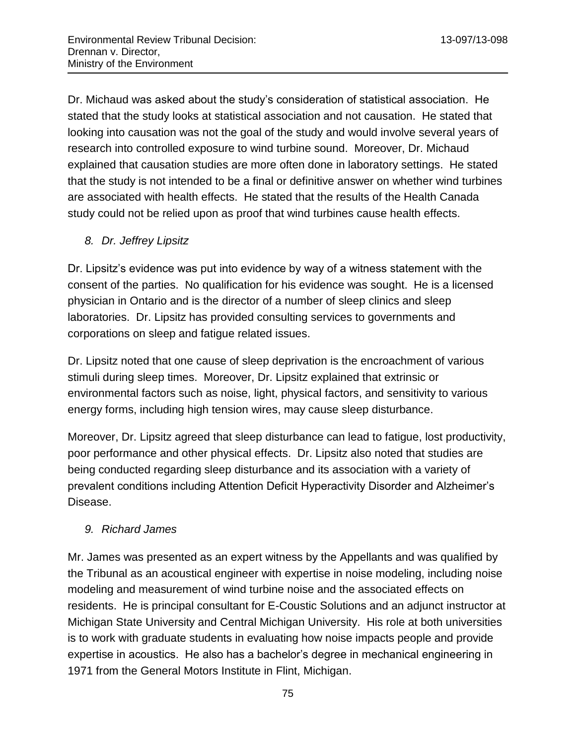Dr. Michaud was asked about the study's consideration of statistical association. He stated that the study looks at statistical association and not causation. He stated that looking into causation was not the goal of the study and would involve several years of research into controlled exposure to wind turbine sound. Moreover, Dr. Michaud explained that causation studies are more often done in laboratory settings. He stated that the study is not intended to be a final or definitive answer on whether wind turbines are associated with health effects. He stated that the results of the Health Canada study could not be relied upon as proof that wind turbines cause health effects.

### *8. Dr. Jeffrey Lipsitz*

Dr. Lipsitz's evidence was put into evidence by way of a witness statement with the consent of the parties. No qualification for his evidence was sought. He is a licensed physician in Ontario and is the director of a number of sleep clinics and sleep laboratories. Dr. Lipsitz has provided consulting services to governments and corporations on sleep and fatigue related issues.

Dr. Lipsitz noted that one cause of sleep deprivation is the encroachment of various stimuli during sleep times. Moreover, Dr. Lipsitz explained that extrinsic or environmental factors such as noise, light, physical factors, and sensitivity to various energy forms, including high tension wires, may cause sleep disturbance.

Moreover, Dr. Lipsitz agreed that sleep disturbance can lead to fatigue, lost productivity, poor performance and other physical effects. Dr. Lipsitz also noted that studies are being conducted regarding sleep disturbance and its association with a variety of prevalent conditions including Attention Deficit Hyperactivity Disorder and Alzheimer's Disease.

### *9. Richard James*

Mr. James was presented as an expert witness by the Appellants and was qualified by the Tribunal as an acoustical engineer with expertise in noise modeling, including noise modeling and measurement of wind turbine noise and the associated effects on residents. He is principal consultant for E-Coustic Solutions and an adjunct instructor at Michigan State University and Central Michigan University. His role at both universities is to work with graduate students in evaluating how noise impacts people and provide expertise in acoustics. He also has a bachelor's degree in mechanical engineering in 1971 from the General Motors Institute in Flint, Michigan.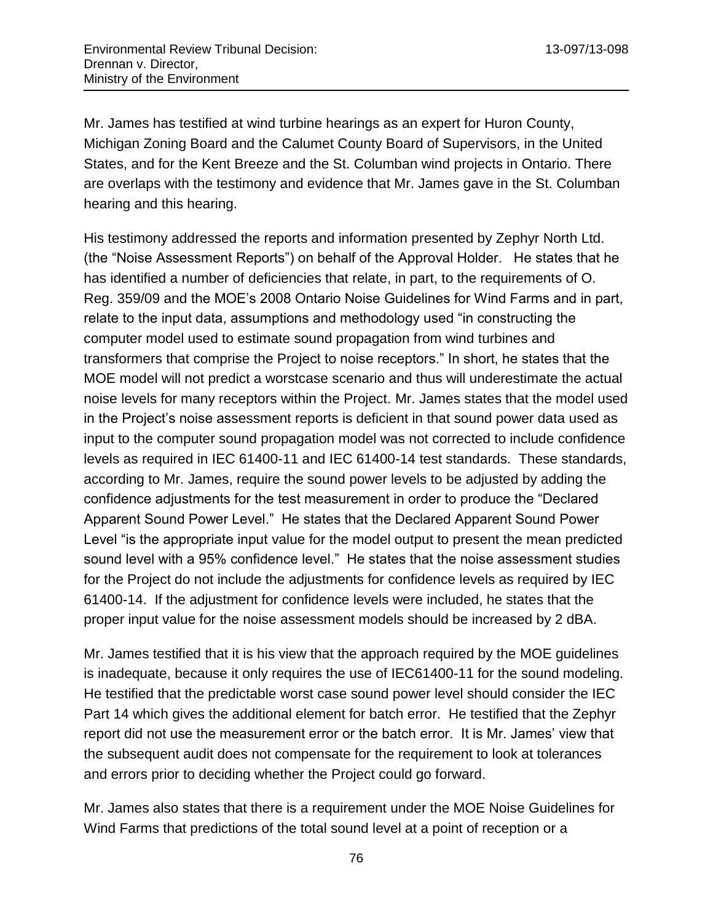Mr. James has testified at wind turbine hearings as an expert for Huron County, Michigan Zoning Board and the Calumet County Board of Supervisors, in the United States, and for the Kent Breeze and the St. Columban wind projects in Ontario. There are overlaps with the testimony and evidence that Mr. James gave in the St. Columban hearing and this hearing.

His testimony addressed the reports and information presented by Zephyr North Ltd. (the "Noise Assessment Reports") on behalf of the Approval Holder. He states that he has identified a number of deficiencies that relate, in part, to the requirements of O. Reg. 359/09 and the MOE's 2008 Ontario Noise Guidelines for Wind Farms and in part, relate to the input data, assumptions and methodology used "in constructing the computer model used to estimate sound propagation from wind turbines and transformers that comprise the Project to noise receptors." In short, he states that the MOE model will not predict a worstcase scenario and thus will underestimate the actual noise levels for many receptors within the Project. Mr. James states that the model used in the Project's noise assessment reports is deficient in that sound power data used as input to the computer sound propagation model was not corrected to include confidence levels as required in IEC 61400-11 and IEC 61400-14 test standards. These standards, according to Mr. James, require the sound power levels to be adjusted by adding the confidence adjustments for the test measurement in order to produce the "Declared Apparent Sound Power Level." He states that the Declared Apparent Sound Power Level "is the appropriate input value for the model output to present the mean predicted sound level with a 95% confidence level." He states that the noise assessment studies for the Project do not include the adjustments for confidence levels as required by IEC 61400-14. If the adjustment for confidence levels were included, he states that the proper input value for the noise assessment models should be increased by 2 dBA.

Mr. James testified that it is his view that the approach required by the MOE guidelines is inadequate, because it only requires the use of IEC61400-11 for the sound modeling. He testified that the predictable worst case sound power level should consider the IEC Part 14 which gives the additional element for batch error. He testified that the Zephyr report did not use the measurement error or the batch error. It is Mr. James' view that the subsequent audit does not compensate for the requirement to look at tolerances and errors prior to deciding whether the Project could go forward.

Mr. James also states that there is a requirement under the MOE Noise Guidelines for Wind Farms that predictions of the total sound level at a point of reception or a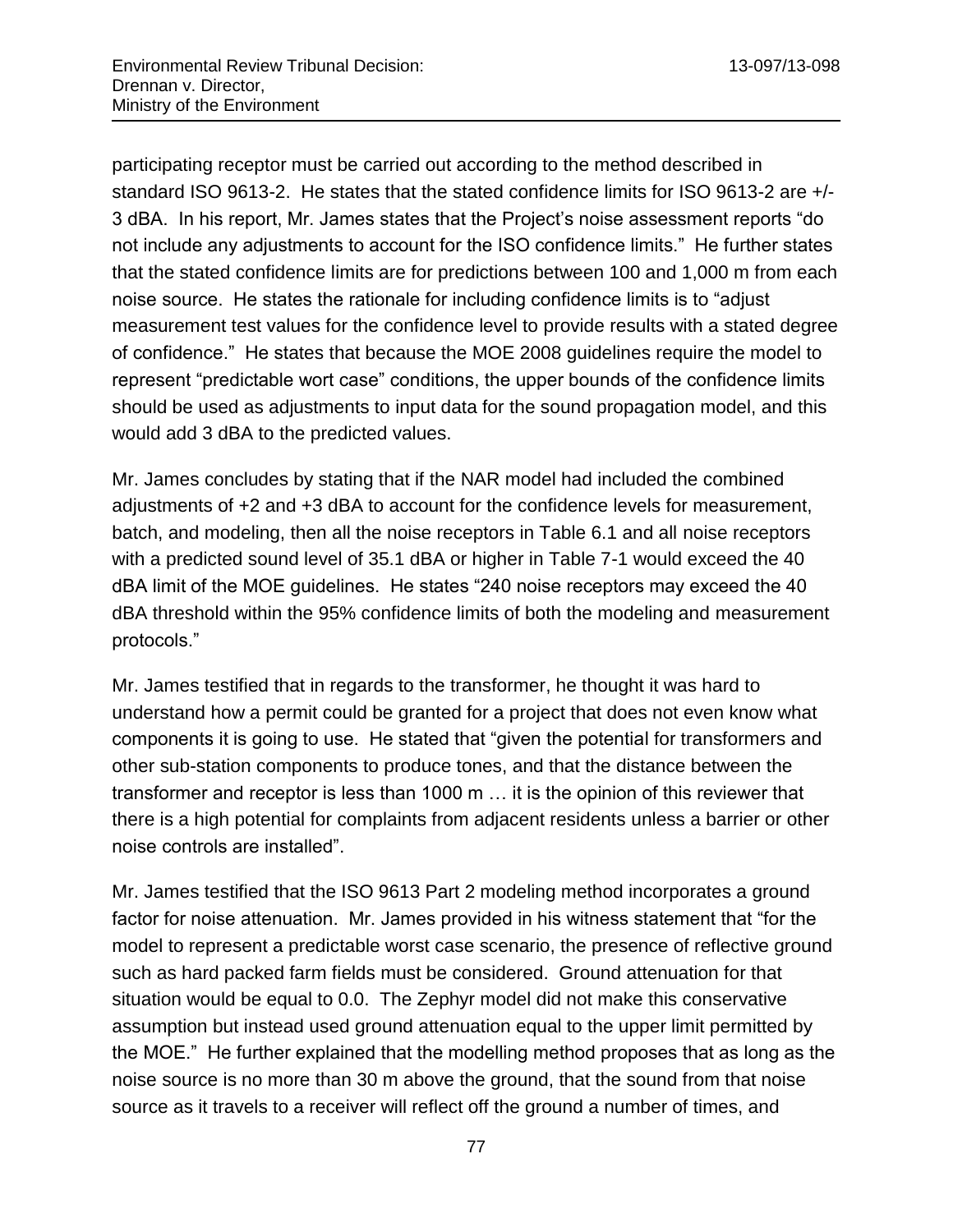participating receptor must be carried out according to the method described in standard ISO 9613-2. He states that the stated confidence limits for ISO 9613-2 are +/- 3 dBA. In his report, Mr. James states that the Project's noise assessment reports "do not include any adjustments to account for the ISO confidence limits." He further states that the stated confidence limits are for predictions between 100 and 1,000 m from each noise source. He states the rationale for including confidence limits is to "adjust measurement test values for the confidence level to provide results with a stated degree of confidence." He states that because the MOE 2008 guidelines require the model to represent "predictable wort case" conditions, the upper bounds of the confidence limits should be used as adjustments to input data for the sound propagation model, and this would add 3 dBA to the predicted values.

Mr. James concludes by stating that if the NAR model had included the combined adjustments of +2 and +3 dBA to account for the confidence levels for measurement, batch, and modeling, then all the noise receptors in Table 6.1 and all noise receptors with a predicted sound level of 35.1 dBA or higher in Table 7-1 would exceed the 40 dBA limit of the MOE guidelines. He states "240 noise receptors may exceed the 40 dBA threshold within the 95% confidence limits of both the modeling and measurement protocols."

Mr. James testified that in regards to the transformer, he thought it was hard to understand how a permit could be granted for a project that does not even know what components it is going to use. He stated that "given the potential for transformers and other sub-station components to produce tones, and that the distance between the transformer and receptor is less than 1000 m … it is the opinion of this reviewer that there is a high potential for complaints from adjacent residents unless a barrier or other noise controls are installed".

Mr. James testified that the ISO 9613 Part 2 modeling method incorporates a ground factor for noise attenuation. Mr. James provided in his witness statement that "for the model to represent a predictable worst case scenario, the presence of reflective ground such as hard packed farm fields must be considered. Ground attenuation for that situation would be equal to 0.0. The Zephyr model did not make this conservative assumption but instead used ground attenuation equal to the upper limit permitted by the MOE." He further explained that the modelling method proposes that as long as the noise source is no more than 30 m above the ground, that the sound from that noise source as it travels to a receiver will reflect off the ground a number of times, and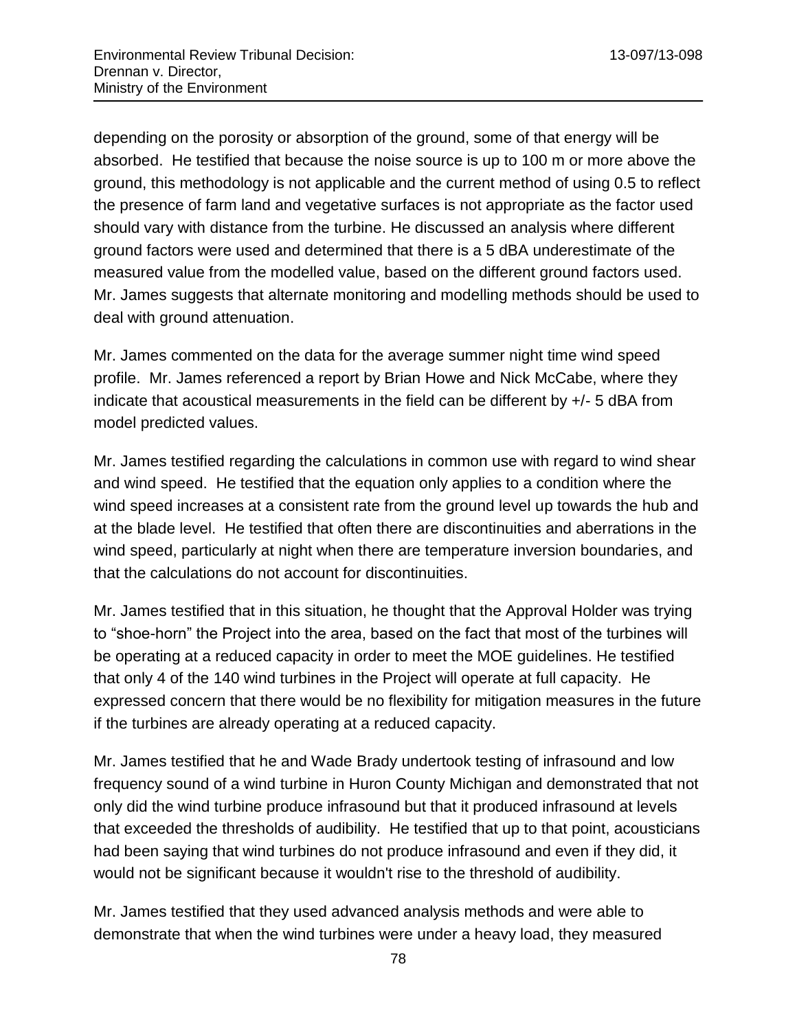depending on the porosity or absorption of the ground, some of that energy will be absorbed. He testified that because the noise source is up to 100 m or more above the ground, this methodology is not applicable and the current method of using 0.5 to reflect the presence of farm land and vegetative surfaces is not appropriate as the factor used should vary with distance from the turbine. He discussed an analysis where different ground factors were used and determined that there is a 5 dBA underestimate of the measured value from the modelled value, based on the different ground factors used. Mr. James suggests that alternate monitoring and modelling methods should be used to deal with ground attenuation.

Mr. James commented on the data for the average summer night time wind speed profile. Mr. James referenced a report by Brian Howe and Nick McCabe, where they indicate that acoustical measurements in the field can be different by +/- 5 dBA from model predicted values.

Mr. James testified regarding the calculations in common use with regard to wind shear and wind speed. He testified that the equation only applies to a condition where the wind speed increases at a consistent rate from the ground level up towards the hub and at the blade level. He testified that often there are discontinuities and aberrations in the wind speed, particularly at night when there are temperature inversion boundaries, and that the calculations do not account for discontinuities.

Mr. James testified that in this situation, he thought that the Approval Holder was trying to "shoe-horn" the Project into the area, based on the fact that most of the turbines will be operating at a reduced capacity in order to meet the MOE guidelines. He testified that only 4 of the 140 wind turbines in the Project will operate at full capacity. He expressed concern that there would be no flexibility for mitigation measures in the future if the turbines are already operating at a reduced capacity.

Mr. James testified that he and Wade Brady undertook testing of infrasound and low frequency sound of a wind turbine in Huron County Michigan and demonstrated that not only did the wind turbine produce infrasound but that it produced infrasound at levels that exceeded the thresholds of audibility. He testified that up to that point, acousticians had been saying that wind turbines do not produce infrasound and even if they did, it would not be significant because it wouldn't rise to the threshold of audibility.

Mr. James testified that they used advanced analysis methods and were able to demonstrate that when the wind turbines were under a heavy load, they measured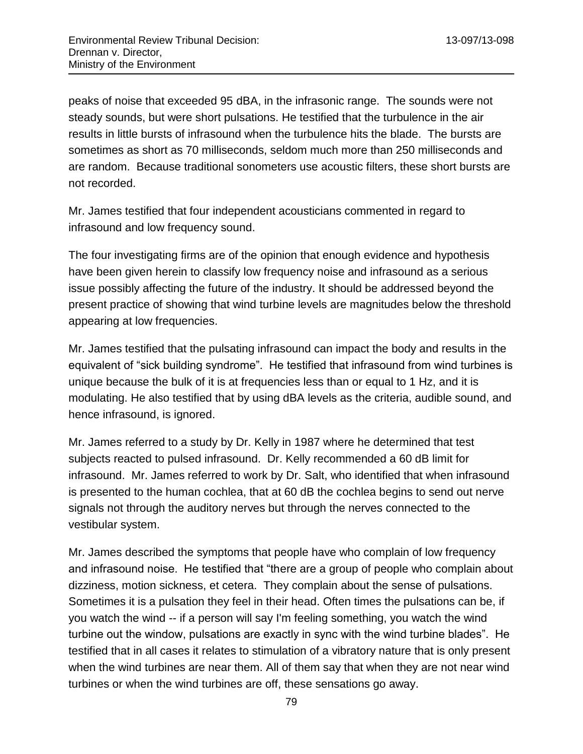peaks of noise that exceeded 95 dBA, in the infrasonic range. The sounds were not steady sounds, but were short pulsations. He testified that the turbulence in the air results in little bursts of infrasound when the turbulence hits the blade. The bursts are sometimes as short as 70 milliseconds, seldom much more than 250 milliseconds and are random. Because traditional sonometers use acoustic filters, these short bursts are not recorded.

Mr. James testified that four independent acousticians commented in regard to infrasound and low frequency sound.

The four investigating firms are of the opinion that enough evidence and hypothesis have been given herein to classify low frequency noise and infrasound as a serious issue possibly affecting the future of the industry. It should be addressed beyond the present practice of showing that wind turbine levels are magnitudes below the threshold appearing at low frequencies.

Mr. James testified that the pulsating infrasound can impact the body and results in the equivalent of "sick building syndrome". He testified that infrasound from wind turbines is unique because the bulk of it is at frequencies less than or equal to 1 Hz, and it is modulating. He also testified that by using dBA levels as the criteria, audible sound, and hence infrasound, is ignored.

Mr. James referred to a study by Dr. Kelly in 1987 where he determined that test subjects reacted to pulsed infrasound. Dr. Kelly recommended a 60 dB limit for infrasound. Mr. James referred to work by Dr. Salt, who identified that when infrasound is presented to the human cochlea, that at 60 dB the cochlea begins to send out nerve signals not through the auditory nerves but through the nerves connected to the vestibular system.

Mr. James described the symptoms that people have who complain of low frequency and infrasound noise. He testified that "there are a group of people who complain about dizziness, motion sickness, et cetera. They complain about the sense of pulsations. Sometimes it is a pulsation they feel in their head. Often times the pulsations can be, if you watch the wind -- if a person will say I'm feeling something, you watch the wind turbine out the window, pulsations are exactly in sync with the wind turbine blades". He testified that in all cases it relates to stimulation of a vibratory nature that is only present when the wind turbines are near them. All of them say that when they are not near wind turbines or when the wind turbines are off, these sensations go away.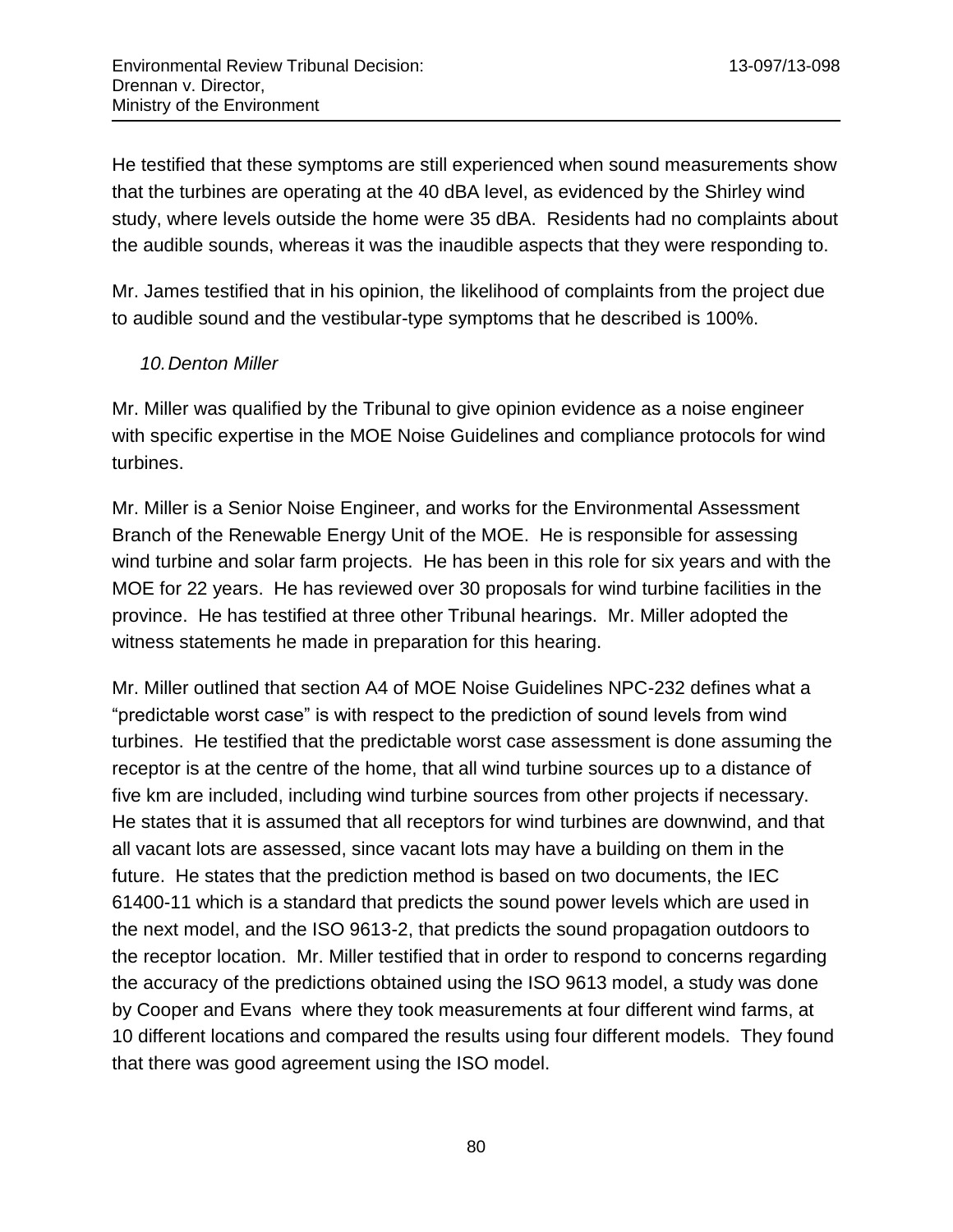He testified that these symptoms are still experienced when sound measurements show that the turbines are operating at the 40 dBA level, as evidenced by the Shirley wind study, where levels outside the home were 35 dBA. Residents had no complaints about the audible sounds, whereas it was the inaudible aspects that they were responding to.

Mr. James testified that in his opinion, the likelihood of complaints from the project due to audible sound and the vestibular-type symptoms that he described is 100%.

*10. Denton Miller*

Mr. Miller was qualified by the Tribunal to give opinion evidence as a noise engineer with specific expertise in the MOE Noise Guidelines and compliance protocols for wind turbines.

Mr. Miller is a Senior Noise Engineer, and works for the Environmental Assessment Branch of the Renewable Energy Unit of the MOE. He is responsible for assessing wind turbine and solar farm projects. He has been in this role for six years and with the MOE for 22 years. He has reviewed over 30 proposals for wind turbine facilities in the province. He has testified at three other Tribunal hearings. Mr. Miller adopted the witness statements he made in preparation for this hearing.

Mr. Miller outlined that section A4 of MOE Noise Guidelines NPC-232 defines what a "predictable worst case" is with respect to the prediction of sound levels from wind turbines. He testified that the predictable worst case assessment is done assuming the receptor is at the centre of the home, that all wind turbine sources up to a distance of five km are included, including wind turbine sources from other projects if necessary. He states that it is assumed that all receptors for wind turbines are downwind, and that all vacant lots are assessed, since vacant lots may have a building on them in the future. He states that the prediction method is based on two documents, the IEC 61400-11 which is a standard that predicts the sound power levels which are used in the next model, and the ISO 9613-2, that predicts the sound propagation outdoors to the receptor location. Mr. Miller testified that in order to respond to concerns regarding the accuracy of the predictions obtained using the ISO 9613 model, a study was done by Cooper and Evans where they took measurements at four different wind farms, at 10 different locations and compared the results using four different models. They found that there was good agreement using the ISO model.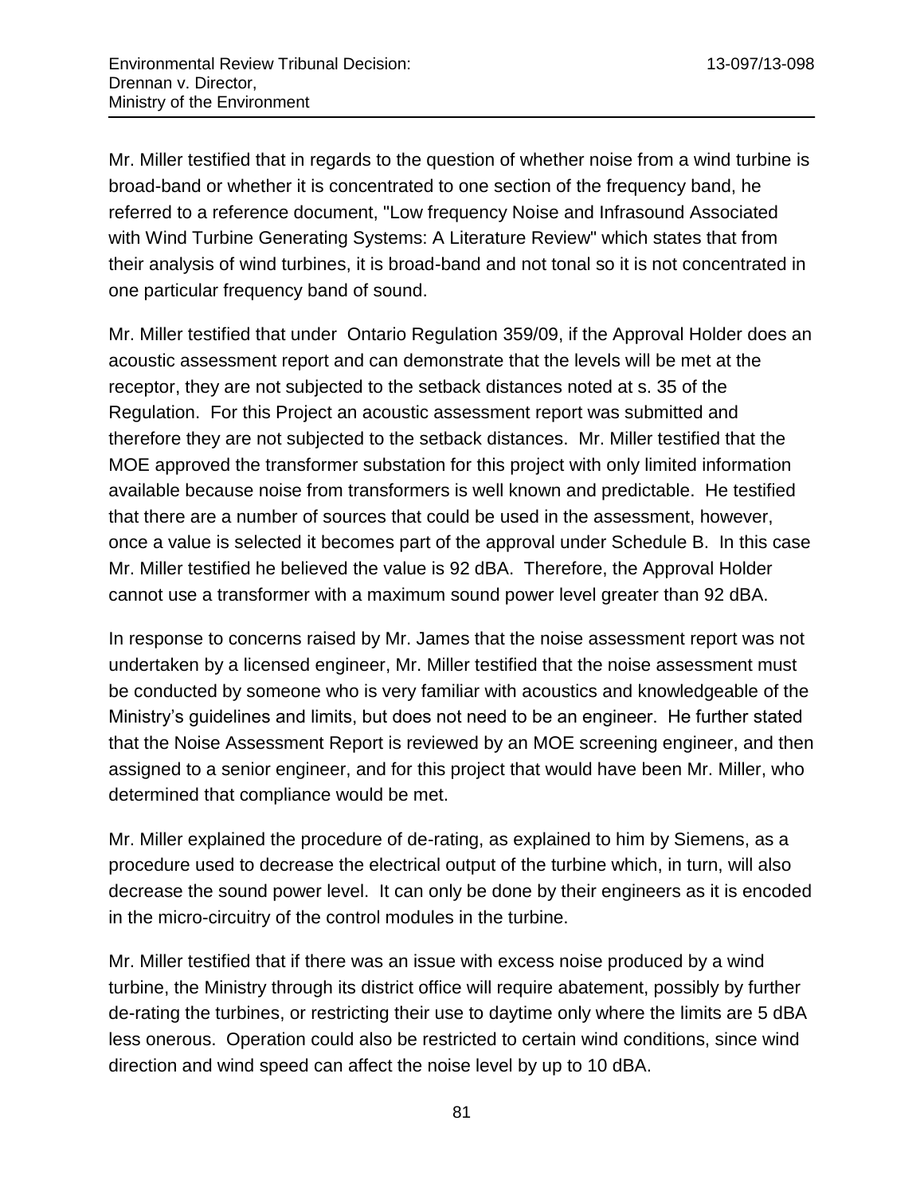Mr. Miller testified that in regards to the question of whether noise from a wind turbine is broad-band or whether it is concentrated to one section of the frequency band, he referred to a reference document, "Low frequency Noise and Infrasound Associated with Wind Turbine Generating Systems: A Literature Review" which states that from their analysis of wind turbines, it is broad-band and not tonal so it is not concentrated in one particular frequency band of sound.

Mr. Miller testified that under Ontario Regulation 359/09, if the Approval Holder does an acoustic assessment report and can demonstrate that the levels will be met at the receptor, they are not subjected to the setback distances noted at s. 35 of the Regulation. For this Project an acoustic assessment report was submitted and therefore they are not subjected to the setback distances. Mr. Miller testified that the MOE approved the transformer substation for this project with only limited information available because noise from transformers is well known and predictable. He testified that there are a number of sources that could be used in the assessment, however, once a value is selected it becomes part of the approval under Schedule B. In this case Mr. Miller testified he believed the value is 92 dBA. Therefore, the Approval Holder cannot use a transformer with a maximum sound power level greater than 92 dBA.

In response to concerns raised by Mr. James that the noise assessment report was not undertaken by a licensed engineer, Mr. Miller testified that the noise assessment must be conducted by someone who is very familiar with acoustics and knowledgeable of the Ministry's guidelines and limits, but does not need to be an engineer. He further stated that the Noise Assessment Report is reviewed by an MOE screening engineer, and then assigned to a senior engineer, and for this project that would have been Mr. Miller, who determined that compliance would be met.

Mr. Miller explained the procedure of de-rating, as explained to him by Siemens, as a procedure used to decrease the electrical output of the turbine which, in turn, will also decrease the sound power level. It can only be done by their engineers as it is encoded in the micro-circuitry of the control modules in the turbine.

Mr. Miller testified that if there was an issue with excess noise produced by a wind turbine, the Ministry through its district office will require abatement, possibly by further de-rating the turbines, or restricting their use to daytime only where the limits are 5 dBA less onerous. Operation could also be restricted to certain wind conditions, since wind direction and wind speed can affect the noise level by up to 10 dBA.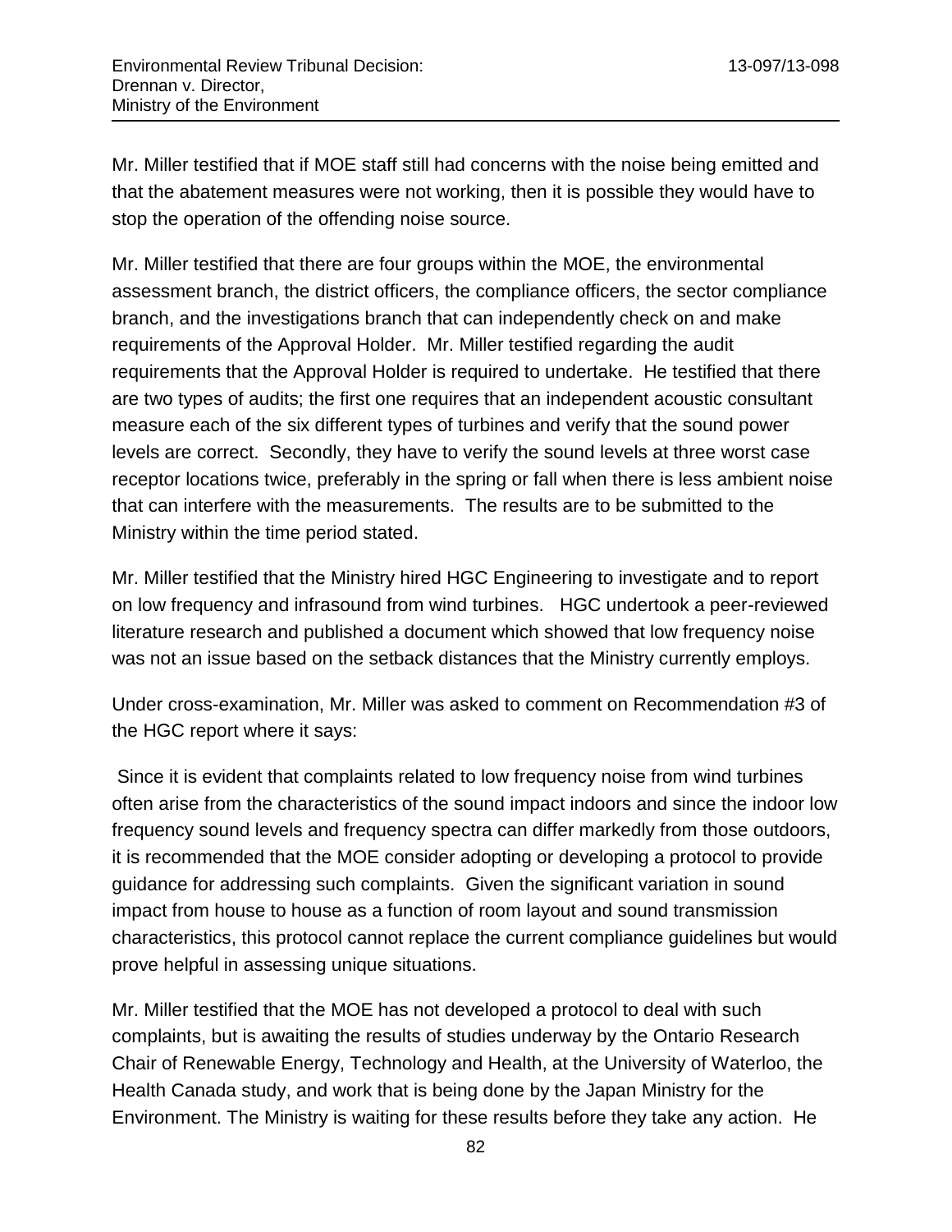Mr. Miller testified that if MOE staff still had concerns with the noise being emitted and that the abatement measures were not working, then it is possible they would have to stop the operation of the offending noise source.

Mr. Miller testified that there are four groups within the MOE, the environmental assessment branch, the district officers, the compliance officers, the sector compliance branch, and the investigations branch that can independently check on and make requirements of the Approval Holder. Mr. Miller testified regarding the audit requirements that the Approval Holder is required to undertake. He testified that there are two types of audits; the first one requires that an independent acoustic consultant measure each of the six different types of turbines and verify that the sound power levels are correct. Secondly, they have to verify the sound levels at three worst case receptor locations twice, preferably in the spring or fall when there is less ambient noise that can interfere with the measurements. The results are to be submitted to the Ministry within the time period stated.

Mr. Miller testified that the Ministry hired HGC Engineering to investigate and to report on low frequency and infrasound from wind turbines. HGC undertook a peer-reviewed literature research and published a document which showed that low frequency noise was not an issue based on the setback distances that the Ministry currently employs.

Under cross-examination, Mr. Miller was asked to comment on Recommendation #3 of the HGC report where it says:

Since it is evident that complaints related to low frequency noise from wind turbines often arise from the characteristics of the sound impact indoors and since the indoor low frequency sound levels and frequency spectra can differ markedly from those outdoors, it is recommended that the MOE consider adopting or developing a protocol to provide guidance for addressing such complaints. Given the significant variation in sound impact from house to house as a function of room layout and sound transmission characteristics, this protocol cannot replace the current compliance guidelines but would prove helpful in assessing unique situations.

Mr. Miller testified that the MOE has not developed a protocol to deal with such complaints, but is awaiting the results of studies underway by the Ontario Research Chair of Renewable Energy, Technology and Health, at the University of Waterloo, the Health Canada study, and work that is being done by the Japan Ministry for the Environment. The Ministry is waiting for these results before they take any action. He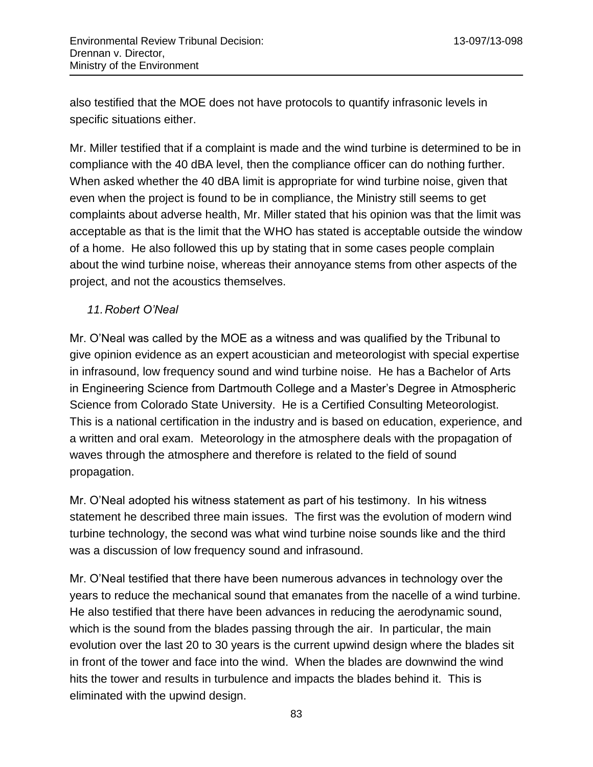also testified that the MOE does not have protocols to quantify infrasonic levels in specific situations either.

Mr. Miller testified that if a complaint is made and the wind turbine is determined to be in compliance with the 40 dBA level, then the compliance officer can do nothing further. When asked whether the 40 dBA limit is appropriate for wind turbine noise, given that even when the project is found to be in compliance, the Ministry still seems to get complaints about adverse health, Mr. Miller stated that his opinion was that the limit was acceptable as that is the limit that the WHO has stated is acceptable outside the window of a home. He also followed this up by stating that in some cases people complain about the wind turbine noise, whereas their annoyance stems from other aspects of the project, and not the acoustics themselves.

### *11. Robert O'Neal*

Mr. O'Neal was called by the MOE as a witness and was qualified by the Tribunal to give opinion evidence as an expert acoustician and meteorologist with special expertise in infrasound, low frequency sound and wind turbine noise. He has a Bachelor of Arts in Engineering Science from Dartmouth College and a Master's Degree in Atmospheric Science from Colorado State University. He is a Certified Consulting Meteorologist. This is a national certification in the industry and is based on education, experience, and a written and oral exam. Meteorology in the atmosphere deals with the propagation of waves through the atmosphere and therefore is related to the field of sound propagation.

Mr. O'Neal adopted his witness statement as part of his testimony. In his witness statement he described three main issues. The first was the evolution of modern wind turbine technology, the second was what wind turbine noise sounds like and the third was a discussion of low frequency sound and infrasound.

Mr. O'Neal testified that there have been numerous advances in technology over the years to reduce the mechanical sound that emanates from the nacelle of a wind turbine. He also testified that there have been advances in reducing the aerodynamic sound, which is the sound from the blades passing through the air. In particular, the main evolution over the last 20 to 30 years is the current upwind design where the blades sit in front of the tower and face into the wind. When the blades are downwind the wind hits the tower and results in turbulence and impacts the blades behind it. This is eliminated with the upwind design.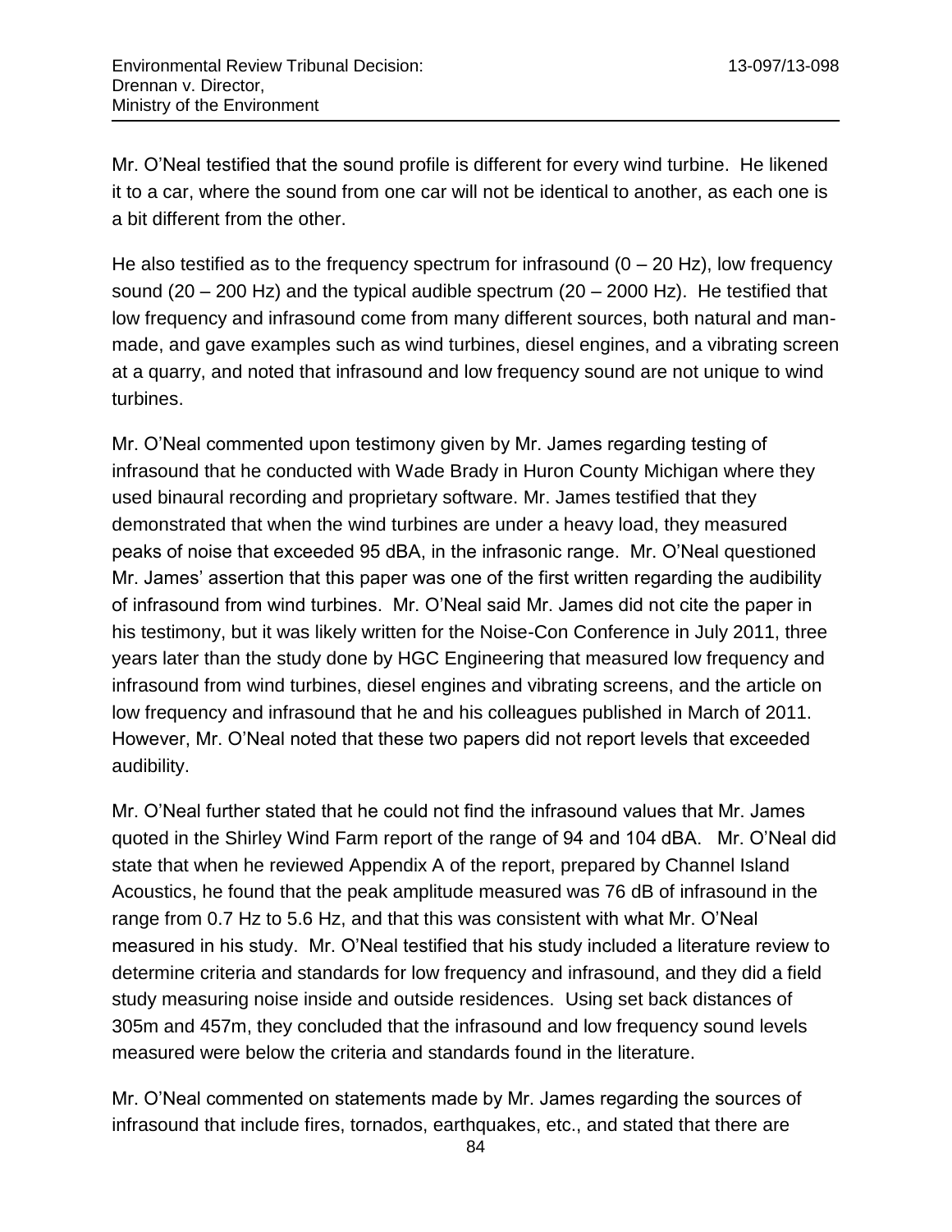Mr. O'Neal testified that the sound profile is different for every wind turbine. He likened it to a car, where the sound from one car will not be identical to another, as each one is a bit different from the other.

He also testified as to the frequency spectrum for infrasound (0 – 20 Hz), low frequency sound (20 – 200 Hz) and the typical audible spectrum (20 – 2000 Hz). He testified that low frequency and infrasound come from many different sources, both natural and man-made, and gave examples such as wind turbines, diesel engines, and a vibrating screen at a quarry, and noted that infrasound and low frequency sound are not unique to wind turbines.

Mr. O'Neal commented upon testimony given by Mr. James regarding testing of infrasound that he conducted with Wade Brady in Huron County Michigan where they used binaural recording and proprietary software. Mr. James testified that they demonstrated that when the wind turbines are under a heavy load, they measured peaks of noise that exceeded 95 dBA, in the infrasonic range. Mr. O'Neal questioned Mr. James' assertion that this paper was one of the first written regarding the audibility of infrasound from wind turbines. Mr. O'Neal said Mr. James did not cite the paper in his testimony, but it was likely written for the Noise-Con Conference in July 2011, three years later than the study done by HGC Engineering that measured low frequency and infrasound from wind turbines, diesel engines and vibrating screens, and the article on low frequency and infrasound that he and his colleagues published in March of 2011. However, Mr. O'Neal noted that these two papers did not report levels that exceeded audibility.

Mr. O'Neal further stated that he could not find the infrasound values that Mr. James quoted in the Shirley Wind Farm report of the range of 94 and 104 dBA. Mr. O'Neal did state that when he reviewed Appendix A of the report, prepared by Channel Island Acoustics, he found that the peak amplitude measured was 76 dB of infrasound in the range from 0.7 Hz to 5.6 Hz, and that this was consistent with what Mr. O'Neal measured in his study. Mr. O'Neal testified that his study included a literature review to determine criteria and standards for low frequency and infrasound, and they did a field study measuring noise inside and outside residences. Using set back distances of 305m and 457m, they concluded that the infrasound and low frequency sound levels measured were below the criteria and standards found in the literature.

Mr. O'Neal commented on statements made by Mr. James regarding the sources of infrasound that include fires, tornados, earthquakes, etc., and stated that there are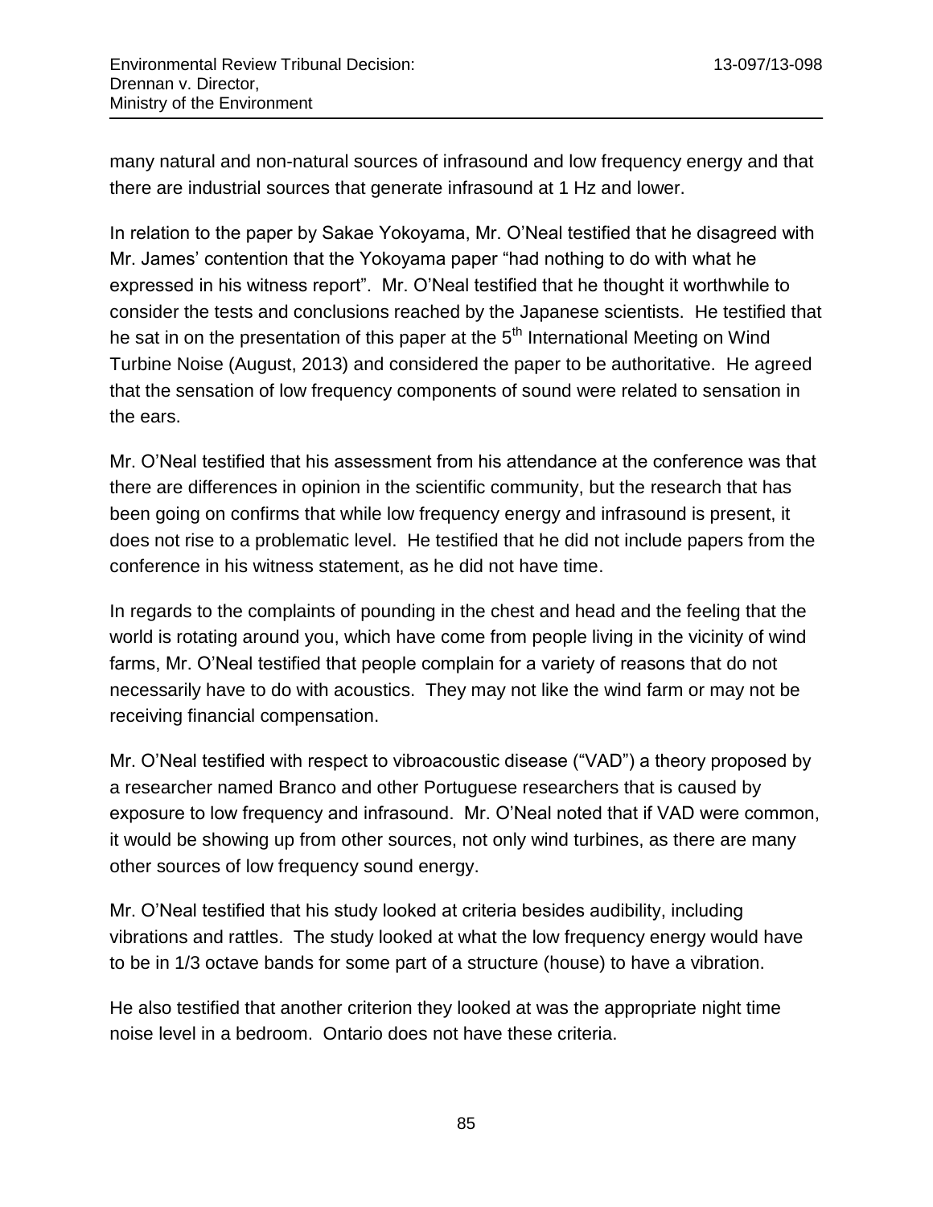many natural and non-natural sources of infrasound and low frequency energy and that there are industrial sources that generate infrasound at 1 Hz and lower.

In relation to the paper by Sakae Yokoyama, Mr. O'Neal testified that he disagreed with Mr. James' contention that the Yokoyama paper "had nothing to do with what he expressed in his witness report". Mr. O'Neal testified that he thought it worthwhile to consider the tests and conclusions reached by the Japanese scientists. He testified that he sat in on the presentation of this paper at the 5th International Meeting on Wind Turbine Noise (August, 2013) and considered the paper to be authoritative. He agreed that the sensation of low frequency components of sound were related to sensation in the ears.

Mr. O'Neal testified that his assessment from his attendance at the conference was that there are differences in opinion in the scientific community, but the research that has been going on confirms that while low frequency energy and infrasound is present, it does not rise to a problematic level. He testified that he did not include papers from the conference in his witness statement, as he did not have time.

In regards to the complaints of pounding in the chest and head and the feeling that the world is rotating around you, which have come from people living in the vicinity of wind farms, Mr. O'Neal testified that people complain for a variety of reasons that do not necessarily have to do with acoustics. They may not like the wind farm or may not be receiving financial compensation.

Mr. O'Neal testified with respect to vibroacoustic disease ("VAD") a theory proposed by a researcher named Branco and other Portuguese researchers that is caused by exposure to low frequency and infrasound. Mr. O'Neal noted that if VAD were common, it would be showing up from other sources, not only wind turbines, as there are many other sources of low frequency sound energy.

Mr. O'Neal testified that his study looked at criteria besides audibility, including vibrations and rattles. The study looked at what the low frequency energy would have to be in 1/3 octave bands for some part of a structure (house) to have a vibration.

He also testified that another criterion they looked at was the appropriate night time noise level in a bedroom. Ontario does not have these criteria.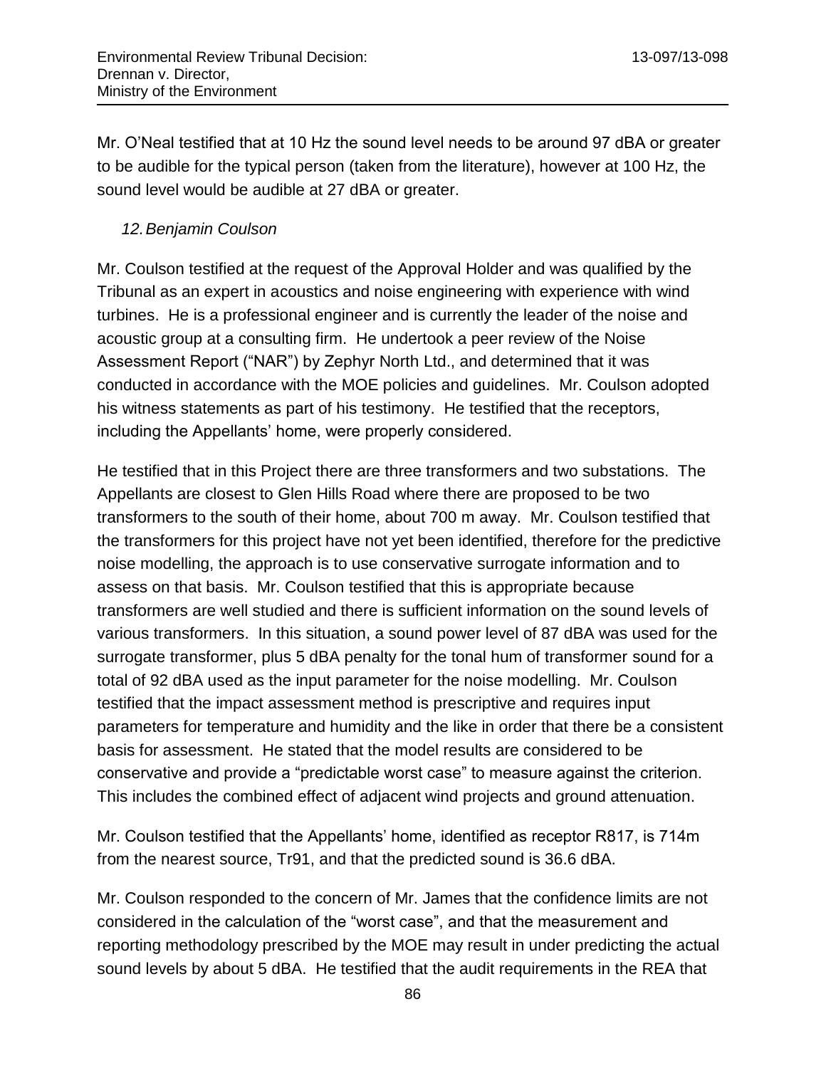Mr. O'Neal testified that at 10 Hz the sound level needs to be around 97 dBA or greater to be audible for the typical person (taken from the literature), however at 100 Hz, the sound level would be audible at 27 dBA or greater.

*12. Benjamin Coulson*

Mr. Coulson testified at the request of the Approval Holder and was qualified by the Tribunal as an expert in acoustics and noise engineering with experience with wind turbines. He is a professional engineer and is currently the leader of the noise and acoustic group at a consulting firm. He undertook a peer review of the Noise Assessment Report ("NAR") by Zephyr North Ltd., and determined that it was conducted in accordance with the MOE policies and guidelines. Mr. Coulson adopted his witness statements as part of his testimony. He testified that the receptors, including the Appellants' home, were properly considered.

He testified that in this Project there are three transformers and two substations. The Appellants are closest to Glen Hills Road where there are proposed to be two transformers to the south of their home, about 700 m away. Mr. Coulson testified that the transformers for this project have not yet been identified, therefore for the predictive noise modelling, the approach is to use conservative surrogate information and to assess on that basis. Mr. Coulson testified that this is appropriate because transformers are well studied and there is sufficient information on the sound levels of various transformers. In this situation, a sound power level of 87 dBA was used for the surrogate transformer, plus 5 dBA penalty for the tonal hum of transformer sound for a total of 92 dBA used as the input parameter for the noise modelling. Mr. Coulson testified that the impact assessment method is prescriptive and requires input parameters for temperature and humidity and the like in order that there be a consistent basis for assessment. He stated that the model results are considered to be conservative and provide a "predictable worst case" to measure against the criterion. This includes the combined effect of adjacent wind projects and ground attenuation.

Mr. Coulson testified that the Appellants' home, identified as receptor R817, is 714m from the nearest source, Tr91, and that the predicted sound is 36.6 dBA.

Mr. Coulson responded to the concern of Mr. James that the confidence limits are not considered in the calculation of the "worst case", and that the measurement and reporting methodology prescribed by the MOE may result in under predicting the actual sound levels by about 5 dBA. He testified that the audit requirements in the REA that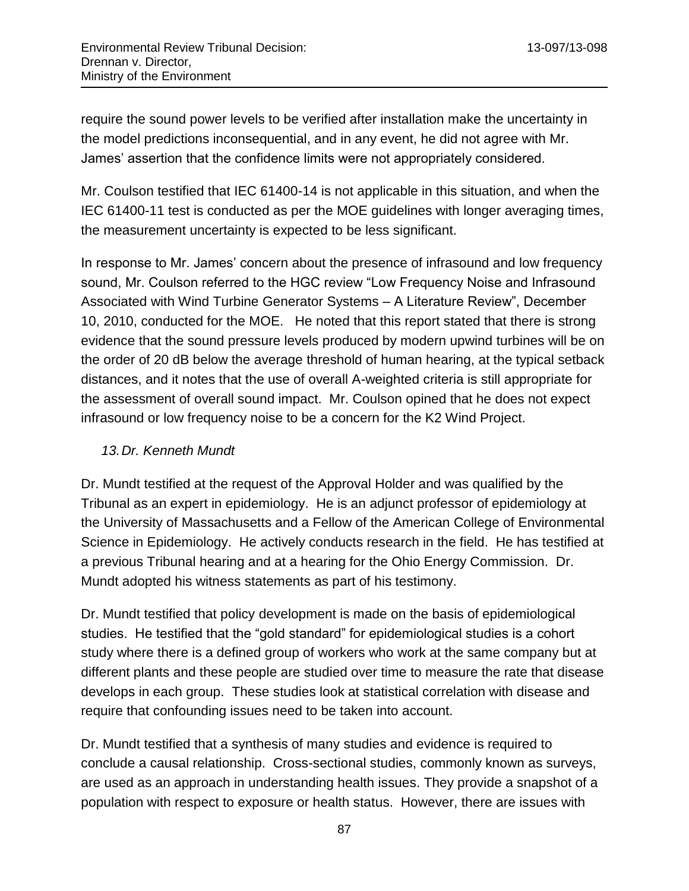require the sound power levels to be verified after installation make the uncertainty in the model predictions inconsequential, and in any event, he did not agree with Mr. James' assertion that the confidence limits were not appropriately considered.

Mr. Coulson testified that IEC 61400-14 is not applicable in this situation, and when the IEC 61400-11 test is conducted as per the MOE guidelines with longer averaging times, the measurement uncertainty is expected to be less significant.

In response to Mr. James' concern about the presence of infrasound and low frequency sound, Mr. Coulson referred to the HGC review "Low Frequency Noise and Infrasound Associated with Wind Turbine Generator Systems – A Literature Review", December 10, 2010, conducted for the MOE. He noted that this report stated that there is strong evidence that the sound pressure levels produced by modern upwind turbines will be on the order of 20 dB below the average threshold of human hearing, at the typical setback distances, and it notes that the use of overall A-weighted criteria is still appropriate for the assessment of overall sound impact. Mr. Coulson opined that he does not expect infrasound or low frequency noise to be a concern for the K2 Wind Project.

### *13. Dr. Kenneth Mundt*

Dr. Mundt testified at the request of the Approval Holder and was qualified by the Tribunal as an expert in epidemiology. He is an adjunct professor of epidemiology at the University of Massachusetts and a Fellow of the American College of Environmental Science in Epidemiology. He actively conducts research in the field. He has testified at a previous Tribunal hearing and at a hearing for the Ohio Energy Commission. Dr. Mundt adopted his witness statements as part of his testimony.

Dr. Mundt testified that policy development is made on the basis of epidemiological studies. He testified that the "gold standard" for epidemiological studies is a cohort study where there is a defined group of workers who work at the same company but at different plants and these people are studied over time to measure the rate that disease develops in each group. These studies look at statistical correlation with disease and require that confounding issues need to be taken into account.

Dr. Mundt testified that a synthesis of many studies and evidence is required to conclude a causal relationship. Cross-sectional studies, commonly known as surveys, are used as an approach in understanding health issues. They provide a snapshot of a population with respect to exposure or health status. However, there are issues with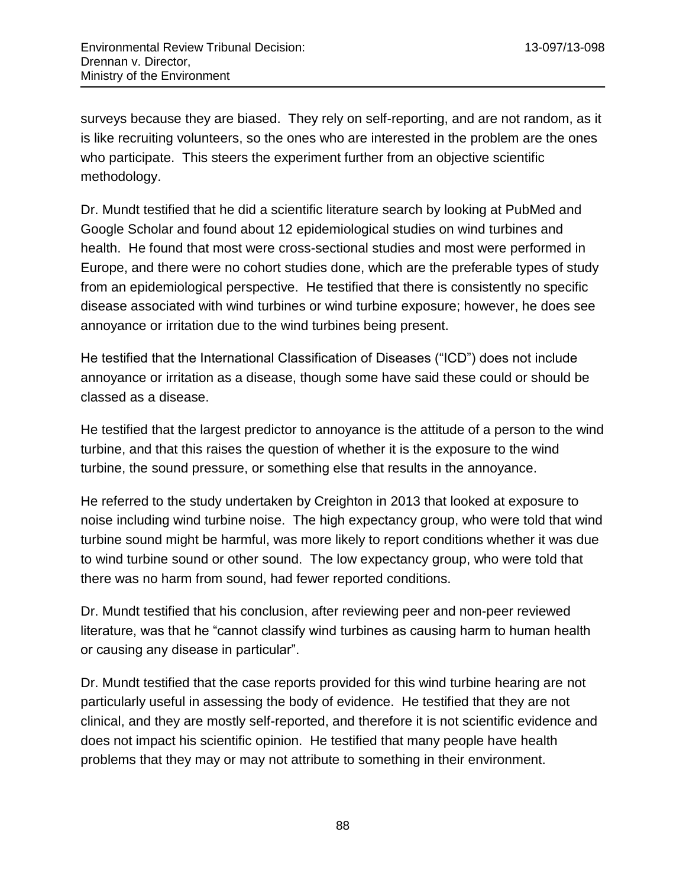surveys because they are biased. They rely on self-reporting, and are not random, as it is like recruiting volunteers, so the ones who are interested in the problem are the ones who participate. This steers the experiment further from an objective scientific methodology.

Dr. Mundt testified that he did a scientific literature search by looking at PubMed and Google Scholar and found about 12 epidemiological studies on wind turbines and health. He found that most were cross-sectional studies and most were performed in Europe, and there were no cohort studies done, which are the preferable types of study from an epidemiological perspective. He testified that there is consistently no specific disease associated with wind turbines or wind turbine exposure; however, he does see annoyance or irritation due to the wind turbines being present.

He testified that the International Classification of Diseases ("ICD") does not include annoyance or irritation as a disease, though some have said these could or should be classed as a disease.

He testified that the largest predictor to annoyance is the attitude of a person to the wind turbine, and that this raises the question of whether it is the exposure to the wind turbine, the sound pressure, or something else that results in the annoyance.

He referred to the study undertaken by Creighton in 2013 that looked at exposure to noise including wind turbine noise. The high expectancy group, who were told that wind turbine sound might be harmful, was more likely to report conditions whether it was due to wind turbine sound or other sound. The low expectancy group, who were told that there was no harm from sound, had fewer reported conditions.

Dr. Mundt testified that his conclusion, after reviewing peer and non-peer reviewed literature, was that he "cannot classify wind turbines as causing harm to human health or causing any disease in particular".

Dr. Mundt testified that the case reports provided for this wind turbine hearing are not particularly useful in assessing the body of evidence. He testified that they are not clinical, and they are mostly self-reported, and therefore it is not scientific evidence and does not impact his scientific opinion. He testified that many people have health problems that they may or may not attribute to something in their environment.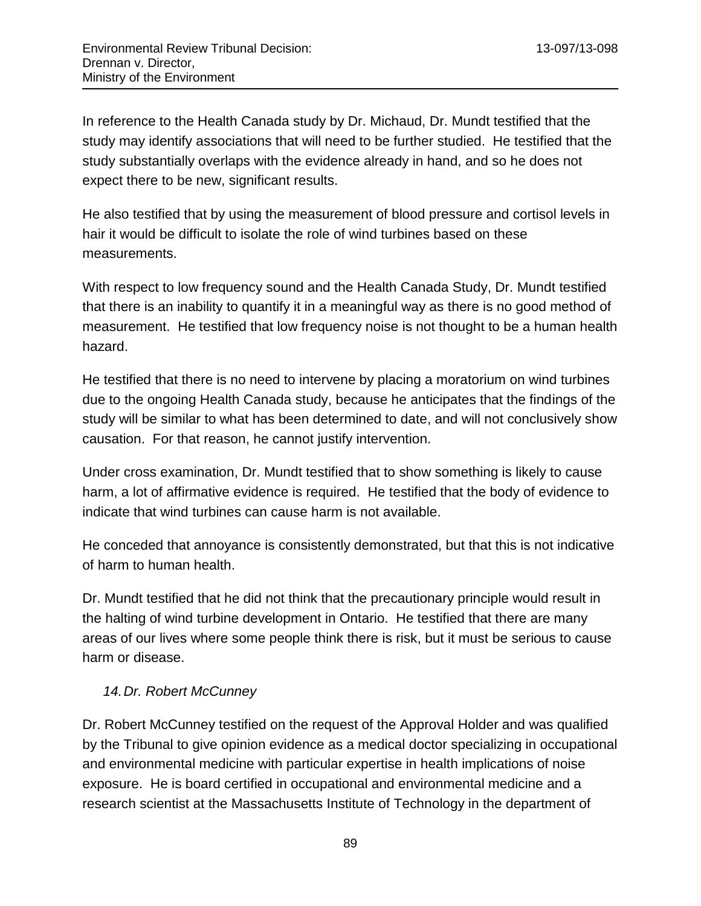In reference to the Health Canada study by Dr. Michaud, Dr. Mundt testified that the study may identify associations that will need to be further studied. He testified that the study substantially overlaps with the evidence already in hand, and so he does not expect there to be new, significant results.

He also testified that by using the measurement of blood pressure and cortisol levels in hair it would be difficult to isolate the role of wind turbines based on these measurements.

With respect to low frequency sound and the Health Canada Study, Dr. Mundt testified that there is an inability to quantify it in a meaningful way as there is no good method of measurement. He testified that low frequency noise is not thought to be a human health hazard.

He testified that there is no need to intervene by placing a moratorium on wind turbines due to the ongoing Health Canada study, because he anticipates that the findings of the study will be similar to what has been determined to date, and will not conclusively show causation. For that reason, he cannot justify intervention.

Under cross examination, Dr. Mundt testified that to show something is likely to cause harm, a lot of affirmative evidence is required. He testified that the body of evidence to indicate that wind turbines can cause harm is not available.

He conceded that annoyance is consistently demonstrated, but that this is not indicative of harm to human health.

Dr. Mundt testified that he did not think that the precautionary principle would result in the halting of wind turbine development in Ontario. He testified that there are many areas of our lives where some people think there is risk, but it must be serious to cause harm or disease.

### *14. Dr. Robert McCunney*

Dr. Robert McCunney testified on the request of the Approval Holder and was qualified by the Tribunal to give opinion evidence as a medical doctor specializing in occupational and environmental medicine with particular expertise in health implications of noise exposure. He is board certified in occupational and environmental medicine and a research scientist at the Massachusetts Institute of Technology in the department of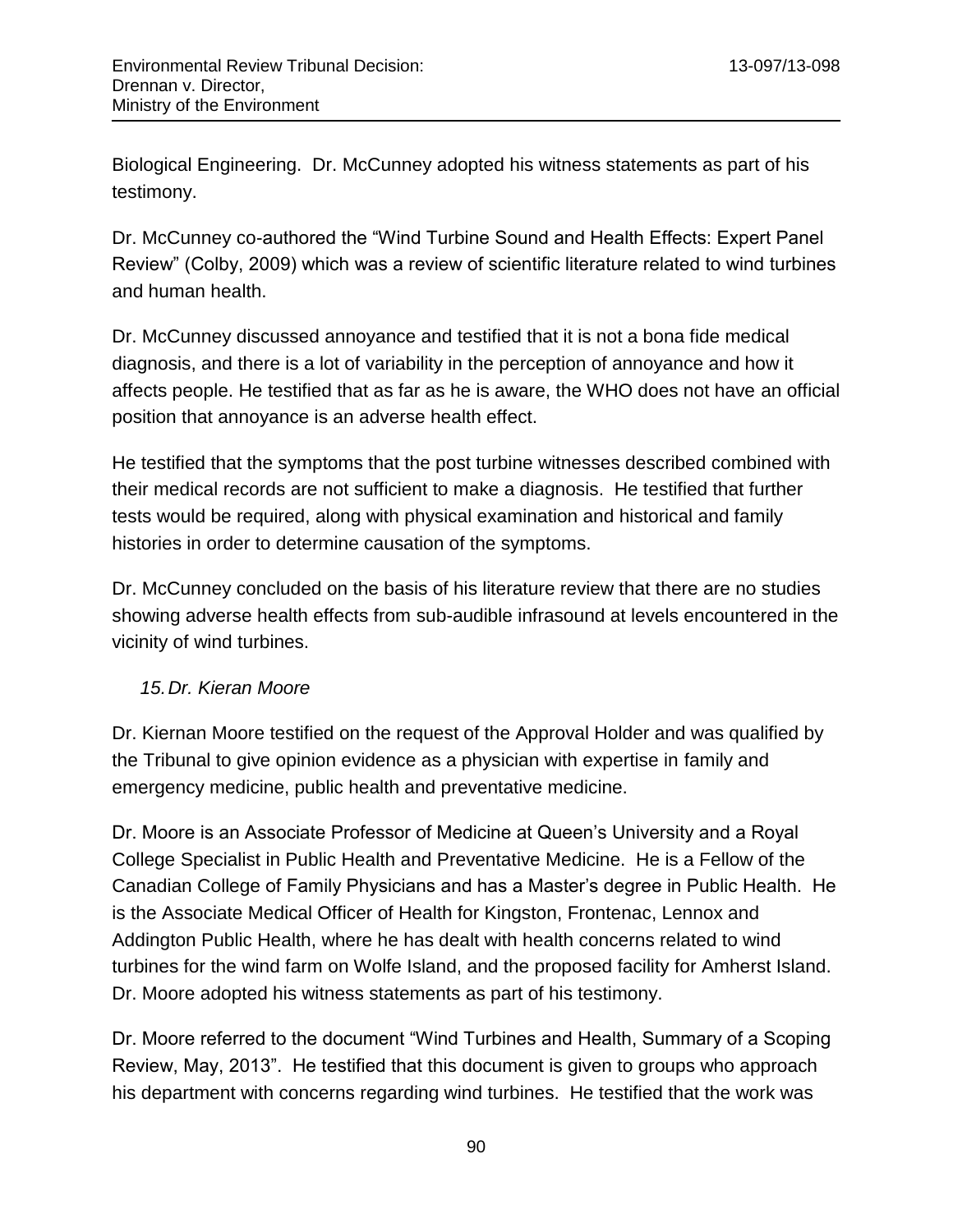Biological Engineering. Dr. McCunney adopted his witness statements as part of his testimony.

Dr. McCunney co-authored the "Wind Turbine Sound and Health Effects: Expert Panel Review" (Colby, 2009) which was a review of scientific literature related to wind turbines and human health.

Dr. McCunney discussed annoyance and testified that it is not a bona fide medical diagnosis, and there is a lot of variability in the perception of annoyance and how it affects people. He testified that as far as he is aware, the WHO does not have an official position that annoyance is an adverse health effect.

He testified that the symptoms that the post turbine witnesses described combined with their medical records are not sufficient to make a diagnosis. He testified that further tests would be required, along with physical examination and historical and family histories in order to determine causation of the symptoms.

Dr. McCunney concluded on the basis of his literature review that there are no studies showing adverse health effects from sub-audible infrasound at levels encountered in the vicinity of wind turbines.

### *15. Dr. Kieran Moore*

Dr. Kiernan Moore testified on the request of the Approval Holder and was qualified by the Tribunal to give opinion evidence as a physician with expertise in family and emergency medicine, public health and preventative medicine.

Dr. Moore is an Associate Professor of Medicine at Queen's University and a Royal College Specialist in Public Health and Preventative Medicine. He is a Fellow of the Canadian College of Family Physicians and has a Master's degree in Public Health. He is the Associate Medical Officer of Health for Kingston, Frontenac, Lennox and Addington Public Health, where he has dealt with health concerns related to wind turbines for the wind farm on Wolfe Island, and the proposed facility for Amherst Island. Dr. Moore adopted his witness statements as part of his testimony.

Dr. Moore referred to the document "Wind Turbines and Health, Summary of a Scoping Review, May, 2013". He testified that this document is given to groups who approach his department with concerns regarding wind turbines. He testified that the work was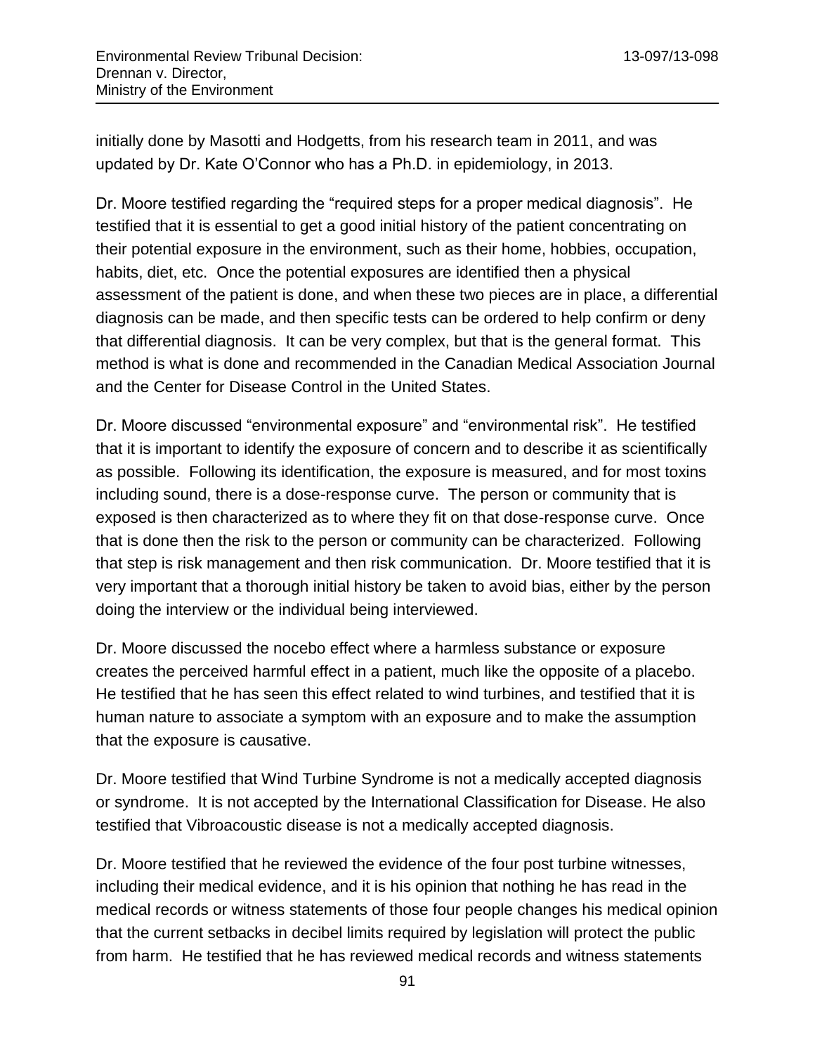initially done by Masotti and Hodgetts, from his research team in 2011, and was updated by Dr. Kate O'Connor who has a Ph.D. in epidemiology, in 2013.

Dr. Moore testified regarding the "required steps for a proper medical diagnosis". He testified that it is essential to get a good initial history of the patient concentrating on their potential exposure in the environment, such as their home, hobbies, occupation, habits, diet, etc. Once the potential exposures are identified then a physical assessment of the patient is done, and when these two pieces are in place, a differential diagnosis can be made, and then specific tests can be ordered to help confirm or deny that differential diagnosis. It can be very complex, but that is the general format. This method is what is done and recommended in the Canadian Medical Association Journal and the Center for Disease Control in the United States.

Dr. Moore discussed "environmental exposure" and "environmental risk". He testified that it is important to identify the exposure of concern and to describe it as scientifically as possible. Following its identification, the exposure is measured, and for most toxins including sound, there is a dose-response curve. The person or community that is exposed is then characterized as to where they fit on that dose-response curve. Once that is done then the risk to the person or community can be characterized. Following that step is risk management and then risk communication. Dr. Moore testified that it is very important that a thorough initial history be taken to avoid bias, either by the person doing the interview or the individual being interviewed.

Dr. Moore discussed the nocebo effect where a harmless substance or exposure creates the perceived harmful effect in a patient, much like the opposite of a placebo. He testified that he has seen this effect related to wind turbines, and testified that it is human nature to associate a symptom with an exposure and to make the assumption that the exposure is causative.

Dr. Moore testified that Wind Turbine Syndrome is not a medically accepted diagnosis or syndrome. It is not accepted by the International Classification for Disease. He also testified that Vibroacoustic disease is not a medically accepted diagnosis.

Dr. Moore testified that he reviewed the evidence of the four post turbine witnesses, including their medical evidence, and it is his opinion that nothing he has read in the medical records or witness statements of those four people changes his medical opinion that the current setbacks in decibel limits required by legislation will protect the public from harm. He testified that he has reviewed medical records and witness statements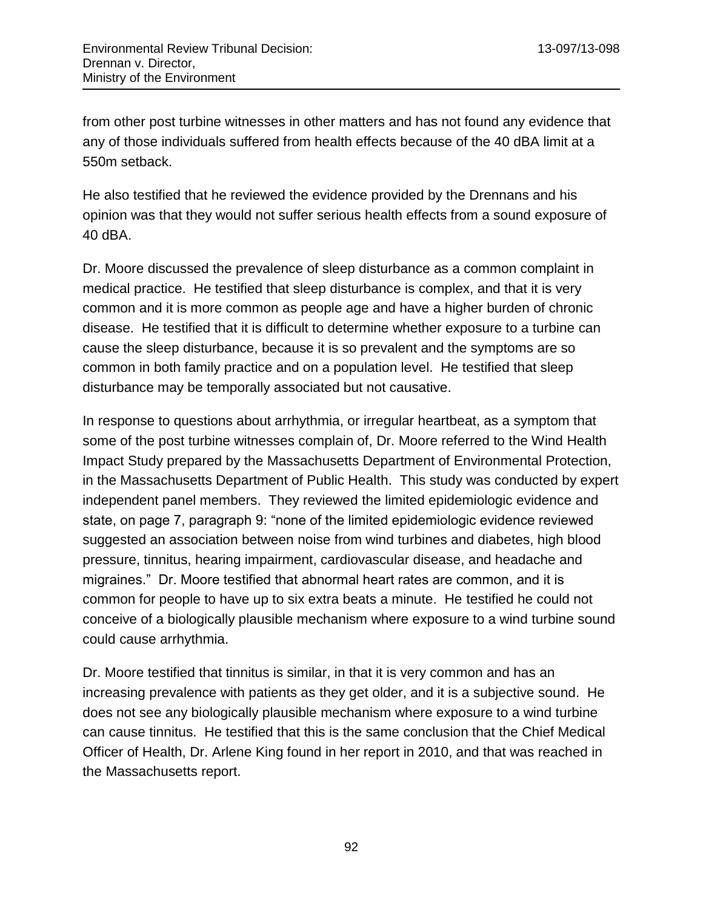from other post turbine witnesses in other matters and has not found any evidence that any of those individuals suffered from health effects because of the 40 dBA limit at a 550m setback.

He also testified that he reviewed the evidence provided by the Drennans and his opinion was that they would not suffer serious health effects from a sound exposure of 40 dBA.

Dr. Moore discussed the prevalence of sleep disturbance as a common complaint in medical practice. He testified that sleep disturbance is complex, and that it is very common and it is more common as people age and have a higher burden of chronic disease. He testified that it is difficult to determine whether exposure to a turbine can cause the sleep disturbance, because it is so prevalent and the symptoms are so common in both family practice and on a population level. He testified that sleep disturbance may be temporally associated but not causative.

In response to questions about arrhythmia, or irregular heartbeat, as a symptom that some of the post turbine witnesses complain of, Dr. Moore referred to the Wind Health Impact Study prepared by the Massachusetts Department of Environmental Protection, in the Massachusetts Department of Public Health. This study was conducted by expert independent panel members. They reviewed the limited epidemiologic evidence and state, on page 7, paragraph 9: "none of the limited epidemiologic evidence reviewed suggested an association between noise from wind turbines and diabetes, high blood pressure, tinnitus, hearing impairment, cardiovascular disease, and headache and migraines." Dr. Moore testified that abnormal heart rates are common, and it is common for people to have up to six extra beats a minute. He testified he could not conceive of a biologically plausible mechanism where exposure to a wind turbine sound could cause arrhythmia.

Dr. Moore testified that tinnitus is similar, in that it is very common and has an increasing prevalence with patients as they get older, and it is a subjective sound. He does not see any biologically plausible mechanism where exposure to a wind turbine can cause tinnitus. He testified that this is the same conclusion that the Chief Medical Officer of Health, Dr. Arlene King found in her report in 2010, and that was reached in the Massachusetts report.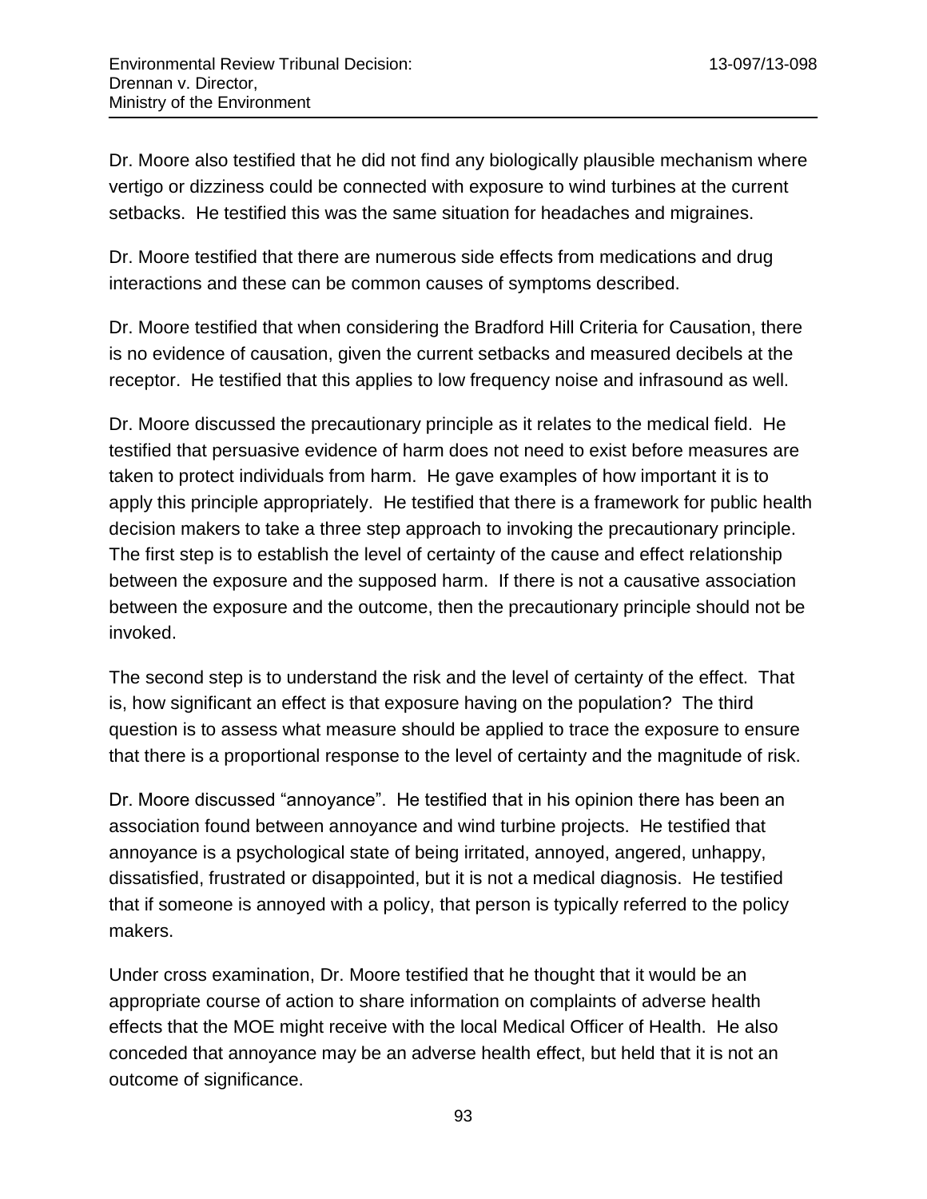Dr. Moore also testified that he did not find any biologically plausible mechanism where vertigo or dizziness could be connected with exposure to wind turbines at the current setbacks. He testified this was the same situation for headaches and migraines.

Dr. Moore testified that there are numerous side effects from medications and drug interactions and these can be common causes of symptoms described.

Dr. Moore testified that when considering the Bradford Hill Criteria for Causation, there is no evidence of causation, given the current setbacks and measured decibels at the receptor. He testified that this applies to low frequency noise and infrasound as well.

Dr. Moore discussed the precautionary principle as it relates to the medical field. He testified that persuasive evidence of harm does not need to exist before measures are taken to protect individuals from harm. He gave examples of how important it is to apply this principle appropriately. He testified that there is a framework for public health decision makers to take a three step approach to invoking the precautionary principle. The first step is to establish the level of certainty of the cause and effect relationship between the exposure and the supposed harm. If there is not a causative association between the exposure and the outcome, then the precautionary principle should not be invoked.

The second step is to understand the risk and the level of certainty of the effect. That is, how significant an effect is that exposure having on the population? The third question is to assess what measure should be applied to trace the exposure to ensure that there is a proportional response to the level of certainty and the magnitude of risk.

Dr. Moore discussed "annoyance". He testified that in his opinion there has been an association found between annoyance and wind turbine projects. He testified that annoyance is a psychological state of being irritated, annoyed, angered, unhappy, dissatisfied, frustrated or disappointed, but it is not a medical diagnosis. He testified that if someone is annoyed with a policy, that person is typically referred to the policy makers.

Under cross examination, Dr. Moore testified that he thought that it would be an appropriate course of action to share information on complaints of adverse health effects that the MOE might receive with the local Medical Officer of Health. He also conceded that annoyance may be an adverse health effect, but held that it is not an outcome of significance.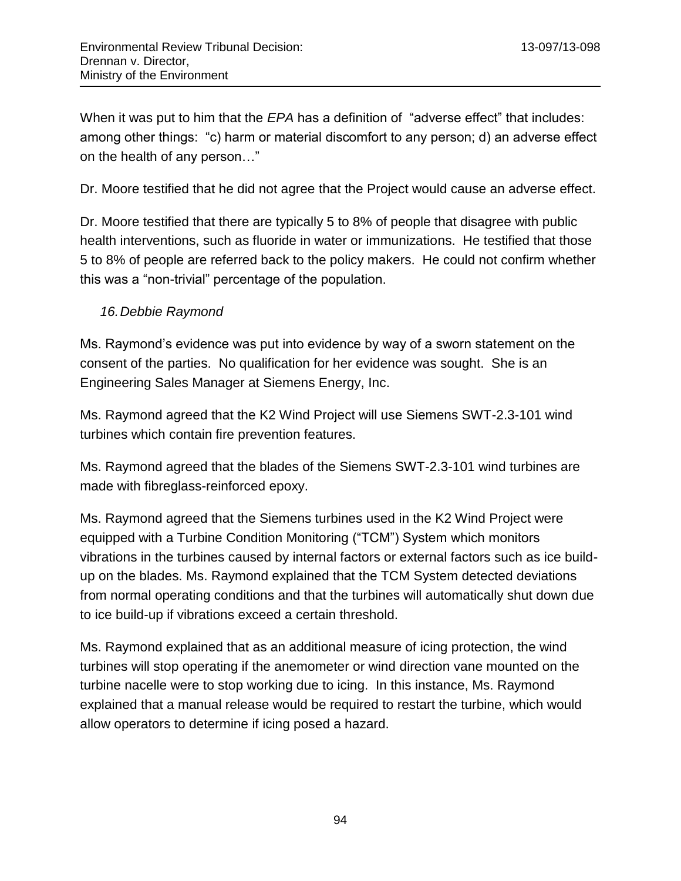When it was put to him that the *EPA* has a definition of "adverse effect" that includes: among other things: "c) harm or material discomfort to any person; d) an adverse effect on the health of any person…"

Dr. Moore testified that he did not agree that the Project would cause an adverse effect.

Dr. Moore testified that there are typically 5 to 8% of people that disagree with public health interventions, such as fluoride in water or immunizations. He testified that those 5 to 8% of people are referred back to the policy makers. He could not confirm whether this was a "non-trivial" percentage of the population.

*16. Debbie Raymond*

Ms. Raymond's evidence was put into evidence by way of a sworn statement on the consent of the parties. No qualification for her evidence was sought. She is an Engineering Sales Manager at Siemens Energy, Inc.

Ms. Raymond agreed that the K2 Wind Project will use Siemens SWT-2.3-101 wind turbines which contain fire prevention features.

Ms. Raymond agreed that the blades of the Siemens SWT-2.3-101 wind turbines are made with fibreglass-reinforced epoxy.

Ms. Raymond agreed that the Siemens turbines used in the K2 Wind Project were equipped with a Turbine Condition Monitoring ("TCM") System which monitors vibrations in the turbines caused by internal factors or external factors such as ice build-up on the blades. Ms. Raymond explained that the TCM System detected deviations from normal operating conditions and that the turbines will automatically shut down due to ice build-up if vibrations exceed a certain threshold.

Ms. Raymond explained that as an additional measure of icing protection, the wind turbines will stop operating if the anemometer or wind direction vane mounted on the turbine nacelle were to stop working due to icing. In this instance, Ms. Raymond explained that a manual release would be required to restart the turbine, which would allow operators to determine if icing posed a hazard.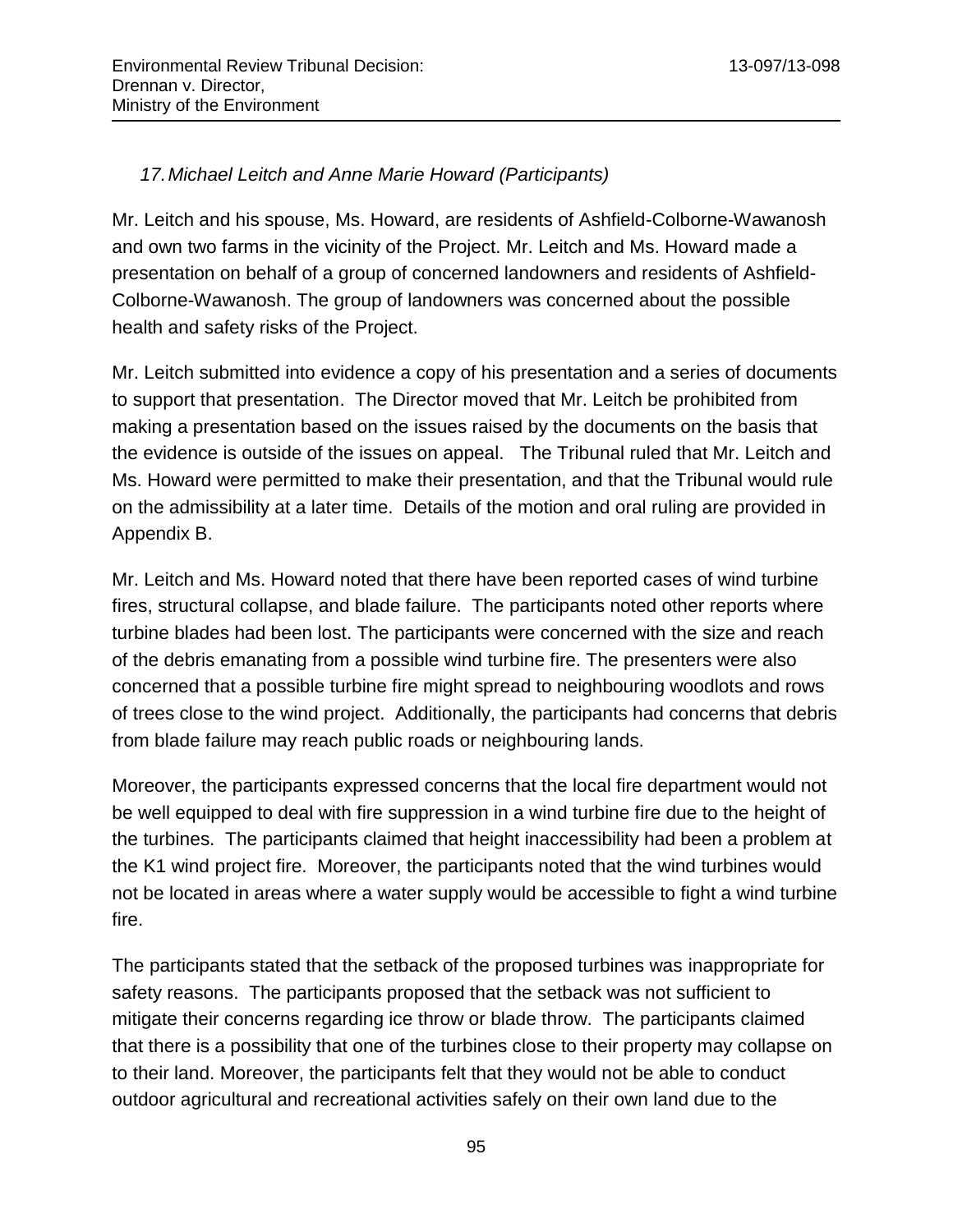### *17. Michael Leitch and Anne Marie Howard (Participants)*

Mr. Leitch and his spouse, Ms. Howard, are residents of Ashfield-Colborne-Wawanosh and own two farms in the vicinity of the Project. Mr. Leitch and Ms. Howard made a presentation on behalf of a group of concerned landowners and residents of Ashfield-Colborne-Wawanosh. The group of landowners was concerned about the possible health and safety risks of the Project.

Mr. Leitch submitted into evidence a copy of his presentation and a series of documents to support that presentation. The Director moved that Mr. Leitch be prohibited from making a presentation based on the issues raised by the documents on the basis that the evidence is outside of the issues on appeal. The Tribunal ruled that Mr. Leitch and Ms. Howard were permitted to make their presentation, and that the Tribunal would rule on the admissibility at a later time. Details of the motion and oral ruling are provided in Appendix B.

Mr. Leitch and Ms. Howard noted that there have been reported cases of wind turbine fires, structural collapse, and blade failure. The participants noted other reports where turbine blades had been lost. The participants were concerned with the size and reach of the debris emanating from a possible wind turbine fire. The presenters were also concerned that a possible turbine fire might spread to neighbouring woodlots and rows of trees close to the wind project. Additionally, the participants had concerns that debris from blade failure may reach public roads or neighbouring lands.

Moreover, the participants expressed concerns that the local fire department would not be well equipped to deal with fire suppression in a wind turbine fire due to the height of the turbines. The participants claimed that height inaccessibility had been a problem at the K1 wind project fire. Moreover, the participants noted that the wind turbines would not be located in areas where a water supply would be accessible to fight a wind turbine fire.

The participants stated that the setback of the proposed turbines was inappropriate for safety reasons. The participants proposed that the setback was not sufficient to mitigate their concerns regarding ice throw or blade throw. The participants claimed that there is a possibility that one of the turbines close to their property may collapse on to their land. Moreover, the participants felt that they would not be able to conduct outdoor agricultural and recreational activities safely on their own land due to the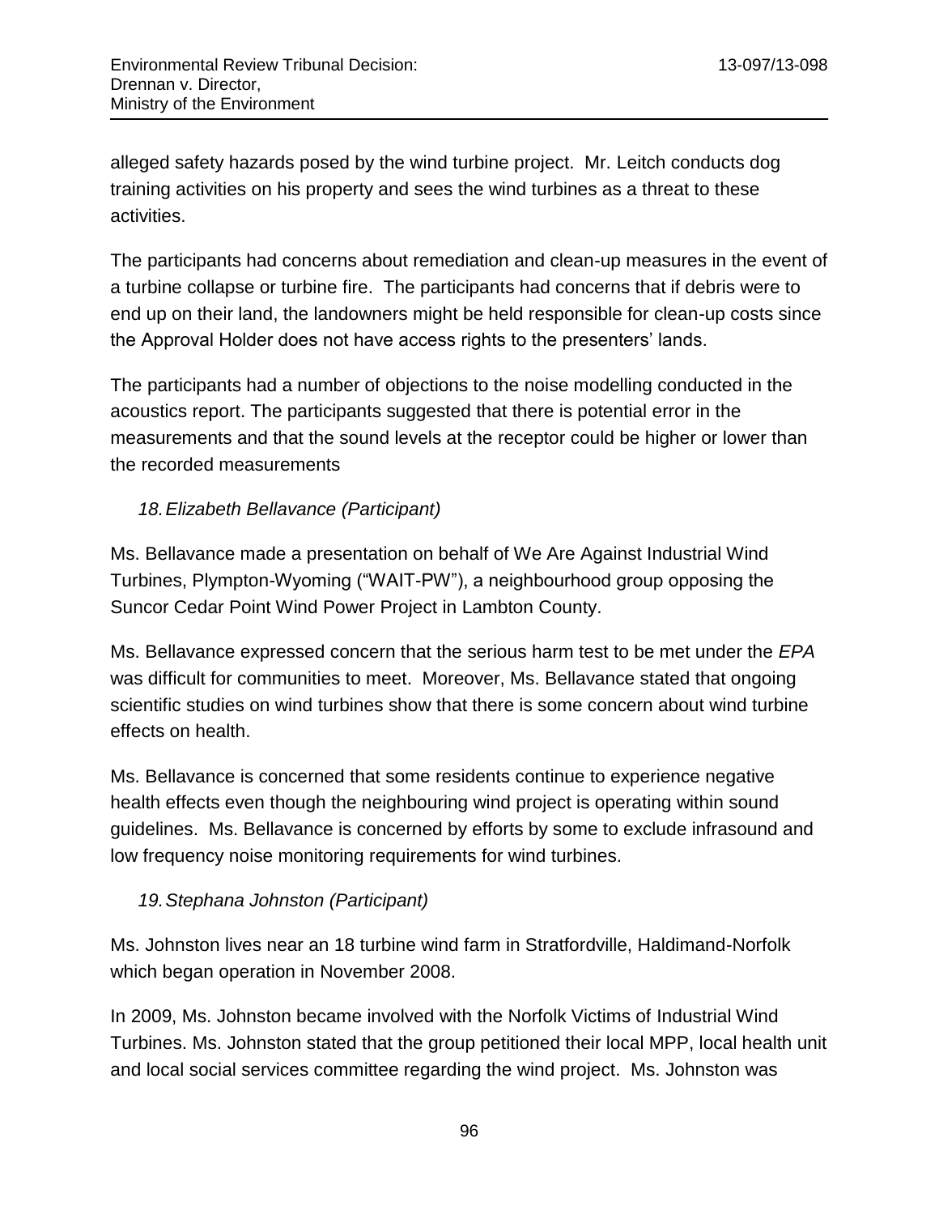alleged safety hazards posed by the wind turbine project. Mr. Leitch conducts dog training activities on his property and sees the wind turbines as a threat to these activities.

The participants had concerns about remediation and clean-up measures in the event of a turbine collapse or turbine fire. The participants had concerns that if debris were to end up on their land, the landowners might be held responsible for clean-up costs since the Approval Holder does not have access rights to the presenters' lands.

The participants had a number of objections to the noise modelling conducted in the acoustics report. The participants suggested that there is potential error in the measurements and that the sound levels at the receptor could be higher or lower than the recorded measurements

*18. Elizabeth Bellavance (Participant)*

Ms. Bellavance made a presentation on behalf of We Are Against Industrial Wind Turbines, Plympton-Wyoming ("WAIT-PW"), a neighbourhood group opposing the Suncor Cedar Point Wind Power Project in Lambton County.

Ms. Bellavance expressed concern that the serious harm test to be met under the *EPA* was difficult for communities to meet. Moreover, Ms. Bellavance stated that ongoing scientific studies on wind turbines show that there is some concern about wind turbine effects on health.

Ms. Bellavance is concerned that some residents continue to experience negative health effects even though the neighbouring wind project is operating within sound guidelines. Ms. Bellavance is concerned by efforts by some to exclude infrasound and low frequency noise monitoring requirements for wind turbines.

*19. Stephana Johnston (Participant)*

Ms. Johnston lives near an 18 turbine wind farm in Stratfordville, Haldimand-Norfolk which began operation in November 2008.

In 2009, Ms. Johnston became involved with the Norfolk Victims of Industrial Wind Turbines. Ms. Johnston stated that the group petitioned their local MPP, local health unit and local social services committee regarding the wind project. Ms. Johnston was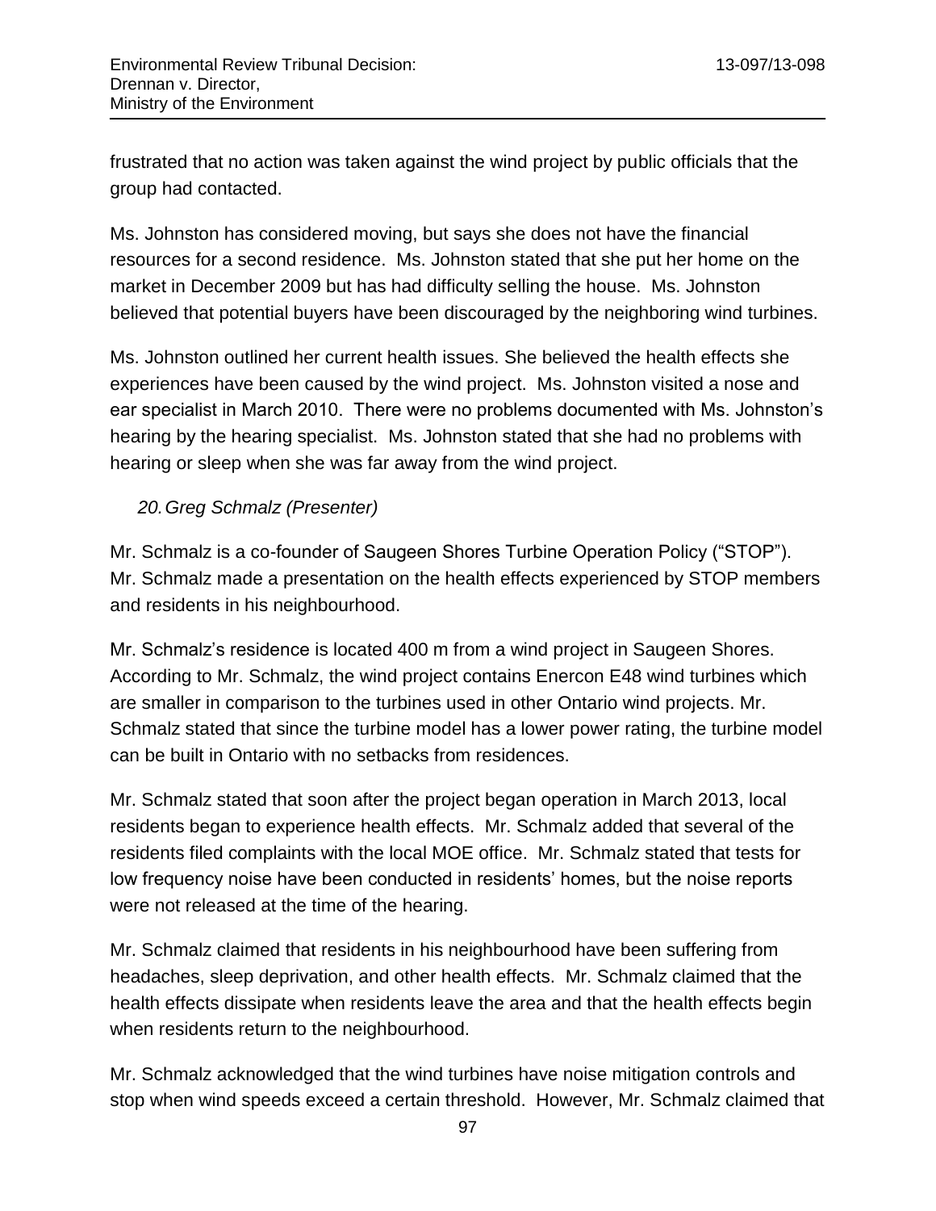frustrated that no action was taken against the wind project by public officials that the group had contacted.

Ms. Johnston has considered moving, but says she does not have the financial resources for a second residence. Ms. Johnston stated that she put her home on the market in December 2009 but has had difficulty selling the house. Ms. Johnston believed that potential buyers have been discouraged by the neighboring wind turbines.

Ms. Johnston outlined her current health issues. She believed the health effects she experiences have been caused by the wind project. Ms. Johnston visited a nose and ear specialist in March 2010. There were no problems documented with Ms. Johnston's hearing by the hearing specialist. Ms. Johnston stated that she had no problems with hearing or sleep when she was far away from the wind project.

### *20. Greg Schmalz (Presenter)*

Mr. Schmalz is a co-founder of Saugeen Shores Turbine Operation Policy ("STOP"). Mr. Schmalz made a presentation on the health effects experienced by STOP members and residents in his neighbourhood.

Mr. Schmalz's residence is located 400 m from a wind project in Saugeen Shores. According to Mr. Schmalz, the wind project contains Enercon E48 wind turbines which are smaller in comparison to the turbines used in other Ontario wind projects. Mr. Schmalz stated that since the turbine model has a lower power rating, the turbine model can be built in Ontario with no setbacks from residences.

Mr. Schmalz stated that soon after the project began operation in March 2013, local residents began to experience health effects. Mr. Schmalz added that several of the residents filed complaints with the local MOE office. Mr. Schmalz stated that tests for low frequency noise have been conducted in residents' homes, but the noise reports were not released at the time of the hearing.

Mr. Schmalz claimed that residents in his neighbourhood have been suffering from headaches, sleep deprivation, and other health effects. Mr. Schmalz claimed that the health effects dissipate when residents leave the area and that the health effects begin when residents return to the neighbourhood.

Mr. Schmalz acknowledged that the wind turbines have noise mitigation controls and stop when wind speeds exceed a certain threshold. However, Mr. Schmalz claimed that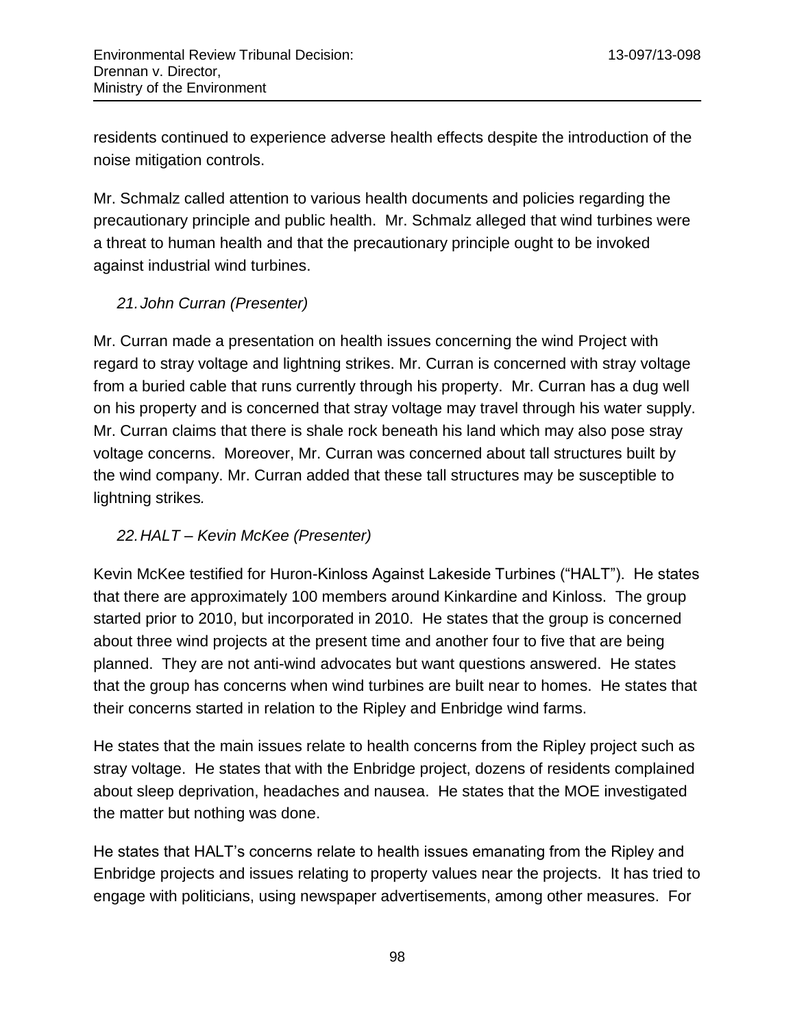residents continued to experience adverse health effects despite the introduction of the noise mitigation controls.

Mr. Schmalz called attention to various health documents and policies regarding the precautionary principle and public health. Mr. Schmalz alleged that wind turbines were a threat to human health and that the precautionary principle ought to be invoked against industrial wind turbines.

*21. John Curran (Presenter)*

Mr. Curran made a presentation on health issues concerning the wind Project with regard to stray voltage and lightning strikes. Mr. Curran is concerned with stray voltage from a buried cable that runs currently through his property. Mr. Curran has a dug well on his property and is concerned that stray voltage may travel through his water supply. Mr. Curran claims that there is shale rock beneath his land which may also pose stray voltage concerns. Moreover, Mr. Curran was concerned about tall structures built by the wind company. Mr. Curran added that these tall structures may be susceptible to lightning strikes.

*22. HALT – Kevin McKee (Presenter)*

Kevin McKee testified for Huron-Kinloss Against Lakeside Turbines ("HALT"). He states that there are approximately 100 members around Kinkardine and Kinloss. The group started prior to 2010, but incorporated in 2010. He states that the group is concerned about three wind projects at the present time and another four to five that are being planned. They are not anti-wind advocates but want questions answered. He states that the group has concerns when wind turbines are built near to homes. He states that their concerns started in relation to the Ripley and Enbridge wind farms.

He states that the main issues relate to health concerns from the Ripley project such as stray voltage. He states that with the Enbridge project, dozens of residents complained about sleep deprivation, headaches and nausea. He states that the MOE investigated the matter but nothing was done.

He states that HALT's concerns relate to health issues emanating from the Ripley and Enbridge projects and issues relating to property values near the projects. It has tried to engage with politicians, using newspaper advertisements, among other measures. For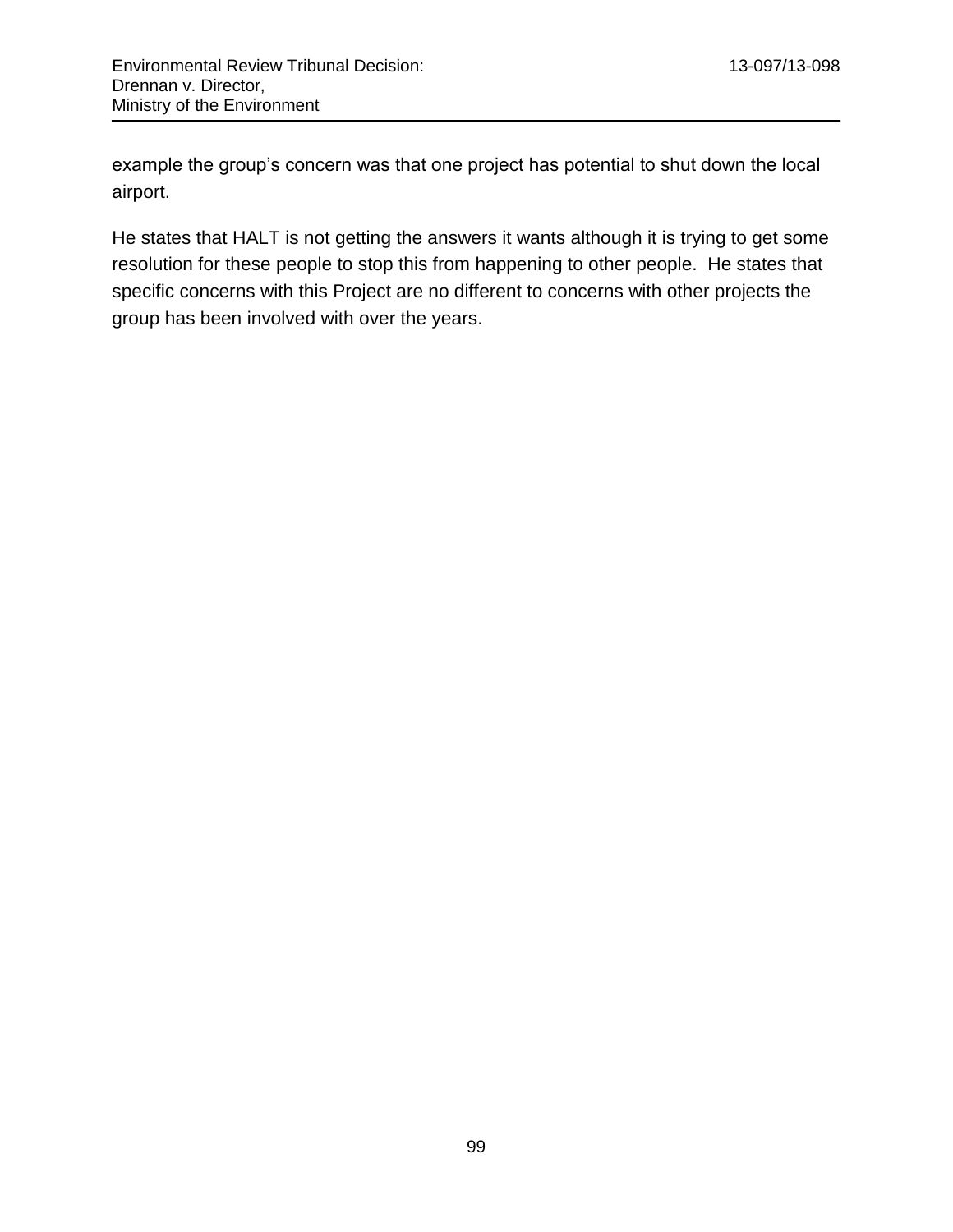example the group's concern was that one project has potential to shut down the local airport.

He states that HALT is not getting the answers it wants although it is trying to get some resolution for these people to stop this from happening to other people. He states that specific concerns with this Project are no different to concerns with other projects the group has been involved with over the years.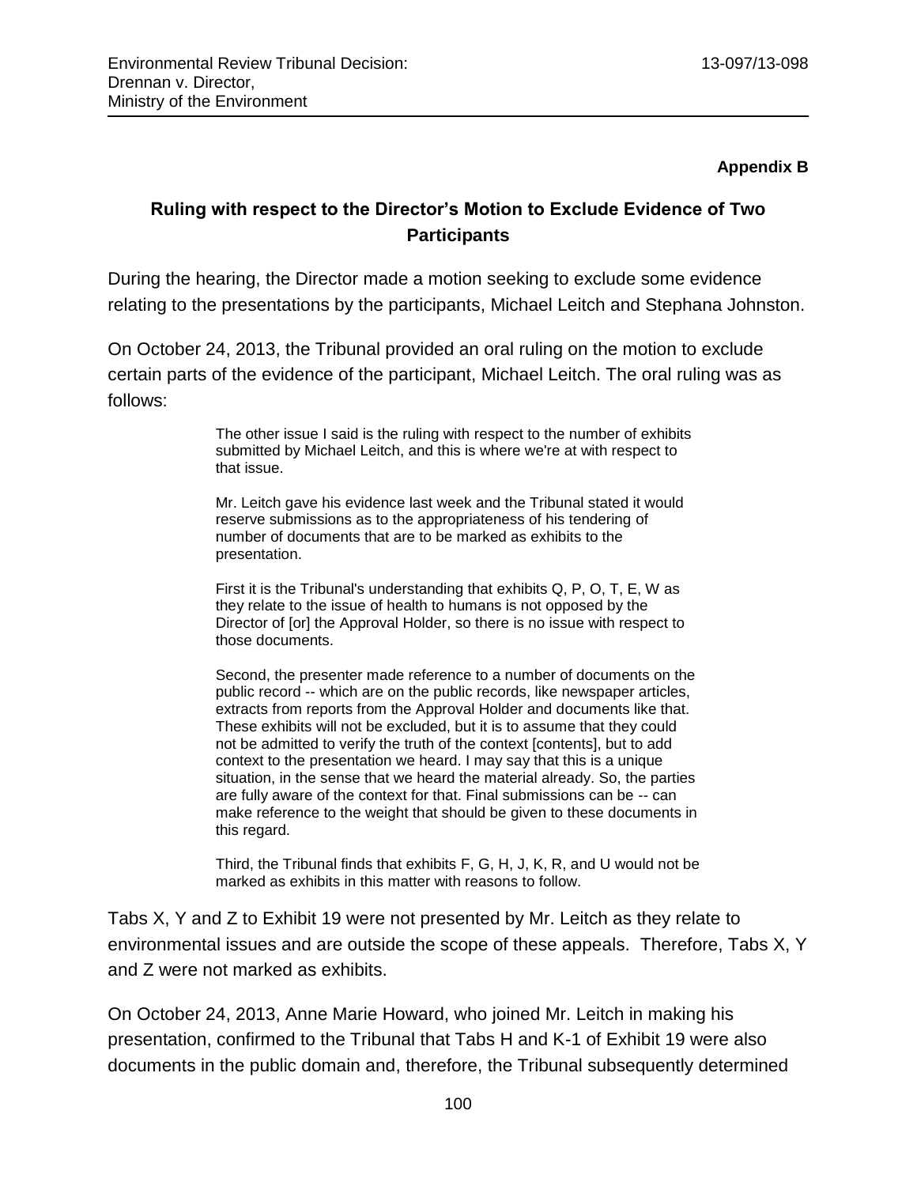**Appendix B**

## Ruling with respect to the Director's Motion to Exclude Evidence of Two Participants

During the hearing, the Director made a motion seeking to exclude some evidence relating to the presentations by the participants, Michael Leitch and Stephana Johnston.

On October 24, 2013, the Tribunal provided an oral ruling on the motion to exclude certain parts of the evidence of the participant, Michael Leitch. The oral ruling was as follows:

> The other issue I said is the ruling with respect to the number of exhibits submitted by Michael Leitch, and this is where we're at with respect to that issue.
>
> Mr. Leitch gave his evidence last week and the Tribunal stated it would reserve submissions as to the appropriateness of his tendering of number of documents that are to be marked as exhibits to the presentation.
>
> First it is the Tribunal's understanding that exhibits Q, P, O, T, E, W as they relate to the issue of health to humans is not opposed by the Director of [or] the Approval Holder, so there is no issue with respect to those documents.
>
> Second, the presenter made reference to a number of documents on the public record -- which are on the public records, like newspaper articles, extracts from reports from the Approval Holder and documents like that. These exhibits will not be excluded, but it is to assume that they could not be admitted to verify the truth of the context [contents], but to add context to the presentation we heard. I may say that this is a unique situation, in the sense that we heard the material already. So, the parties are fully aware of the context for that. Final submissions can be -- can make reference to the weight that should be given to these documents in this regard.
>
> Third, the Tribunal finds that exhibits F, G, H, J, K, R, and U would not be marked as exhibits in this matter with reasons to follow.

Tabs X, Y and Z to Exhibit 19 were not presented by Mr. Leitch as they relate to environmental issues and are outside the scope of these appeals. Therefore, Tabs X, Y and Z were not marked as exhibits.

On October 24, 2013, Anne Marie Howard, who joined Mr. Leitch in making his presentation, confirmed to the Tribunal that Tabs H and K-1 of Exhibit 19 were also documents in the public domain and, therefore, the Tribunal subsequently determined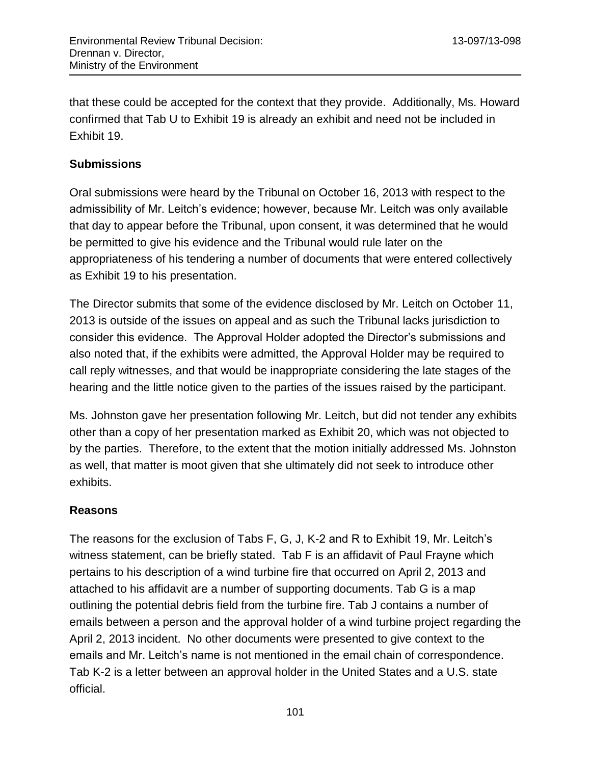that these could be accepted for the context that they provide. Additionally, Ms. Howard confirmed that Tab U to Exhibit 19 is already an exhibit and need not be included in Exhibit 19.

## Submissions

Oral submissions were heard by the Tribunal on October 16, 2013 with respect to the admissibility of Mr. Leitch's evidence; however, because Mr. Leitch was only available that day to appear before the Tribunal, upon consent, it was determined that he would be permitted to give his evidence and the Tribunal would rule later on the appropriateness of his tendering a number of documents that were entered collectively as Exhibit 19 to his presentation.

The Director submits that some of the evidence disclosed by Mr. Leitch on October 11, 2013 is outside of the issues on appeal and as such the Tribunal lacks jurisdiction to consider this evidence. The Approval Holder adopted the Director's submissions and also noted that, if the exhibits were admitted, the Approval Holder may be required to call reply witnesses, and that would be inappropriate considering the late stages of the hearing and the little notice given to the parties of the issues raised by the participant.

Ms. Johnston gave her presentation following Mr. Leitch, but did not tender any exhibits other than a copy of her presentation marked as Exhibit 20, which was not objected to by the parties. Therefore, to the extent that the motion initially addressed Ms. Johnston as well, that matter is moot given that she ultimately did not seek to introduce other exhibits.

## Reasons

The reasons for the exclusion of Tabs F, G, J, K-2 and R to Exhibit 19, Mr. Leitch's witness statement, can be briefly stated. Tab F is an affidavit of Paul Frayne which pertains to his description of a wind turbine fire that occurred on April 2, 2013 and attached to his affidavit are a number of supporting documents. Tab G is a map outlining the potential debris field from the turbine fire. Tab J contains a number of emails between a person and the approval holder of a wind turbine project regarding the April 2, 2013 incident. No other documents were presented to give context to the emails and Mr. Leitch's name is not mentioned in the email chain of correspondence. Tab K-2 is a letter between an approval holder in the United States and a U.S. state official.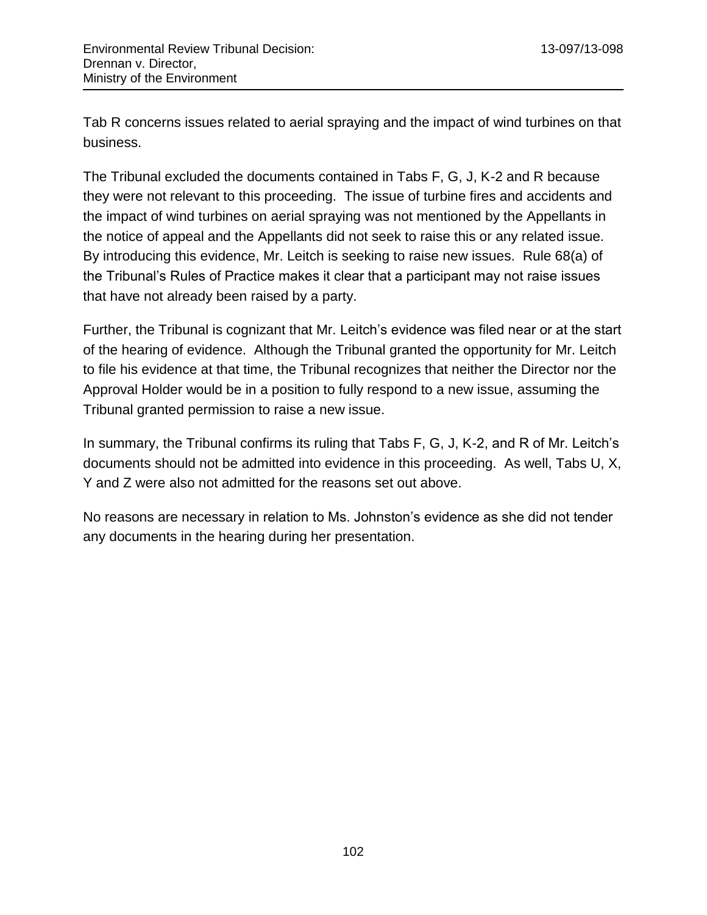Tab R concerns issues related to aerial spraying and the impact of wind turbines on that business.

The Tribunal excluded the documents contained in Tabs F, G, J, K-2 and R because they were not relevant to this proceeding. The issue of turbine fires and accidents and the impact of wind turbines on aerial spraying was not mentioned by the Appellants in the notice of appeal and the Appellants did not seek to raise this or any related issue. By introducing this evidence, Mr. Leitch is seeking to raise new issues. Rule 68(a) of the Tribunal's Rules of Practice makes it clear that a participant may not raise issues that have not already been raised by a party.

Further, the Tribunal is cognizant that Mr. Leitch's evidence was filed near or at the start of the hearing of evidence. Although the Tribunal granted the opportunity for Mr. Leitch to file his evidence at that time, the Tribunal recognizes that neither the Director nor the Approval Holder would be in a position to fully respond to a new issue, assuming the Tribunal granted permission to raise a new issue.

In summary, the Tribunal confirms its ruling that Tabs F, G, J, K-2, and R of Mr. Leitch's documents should not be admitted into evidence in this proceeding. As well, Tabs U, X, Y and Z were also not admitted for the reasons set out above.

No reasons are necessary in relation to Ms. Johnston's evidence as she did not tender any documents in the hearing during her presentation.